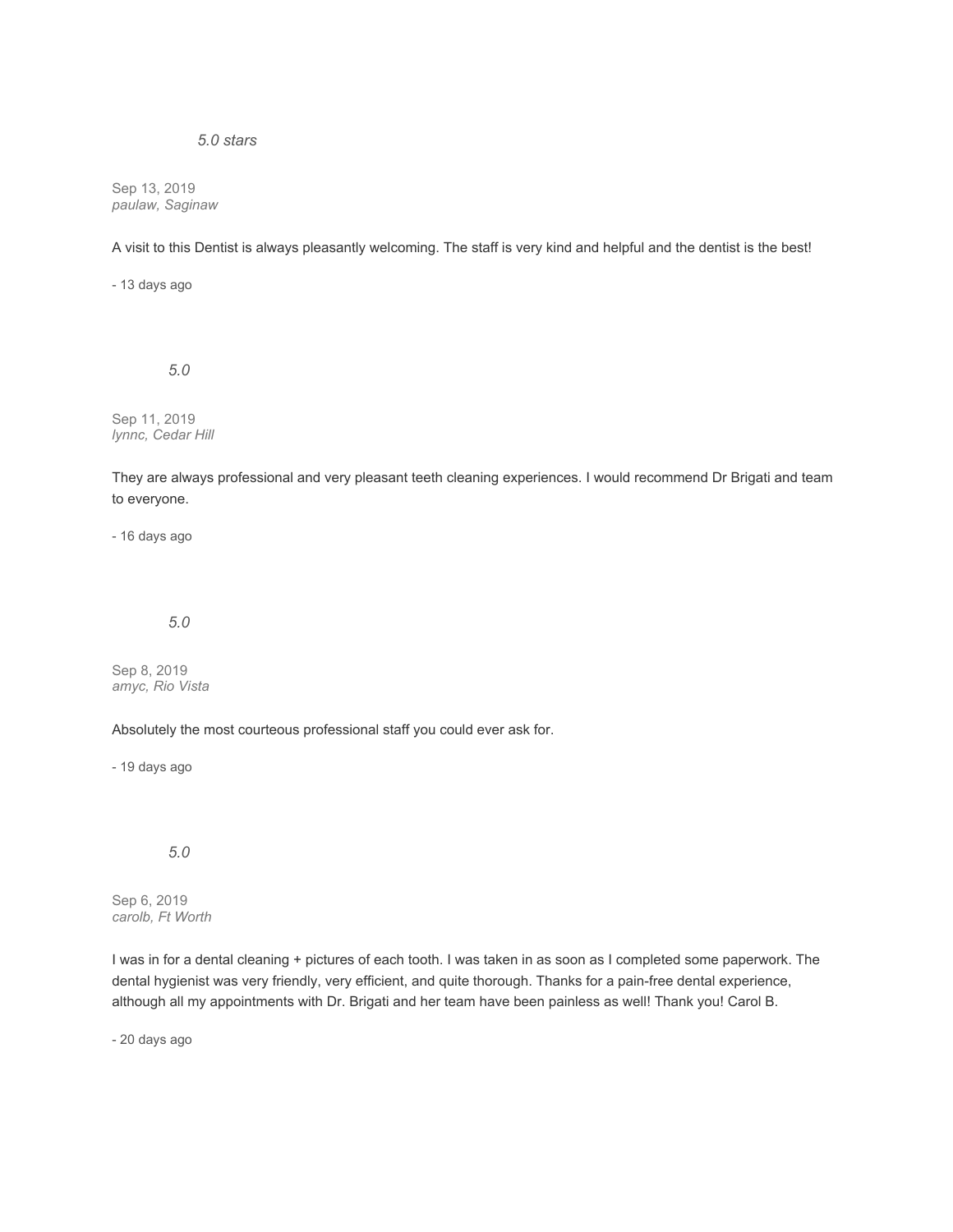*5.0 stars*

Sep 13, 2019
*paulaw, Saginaw*

A visit to this Dentist is always pleasantly welcoming. The staff is very kind and helpful and the dentist is the best!

- 13 days ago

*5.0*

Sep 11, 2019
*lynnc, Cedar Hill*

They are always professional and very pleasant teeth cleaning experiences. I would recommend Dr Brigati and team to everyone.

- 16 days ago

*5.0*

Sep 8, 2019
*amyc, Rio Vista*

Absolutely the most courteous professional staff you could ever ask for.

- 19 days ago

*5.0*

Sep 6, 2019
*carolb, Ft Worth*

I was in for a dental cleaning + pictures of each tooth. I was taken in as soon as I completed some paperwork. The dental hygienist was very friendly, very efficient, and quite thorough. Thanks for a pain-free dental experience, although all my appointments with Dr. Brigati and her team have been painless as well! Thank you! Carol B.

- 20 days ago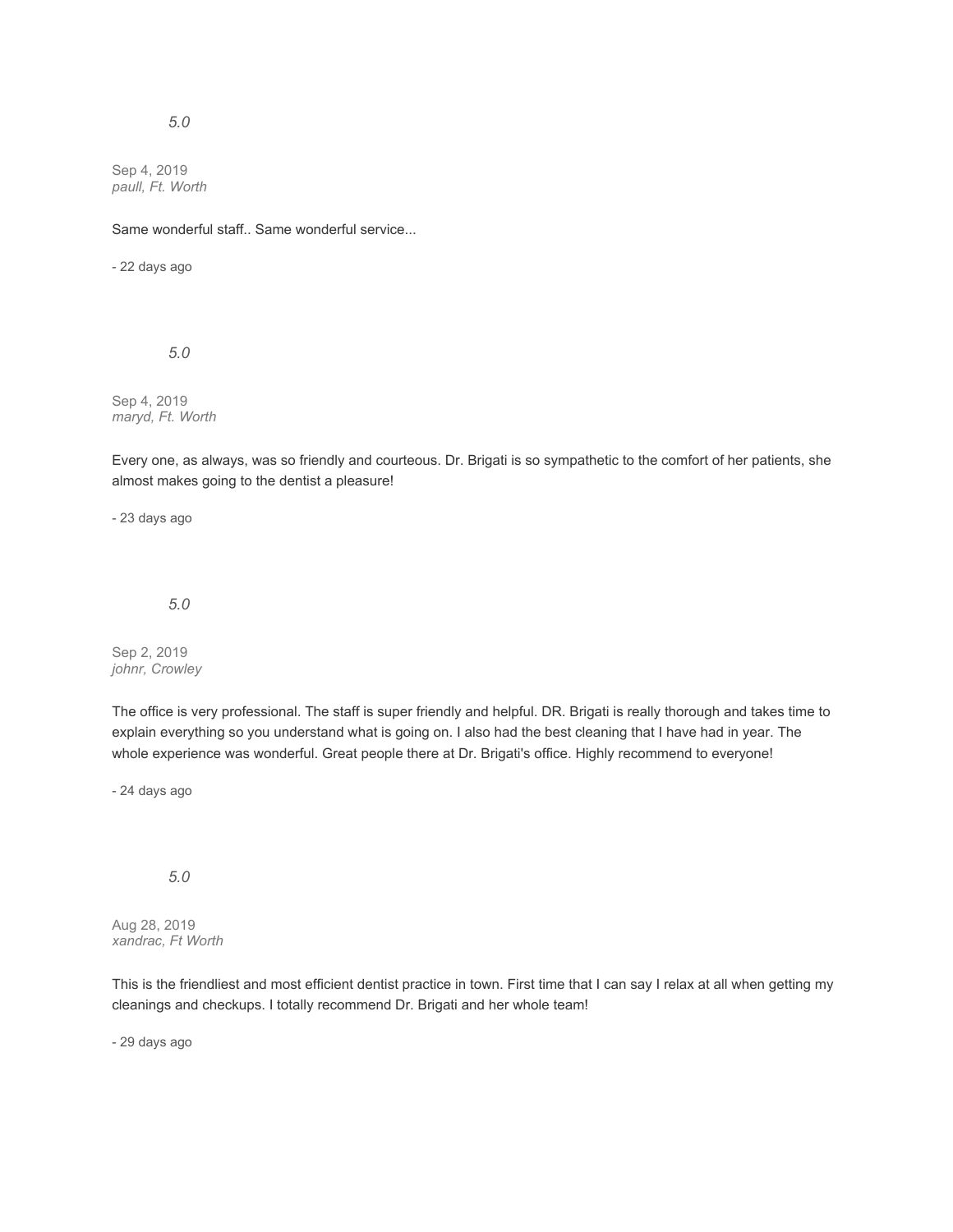*5.0*

Sep 4, 2019
*paull, Ft. Worth*

Same wonderful staff.. Same wonderful service...

- 22 days ago

*5.0*

Sep 4, 2019
*maryd, Ft. Worth*

Every one, as always, was so friendly and courteous. Dr. Brigati is so sympathetic to the comfort of her patients, she almost makes going to the dentist a pleasure!

- 23 days ago

*5.0*

Sep 2, 2019
*johnr, Crowley*

The office is very professional. The staff is super friendly and helpful. DR. Brigati is really thorough and takes time to explain everything so you understand what is going on. I also had the best cleaning that I have had in year. The whole experience was wonderful. Great people there at Dr. Brigati's office. Highly recommend to everyone!

- 24 days ago

*5.0*

Aug 28, 2019
*xandrac, Ft Worth*

This is the friendliest and most efficient dentist practice in town. First time that I can say I relax at all when getting my cleanings and checkups. I totally recommend Dr. Brigati and her whole team!

- 29 days ago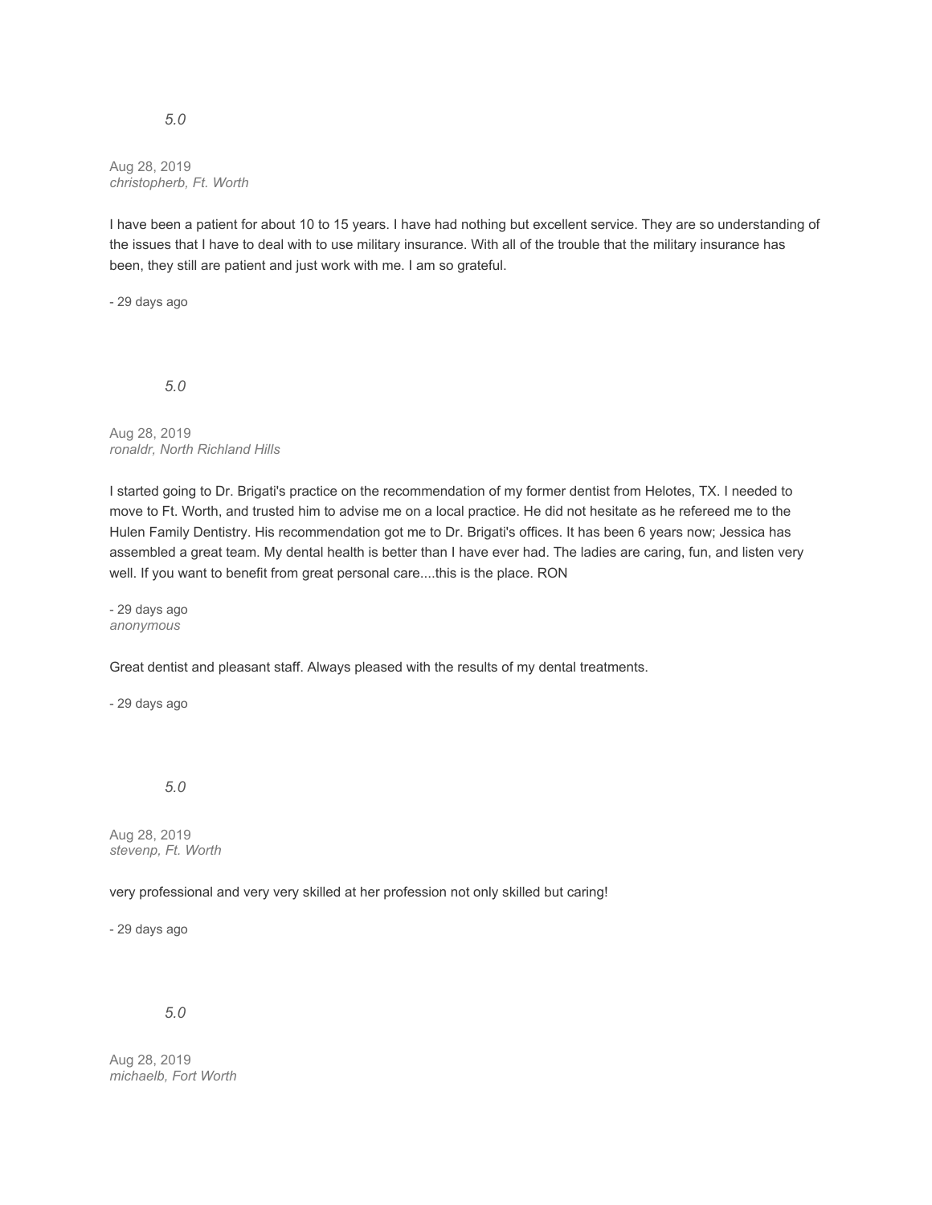*5.0*

Aug 28, 2019
*christopherb, Ft. Worth*

I have been a patient for about 10 to 15 years. I have had nothing but excellent service. They are so understanding of the issues that I have to deal with to use military insurance. With all of the trouble that the military insurance has been, they still are patient and just work with me. I am so grateful.

- 29 days ago

*5.0*

Aug 28, 2019
*ronaldr, North Richland Hills*

I started going to Dr. Brigati's practice on the recommendation of my former dentist from Helotes, TX. I needed to move to Ft. Worth, and trusted him to advise me on a local practice. He did not hesitate as he refereed me to the Hulen Family Dentistry. His recommendation got me to Dr. Brigati's offices. It has been 6 years now; Jessica has assembled a great team. My dental health is better than I have ever had. The ladies are caring, fun, and listen very well. If you want to benefit from great personal care....this is the place. RON

- 29 days ago
*anonymous*

Great dentist and pleasant staff. Always pleased with the results of my dental treatments.

- 29 days ago

*5.0*

Aug 28, 2019
*stevenp, Ft. Worth*

very professional and very very skilled at her profession not only skilled but caring!

- 29 days ago

*5.0*

Aug 28, 2019
*michaelb, Fort Worth*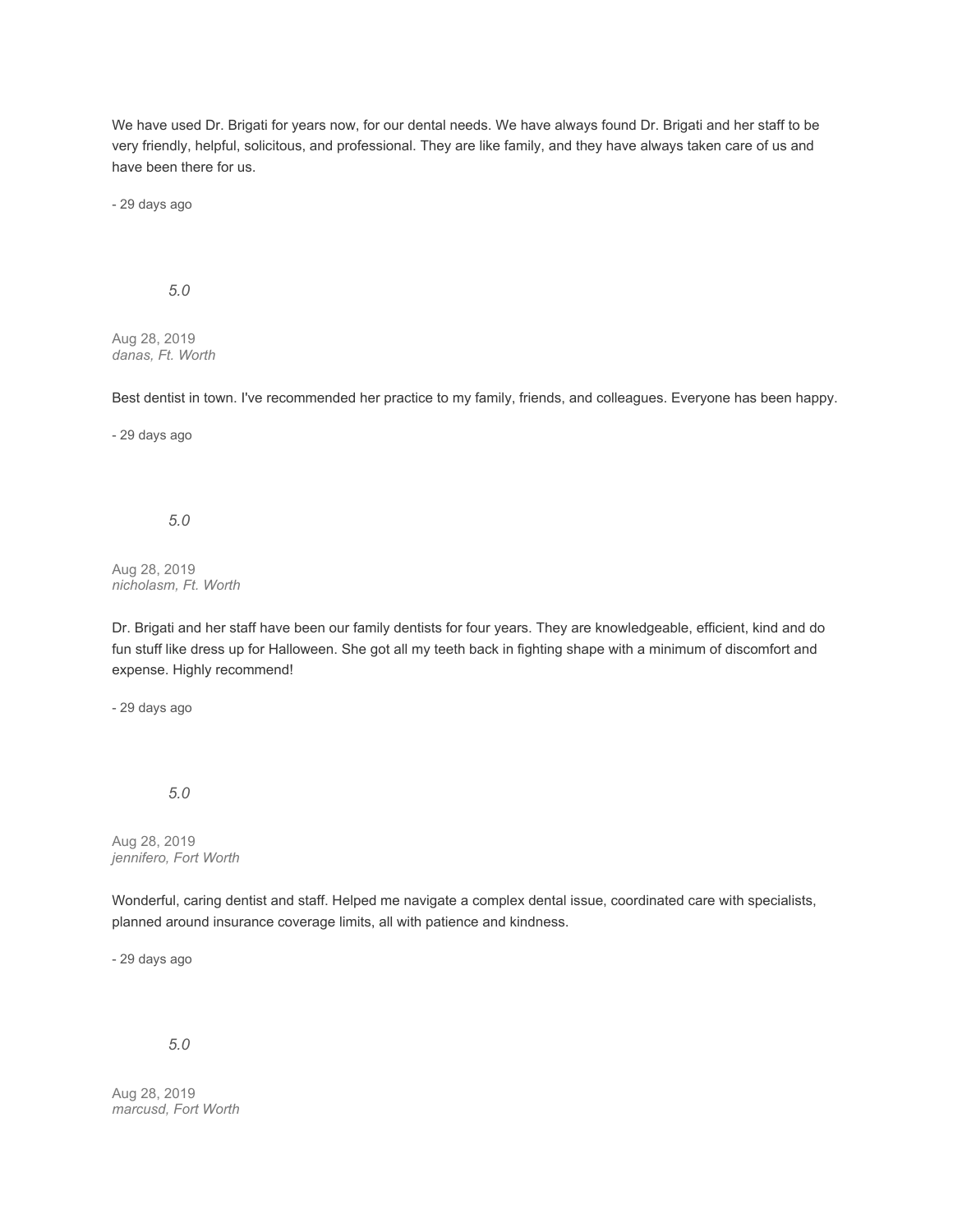We have used Dr. Brigati for years now, for our dental needs. We have always found Dr. Brigati and her staff to be very friendly, helpful, solicitous, and professional. They are like family, and they have always taken care of us and have been there for us.

- 29 days ago

*5.0*

Aug 28, 2019
*danas, Ft. Worth*

Best dentist in town. I've recommended her practice to my family, friends, and colleagues. Everyone has been happy.

- 29 days ago

*5.0*

Aug 28, 2019
*nicholasm, Ft. Worth*

Dr. Brigati and her staff have been our family dentists for four years. They are knowledgeable, efficient, kind and do fun stuff like dress up for Halloween. She got all my teeth back in fighting shape with a minimum of discomfort and expense. Highly recommend!

- 29 days ago

*5.0*

Aug 28, 2019
*jennifero, Fort Worth*

Wonderful, caring dentist and staff. Helped me navigate a complex dental issue, coordinated care with specialists, planned around insurance coverage limits, all with patience and kindness.

- 29 days ago

*5.0*

Aug 28, 2019
*marcusd, Fort Worth*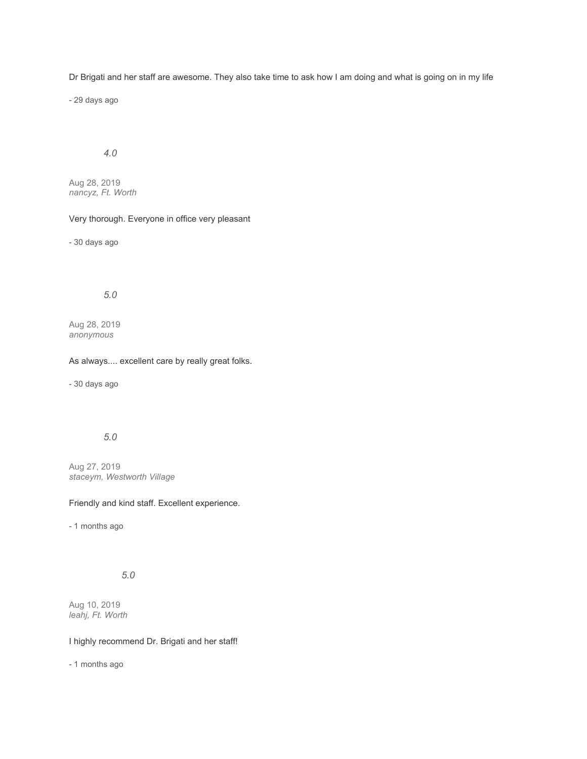Dr Brigati and her staff are awesome. They also take time to ask how I am doing and what is going on in my life

- 29 days ago

*4.0*

Aug 28, 2019
*nancyz, Ft. Worth*

Very thorough. Everyone in office very pleasant

- 30 days ago

*5.0*

Aug 28, 2019
*anonymous*

As always.... excellent care by really great folks.

- 30 days ago

*5.0*

Aug 27, 2019
*staceym, Westworth Village*

Friendly and kind staff. Excellent experience.

- 1 months ago

*5.0*

Aug 10, 2019
*leahj, Ft. Worth*

I highly recommend Dr. Brigati and her staff!

- 1 months ago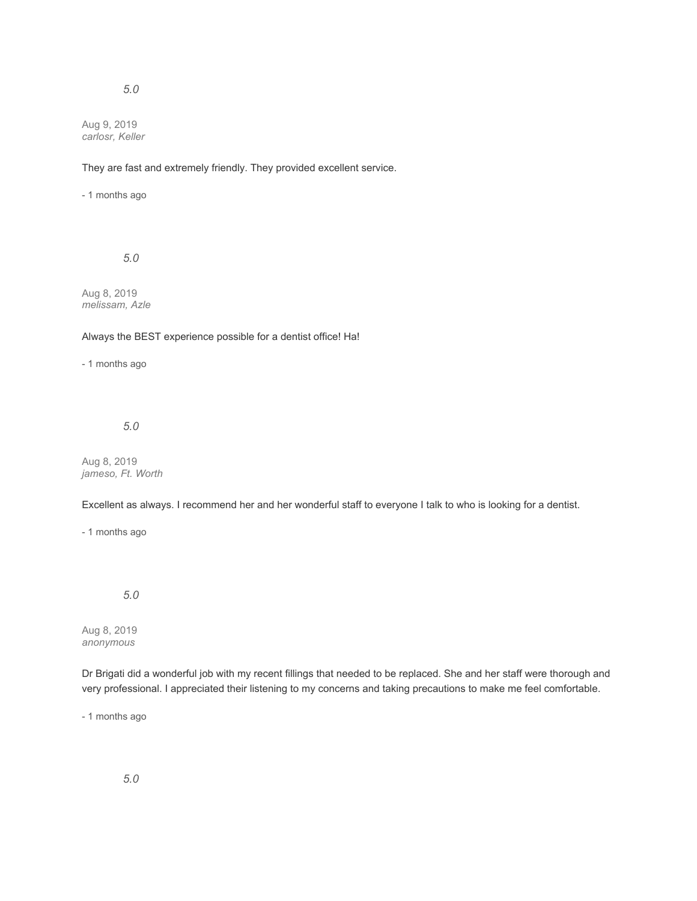*5.0*

Aug 9, 2019
*carlosr, Keller*

They are fast and extremely friendly. They provided excellent service.

- 1 months ago

*5.0*

Aug 8, 2019
*melissam, Azle*

Always the BEST experience possible for a dentist office! Ha!

- 1 months ago

*5.0*

Aug 8, 2019
*jameso, Ft. Worth*

Excellent as always. I recommend her and her wonderful staff to everyone I talk to who is looking for a dentist.

- 1 months ago

*5.0*

Aug 8, 2019
*anonymous*

Dr Brigati did a wonderful job with my recent fillings that needed to be replaced. She and her staff were thorough and very professional. I appreciated their listening to my concerns and taking precautions to make me feel comfortable.

- 1 months ago

*5.0*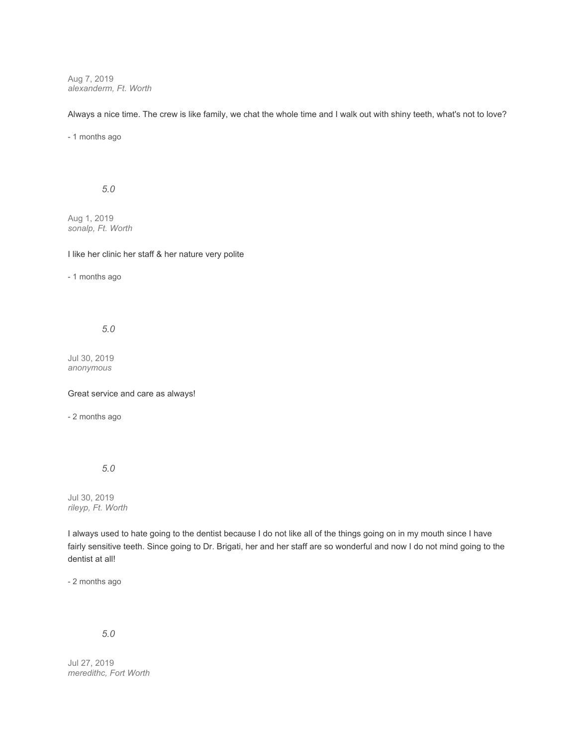Aug 7, 2019
*alexanderm, Ft. Worth*

Always a nice time. The crew is like family, we chat the whole time and I walk out with shiny teeth, what's not to love?

- 1 months ago

*5.0*

Aug 1, 2019
*sonalp, Ft. Worth*

I like her clinic her staff & her nature very polite

- 1 months ago

*5.0*

Jul 30, 2019
*anonymous*

Great service and care as always!

- 2 months ago

*5.0*

Jul 30, 2019
*rileyp, Ft. Worth*

I always used to hate going to the dentist because I do not like all of the things going on in my mouth since I have fairly sensitive teeth. Since going to Dr. Brigati, her and her staff are so wonderful and now I do not mind going to the dentist at all!

- 2 months ago

*5.0*

Jul 27, 2019
*meredithc, Fort Worth*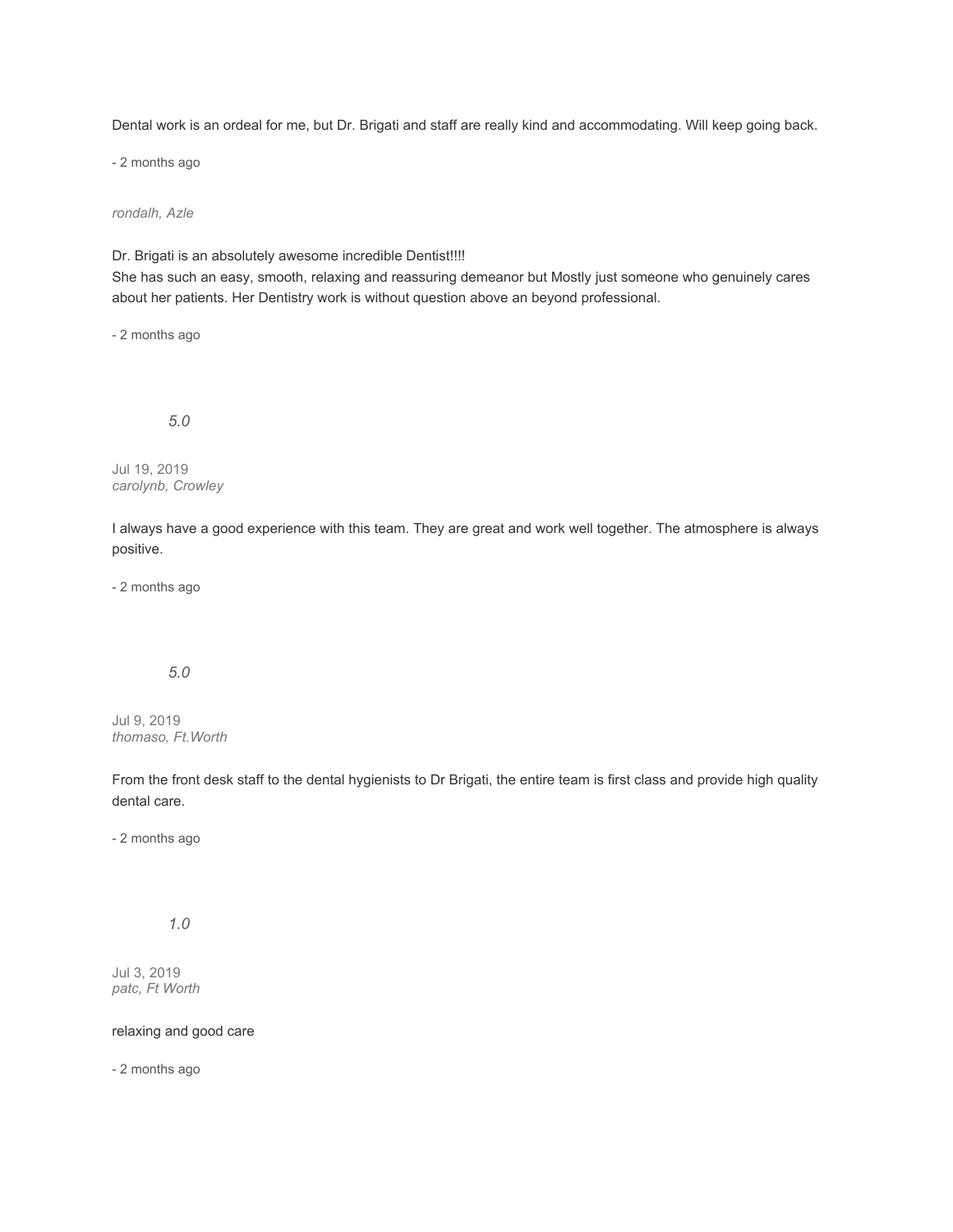Dental work is an ordeal for me, but Dr. Brigati and staff are really kind and accommodating. Will keep going back.

- 2 months ago

*rondalh, Azle*

Dr. Brigati is an absolutely awesome incredible Dentist!!!!
She has such an easy, smooth, relaxing and reassuring demeanor but Mostly just someone who genuinely cares about her patients. Her Dentistry work is without question above an beyond professional.

- 2 months ago

*5.0*

Jul 19, 2019
*carolynb, Crowley*

I always have a good experience with this team. They are great and work well together. The atmosphere is always positive.

- 2 months ago

*5.0*

Jul 9, 2019
*thomaso, Ft.Worth*

From the front desk staff to the dental hygienists to Dr Brigati, the entire team is first class and provide high quality dental care.

- 2 months ago

*1.0*

Jul 3, 2019
*patc, Ft Worth*

relaxing and good care

- 2 months ago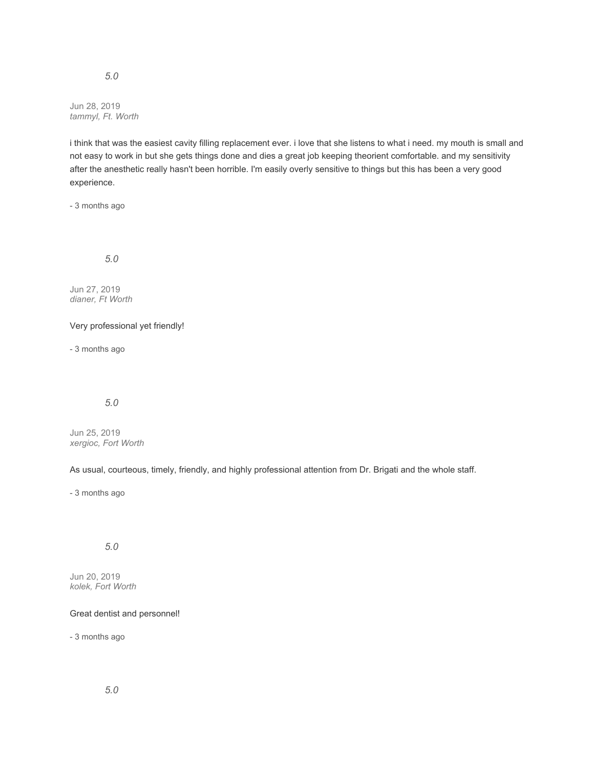*5.0*

Jun 28, 2019
*tammyl, Ft. Worth*

i think that was the easiest cavity filling replacement ever. i love that she listens to what i need. my mouth is small and not easy to work in but she gets things done and dies a great job keeping theorient comfortable. and my sensitivity after the anesthetic really hasn't been horrible. I'm easily overly sensitive to things but this has been a very good experience.

- 3 months ago

*5.0*

Jun 27, 2019
*dianer, Ft Worth*

Very professional yet friendly!

- 3 months ago

*5.0*

Jun 25, 2019
*xergioc, Fort Worth*

As usual, courteous, timely, friendly, and highly professional attention from Dr. Brigati and the whole staff.

- 3 months ago

*5.0*

Jun 20, 2019
*kolek, Fort Worth*

Great dentist and personnel!

- 3 months ago

*5.0*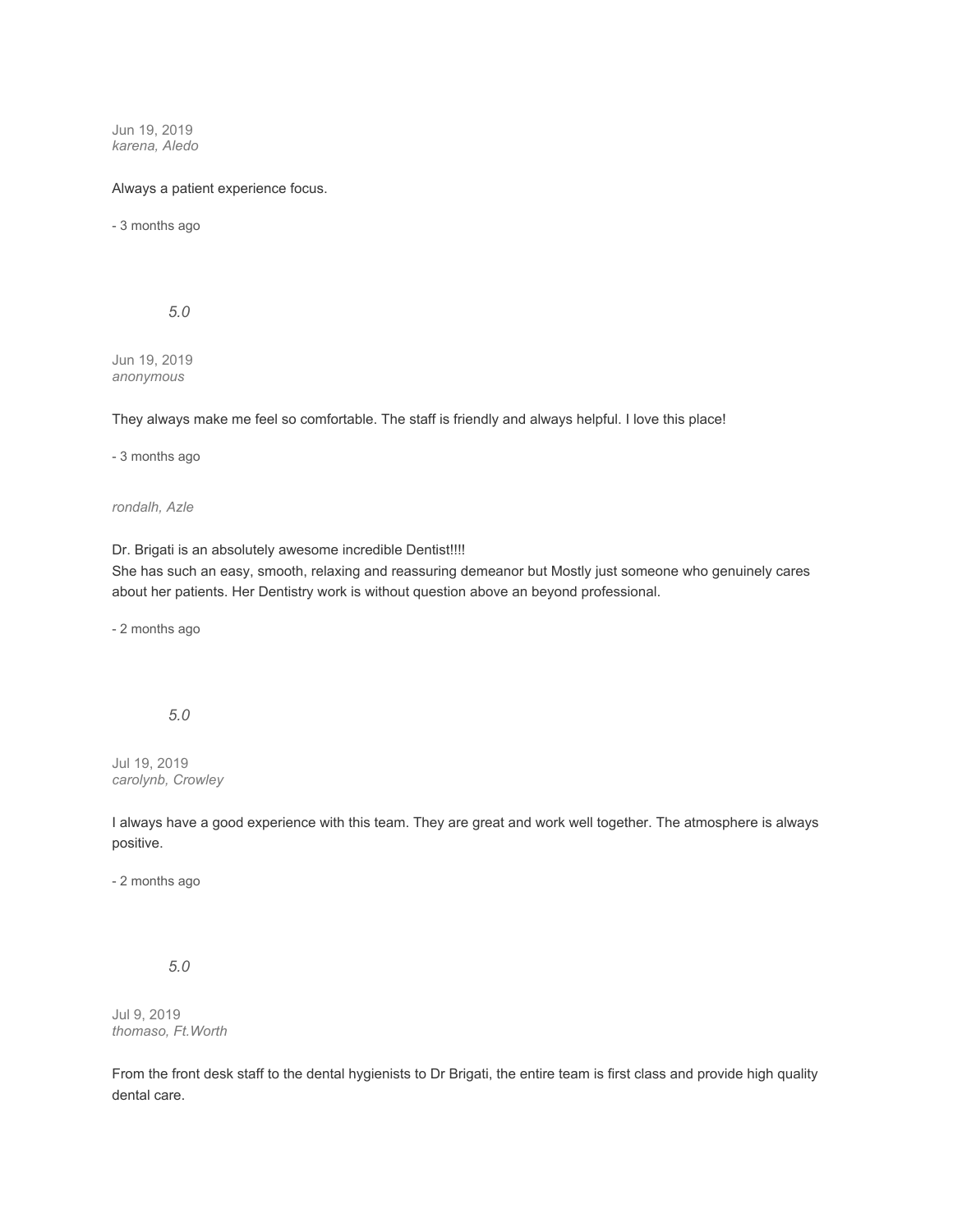Jun 19, 2019
*karena, Aledo*

Always a patient experience focus.

- 3 months ago

*5.0*

Jun 19, 2019
*anonymous*

They always make me feel so comfortable. The staff is friendly and always helpful. I love this place!

- 3 months ago

*rondalh, Azle*

Dr. Brigati is an absolutely awesome incredible Dentist!!!!
She has such an easy, smooth, relaxing and reassuring demeanor but Mostly just someone who genuinely cares about her patients. Her Dentistry work is without question above an beyond professional.

- 2 months ago

*5.0*

Jul 19, 2019
*carolynb, Crowley*

I always have a good experience with this team. They are great and work well together. The atmosphere is always positive.

- 2 months ago

*5.0*

Jul 9, 2019
*thomaso, Ft.Worth*

From the front desk staff to the dental hygienists to Dr Brigati, the entire team is first class and provide high quality dental care.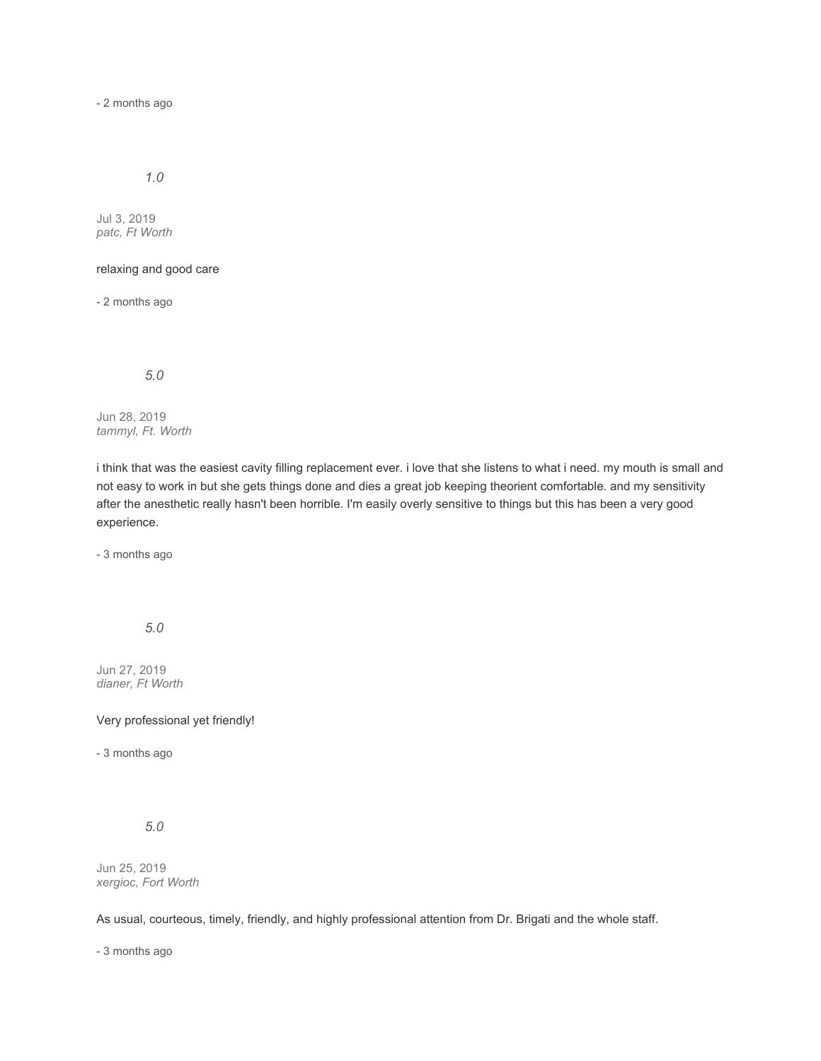- 2 months ago

*1.0*

Jul 3, 2019
*patc, Ft Worth*

relaxing and good care

- 2 months ago

*5.0*

Jun 28, 2019
*tammyl, Ft. Worth*

i think that was the easiest cavity filling replacement ever. i love that she listens to what i need. my mouth is small and not easy to work in but she gets things done and dies a great job keeping theorient comfortable. and my sensitivity after the anesthetic really hasn't been horrible. I'm easily overly sensitive to things but this has been a very good experience.

- 3 months ago

*5.0*

Jun 27, 2019
*dianer, Ft Worth*

Very professional yet friendly!

- 3 months ago

*5.0*

Jun 25, 2019
*xergioc, Fort Worth*

As usual, courteous, timely, friendly, and highly professional attention from Dr. Brigati and the whole staff.

- 3 months ago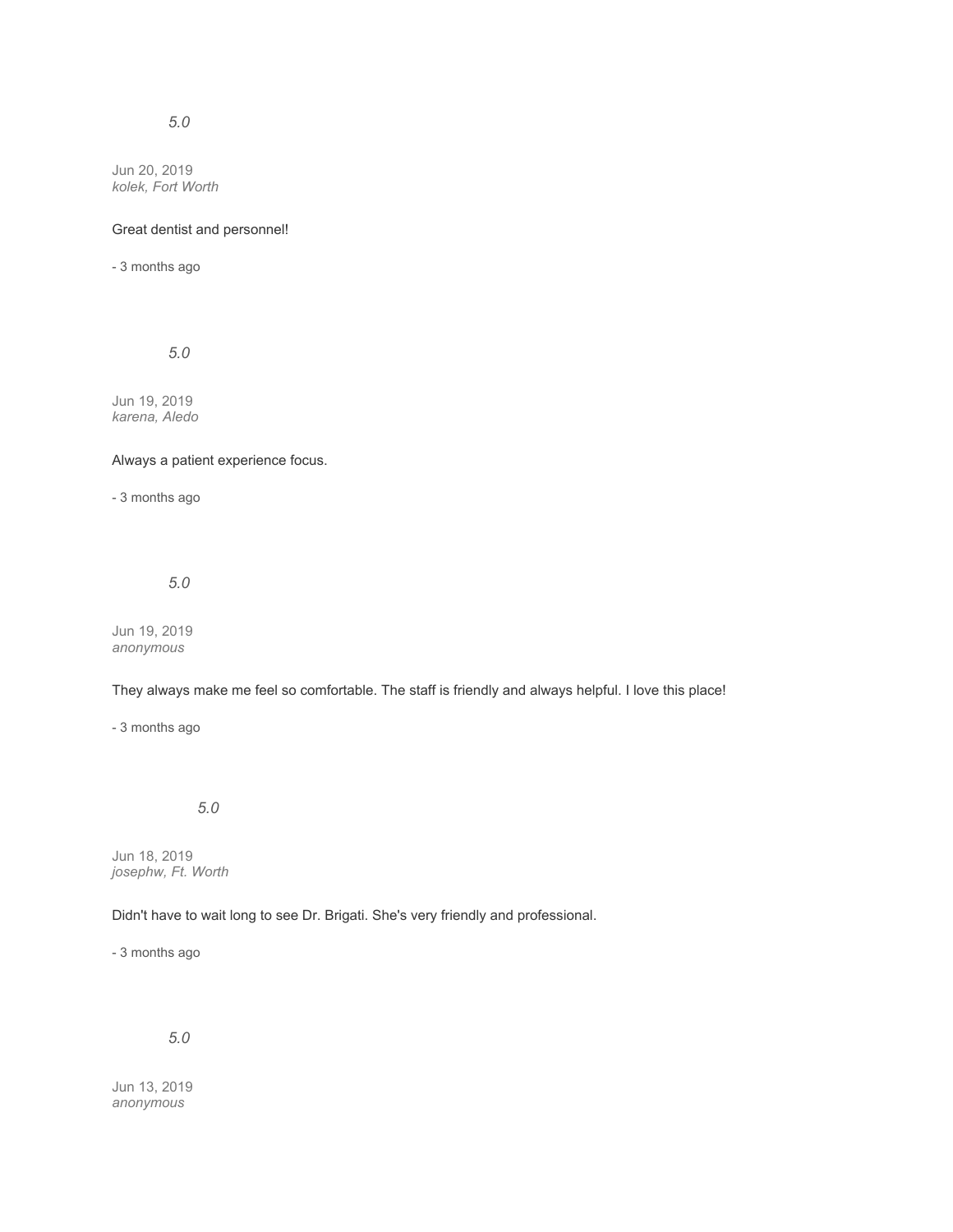*5.0*

Jun 20, 2019
*kolek, Fort Worth*

Great dentist and personnel!

- 3 months ago

*5.0*

Jun 19, 2019
*karena, Aledo*

Always a patient experience focus.

- 3 months ago

*5.0*

Jun 19, 2019
*anonymous*

They always make me feel so comfortable. The staff is friendly and always helpful. I love this place!

- 3 months ago

*5.0*

Jun 18, 2019
*josephw, Ft. Worth*

Didn't have to wait long to see Dr. Brigati. She's very friendly and professional.

- 3 months ago

*5.0*

Jun 13, 2019
*anonymous*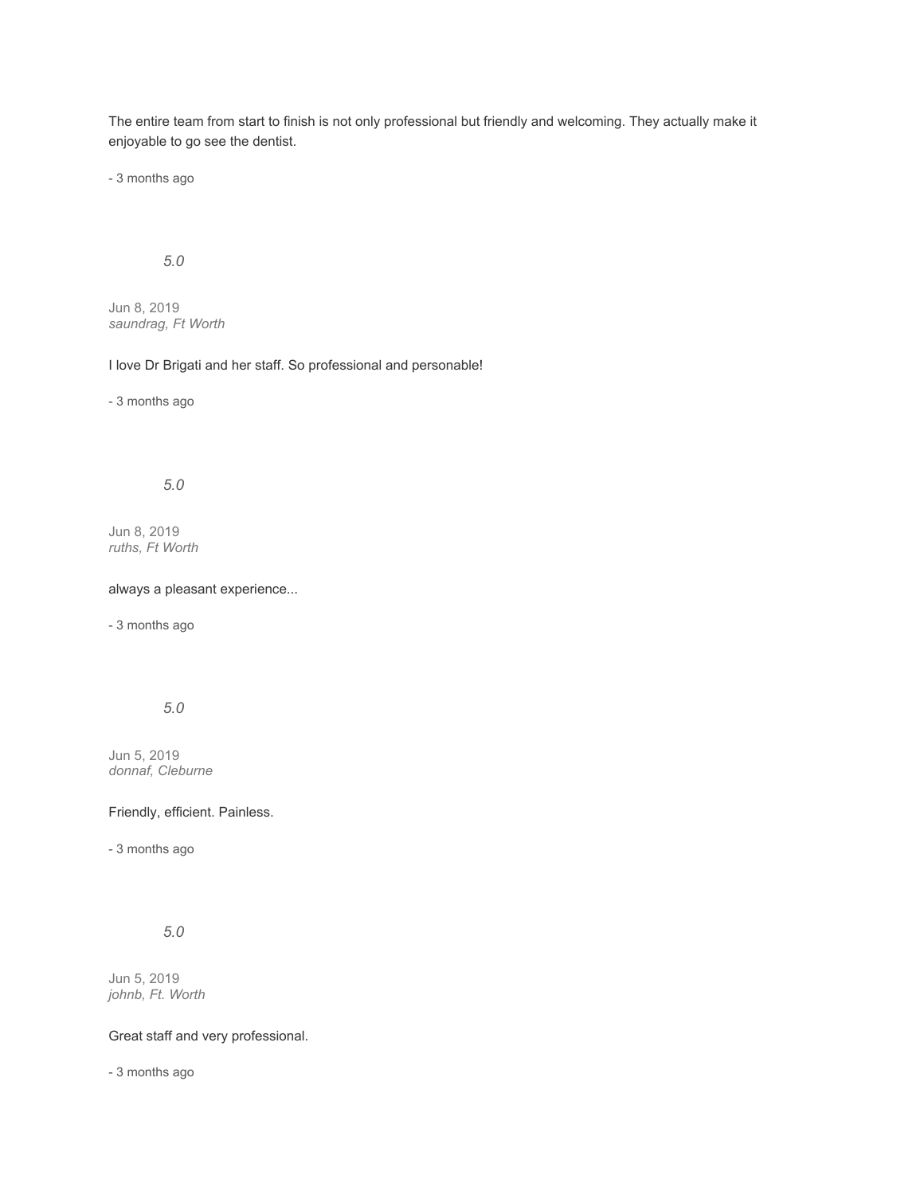The entire team from start to finish is not only professional but friendly and welcoming. They actually make it enjoyable to go see the dentist.

- 3 months ago

*5.0*

Jun 8, 2019
*saundrag, Ft Worth*

I love Dr Brigati and her staff. So professional and personable!

- 3 months ago

*5.0*

Jun 8, 2019
*ruths, Ft Worth*

always a pleasant experience...

- 3 months ago

*5.0*

Jun 5, 2019
*donnaf, Cleburne*

Friendly, efficient. Painless.

- 3 months ago

*5.0*

Jun 5, 2019
*johnb, Ft. Worth*

Great staff and very professional.

- 3 months ago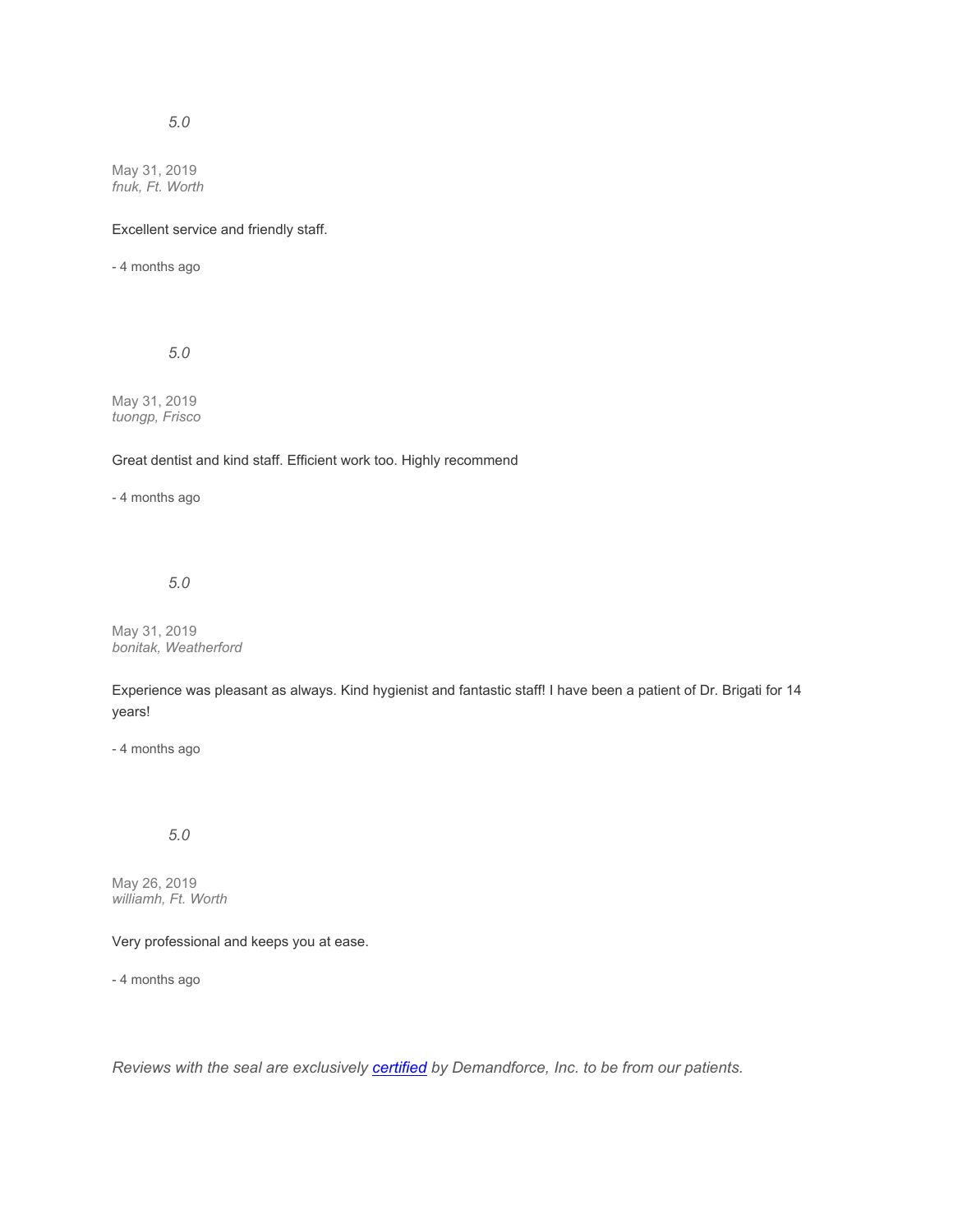*5.0*

May 31, 2019
*fnuk, Ft. Worth*

Excellent service and friendly staff.

- 4 months ago

*5.0*

May 31, 2019
*tuongp, Frisco*

Great dentist and kind staff. Efficient work too. Highly recommend

- 4 months ago

*5.0*

May 31, 2019
*bonitak, Weatherford*

Experience was pleasant as always. Kind hygienist and fantastic staff! I have been a patient of Dr. Brigati for 14 years!

- 4 months ago

*5.0*

May 26, 2019
*williamh, Ft. Worth*

Very professional and keeps you at ease.

- 4 months ago

*Reviews with the seal are exclusively [certified]() by Demandforce, Inc. to be from our patients.*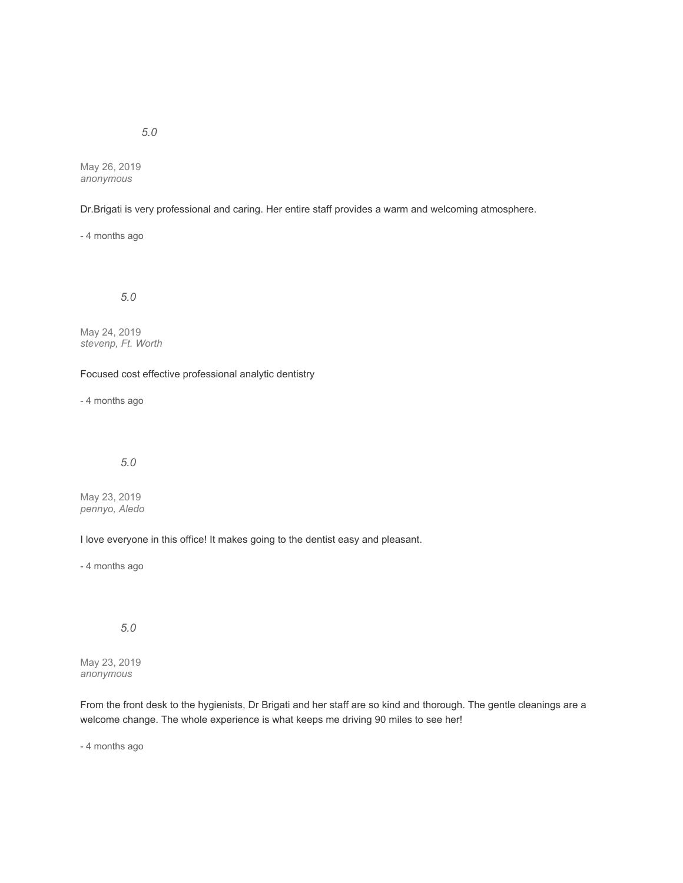*5.0*

May 26, 2019
*anonymous*

Dr.Brigati is very professional and caring. Her entire staff provides a warm and welcoming atmosphere.

- 4 months ago

*5.0*

May 24, 2019
*stevenp, Ft. Worth*

Focused cost effective professional analytic dentistry

- 4 months ago

*5.0*

May 23, 2019
*pennyo, Aledo*

I love everyone in this office! It makes going to the dentist easy and pleasant.

- 4 months ago

*5.0*

May 23, 2019
*anonymous*

From the front desk to the hygienists, Dr Brigati and her staff are so kind and thorough. The gentle cleanings are a welcome change. The whole experience is what keeps me driving 90 miles to see her!

- 4 months ago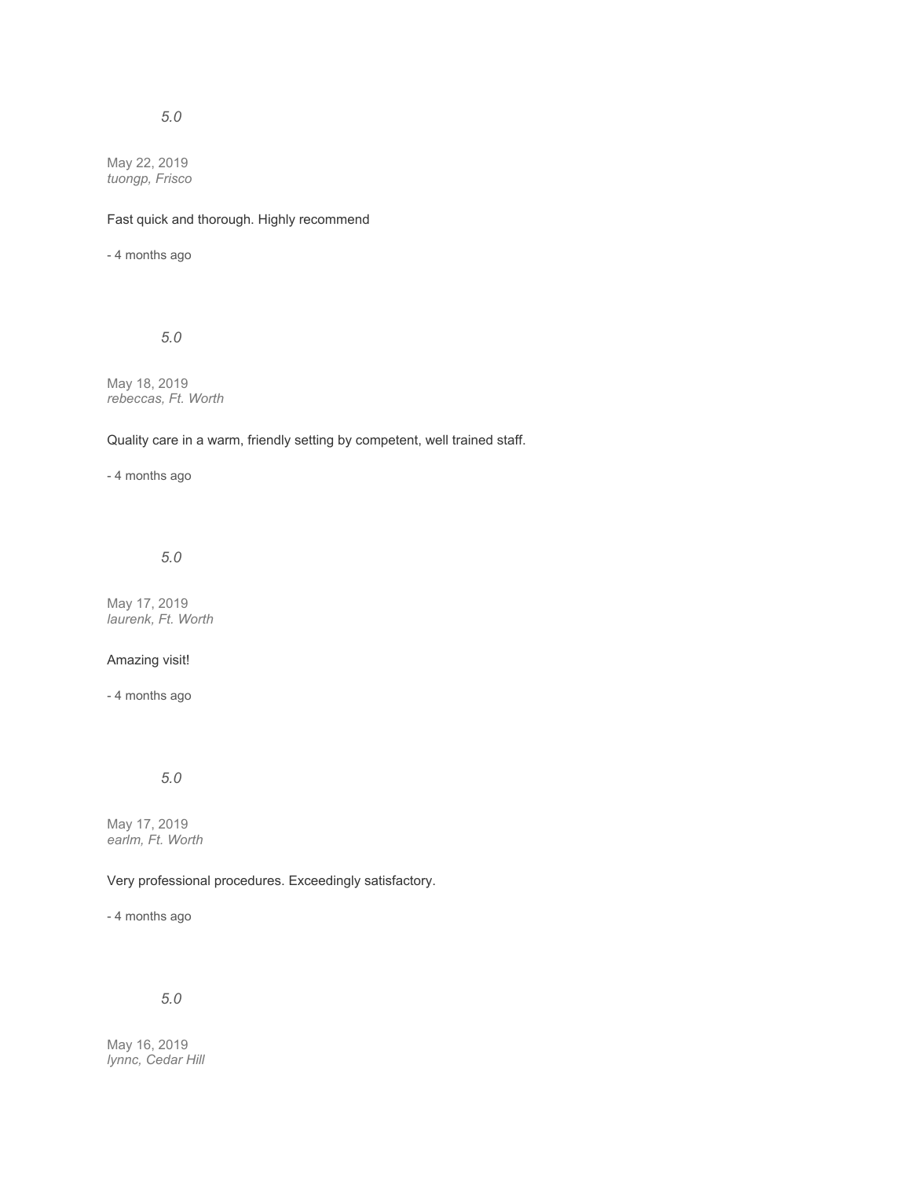*5.0*

May 22, 2019
*tuongp, Frisco*

Fast quick and thorough. Highly recommend

- 4 months ago

*5.0*

May 18, 2019
*rebeccas, Ft. Worth*

Quality care in a warm, friendly setting by competent, well trained staff.

- 4 months ago

*5.0*

May 17, 2019
*laurenk, Ft. Worth*

Amazing visit!

- 4 months ago

*5.0*

May 17, 2019
*earlm, Ft. Worth*

Very professional procedures. Exceedingly satisfactory.

- 4 months ago

*5.0*

May 16, 2019
*lynnc, Cedar Hill*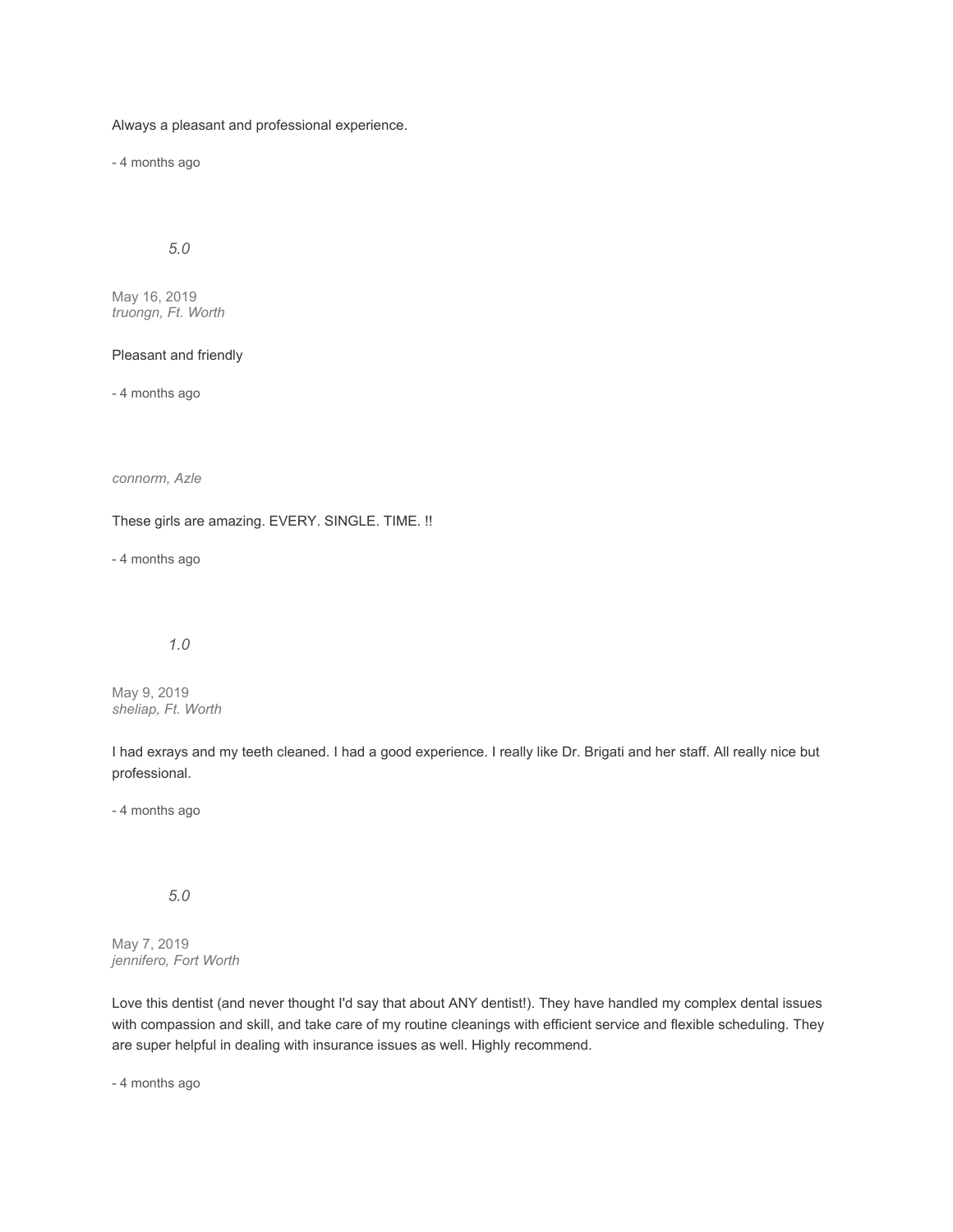Always a pleasant and professional experience.

- 4 months ago

*5.0*

May 16, 2019
*truongn, Ft. Worth*

Pleasant and friendly

- 4 months ago

*connorm, Azle*

These girls are amazing. EVERY. SINGLE. TIME. !!

- 4 months ago

*1.0*

May 9, 2019
*sheliap, Ft. Worth*

I had exrays and my teeth cleaned. I had a good experience. I really like Dr. Brigati and her staff. All really nice but professional.

- 4 months ago

*5.0*

May 7, 2019
*jennifero, Fort Worth*

Love this dentist (and never thought I'd say that about ANY dentist!). They have handled my complex dental issues with compassion and skill, and take care of my routine cleanings with efficient service and flexible scheduling. They are super helpful in dealing with insurance issues as well. Highly recommend.

- 4 months ago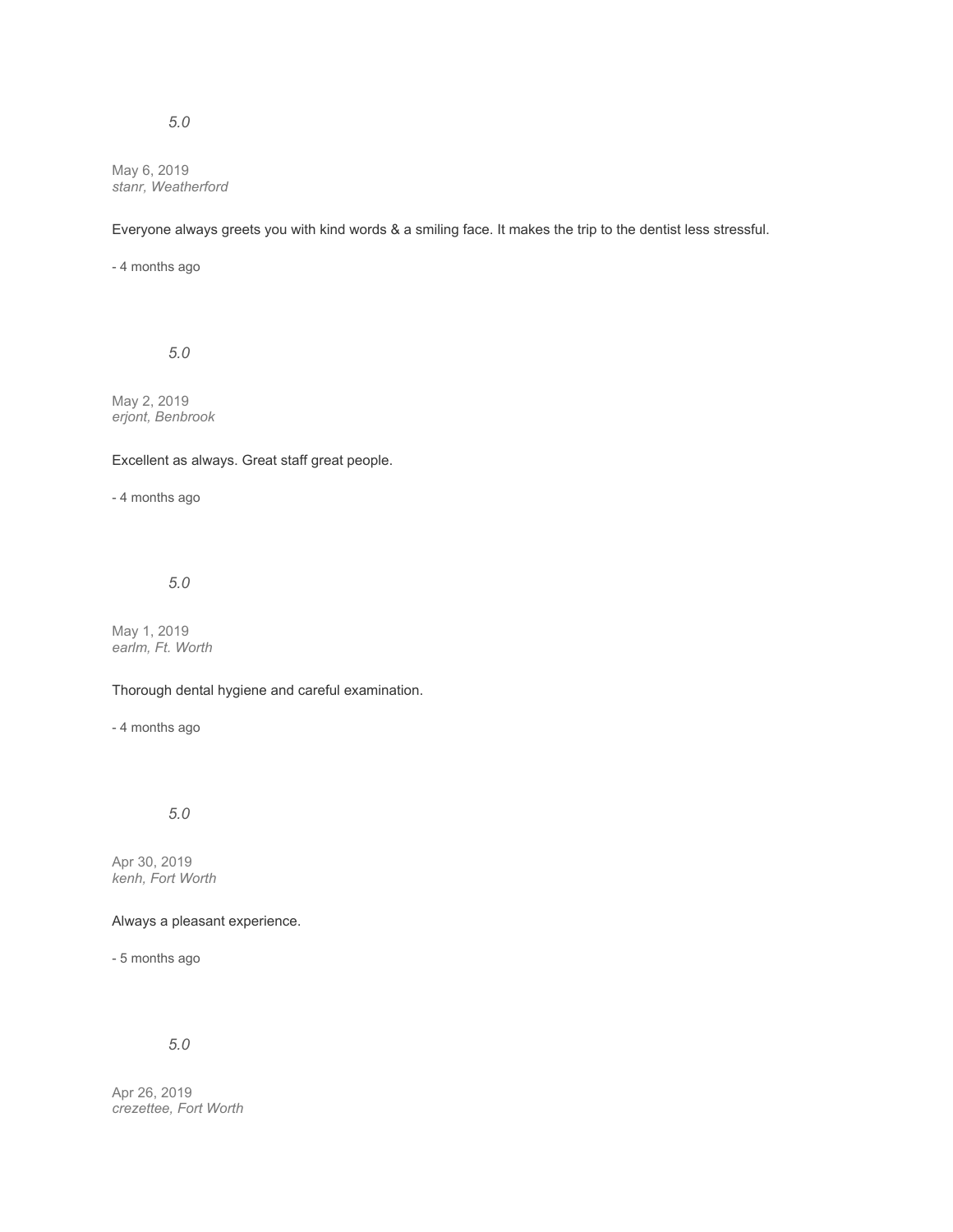*5.0*

May 6, 2019
*stanr, Weatherford*

Everyone always greets you with kind words & a smiling face. It makes the trip to the dentist less stressful.

- 4 months ago

*5.0*

May 2, 2019
*erjont, Benbrook*

Excellent as always. Great staff great people.

- 4 months ago

*5.0*

May 1, 2019
*earlm, Ft. Worth*

Thorough dental hygiene and careful examination.

- 4 months ago

*5.0*

Apr 30, 2019
*kenh, Fort Worth*

Always a pleasant experience.

- 5 months ago

*5.0*

Apr 26, 2019
*crezettee, Fort Worth*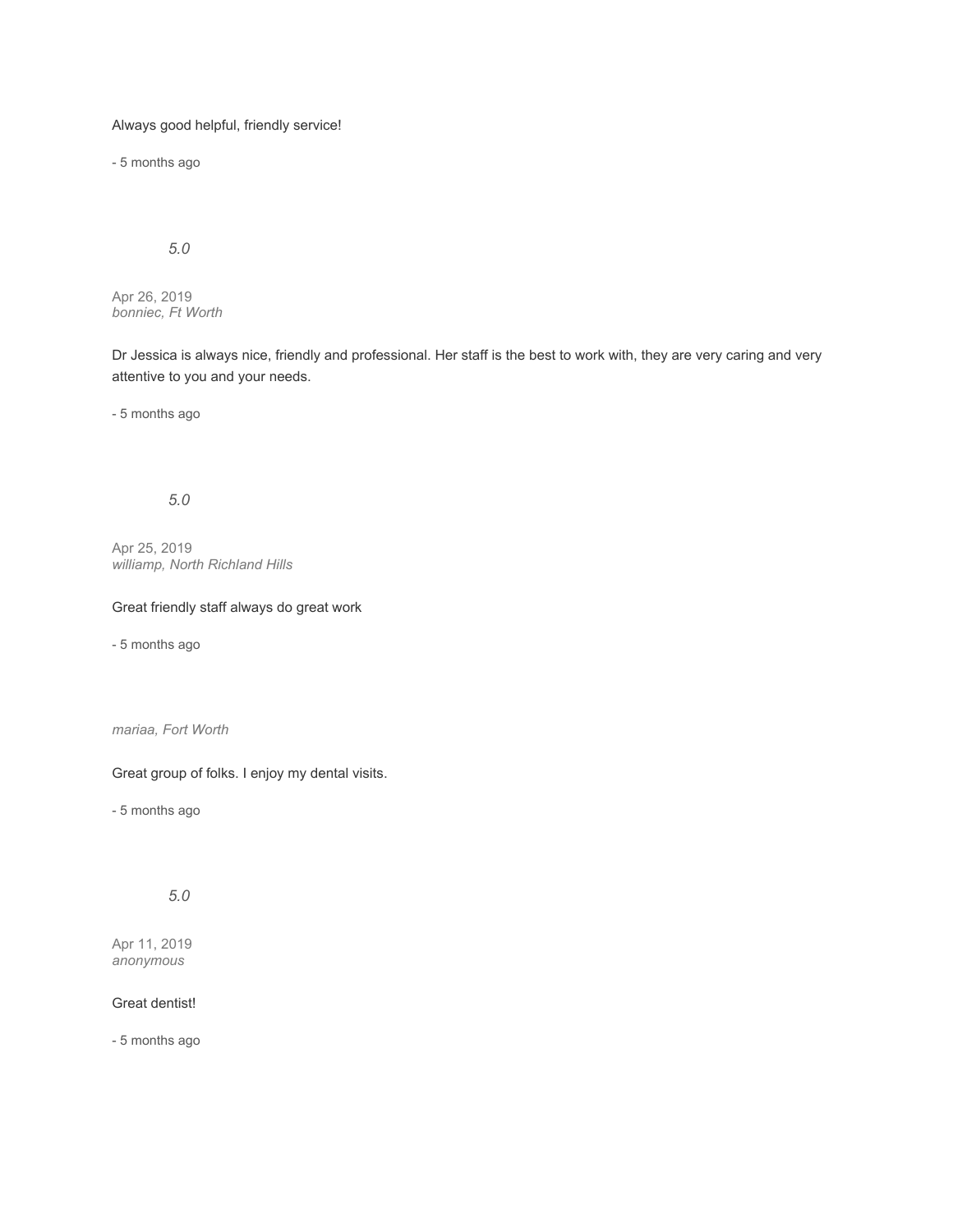Always good helpful, friendly service!

- 5 months ago

*5.0*

Apr 26, 2019
*bonniec, Ft Worth*

Dr Jessica is always nice, friendly and professional. Her staff is the best to work with, they are very caring and very attentive to you and your needs.

- 5 months ago

*5.0*

Apr 25, 2019
*williamp, North Richland Hills*

Great friendly staff always do great work

- 5 months ago

*mariaa, Fort Worth*

Great group of folks. I enjoy my dental visits.

- 5 months ago

*5.0*

Apr 11, 2019
*anonymous*

Great dentist!

- 5 months ago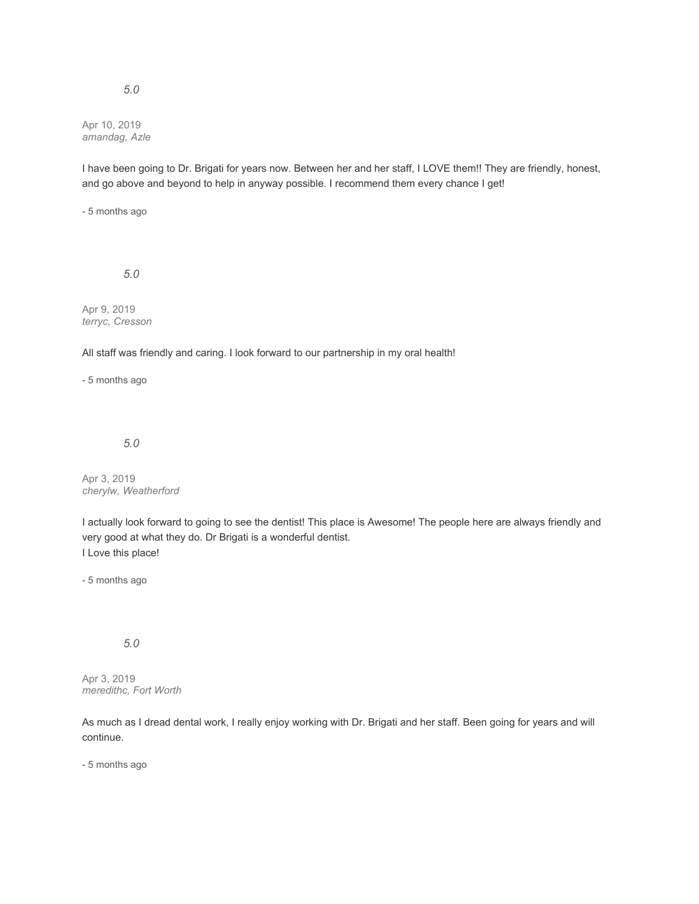*5.0*

Apr 10, 2019
*amandag, Azle*

I have been going to Dr. Brigati for years now. Between her and her staff, I LOVE them!! They are friendly, honest, and go above and beyond to help in anyway possible. I recommend them every chance I get!

- 5 months ago

*5.0*

Apr 9, 2019
*terryc, Cresson*

All staff was friendly and caring. I look forward to our partnership in my oral health!

- 5 months ago

*5.0*

Apr 3, 2019
*cherylw, Weatherford*

I actually look forward to going to see the dentist! This place is Awesome! The people here are always friendly and very good at what they do. Dr Brigati is a wonderful dentist.
I Love this place!

- 5 months ago

*5.0*

Apr 3, 2019
*meredithc, Fort Worth*

As much as I dread dental work, I really enjoy working with Dr. Brigati and her staff. Been going for years and will continue.

- 5 months ago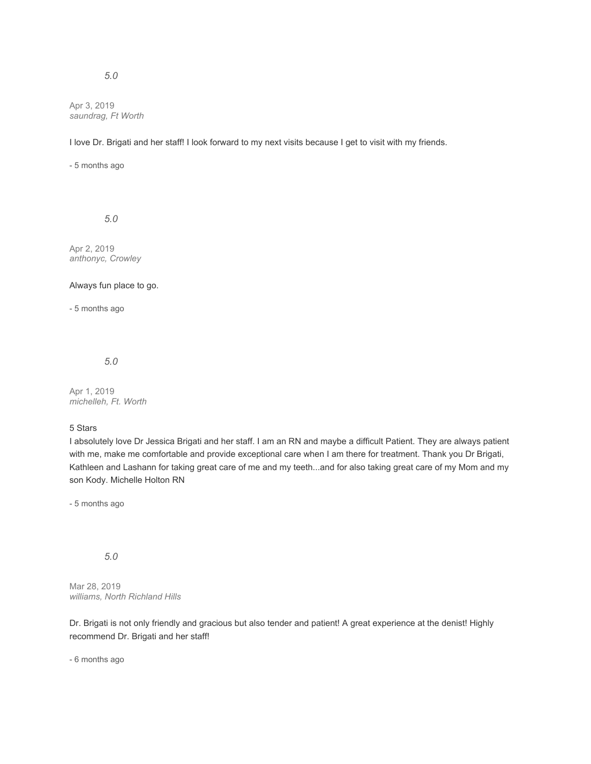*5.0*

Apr 3, 2019
*saundrag, Ft Worth*

I love Dr. Brigati and her staff! I look forward to my next visits because I get to visit with my friends.

- 5 months ago

*5.0*

Apr 2, 2019
*anthonyc, Crowley*

Always fun place to go.

- 5 months ago

*5.0*

Apr 1, 2019
*michelleh, Ft. Worth*

5 Stars
I absolutely love Dr Jessica Brigati and her staff. I am an RN and maybe a difficult Patient. They are always patient with me, make me comfortable and provide exceptional care when I am there for treatment. Thank you Dr Brigati, Kathleen and Lashann for taking great care of me and my teeth...and for also taking great care of my Mom and my son Kody. Michelle Holton RN

- 5 months ago

*5.0*

Mar 28, 2019
*williams, North Richland Hills*

Dr. Brigati is not only friendly and gracious but also tender and patient! A great experience at the denist! Highly recommend Dr. Brigati and her staff!

- 6 months ago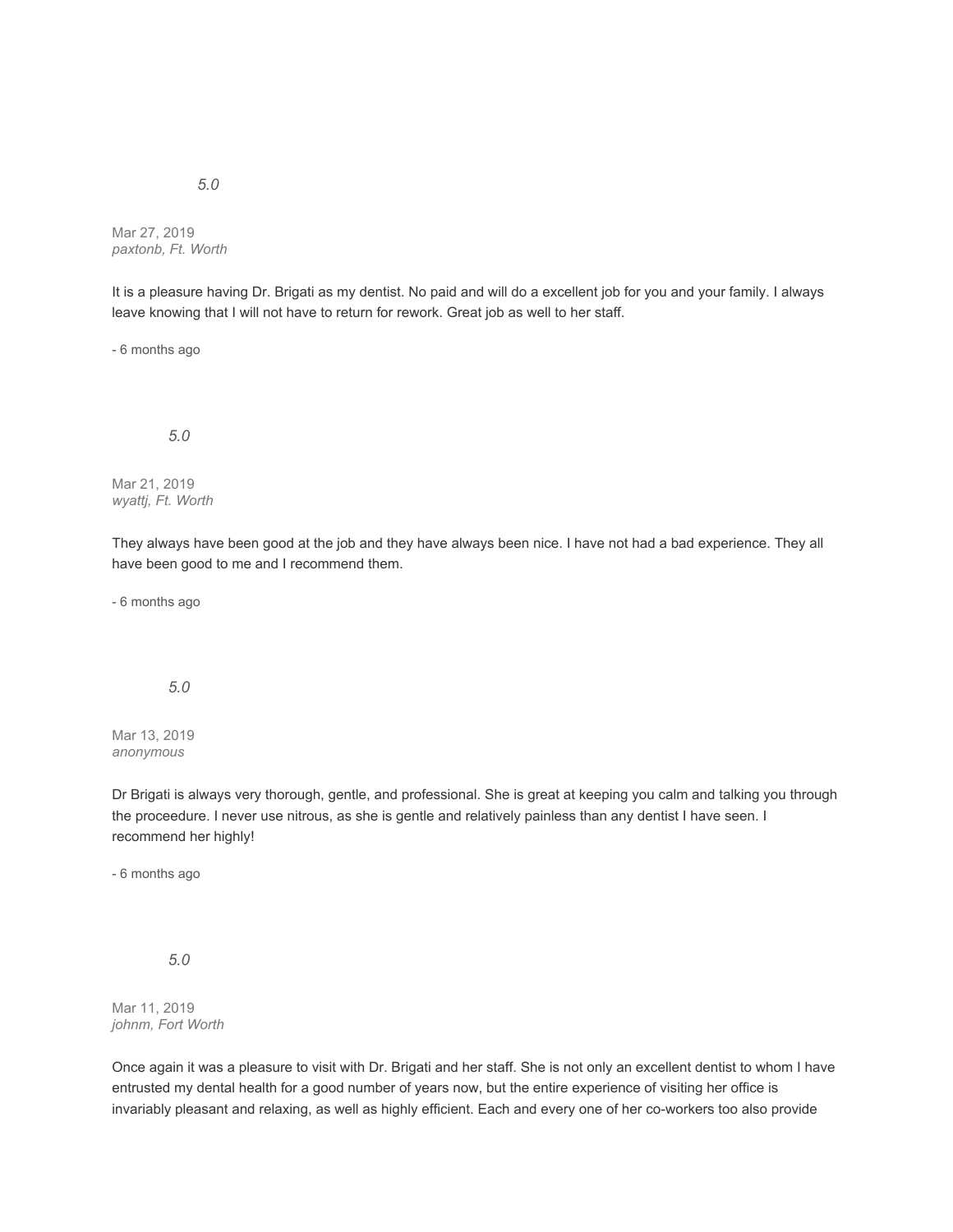*5.0*

Mar 27, 2019
*paxtonb, Ft. Worth*

It is a pleasure having Dr. Brigati as my dentist. No paid and will do a excellent job for you and your family. I always leave knowing that I will not have to return for rework. Great job as well to her staff.

- 6 months ago

*5.0*

Mar 21, 2019
*wyattj, Ft. Worth*

They always have been good at the job and they have always been nice. I have not had a bad experience. They all have been good to me and I recommend them.

- 6 months ago

*5.0*

Mar 13, 2019
*anonymous*

Dr Brigati is always very thorough, gentle, and professional. She is great at keeping you calm and talking you through the proceedure. I never use nitrous, as she is gentle and relatively painless than any dentist I have seen. I recommend her highly!

- 6 months ago

*5.0*

Mar 11, 2019
*johnm, Fort Worth*

Once again it was a pleasure to visit with Dr. Brigati and her staff. She is not only an excellent dentist to whom I have entrusted my dental health for a good number of years now, but the entire experience of visiting her office is invariably pleasant and relaxing, as well as highly efficient. Each and every one of her co-workers too also provide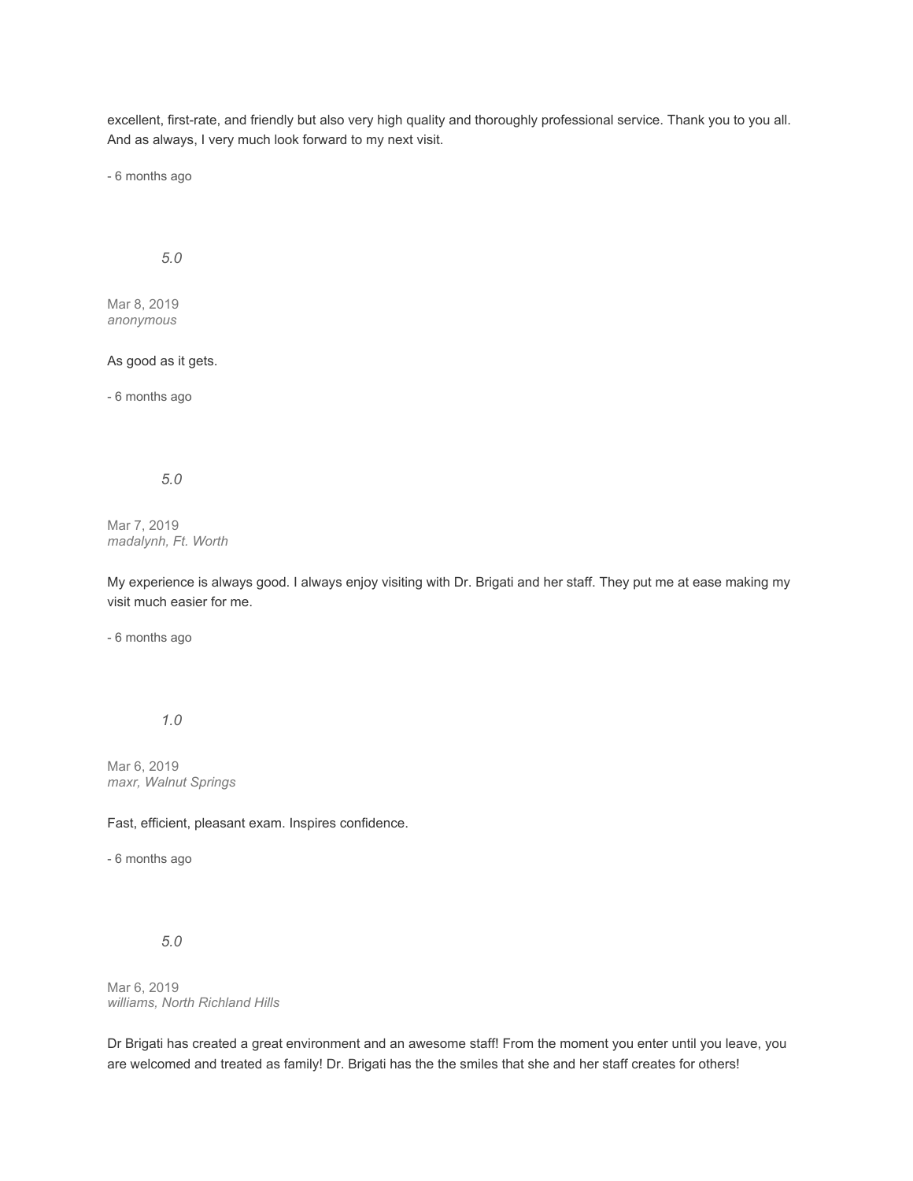excellent, first-rate, and friendly but also very high quality and thoroughly professional service. Thank you to you all. And as always, I very much look forward to my next visit.

- 6 months ago

*5.0*

Mar 8, 2019
*anonymous*

As good as it gets.

- 6 months ago

*5.0*

Mar 7, 2019
*madalynh, Ft. Worth*

My experience is always good. I always enjoy visiting with Dr. Brigati and her staff. They put me at ease making my visit much easier for me.

- 6 months ago

*1.0*

Mar 6, 2019
*maxr, Walnut Springs*

Fast, efficient, pleasant exam. Inspires confidence.

- 6 months ago

*5.0*

Mar 6, 2019
*williams, North Richland Hills*

Dr Brigati has created a great environment and an awesome staff! From the moment you enter until you leave, you are welcomed and treated as family! Dr. Brigati has the the smiles that she and her staff creates for others!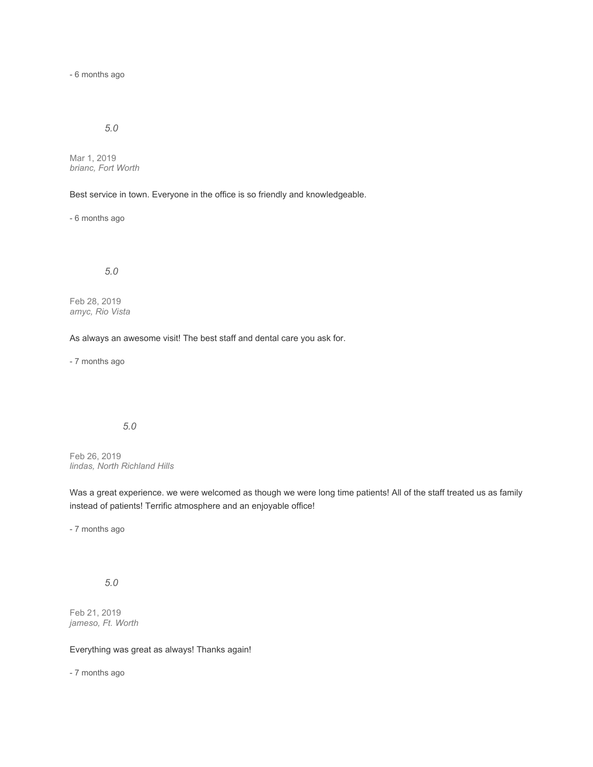- 6 months ago

*5.0*

Mar 1, 2019
*brianc, Fort Worth*

Best service in town. Everyone in the office is so friendly and knowledgeable.

- 6 months ago

*5.0*

Feb 28, 2019
*amyc, Rio Vista*

As always an awesome visit! The best staff and dental care you ask for.

- 7 months ago

*5.0*

Feb 26, 2019
*lindas, North Richland Hills*

Was a great experience. we were welcomed as though we were long time patients! All of the staff treated us as family instead of patients! Terrific atmosphere and an enjoyable office!

- 7 months ago

*5.0*

Feb 21, 2019
*jameso, Ft. Worth*

Everything was great as always! Thanks again!

- 7 months ago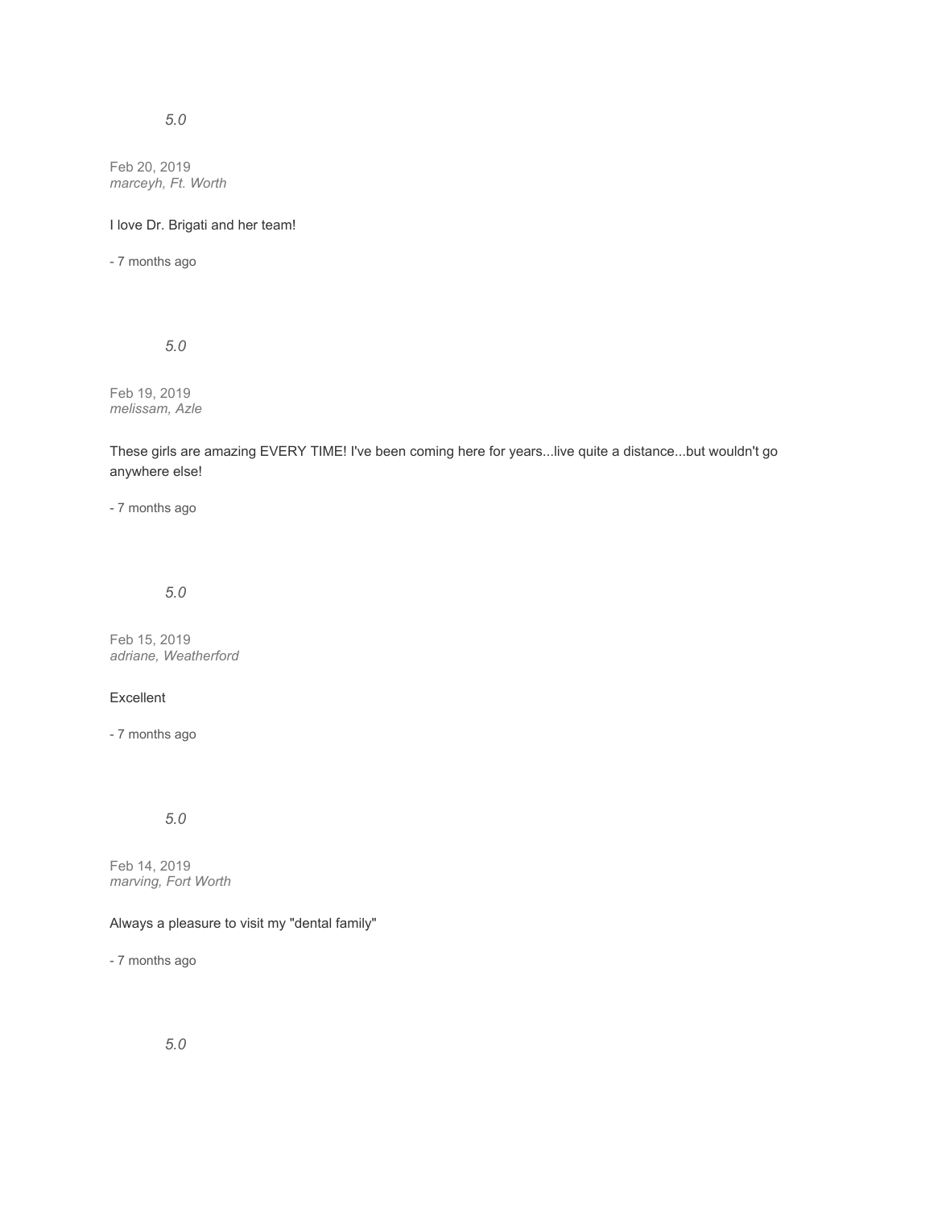*5.0*

Feb 20, 2019
*marceyh, Ft. Worth*

I love Dr. Brigati and her team!

- 7 months ago

*5.0*

Feb 19, 2019
*melissam, Azle*

These girls are amazing EVERY TIME! I've been coming here for years...live quite a distance...but wouldn't go anywhere else!

- 7 months ago

*5.0*

Feb 15, 2019
*adriane, Weatherford*

Excellent

- 7 months ago

*5.0*

Feb 14, 2019
*marving, Fort Worth*

Always a pleasure to visit my "dental family"

- 7 months ago

*5.0*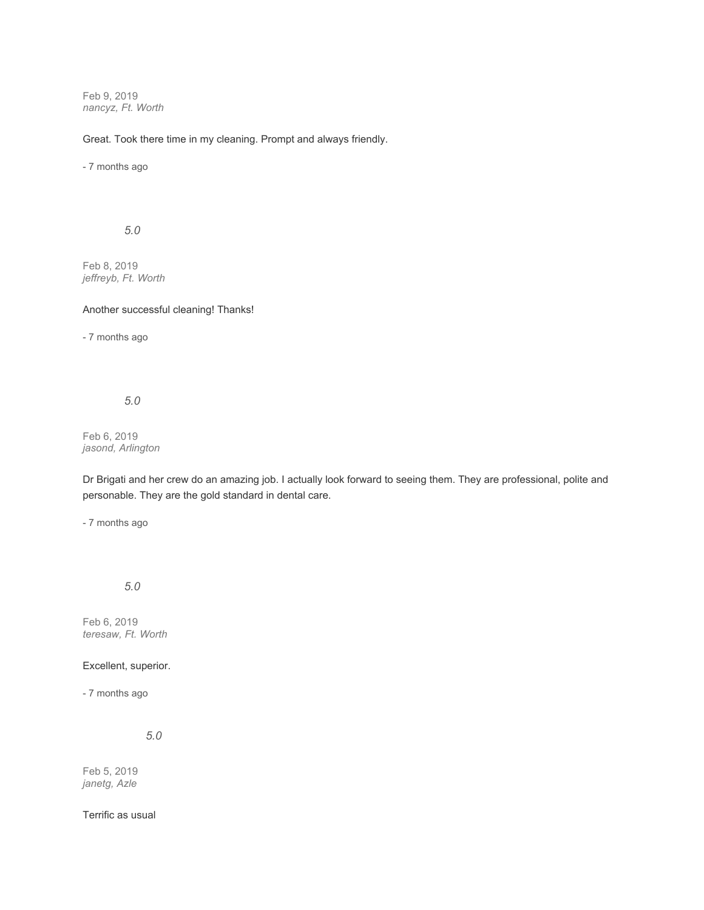Feb 9, 2019
*nancyz, Ft. Worth*

Great. Took there time in my cleaning. Prompt and always friendly.

- 7 months ago

*5.0*

Feb 8, 2019
*jeffreyb, Ft. Worth*

Another successful cleaning! Thanks!

- 7 months ago

*5.0*

Feb 6, 2019
*jasond, Arlington*

Dr Brigati and her crew do an amazing job. I actually look forward to seeing them. They are professional, polite and personable. They are the gold standard in dental care.

- 7 months ago

*5.0*

Feb 6, 2019
*teresaw, Ft. Worth*

Excellent, superior.

- 7 months ago

*5.0*

Feb 5, 2019
*janetg, Azle*

Terrific as usual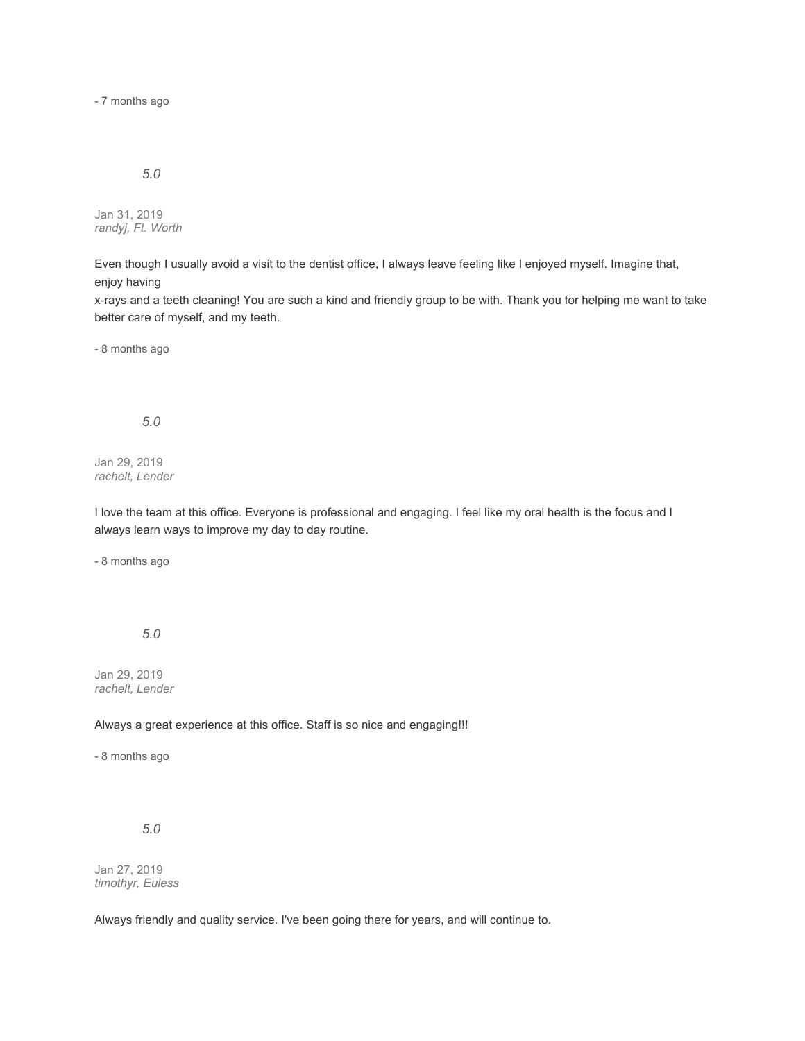- 7 months ago

*5.0*

Jan 31, 2019
*randyj, Ft. Worth*

Even though I usually avoid a visit to the dentist office, I always leave feeling like I enjoyed myself. Imagine that, enjoy having
x-rays and a teeth cleaning! You are such a kind and friendly group to be with. Thank you for helping me want to take better care of myself, and my teeth.

- 8 months ago

*5.0*

Jan 29, 2019
*rachelt, Lender*

I love the team at this office. Everyone is professional and engaging. I feel like my oral health is the focus and I always learn ways to improve my day to day routine.

- 8 months ago

*5.0*

Jan 29, 2019
*rachelt, Lender*

Always a great experience at this office. Staff is so nice and engaging!!!

- 8 months ago

*5.0*

Jan 27, 2019
*timothyr, Euless*

Always friendly and quality service. I've been going there for years, and will continue to.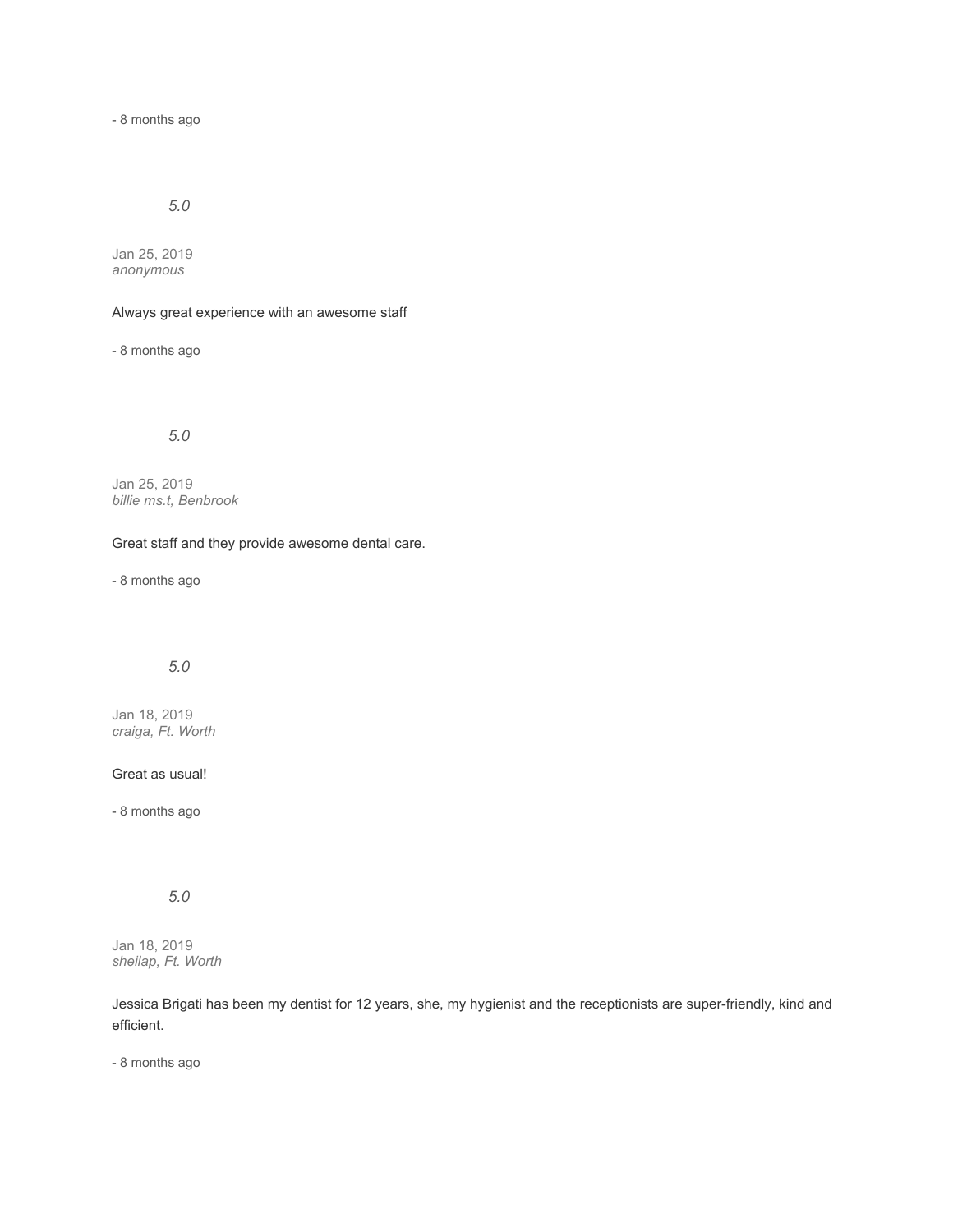- 8 months ago

*5.0*

Jan 25, 2019
*anonymous*

Always great experience with an awesome staff

- 8 months ago

*5.0*

Jan 25, 2019
*billie ms.t, Benbrook*

Great staff and they provide awesome dental care.

- 8 months ago

*5.0*

Jan 18, 2019
*craiga, Ft. Worth*

Great as usual!

- 8 months ago

*5.0*

Jan 18, 2019
*sheilap, Ft. Worth*

Jessica Brigati has been my dentist for 12 years, she, my hygienist and the receptionists are super-friendly, kind and efficient.

- 8 months ago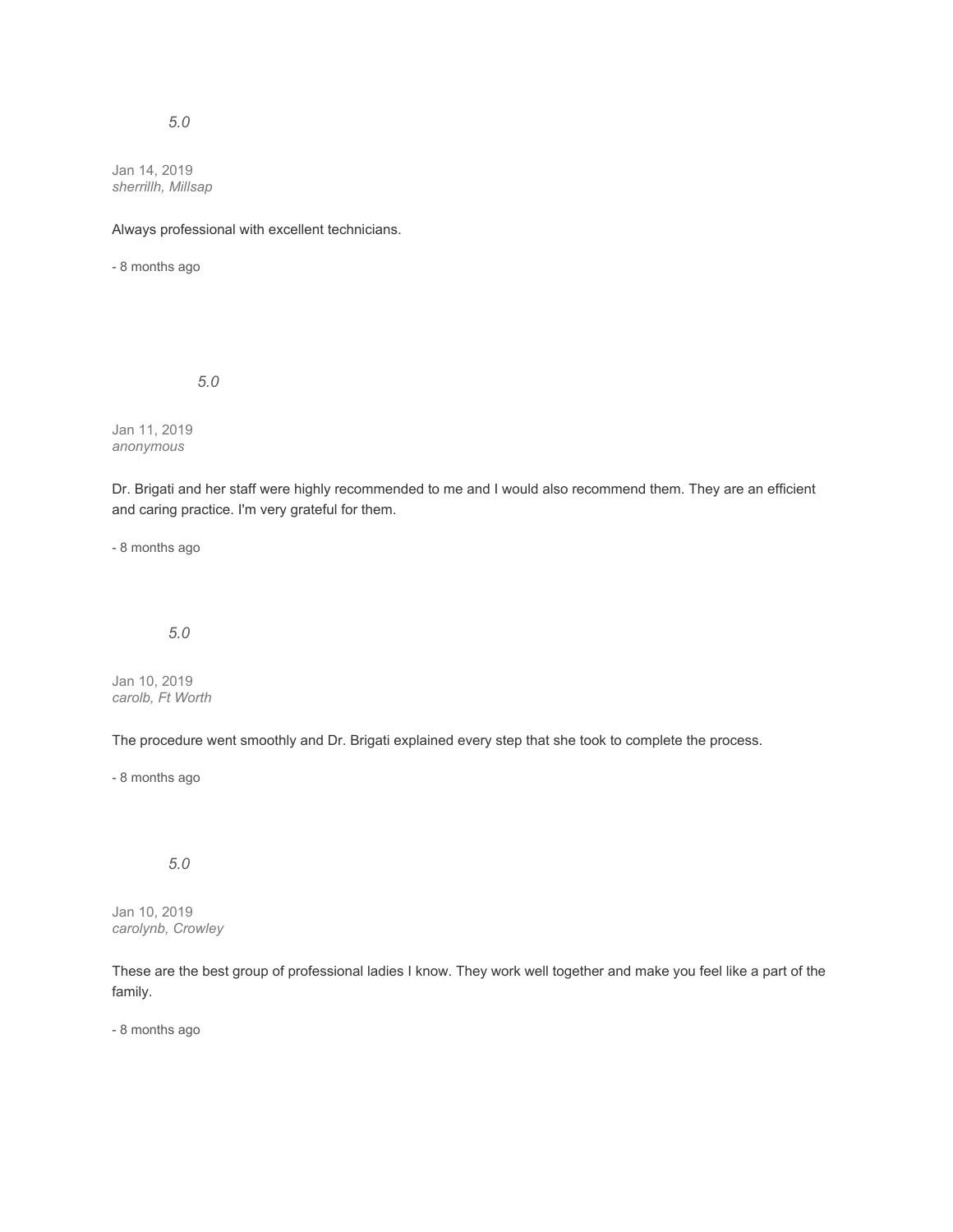*5.0*

Jan 14, 2019
*sherrillh, Millsap*

Always professional with excellent technicians.

- 8 months ago

*5.0*

Jan 11, 2019
*anonymous*

Dr. Brigati and her staff were highly recommended to me and I would also recommend them. They are an efficient and caring practice. I'm very grateful for them.

- 8 months ago

*5.0*

Jan 10, 2019
*carolb, Ft Worth*

The procedure went smoothly and Dr. Brigati explained every step that she took to complete the process.

- 8 months ago

*5.0*

Jan 10, 2019
*carolynb, Crowley*

These are the best group of professional ladies I know. They work well together and make you feel like a part of the family.

- 8 months ago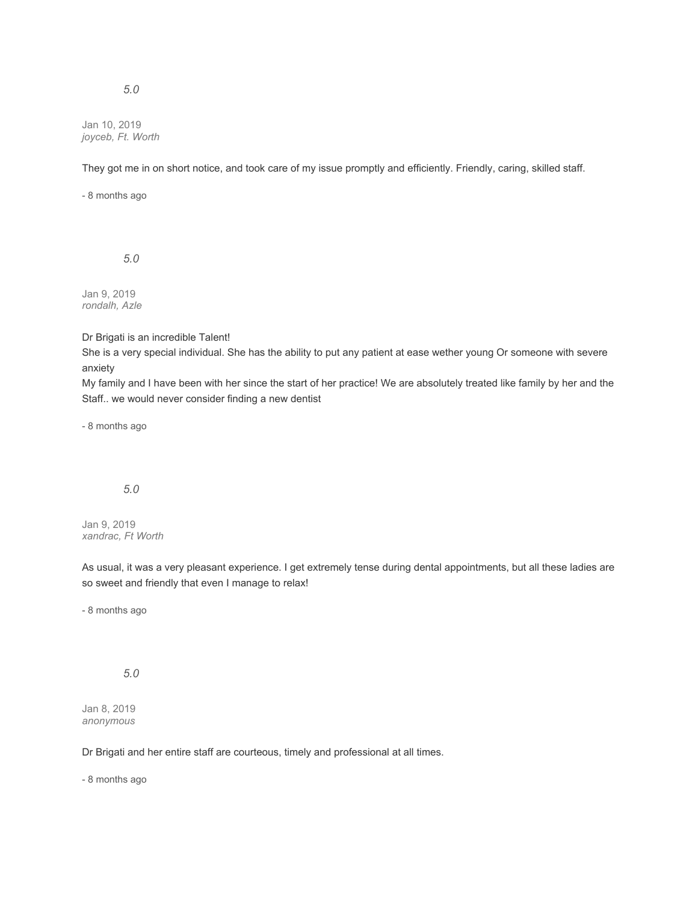*5.0*

Jan 10, 2019
*joyceb, Ft. Worth*

They got me in on short notice, and took care of my issue promptly and efficiently. Friendly, caring, skilled staff.

- 8 months ago

*5.0*

Jan 9, 2019
*rondalh, Azle*

Dr Brigati is an incredible Talent!
She is a very special individual. She has the ability to put any patient at ease wether young Or someone with severe anxiety
My family and I have been with her since the start of her practice! We are absolutely treated like family by her and the Staff.. we would never consider finding a new dentist

- 8 months ago

*5.0*

Jan 9, 2019
*xandrac, Ft Worth*

As usual, it was a very pleasant experience. I get extremely tense during dental appointments, but all these ladies are so sweet and friendly that even I manage to relax!

- 8 months ago

*5.0*

Jan 8, 2019
*anonymous*

Dr Brigati and her entire staff are courteous, timely and professional at all times.

- 8 months ago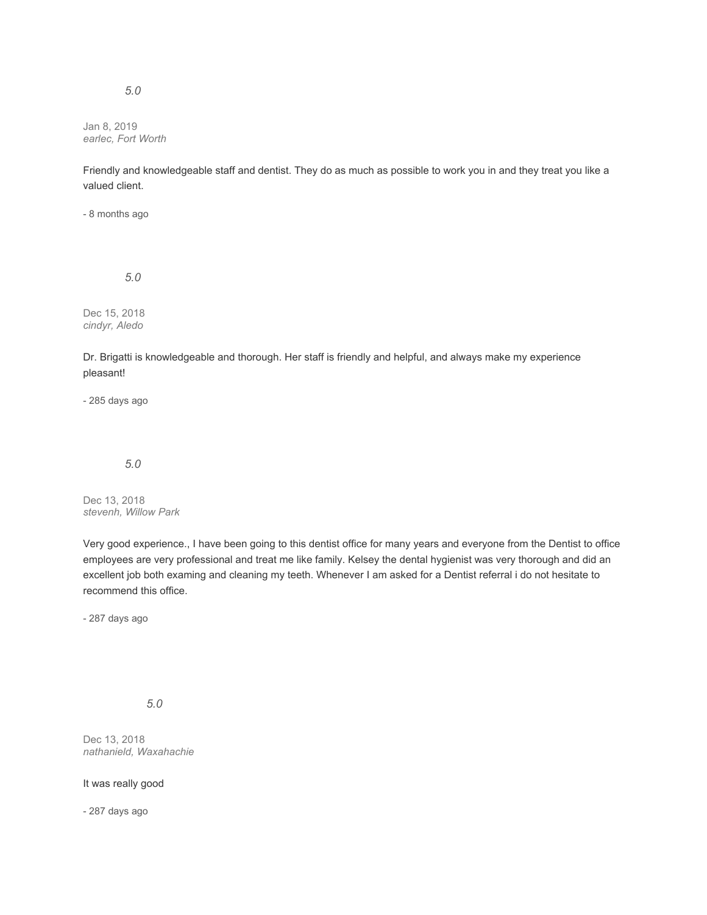*5.0*

Jan 8, 2019
*earlec, Fort Worth*

Friendly and knowledgeable staff and dentist. They do as much as possible to work you in and they treat you like a valued client.

- 8 months ago

*5.0*

Dec 15, 2018
*cindyr, Aledo*

Dr. Brigatti is knowledgeable and thorough. Her staff is friendly and helpful, and always make my experience pleasant!

- 285 days ago

*5.0*

Dec 13, 2018
*stevenh, Willow Park*

Very good experience., I have been going to this dentist office for many years and everyone from the Dentist to office employees are very professional and treat me like family. Kelsey the dental hygienist was very thorough and did an excellent job both examing and cleaning my teeth. Whenever I am asked for a Dentist referral i do not hesitate to recommend this office.

- 287 days ago

*5.0*

Dec 13, 2018
*nathanield, Waxahachie*

It was really good

- 287 days ago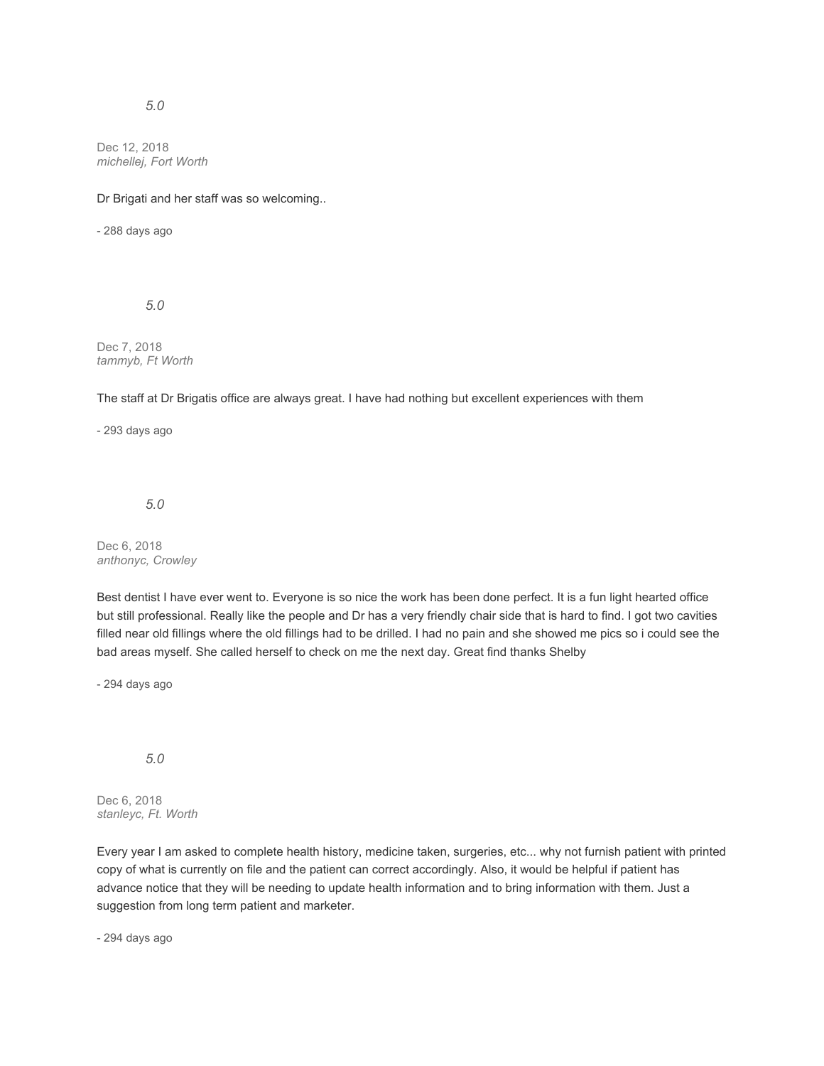*5.0*

Dec 12, 2018
*michellej, Fort Worth*

Dr Brigati and her staff was so welcoming..

- 288 days ago

*5.0*

Dec 7, 2018
*tammyb, Ft Worth*

The staff at Dr Brigatis office are always great. I have had nothing but excellent experiences with them

- 293 days ago

*5.0*

Dec 6, 2018
*anthonyc, Crowley*

Best dentist I have ever went to. Everyone is so nice the work has been done perfect. It is a fun light hearted office but still professional. Really like the people and Dr has a very friendly chair side that is hard to find. I got two cavities filled near old fillings where the old fillings had to be drilled. I had no pain and she showed me pics so i could see the bad areas myself. She called herself to check on me the next day. Great find thanks Shelby

- 294 days ago

*5.0*

Dec 6, 2018
*stanleyc, Ft. Worth*

Every year I am asked to complete health history, medicine taken, surgeries, etc... why not furnish patient with printed copy of what is currently on file and the patient can correct accordingly. Also, it would be helpful if patient has advance notice that they will be needing to update health information and to bring information with them. Just a suggestion from long term patient and marketer.

- 294 days ago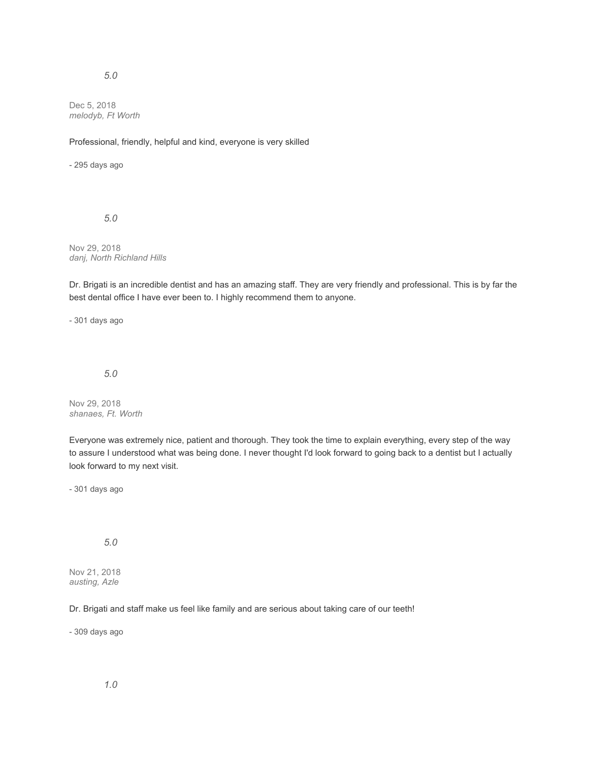*5.0*

Dec 5, 2018
*melodyb, Ft Worth*

Professional, friendly, helpful and kind, everyone is very skilled

- 295 days ago

*5.0*

Nov 29, 2018
*danj, North Richland Hills*

Dr. Brigati is an incredible dentist and has an amazing staff. They are very friendly and professional. This is by far the best dental office I have ever been to. I highly recommend them to anyone.

- 301 days ago

*5.0*

Nov 29, 2018
*shanaes, Ft. Worth*

Everyone was extremely nice, patient and thorough. They took the time to explain everything, every step of the way to assure I understood what was being done. I never thought I'd look forward to going back to a dentist but I actually look forward to my next visit.

- 301 days ago

*5.0*

Nov 21, 2018
*austing, Azle*

Dr. Brigati and staff make us feel like family and are serious about taking care of our teeth!

- 309 days ago

*1.0*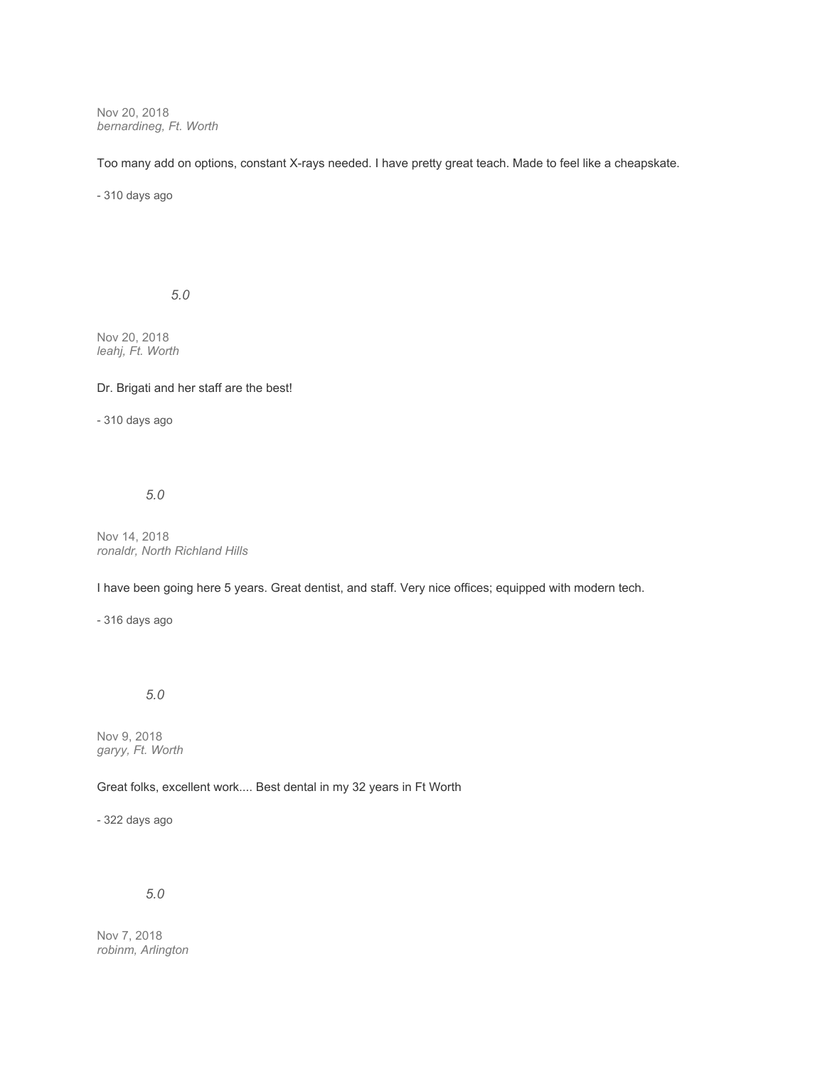Nov 20, 2018
*bernardineg, Ft. Worth*

Too many add on options, constant X-rays needed. I have pretty great teach. Made to feel like a cheapskate.

- 310 days ago

*5.0*

Nov 20, 2018
*leahj, Ft. Worth*

Dr. Brigati and her staff are the best!

- 310 days ago

*5.0*

Nov 14, 2018
*ronaldr, North Richland Hills*

I have been going here 5 years. Great dentist, and staff. Very nice offices; equipped with modern tech.

- 316 days ago

*5.0*

Nov 9, 2018
*garyy, Ft. Worth*

Great folks, excellent work.... Best dental in my 32 years in Ft Worth

- 322 days ago

*5.0*

Nov 7, 2018
*robinm, Arlington*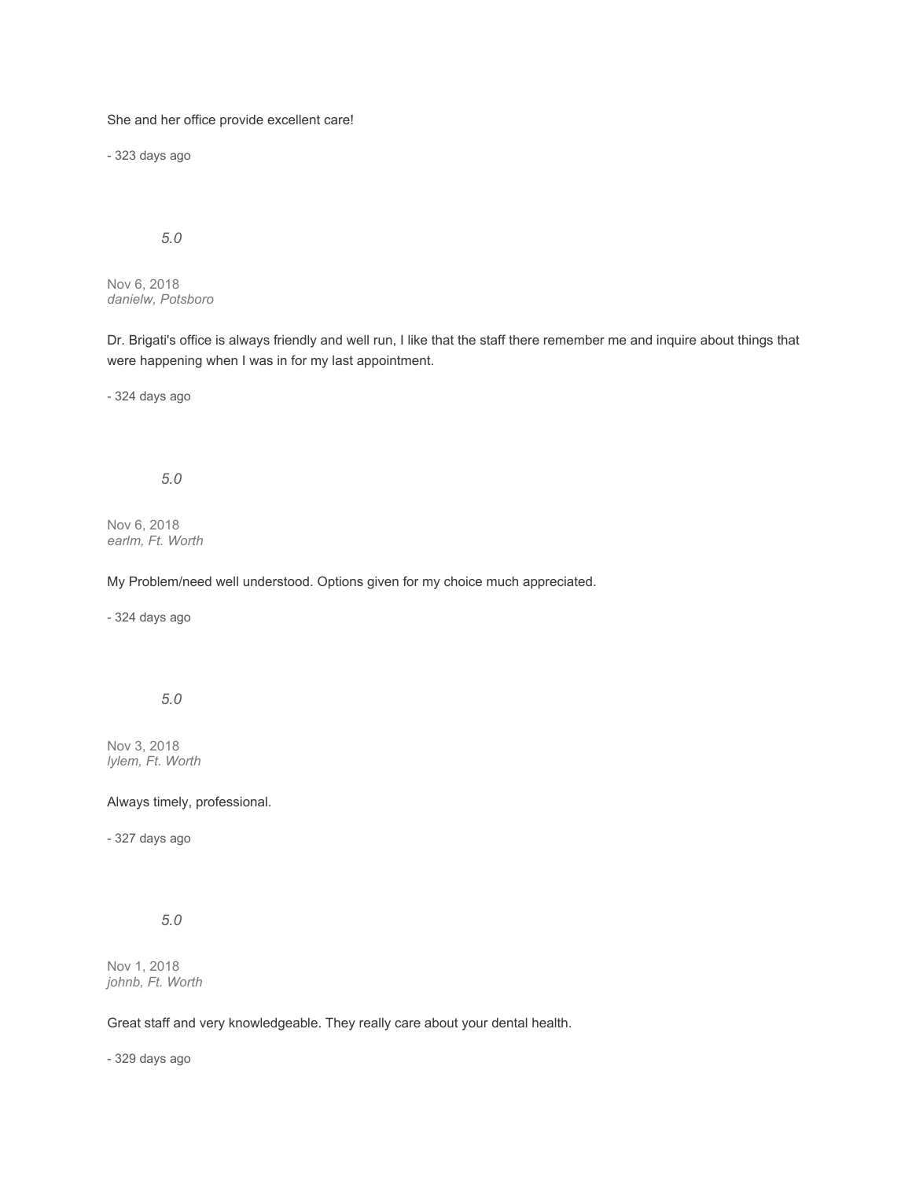She and her office provide excellent care!

- 323 days ago

*5.0*

Nov 6, 2018
*danielw, Potsboro*

Dr. Brigati's office is always friendly and well run, I like that the staff there remember me and inquire about things that were happening when I was in for my last appointment.

- 324 days ago

*5.0*

Nov 6, 2018
*earlm, Ft. Worth*

My Problem/need well understood. Options given for my choice much appreciated.

- 324 days ago

*5.0*

Nov 3, 2018
*lylem, Ft. Worth*

Always timely, professional.

- 327 days ago

*5.0*

Nov 1, 2018
*johnb, Ft. Worth*

Great staff and very knowledgeable. They really care about your dental health.

- 329 days ago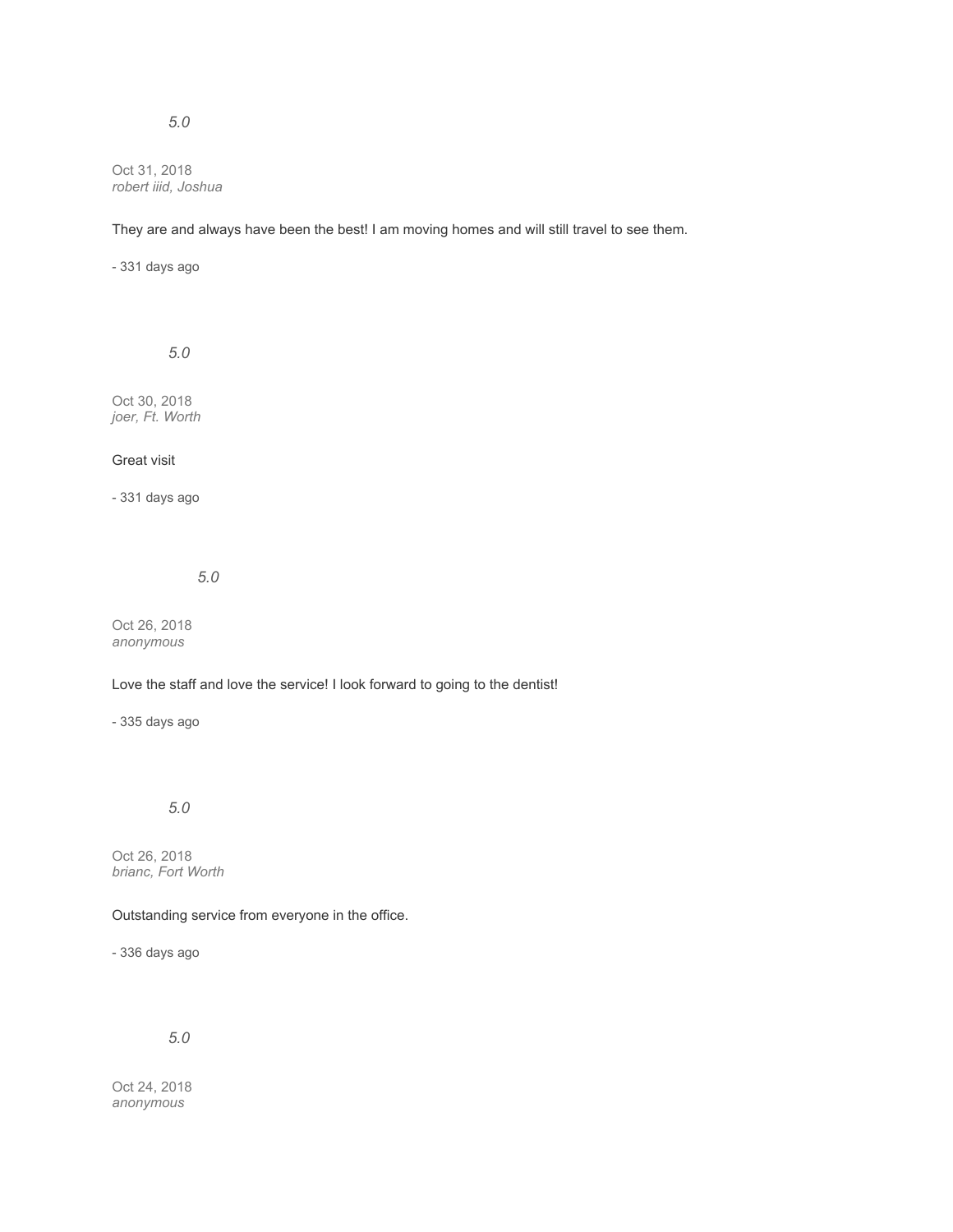*5.0*

Oct 31, 2018
*robert iiid, Joshua*

They are and always have been the best! I am moving homes and will still travel to see them.

- 331 days ago

*5.0*

Oct 30, 2018
*joer, Ft. Worth*

Great visit

- 331 days ago

*5.0*

Oct 26, 2018
*anonymous*

Love the staff and love the service! I look forward to going to the dentist!

- 335 days ago

*5.0*

Oct 26, 2018
*brianc, Fort Worth*

Outstanding service from everyone in the office.

- 336 days ago

*5.0*

Oct 24, 2018
*anonymous*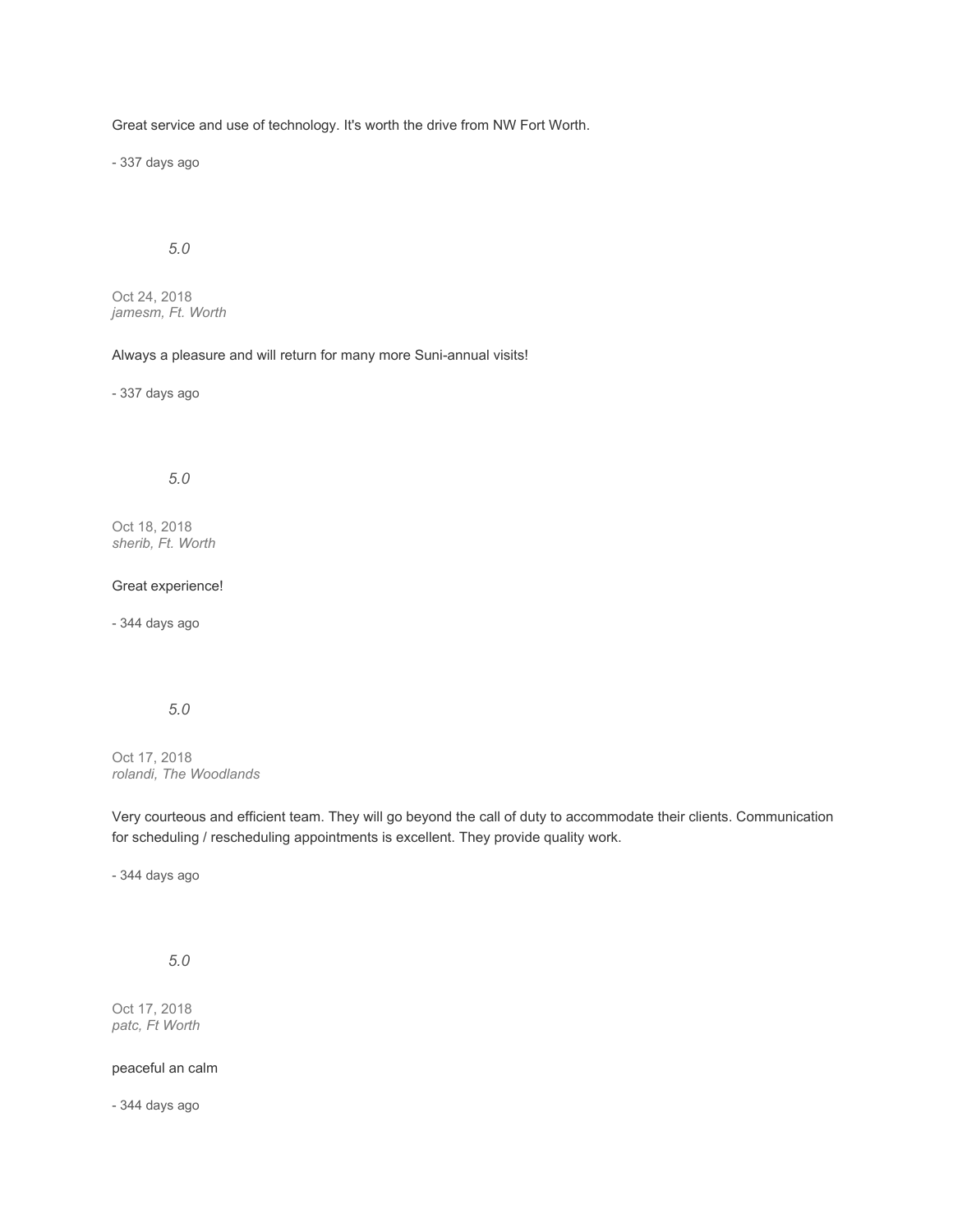Great service and use of technology. It's worth the drive from NW Fort Worth.

- 337 days ago

*5.0*

Oct 24, 2018
*jamesm, Ft. Worth*

Always a pleasure and will return for many more Suni-annual visits!

- 337 days ago

*5.0*

Oct 18, 2018
*sherib, Ft. Worth*

Great experience!

- 344 days ago

*5.0*

Oct 17, 2018
*rolandi, The Woodlands*

Very courteous and efficient team. They will go beyond the call of duty to accommodate their clients. Communication for scheduling / rescheduling appointments is excellent. They provide quality work.

- 344 days ago

*5.0*

Oct 17, 2018
*patc, Ft Worth*

peaceful an calm

- 344 days ago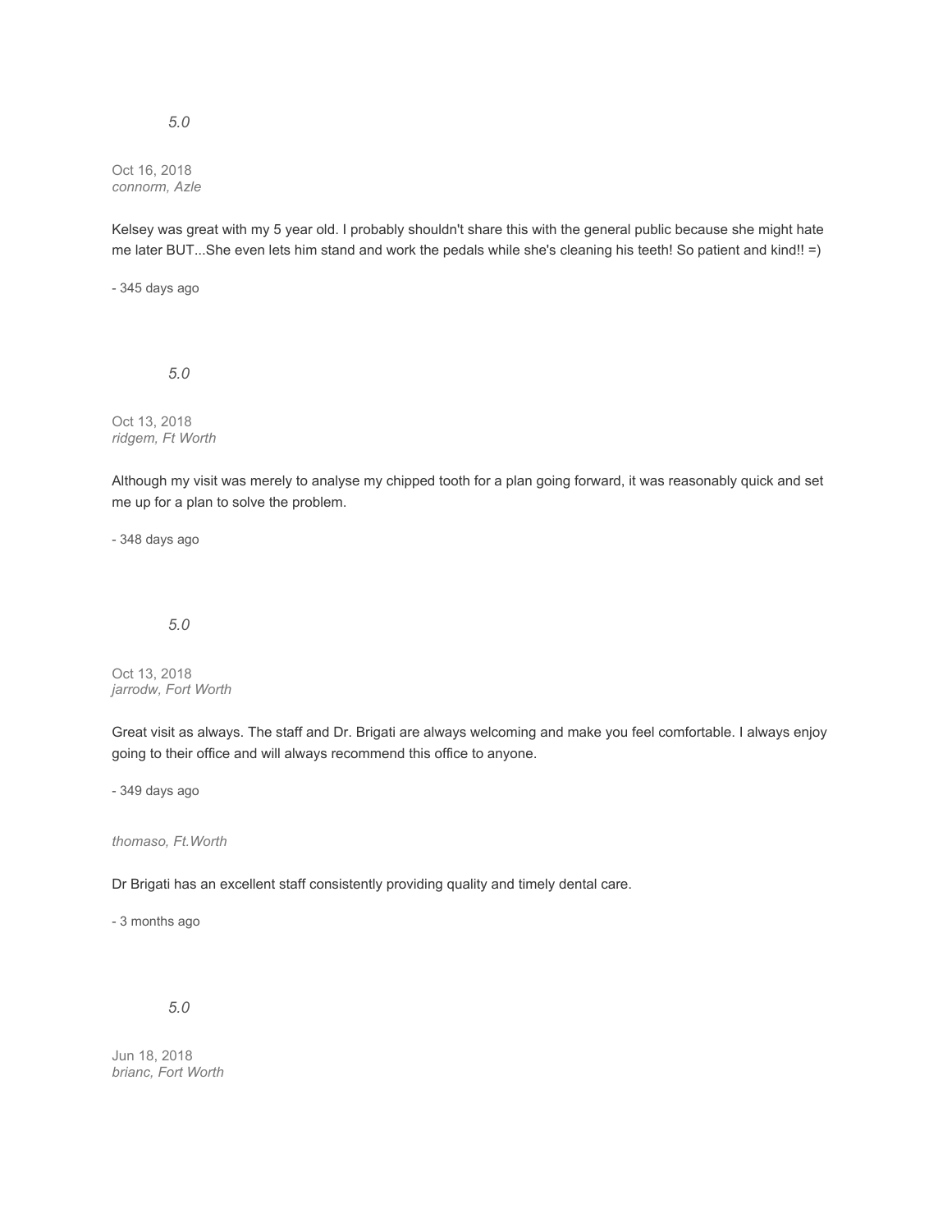*5.0*

Oct 16, 2018
*connorm, Azle*

Kelsey was great with my 5 year old. I probably shouldn't share this with the general public because she might hate me later BUT...She even lets him stand and work the pedals while she's cleaning his teeth! So patient and kind!! =)

- 345 days ago

*5.0*

Oct 13, 2018
*ridgem, Ft Worth*

Although my visit was merely to analyse my chipped tooth for a plan going forward, it was reasonably quick and set me up for a plan to solve the problem.

- 348 days ago

*5.0*

Oct 13, 2018
*jarrodw, Fort Worth*

Great visit as always. The staff and Dr. Brigati are always welcoming and make you feel comfortable. I always enjoy going to their office and will always recommend this office to anyone.

- 349 days ago

*thomaso, Ft.Worth*

Dr Brigati has an excellent staff consistently providing quality and timely dental care.

- 3 months ago

*5.0*

Jun 18, 2018
*brianc, Fort Worth*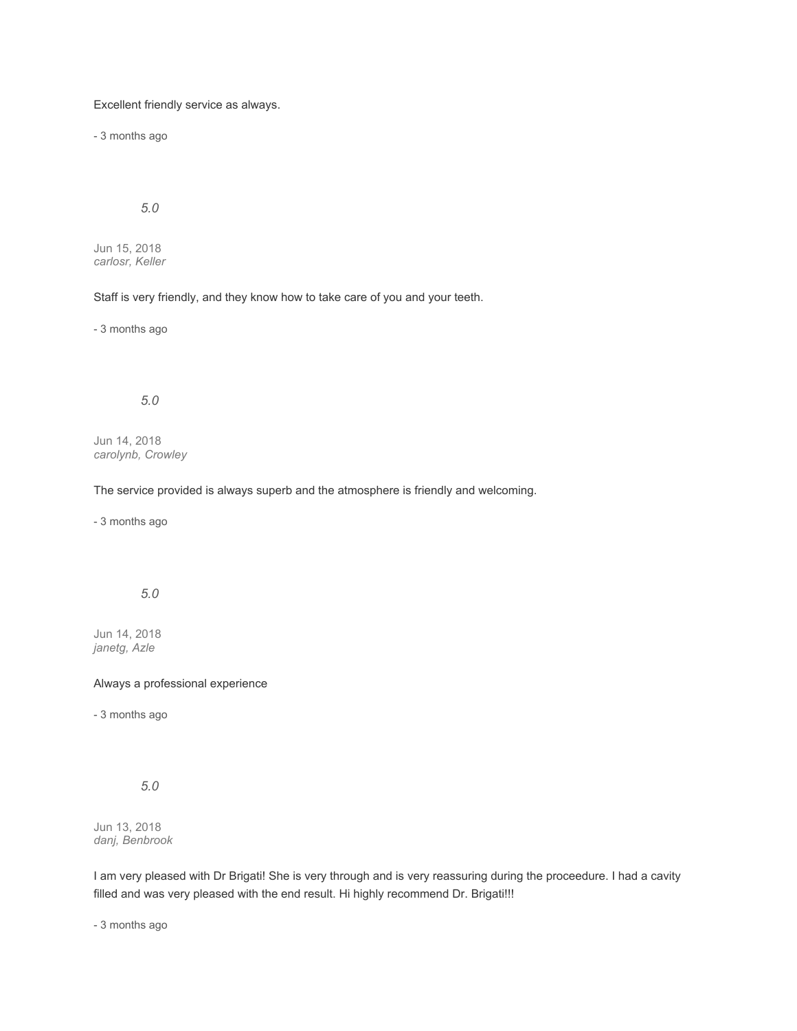Excellent friendly service as always.

- 3 months ago

*5.0*

Jun 15, 2018
*carlosr, Keller*

Staff is very friendly, and they know how to take care of you and your teeth.

- 3 months ago

*5.0*

Jun 14, 2018
*carolynb, Crowley*

The service provided is always superb and the atmosphere is friendly and welcoming.

- 3 months ago

*5.0*

Jun 14, 2018
*janetg, Azle*

Always a professional experience

- 3 months ago

*5.0*

Jun 13, 2018
*danj, Benbrook*

I am very pleased with Dr Brigati! She is very through and is very reassuring during the proceedure. I had a cavity filled and was very pleased with the end result. Hi highly recommend Dr. Brigati!!!

- 3 months ago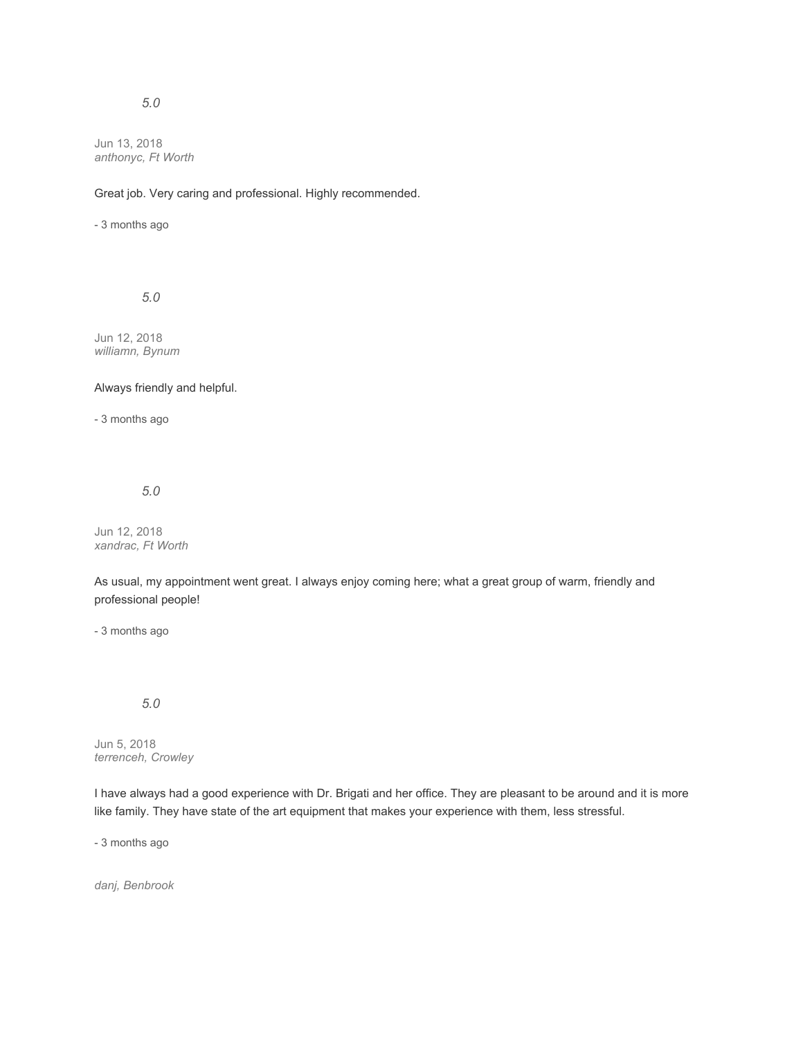*5.0*

Jun 13, 2018
*anthonyc, Ft Worth*

Great job. Very caring and professional. Highly recommended.

- 3 months ago

*5.0*

Jun 12, 2018
*williamn, Bynum*

Always friendly and helpful.

- 3 months ago

*5.0*

Jun 12, 2018
*xandrac, Ft Worth*

As usual, my appointment went great. I always enjoy coming here; what a great group of warm, friendly and professional people!

- 3 months ago

*5.0*

Jun 5, 2018
*terrenceh, Crowley*

I have always had a good experience with Dr. Brigati and her office. They are pleasant to be around and it is more like family. They have state of the art equipment that makes your experience with them, less stressful.

- 3 months ago

*danj, Benbrook*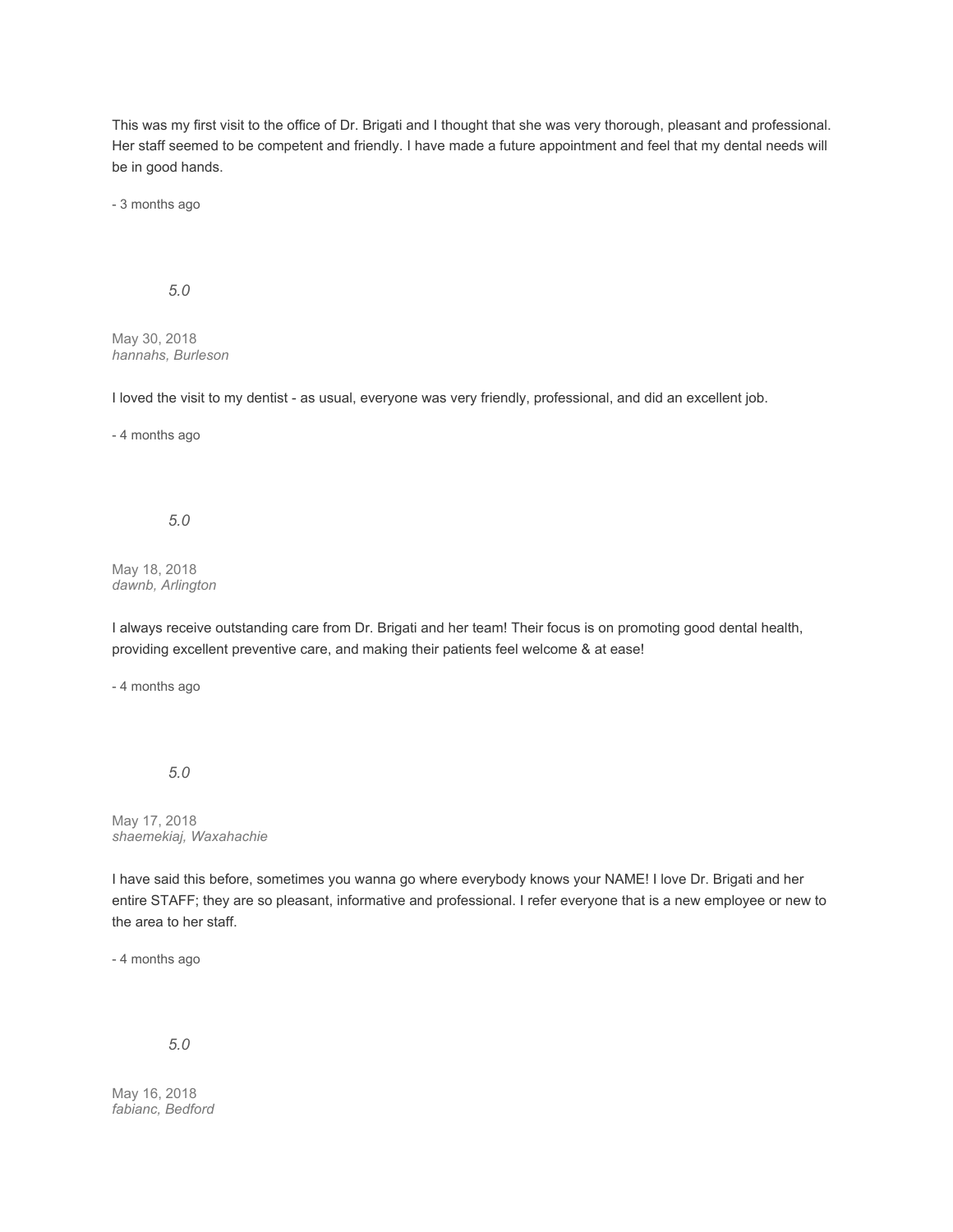This was my first visit to the office of Dr. Brigati and I thought that she was very thorough, pleasant and professional. Her staff seemed to be competent and friendly. I have made a future appointment and feel that my dental needs will be in good hands.

- 3 months ago

*5.0*

May 30, 2018
*hannahs, Burleson*

I loved the visit to my dentist - as usual, everyone was very friendly, professional, and did an excellent job.

- 4 months ago

*5.0*

May 18, 2018
*dawnb, Arlington*

I always receive outstanding care from Dr. Brigati and her team! Their focus is on promoting good dental health, providing excellent preventive care, and making their patients feel welcome & at ease!

- 4 months ago

*5.0*

May 17, 2018
*shaemekiaj, Waxahachie*

I have said this before, sometimes you wanna go where everybody knows your NAME! I love Dr. Brigati and her entire STAFF; they are so pleasant, informative and professional. I refer everyone that is a new employee or new to the area to her staff.

- 4 months ago

*5.0*

May 16, 2018
*fabianc, Bedford*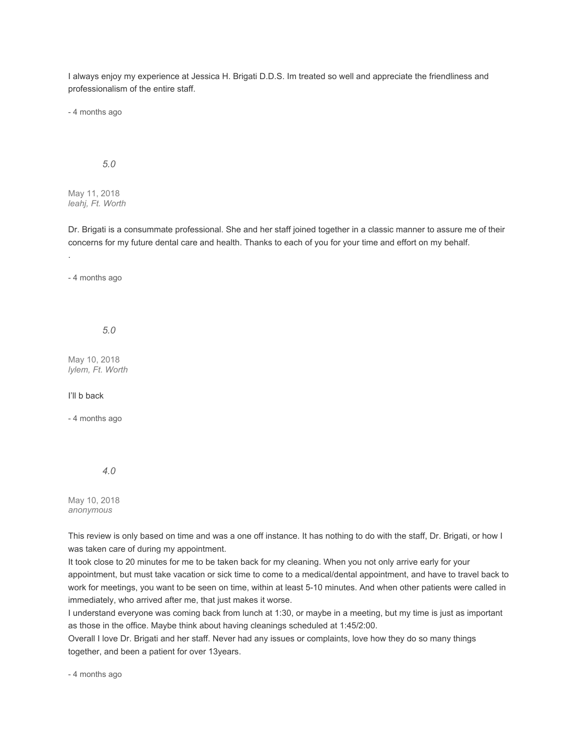I always enjoy my experience at Jessica H. Brigati D.D.S. Im treated so well and appreciate the friendliness and professionalism of the entire staff.

- 4 months ago

*5.0*

May 11, 2018
*leahj, Ft. Worth*

Dr. Brigati is a consummate professional. She and her staff joined together in a classic manner to assure me of their concerns for my future dental care and health. Thanks to each of you for your time and effort on my behalf.
.

- 4 months ago

*5.0*

May 10, 2018
*lylem, Ft. Worth*

I'll b back

- 4 months ago

*4.0*

May 10, 2018
*anonymous*

This review is only based on time and was a one off instance. It has nothing to do with the staff, Dr. Brigati, or how I was taken care of during my appointment.
It took close to 20 minutes for me to be taken back for my cleaning. When you not only arrive early for your appointment, but must take vacation or sick time to come to a medical/dental appointment, and have to travel back to work for meetings, you want to be seen on time, within at least 5-10 minutes. And when other patients were called in immediately, who arrived after me, that just makes it worse.
I understand everyone was coming back from lunch at 1:30, or maybe in a meeting, but my time is just as important as those in the office. Maybe think about having cleanings scheduled at 1:45/2:00.
Overall I love Dr. Brigati and her staff. Never had any issues or complaints, love how they do so many things together, and been a patient for over 13years.

- 4 months ago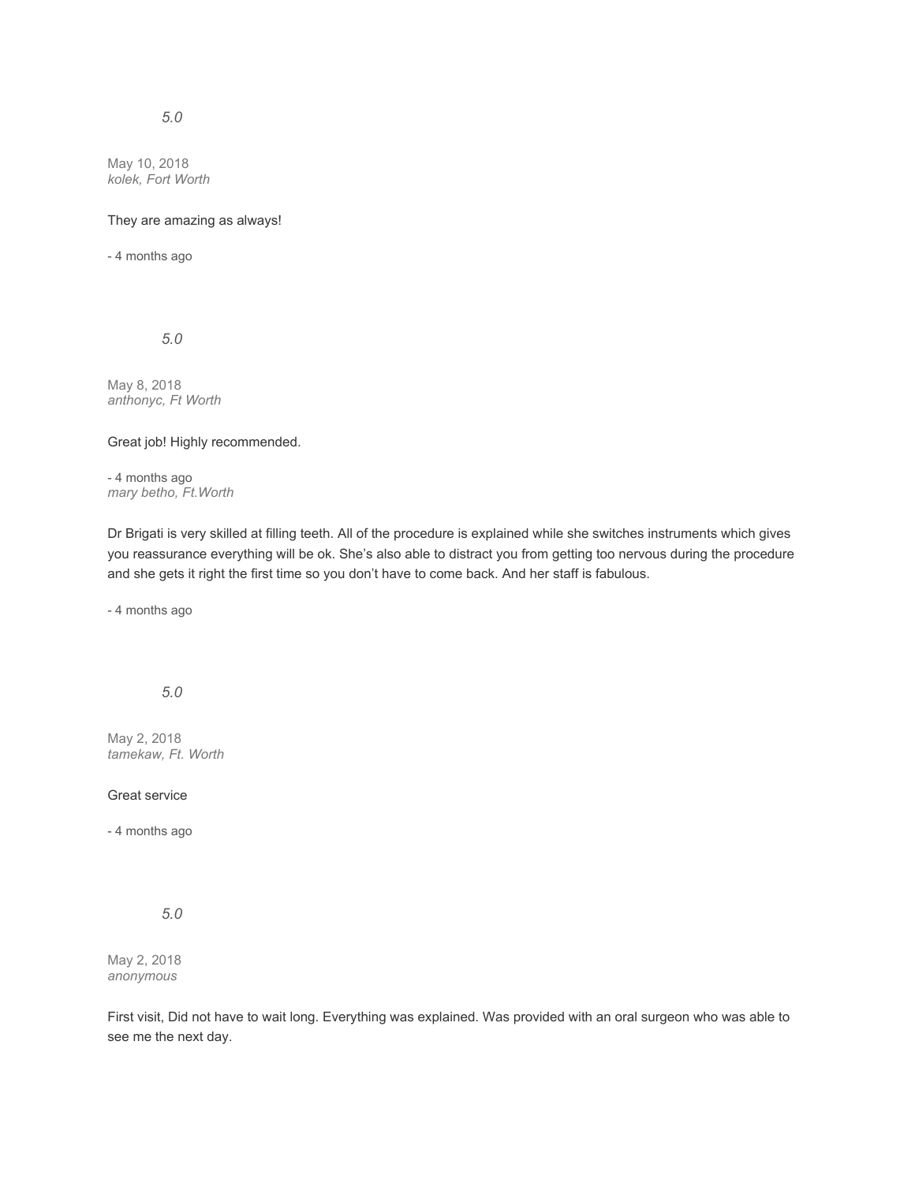*5.0*

May 10, 2018
*kolek, Fort Worth*

They are amazing as always!

- 4 months ago

*5.0*

May 8, 2018
*anthonyc, Ft Worth*

Great job! Highly recommended.

- 4 months ago
*mary betho, Ft.Worth*

Dr Brigati is very skilled at filling teeth. All of the procedure is explained while she switches instruments which gives you reassurance everything will be ok. She's also able to distract you from getting too nervous during the procedure and she gets it right the first time so you don't have to come back. And her staff is fabulous.

- 4 months ago

*5.0*

May 2, 2018
*tamekaw, Ft. Worth*

Great service

- 4 months ago

*5.0*

May 2, 2018
*anonymous*

First visit, Did not have to wait long. Everything was explained. Was provided with an oral surgeon who was able to see me the next day.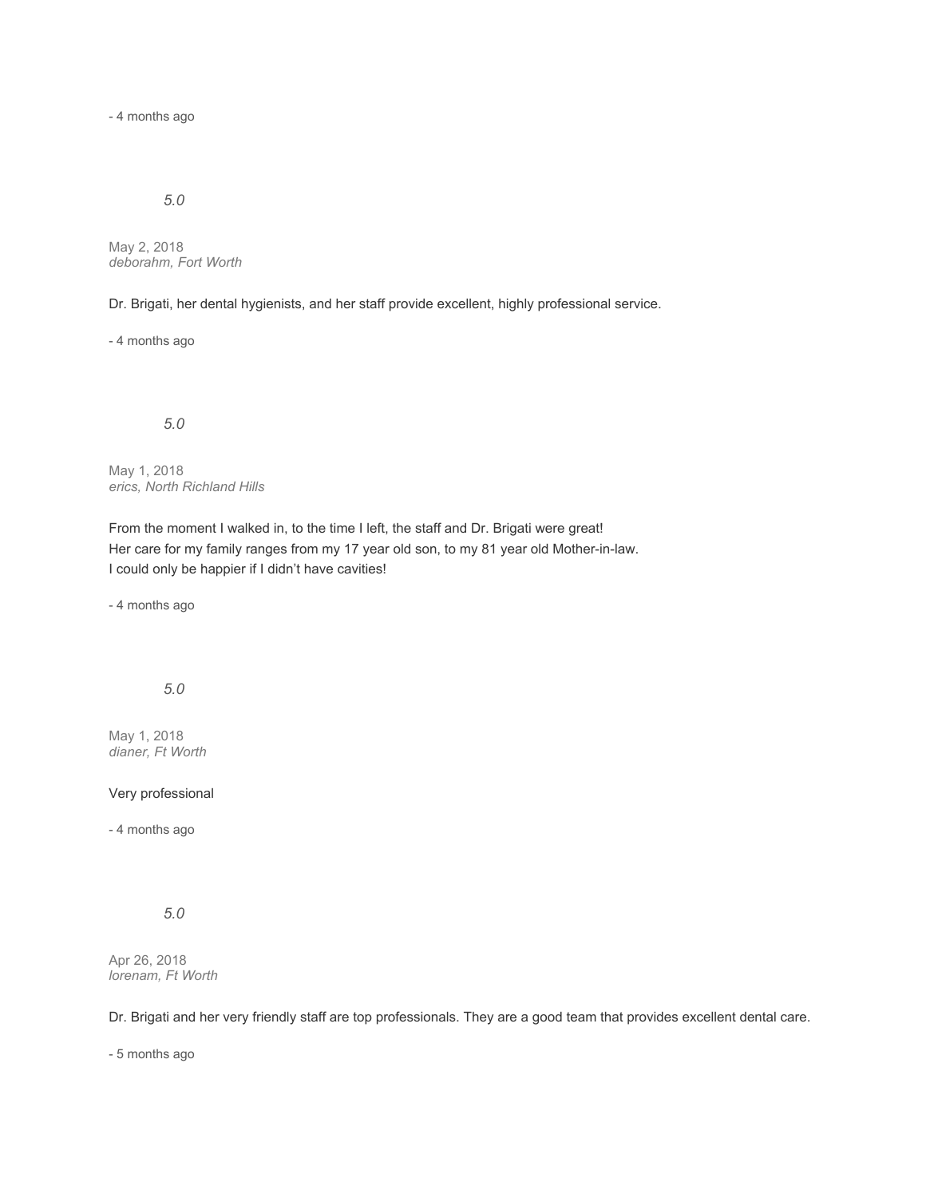- 4 months ago

*5.0*

May 2, 2018
*deborahm, Fort Worth*

Dr. Brigati, her dental hygienists, and her staff provide excellent, highly professional service.

- 4 months ago

*5.0*

May 1, 2018
*erics, North Richland Hills*

From the moment I walked in, to the time I left, the staff and Dr. Brigati were great!
Her care for my family ranges from my 17 year old son, to my 81 year old Mother-in-law.
I could only be happier if I didn't have cavities!

- 4 months ago

*5.0*

May 1, 2018
*dianer, Ft Worth*

Very professional

- 4 months ago

*5.0*

Apr 26, 2018
*lorenam, Ft Worth*

Dr. Brigati and her very friendly staff are top professionals. They are a good team that provides excellent dental care.

- 5 months ago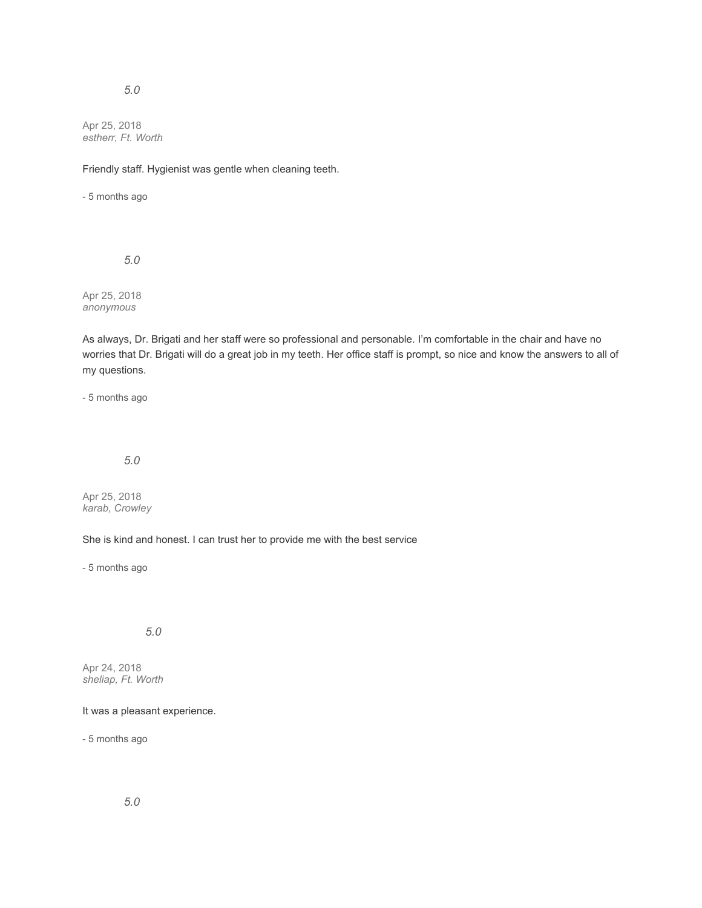*5.0*

Apr 25, 2018
*estherr, Ft. Worth*

Friendly staff. Hygienist was gentle when cleaning teeth.

- 5 months ago

*5.0*

Apr 25, 2018
*anonymous*

As always, Dr. Brigati and her staff were so professional and personable. I'm comfortable in the chair and have no worries that Dr. Brigati will do a great job in my teeth. Her office staff is prompt, so nice and know the answers to all of my questions.

- 5 months ago

*5.0*

Apr 25, 2018
*karab, Crowley*

She is kind and honest. I can trust her to provide me with the best service

- 5 months ago

*5.0*

Apr 24, 2018
*sheliap, Ft. Worth*

It was a pleasant experience.

- 5 months ago

*5.0*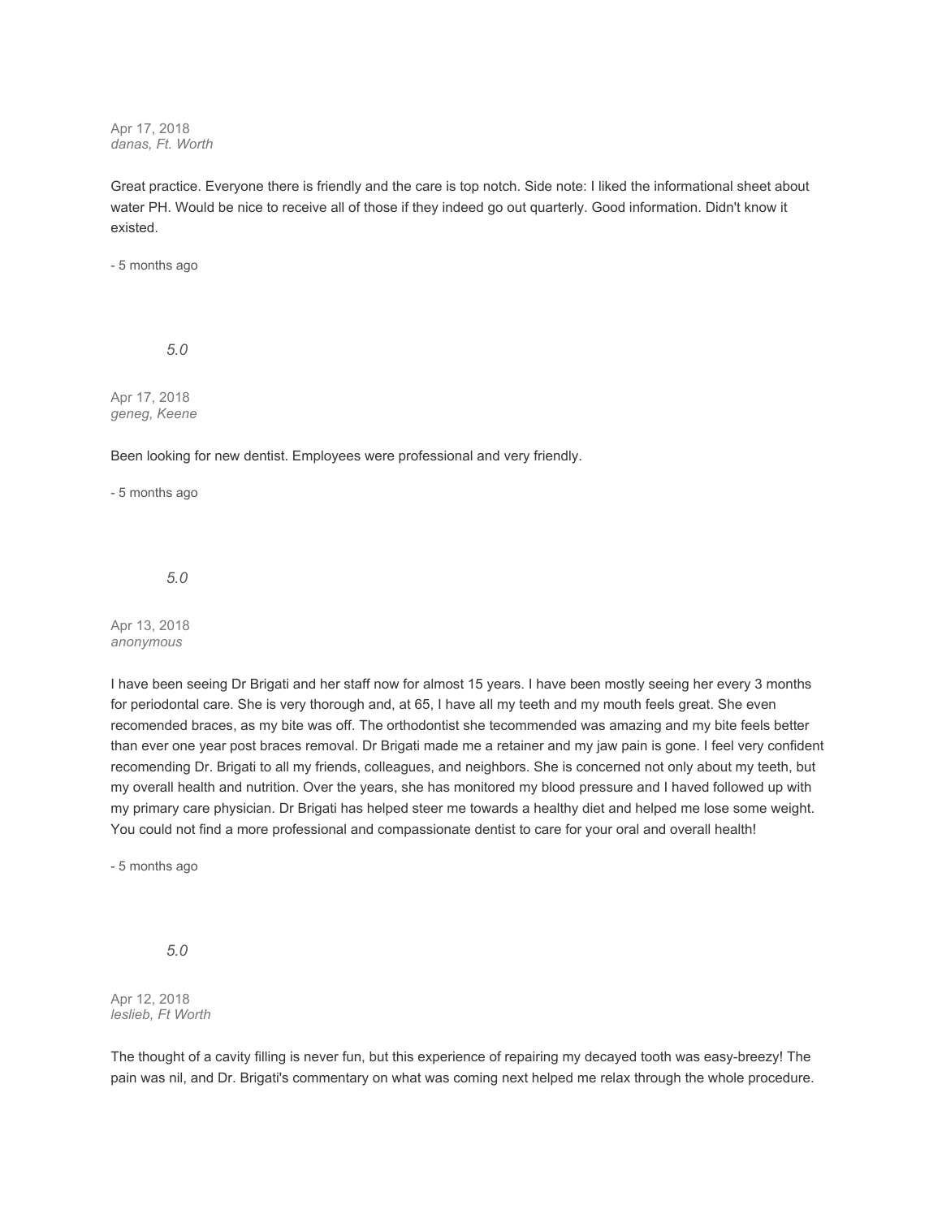Apr 17, 2018
*danas, Ft. Worth*

Great practice. Everyone there is friendly and the care is top notch. Side note: I liked the informational sheet about water PH. Would be nice to receive all of those if they indeed go out quarterly. Good information. Didn't know it existed.

- 5 months ago

*5.0*

Apr 17, 2018
*geneg, Keene*

Been looking for new dentist. Employees were professional and very friendly.

- 5 months ago

*5.0*

Apr 13, 2018
*anonymous*

I have been seeing Dr Brigati and her staff now for almost 15 years. I have been mostly seeing her every 3 months for periodontal care. She is very thorough and, at 65, I have all my teeth and my mouth feels great. She even recomended braces, as my bite was off. The orthodontist she tecommended was amazing and my bite feels better than ever one year post braces removal. Dr Brigati made me a retainer and my jaw pain is gone. I feel very confident recomending Dr. Brigati to all my friends, colleagues, and neighbors. She is concerned not only about my teeth, but my overall health and nutrition. Over the years, she has monitored my blood pressure and I haved followed up with my primary care physician. Dr Brigati has helped steer me towards a healthy diet and helped me lose some weight. You could not find a more professional and compassionate dentist to care for your oral and overall health!

- 5 months ago

*5.0*

Apr 12, 2018
*leslieb, Ft Worth*

The thought of a cavity filling is never fun, but this experience of repairing my decayed tooth was easy-breezy! The pain was nil, and Dr. Brigati's commentary on what was coming next helped me relax through the whole procedure.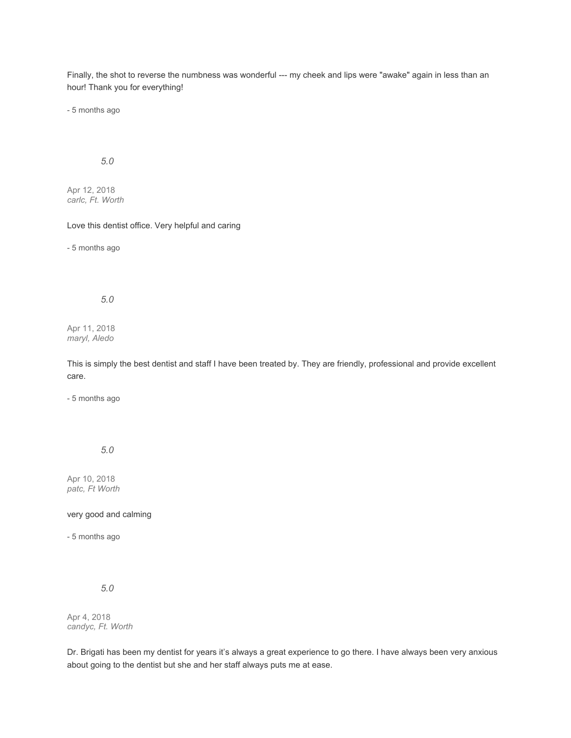Finally, the shot to reverse the numbness was wonderful --- my cheek and lips were "awake" again in less than an hour! Thank you for everything!

- 5 months ago

*5.0*

Apr 12, 2018
*carlc, Ft. Worth*

Love this dentist office. Very helpful and caring

- 5 months ago

*5.0*

Apr 11, 2018
*maryl, Aledo*

This is simply the best dentist and staff I have been treated by. They are friendly, professional and provide excellent care.

- 5 months ago

*5.0*

Apr 10, 2018
*patc, Ft Worth*

very good and calming

- 5 months ago

*5.0*

Apr 4, 2018
*candyc, Ft. Worth*

Dr. Brigati has been my dentist for years it's always a great experience to go there. I have always been very anxious about going to the dentist but she and her staff always puts me at ease.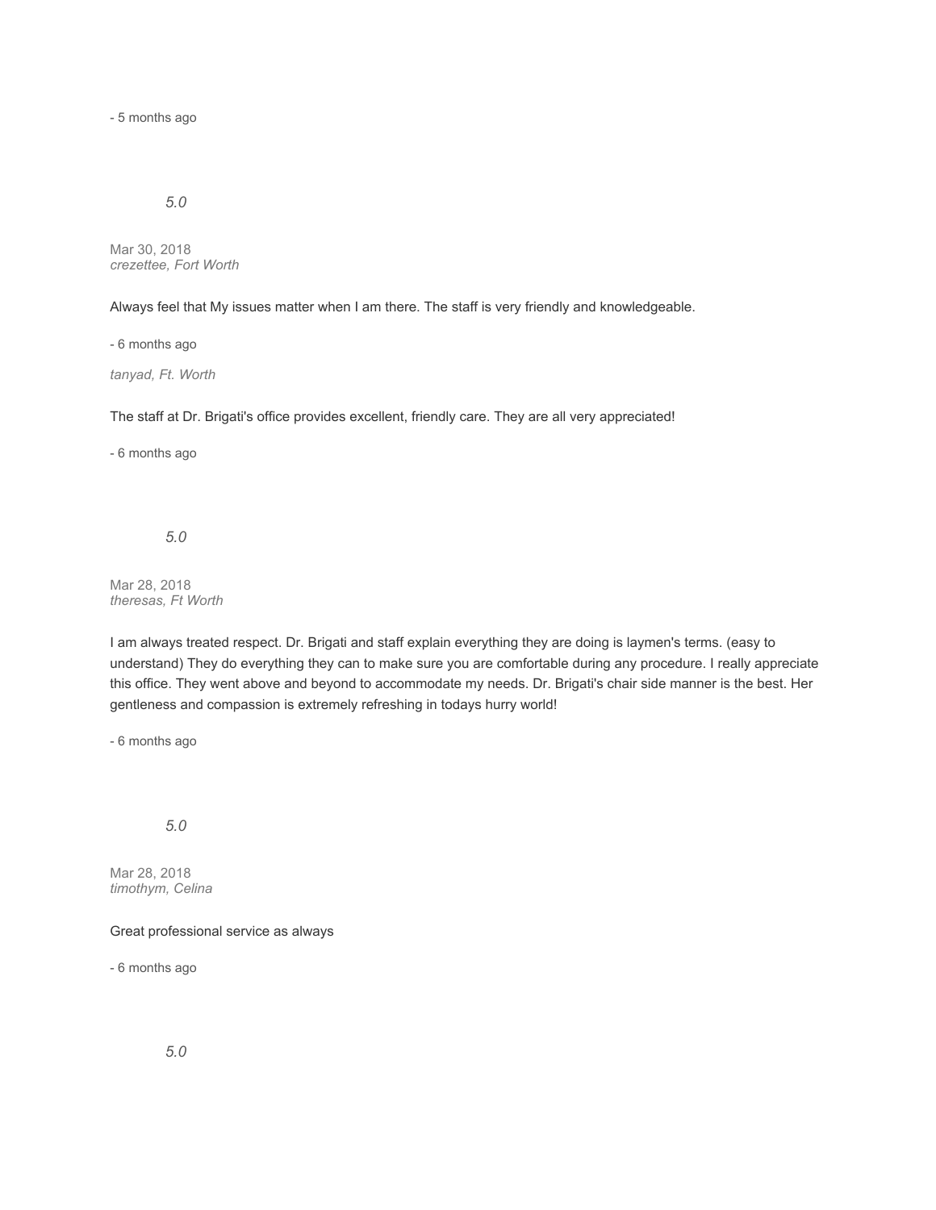- 5 months ago

*5.0*

Mar 30, 2018
*crezettee, Fort Worth*

Always feel that My issues matter when I am there. The staff is very friendly and knowledgeable.

- 6 months ago

*tanyad, Ft. Worth*

The staff at Dr. Brigati's office provides excellent, friendly care. They are all very appreciated!

- 6 months ago

*5.0*

Mar 28, 2018
*theresas, Ft Worth*

I am always treated respect. Dr. Brigati and staff explain everything they are doing is laymen's terms. (easy to understand) They do everything they can to make sure you are comfortable during any procedure. I really appreciate this office. They went above and beyond to accommodate my needs. Dr. Brigati's chair side manner is the best. Her gentleness and compassion is extremely refreshing in todays hurry world!

- 6 months ago

*5.0*

Mar 28, 2018
*timothym, Celina*

Great professional service as always

- 6 months ago

*5.0*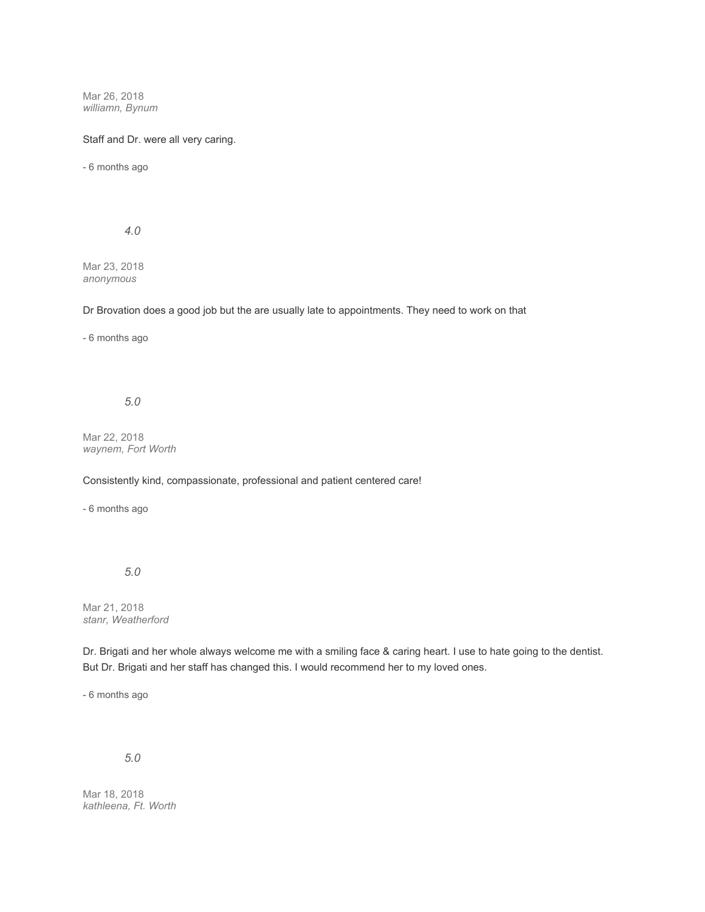Mar 26, 2018
*williamn, Bynum*

Staff and Dr. were all very caring.

- 6 months ago

*4.0*

Mar 23, 2018
*anonymous*

Dr Brovation does a good job but the are usually late to appointments. They need to work on that

- 6 months ago

*5.0*

Mar 22, 2018
*waynem, Fort Worth*

Consistently kind, compassionate, professional and patient centered care!

- 6 months ago

*5.0*

Mar 21, 2018
*stanr, Weatherford*

Dr. Brigati and her whole always welcome me with a smiling face & caring heart. I use to hate going to the dentist. But Dr. Brigati and her staff has changed this. I would recommend her to my loved ones.

- 6 months ago

*5.0*

Mar 18, 2018
*kathleena, Ft. Worth*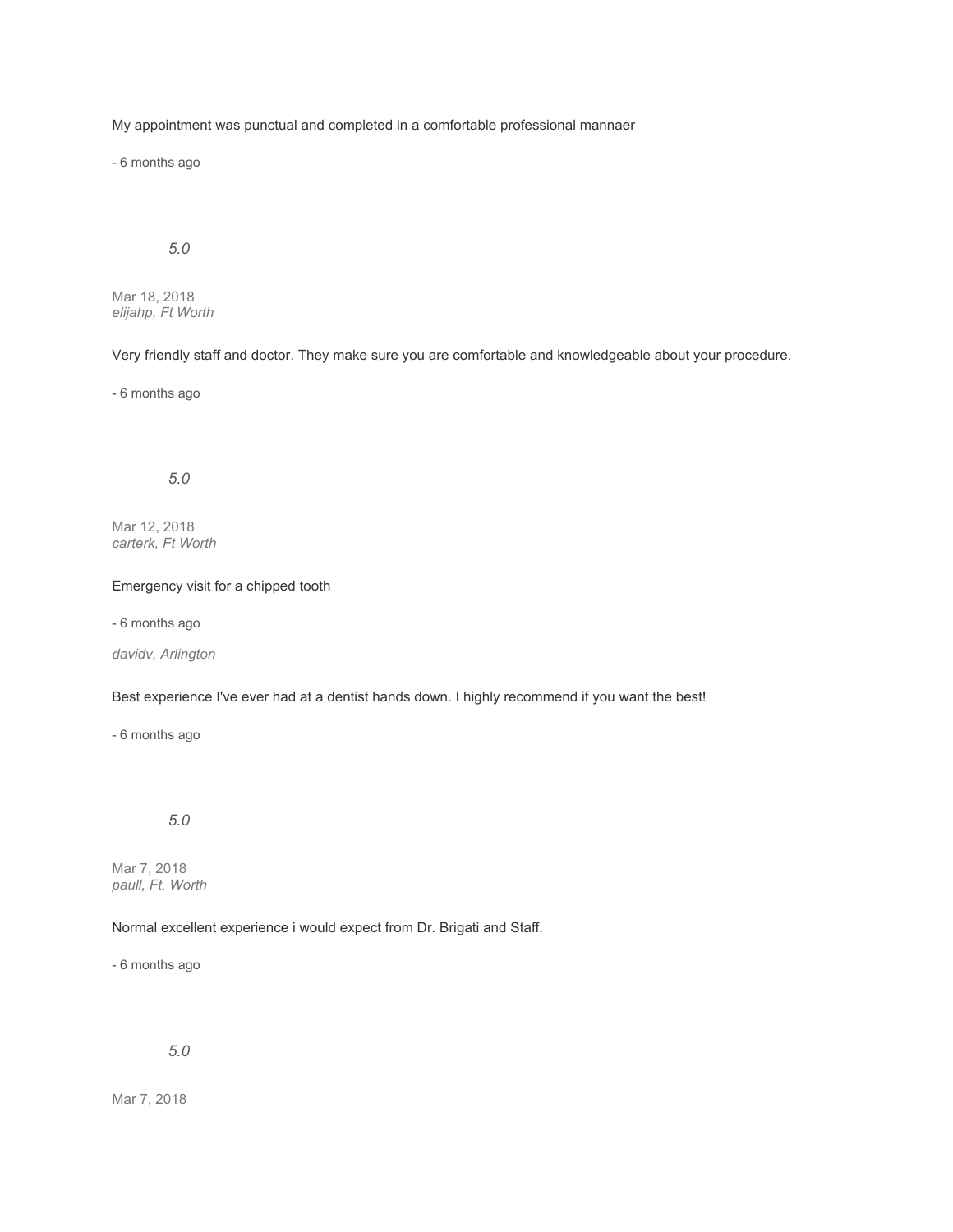My appointment was punctual and completed in a comfortable professional mannaer

- 6 months ago

*5.0*

Mar 18, 2018
*elijahp, Ft Worth*

Very friendly staff and doctor. They make sure you are comfortable and knowledgeable about your procedure.

- 6 months ago

*5.0*

Mar 12, 2018
*carterk, Ft Worth*

Emergency visit for a chipped tooth

- 6 months ago

*davidv, Arlington*

Best experience I've ever had at a dentist hands down. I highly recommend if you want the best!

- 6 months ago

*5.0*

Mar 7, 2018
*paull, Ft. Worth*

Normal excellent experience i would expect from Dr. Brigati and Staff.

- 6 months ago

*5.0*

Mar 7, 2018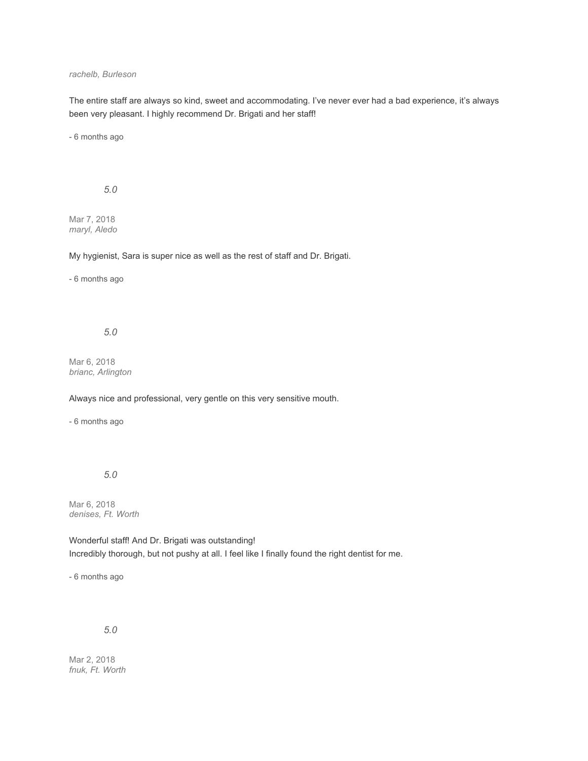*rachelb, Burleson*

The entire staff are always so kind, sweet and accommodating. I've never ever had a bad experience, it's always been very pleasant. I highly recommend Dr. Brigati and her staff!

- 6 months ago

*5.0*

Mar 7, 2018
*maryl, Aledo*

My hygienist, Sara is super nice as well as the rest of staff and Dr. Brigati.

- 6 months ago

*5.0*

Mar 6, 2018
*brianc, Arlington*

Always nice and professional, very gentle on this very sensitive mouth.

- 6 months ago

*5.0*

Mar 6, 2018
*denises, Ft. Worth*

Wonderful staff! And Dr. Brigati was outstanding!
Incredibly thorough, but not pushy at all. I feel like I finally found the right dentist for me.

- 6 months ago

*5.0*

Mar 2, 2018
*fnuk, Ft. Worth*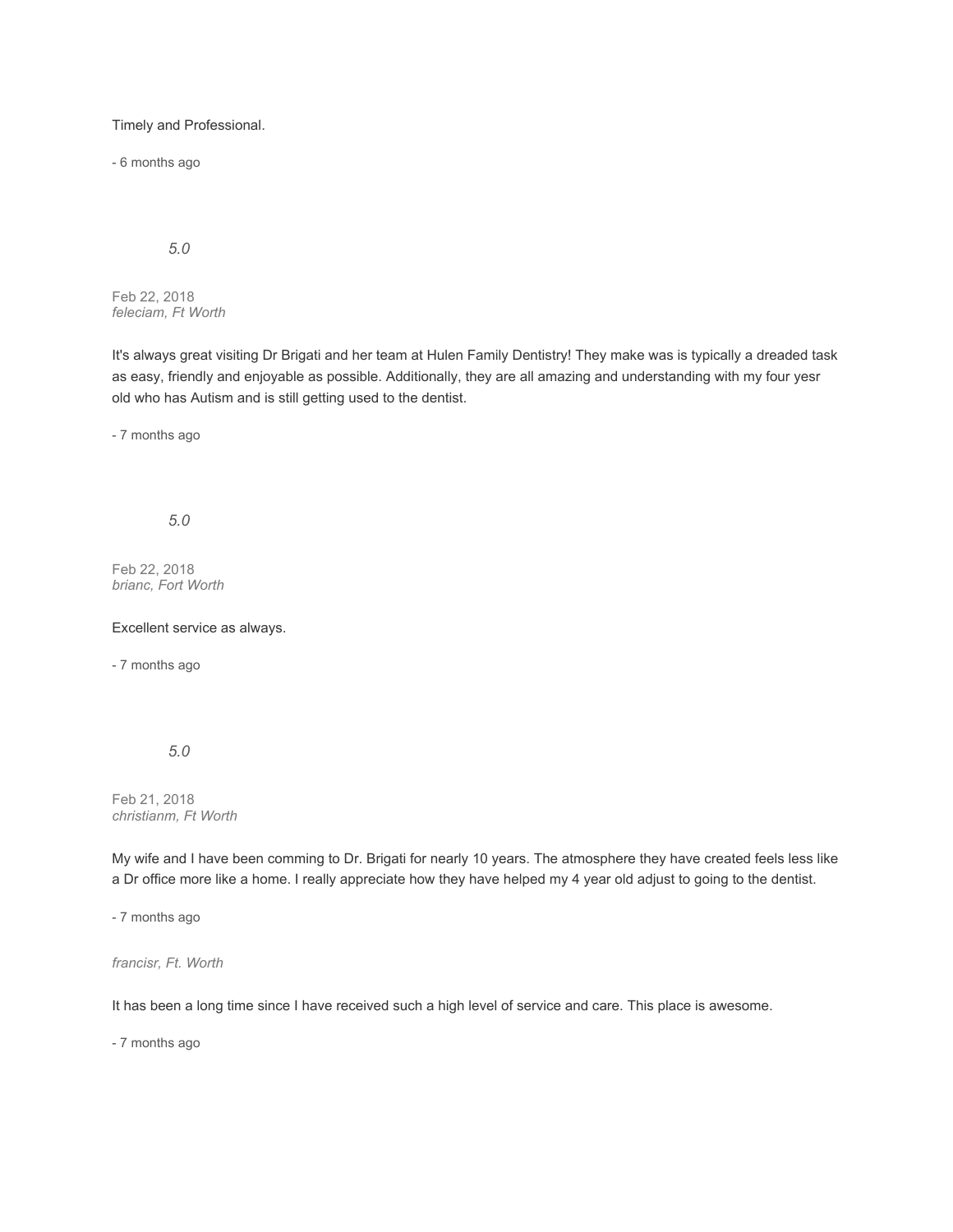Timely and Professional.

- 6 months ago

*5.0*

Feb 22, 2018
*feleciam, Ft Worth*

It's always great visiting Dr Brigati and her team at Hulen Family Dentistry! They make was is typically a dreaded task as easy, friendly and enjoyable as possible. Additionally, they are all amazing and understanding with my four yesr old who has Autism and is still getting used to the dentist.

- 7 months ago

*5.0*

Feb 22, 2018
*brianc, Fort Worth*

Excellent service as always.

- 7 months ago

*5.0*

Feb 21, 2018
*christianm, Ft Worth*

My wife and I have been comming to Dr. Brigati for nearly 10 years. The atmosphere they have created feels less like a Dr office more like a home. I really appreciate how they have helped my 4 year old adjust to going to the dentist.

- 7 months ago

*francisr, Ft. Worth*

It has been a long time since I have received such a high level of service and care. This place is awesome.

- 7 months ago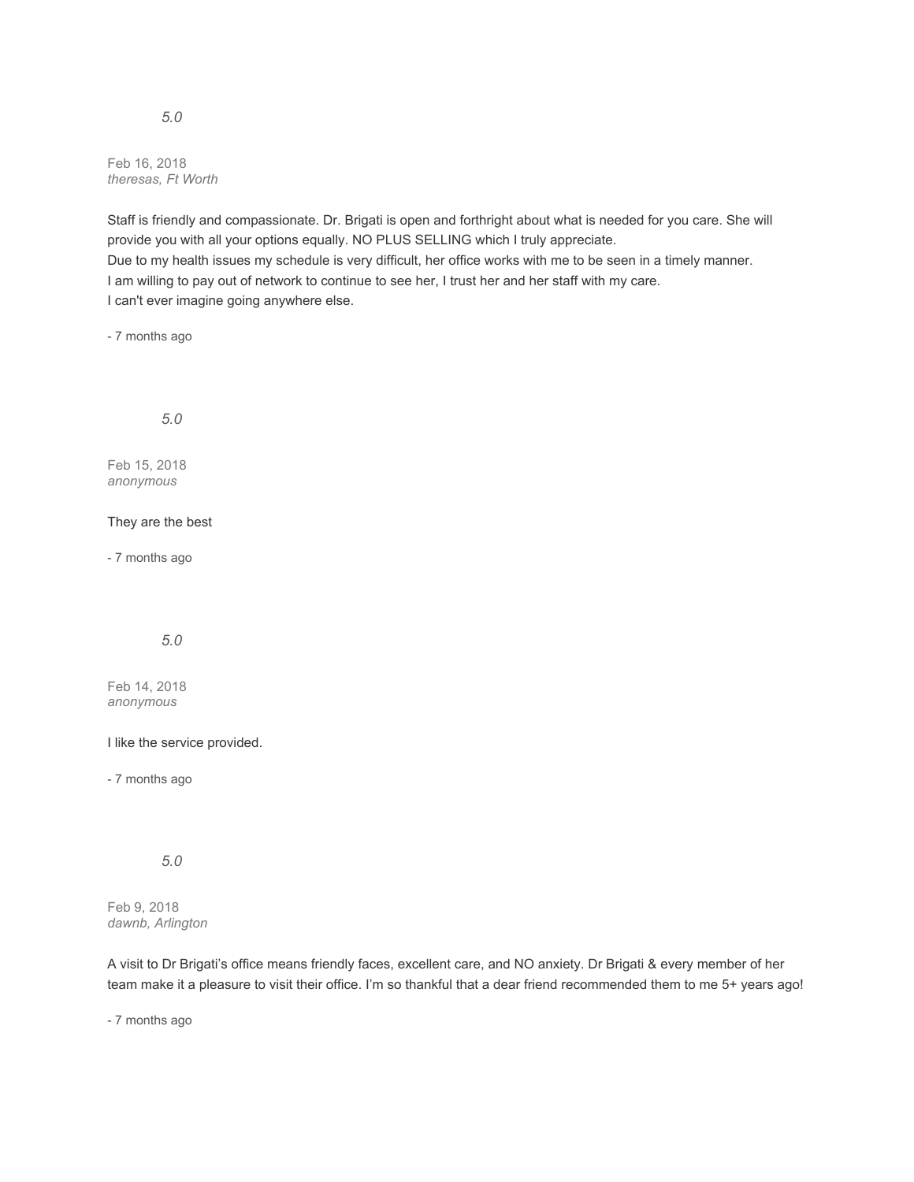*5.0*

Feb 16, 2018
*theresas, Ft Worth*

Staff is friendly and compassionate. Dr. Brigati is open and forthright about what is needed for you care. She will provide you with all your options equally. NO PLUS SELLING which I truly appreciate.
Due to my health issues my schedule is very difficult, her office works with me to be seen in a timely manner.
I am willing to pay out of network to continue to see her, I trust her and her staff with my care.
I can't ever imagine going anywhere else.

- 7 months ago

*5.0*

Feb 15, 2018
*anonymous*

They are the best

- 7 months ago

*5.0*

Feb 14, 2018
*anonymous*

I like the service provided.

- 7 months ago

*5.0*

Feb 9, 2018
*dawnb, Arlington*

A visit to Dr Brigati's office means friendly faces, excellent care, and NO anxiety. Dr Brigati & every member of her team make it a pleasure to visit their office. I'm so thankful that a dear friend recommended them to me 5+ years ago!

- 7 months ago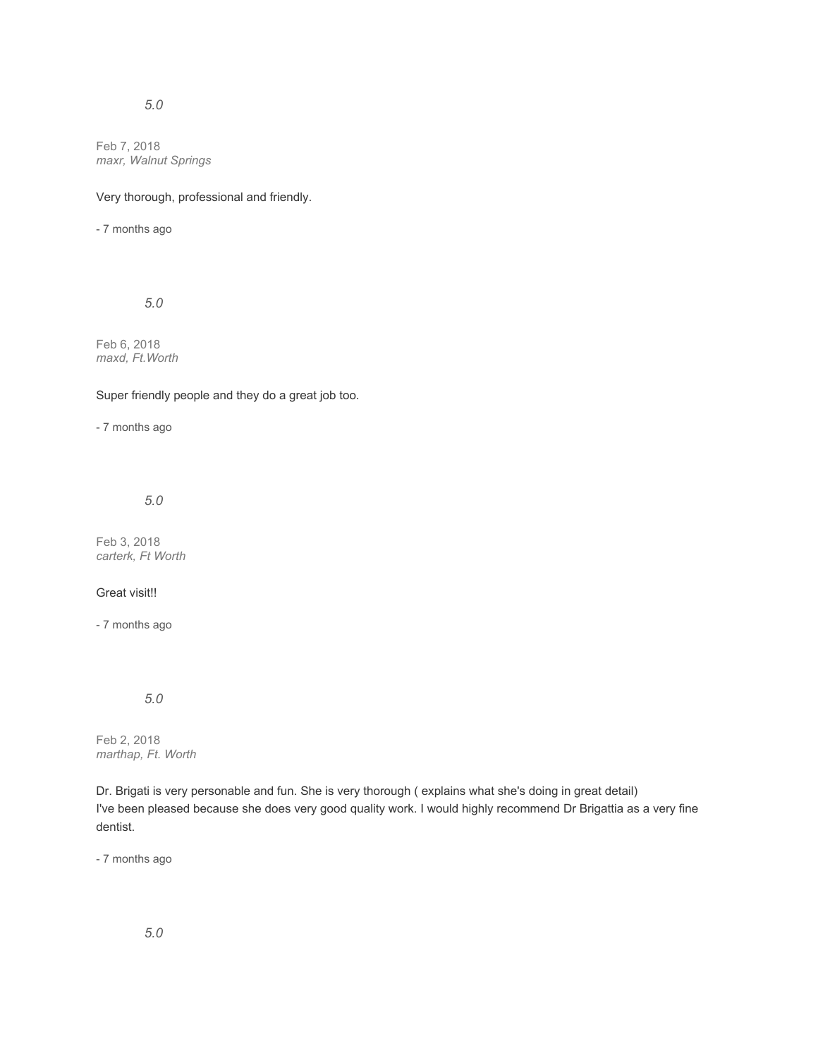*5.0*

Feb 7, 2018
*maxr, Walnut Springs*

Very thorough, professional and friendly.

- 7 months ago

*5.0*

Feb 6, 2018
*maxd, Ft.Worth*

Super friendly people and they do a great job too.

- 7 months ago

*5.0*

Feb 3, 2018
*carterk, Ft Worth*

Great visit!!

- 7 months ago

*5.0*

Feb 2, 2018
*marthap, Ft. Worth*

Dr. Brigati is very personable and fun. She is very thorough ( explains what she's doing in great detail)
I've been pleased because she does very good quality work. I would highly recommend Dr Brigattia as a very fine dentist.

- 7 months ago

*5.0*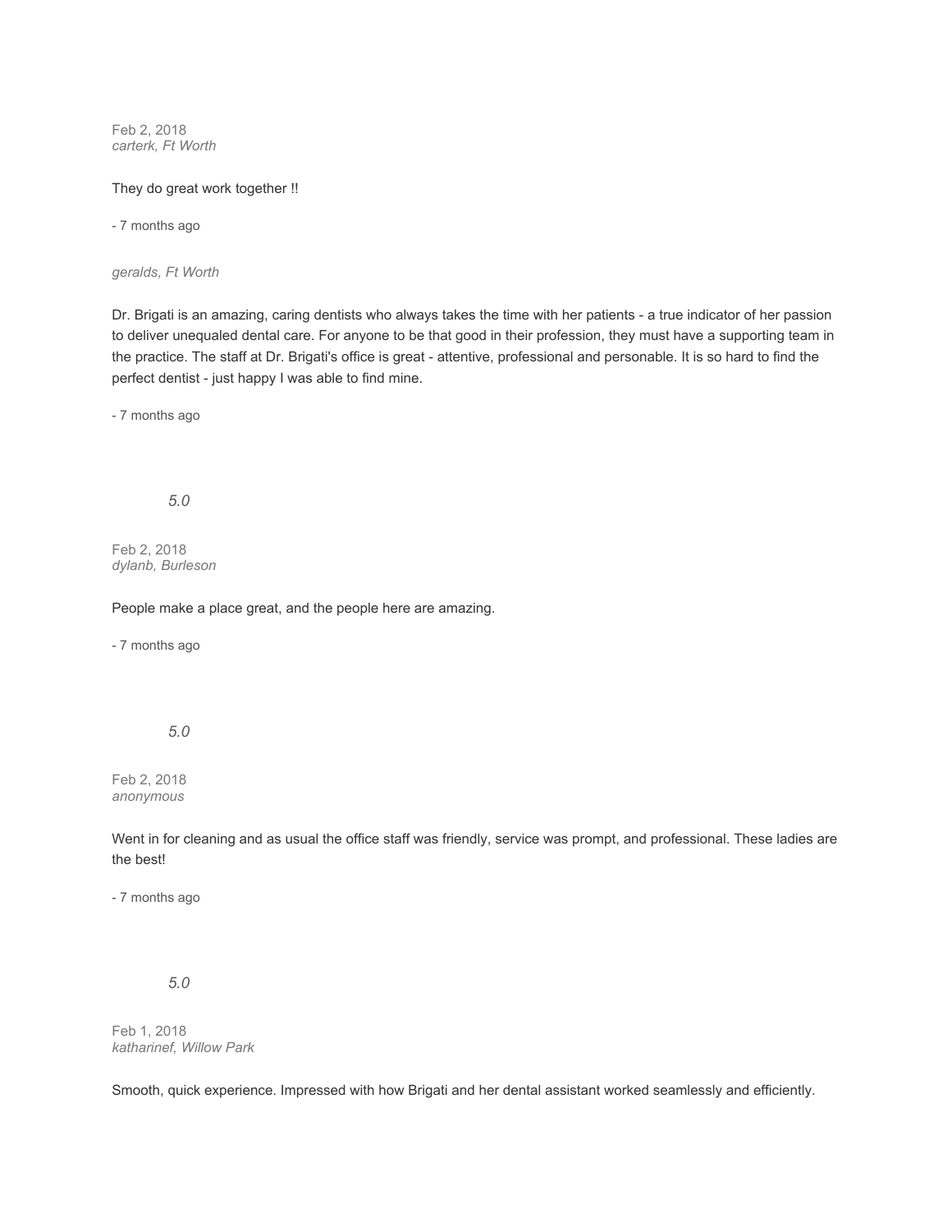Feb 2, 2018
*carterk, Ft Worth*

They do great work together !!

- 7 months ago

*geralds, Ft Worth*

Dr. Brigati is an amazing, caring dentists who always takes the time with her patients - a true indicator of her passion to deliver unequaled dental care. For anyone to be that good in their profession, they must have a supporting team in the practice. The staff at Dr. Brigati's office is great - attentive, professional and personable. It is so hard to find the perfect dentist - just happy I was able to find mine.

- 7 months ago

*5.0*

Feb 2, 2018
*dylanb, Burleson*

People make a place great, and the people here are amazing.

- 7 months ago

*5.0*

Feb 2, 2018
*anonymous*

Went in for cleaning and as usual the office staff was friendly, service was prompt, and professional. These ladies are the best!

- 7 months ago

*5.0*

Feb 1, 2018
*katharinef, Willow Park*

Smooth, quick experience. Impressed with how Brigati and her dental assistant worked seamlessly and efficiently.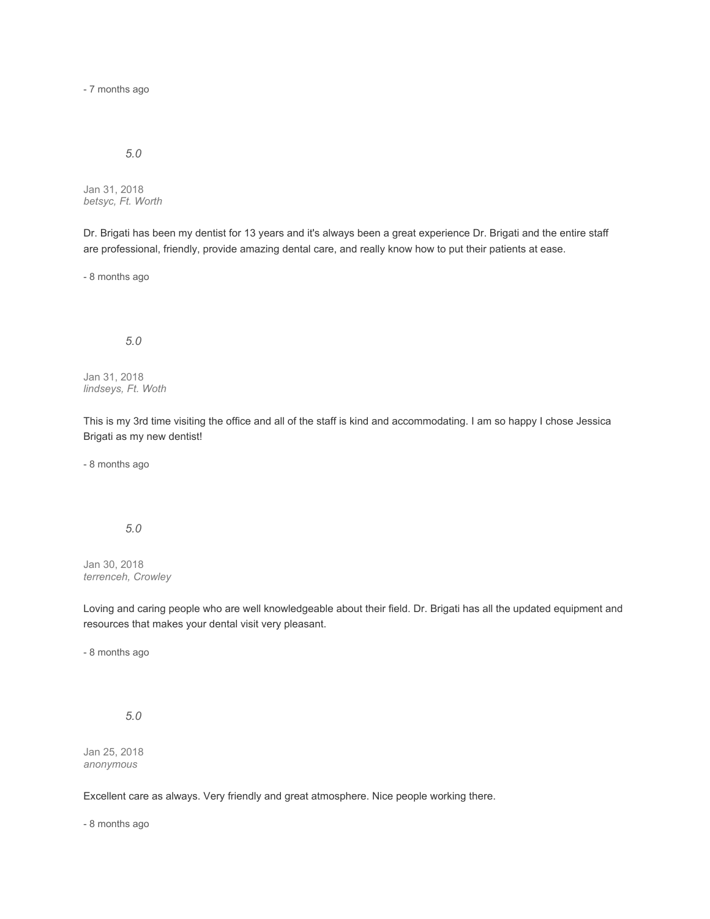- 7 months ago

*5.0*

Jan 31, 2018
*betsyc, Ft. Worth*

Dr. Brigati has been my dentist for 13 years and it's always been a great experience Dr. Brigati and the entire staff are professional, friendly, provide amazing dental care, and really know how to put their patients at ease.

- 8 months ago

*5.0*

Jan 31, 2018
*lindseys, Ft. Woth*

This is my 3rd time visiting the office and all of the staff is kind and accommodating. I am so happy I chose Jessica Brigati as my new dentist!

- 8 months ago

*5.0*

Jan 30, 2018
*terrenceh, Crowley*

Loving and caring people who are well knowledgeable about their field. Dr. Brigati has all the updated equipment and resources that makes your dental visit very pleasant.

- 8 months ago

*5.0*

Jan 25, 2018
*anonymous*

Excellent care as always. Very friendly and great atmosphere. Nice people working there.

- 8 months ago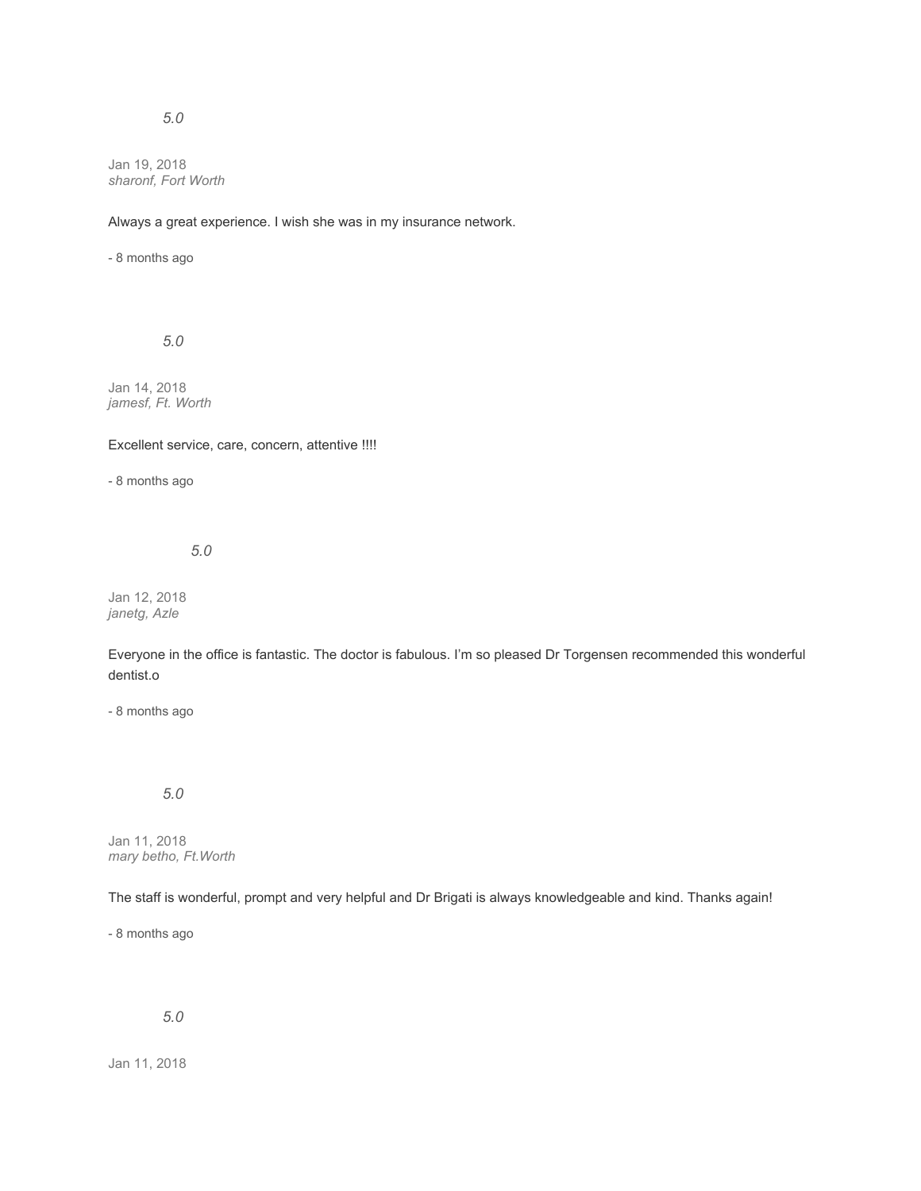*5.0*

Jan 19, 2018
*sharonf, Fort Worth*

Always a great experience. I wish she was in my insurance network.

- 8 months ago

*5.0*

Jan 14, 2018
*jamesf, Ft. Worth*

Excellent service, care, concern, attentive !!!!

- 8 months ago

*5.0*

Jan 12, 2018
*janetg, Azle*

Everyone in the office is fantastic. The doctor is fabulous. I'm so pleased Dr Torgensen recommended this wonderful dentist.o

- 8 months ago

*5.0*

Jan 11, 2018
*mary betho, Ft.Worth*

The staff is wonderful, prompt and very helpful and Dr Brigati is always knowledgeable and kind. Thanks again!

- 8 months ago

*5.0*

Jan 11, 2018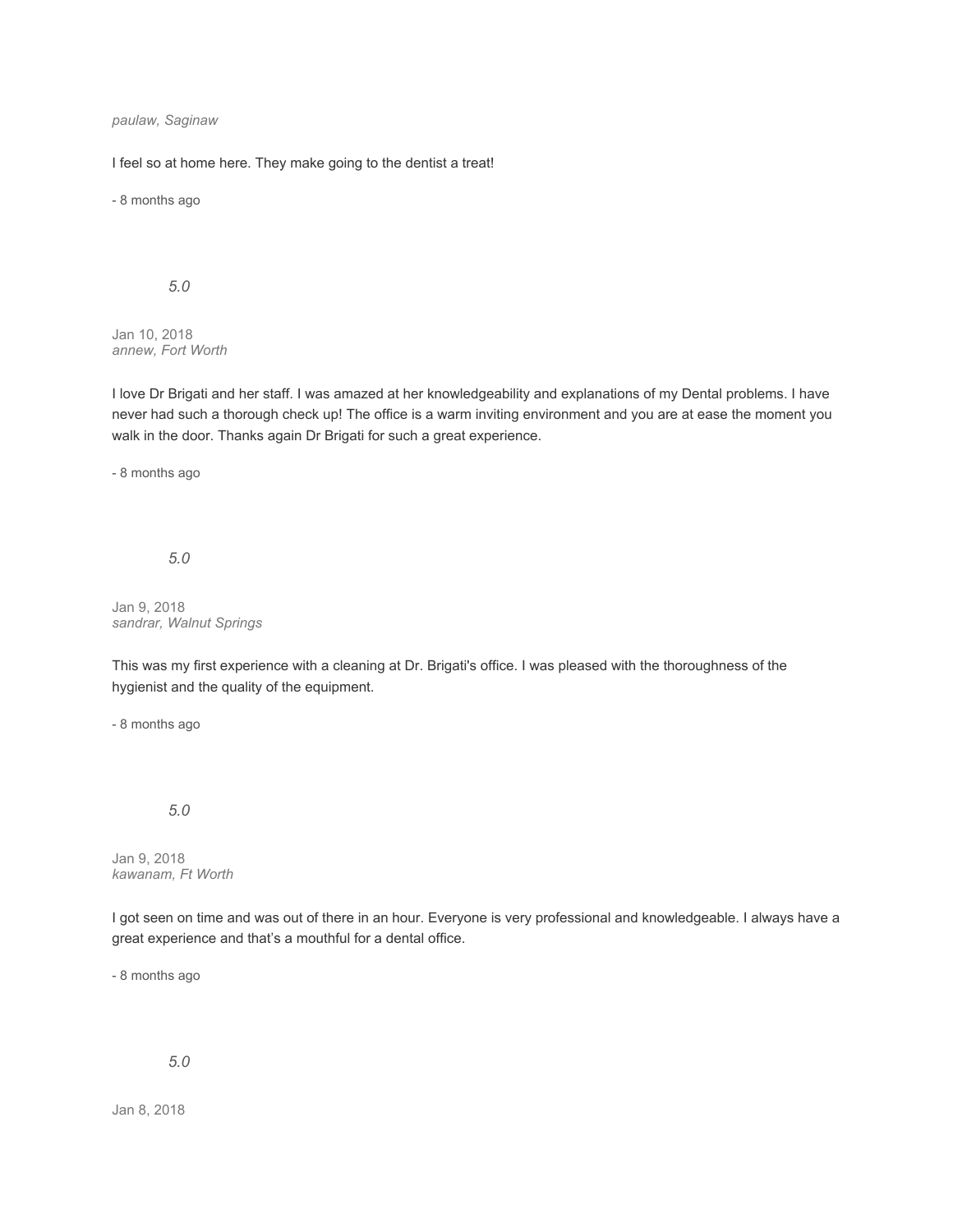*paulaw, Saginaw*

I feel so at home here. They make going to the dentist a treat!

- 8 months ago

*5.0*

Jan 10, 2018
*annew, Fort Worth*

I love Dr Brigati and her staff. I was amazed at her knowledgeability and explanations of my Dental problems. I have never had such a thorough check up! The office is a warm inviting environment and you are at ease the moment you walk in the door. Thanks again Dr Brigati for such a great experience.

- 8 months ago

*5.0*

Jan 9, 2018
*sandrar, Walnut Springs*

This was my first experience with a cleaning at Dr. Brigati's office. I was pleased with the thoroughness of the hygienist and the quality of the equipment.

- 8 months ago

*5.0*

Jan 9, 2018
*kawanam, Ft Worth*

I got seen on time and was out of there in an hour. Everyone is very professional and knowledgeable. I always have a great experience and that's a mouthful for a dental office.

- 8 months ago

*5.0*

Jan 8, 2018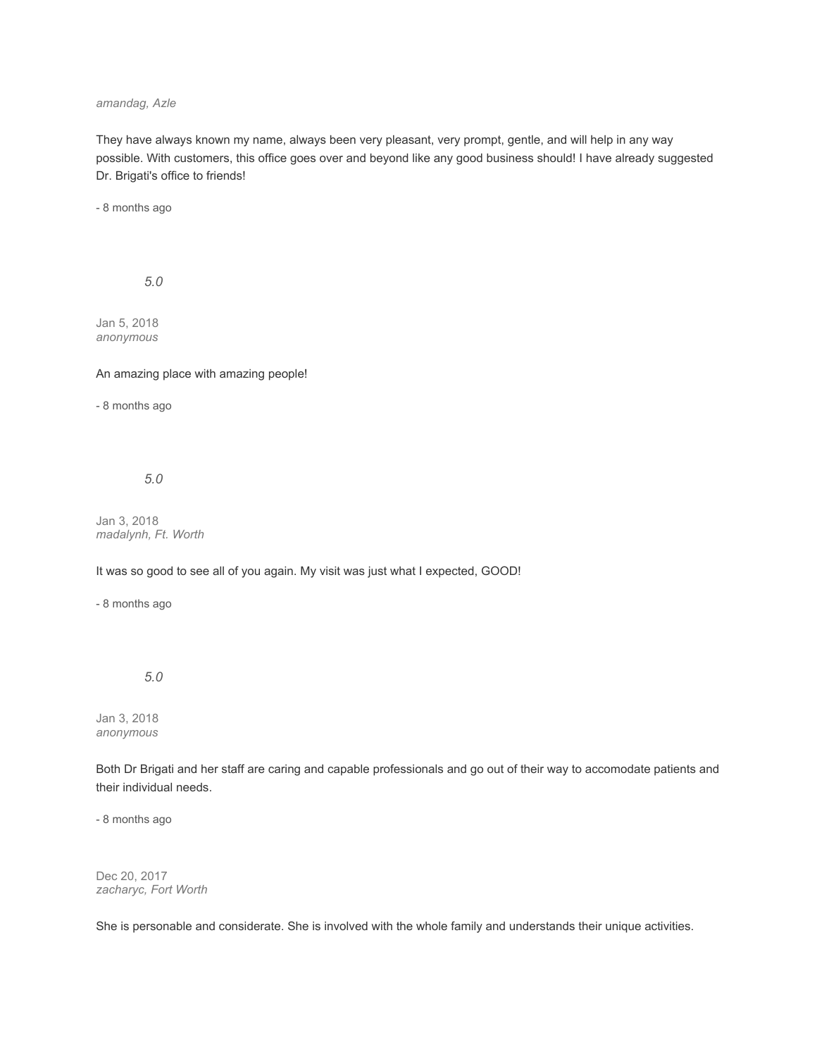*amandag, Azle*

They have always known my name, always been very pleasant, very prompt, gentle, and will help in any way possible. With customers, this office goes over and beyond like any good business should! I have already suggested Dr. Brigati's office to friends!

- 8 months ago

*5.0*

Jan 5, 2018
*anonymous*

An amazing place with amazing people!

- 8 months ago

*5.0*

Jan 3, 2018
*madalynh, Ft. Worth*

It was so good to see all of you again. My visit was just what I expected, GOOD!

- 8 months ago

*5.0*

Jan 3, 2018
*anonymous*

Both Dr Brigati and her staff are caring and capable professionals and go out of their way to accomodate patients and their individual needs.

- 8 months ago

Dec 20, 2017
*zacharyc, Fort Worth*

She is personable and considerate. She is involved with the whole family and understands their unique activities.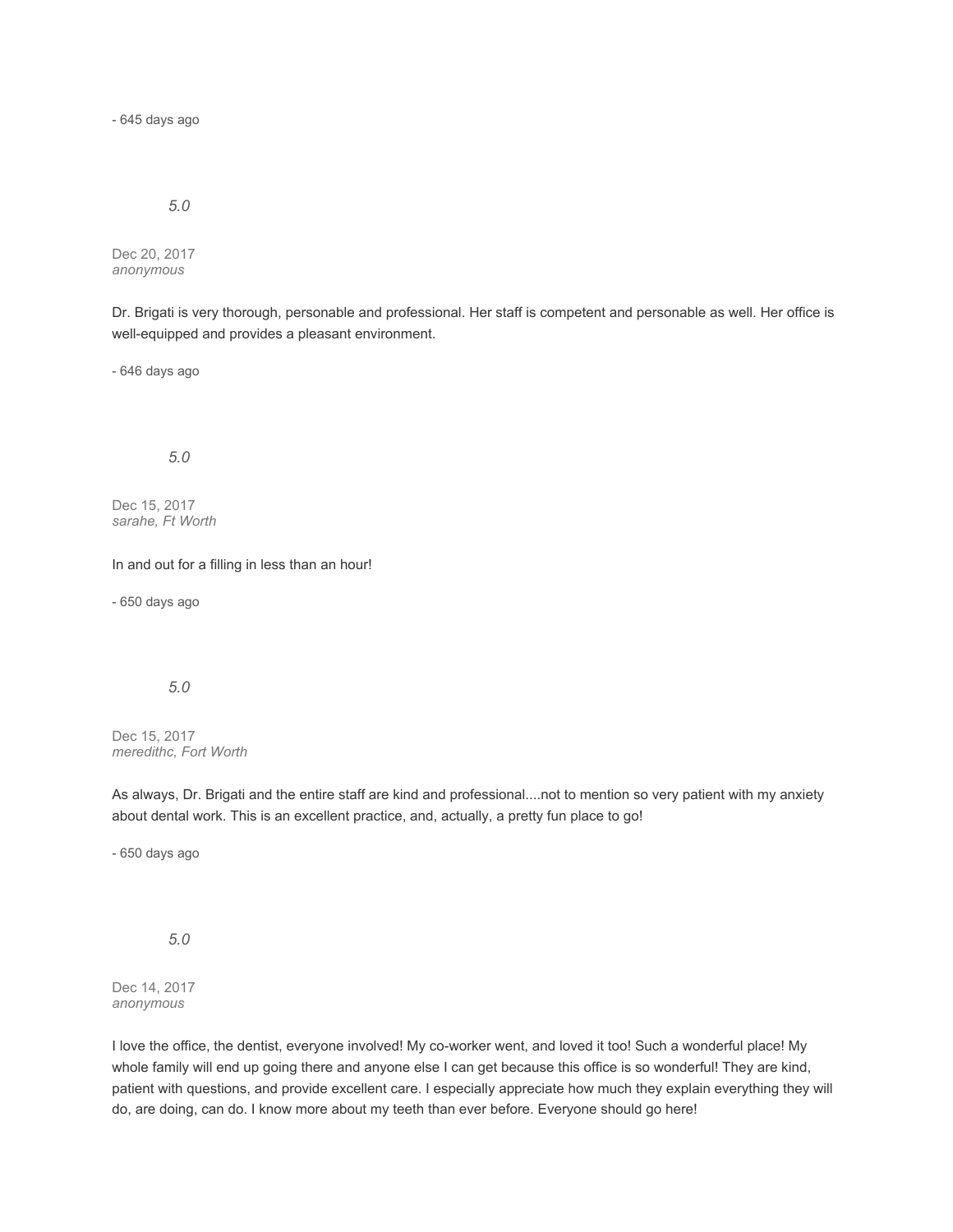- 645 days ago

*5.0*

Dec 20, 2017
*anonymous*

Dr. Brigati is very thorough, personable and professional. Her staff is competent and personable as well. Her office is well-equipped and provides a pleasant environment.

- 646 days ago

*5.0*

Dec 15, 2017
*sarahe, Ft Worth*

In and out for a filling in less than an hour!

- 650 days ago

*5.0*

Dec 15, 2017
*meredithc, Fort Worth*

As always, Dr. Brigati and the entire staff are kind and professional....not to mention so very patient with my anxiety about dental work. This is an excellent practice, and, actually, a pretty fun place to go!

- 650 days ago

*5.0*

Dec 14, 2017
*anonymous*

I love the office, the dentist, everyone involved! My co-worker went, and loved it too! Such a wonderful place! My whole family will end up going there and anyone else I can get because this office is so wonderful! They are kind, patient with questions, and provide excellent care. I especially appreciate how much they explain everything they will do, are doing, can do. I know more about my teeth than ever before. Everyone should go here!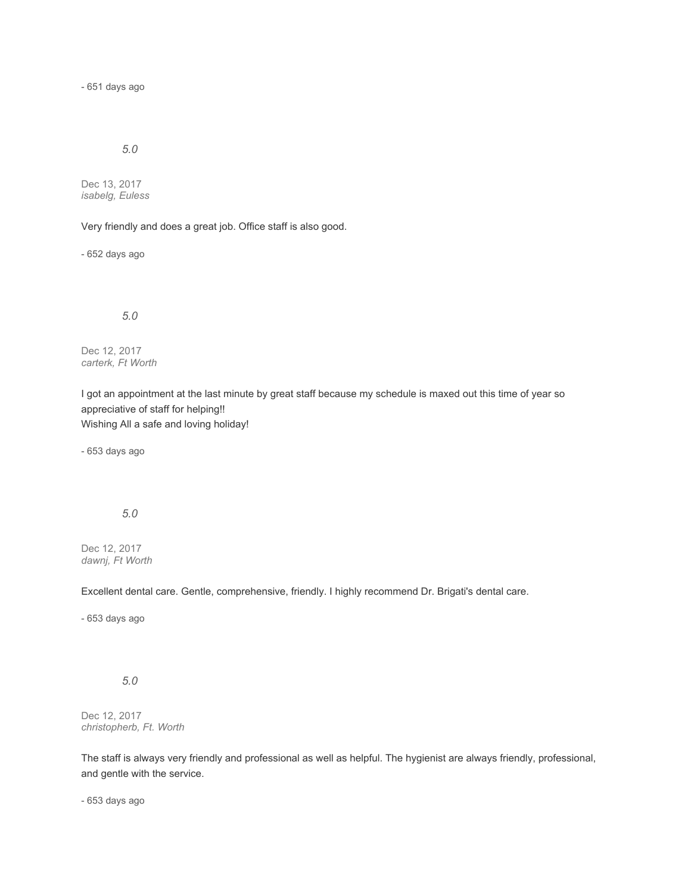- 651 days ago

*5.0*

Dec 13, 2017
*isabelg, Euless*

Very friendly and does a great job. Office staff is also good.

- 652 days ago

*5.0*

Dec 12, 2017
*carterk, Ft Worth*

I got an appointment at the last minute by great staff because my schedule is maxed out this time of year so appreciative of staff for helping!!
Wishing All a safe and loving holiday!

- 653 days ago

*5.0*

Dec 12, 2017
*dawnj, Ft Worth*

Excellent dental care. Gentle, comprehensive, friendly. I highly recommend Dr. Brigati's dental care.

- 653 days ago

*5.0*

Dec 12, 2017
*christopherb, Ft. Worth*

The staff is always very friendly and professional as well as helpful. The hygienist are always friendly, professional, and gentle with the service.

- 653 days ago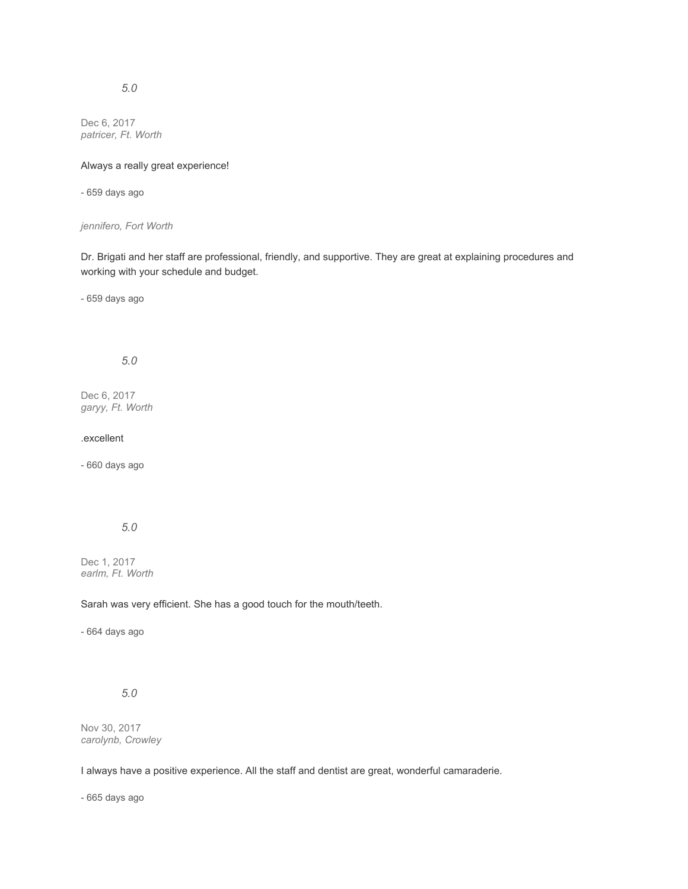*5.0*

Dec 6, 2017
*patricer, Ft. Worth*

Always a really great experience!

- 659 days ago

*jennifero, Fort Worth*

Dr. Brigati and her staff are professional, friendly, and supportive. They are great at explaining procedures and working with your schedule and budget.

- 659 days ago

*5.0*

Dec 6, 2017
*garyy, Ft. Worth*

.excellent

- 660 days ago

*5.0*

Dec 1, 2017
*earlm, Ft. Worth*

Sarah was very efficient. She has a good touch for the mouth/teeth.

- 664 days ago

*5.0*

Nov 30, 2017
*carolynb, Crowley*

I always have a positive experience. All the staff and dentist are great, wonderful camaraderie.

- 665 days ago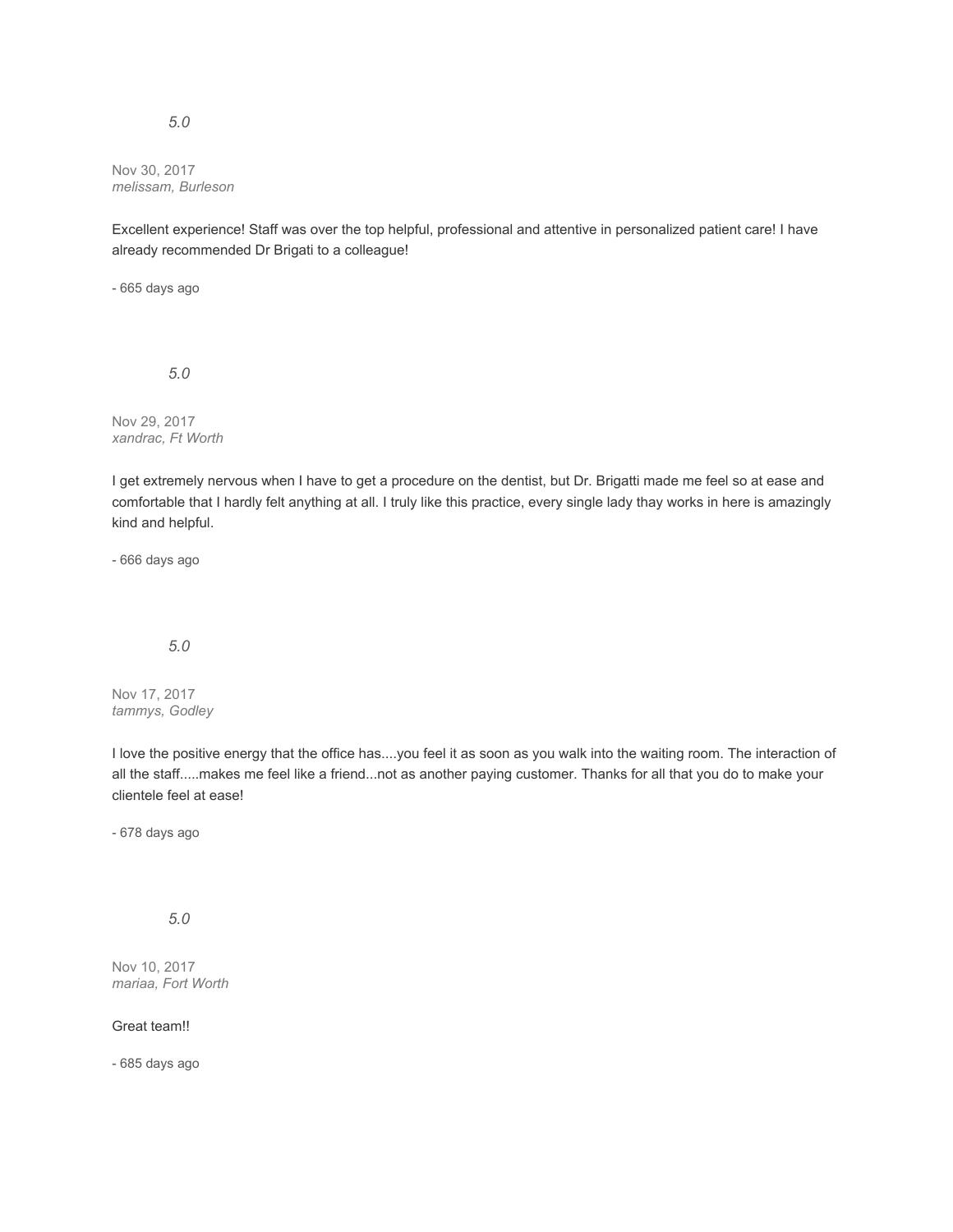*5.0*

Nov 30, 2017
*melissam, Burleson*

Excellent experience! Staff was over the top helpful, professional and attentive in personalized patient care! I have already recommended Dr Brigati to a colleague!

- 665 days ago

*5.0*

Nov 29, 2017
*xandrac, Ft Worth*

I get extremely nervous when I have to get a procedure on the dentist, but Dr. Brigatti made me feel so at ease and comfortable that I hardly felt anything at all. I truly like this practice, every single lady thay works in here is amazingly kind and helpful.

- 666 days ago

*5.0*

Nov 17, 2017
*tammys, Godley*

I love the positive energy that the office has....you feel it as soon as you walk into the waiting room. The interaction of all the staff.....makes me feel like a friend...not as another paying customer. Thanks for all that you do to make your clientele feel at ease!

- 678 days ago

*5.0*

Nov 10, 2017
*mariaa, Fort Worth*

Great team!!

- 685 days ago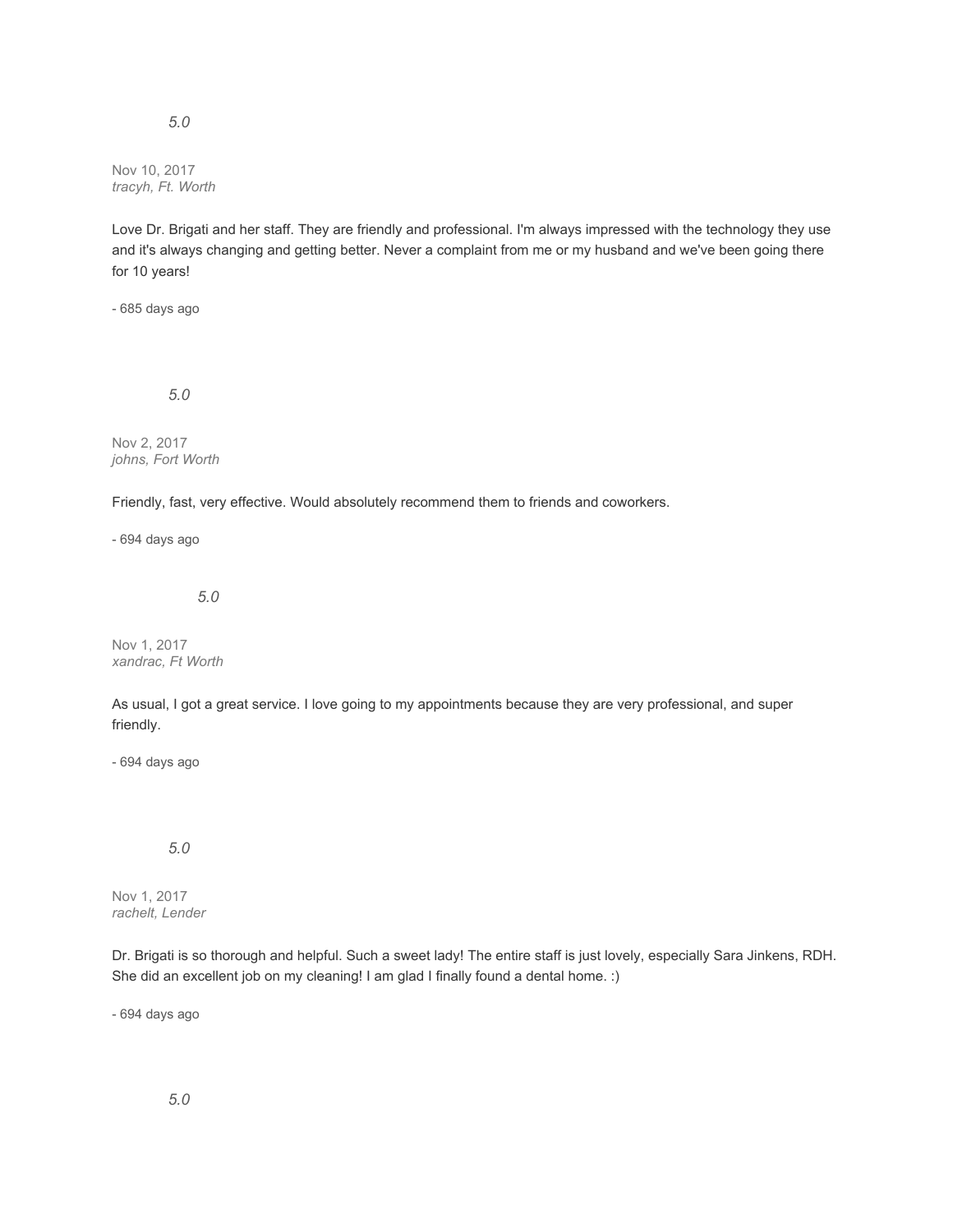*5.0*

Nov 10, 2017
*tracyh, Ft. Worth*

Love Dr. Brigati and her staff. They are friendly and professional. I'm always impressed with the technology they use and it's always changing and getting better. Never a complaint from me or my husband and we've been going there for 10 years!

- 685 days ago

*5.0*

Nov 2, 2017
*johns, Fort Worth*

Friendly, fast, very effective. Would absolutely recommend them to friends and coworkers.

- 694 days ago

*5.0*

Nov 1, 2017
*xandrac, Ft Worth*

As usual, I got a great service. I love going to my appointments because they are very professional, and super friendly.

- 694 days ago

*5.0*

Nov 1, 2017
*rachelt, Lender*

Dr. Brigati is so thorough and helpful. Such a sweet lady! The entire staff is just lovely, especially Sara Jinkens, RDH. She did an excellent job on my cleaning! I am glad I finally found a dental home. :)

- 694 days ago

*5.0*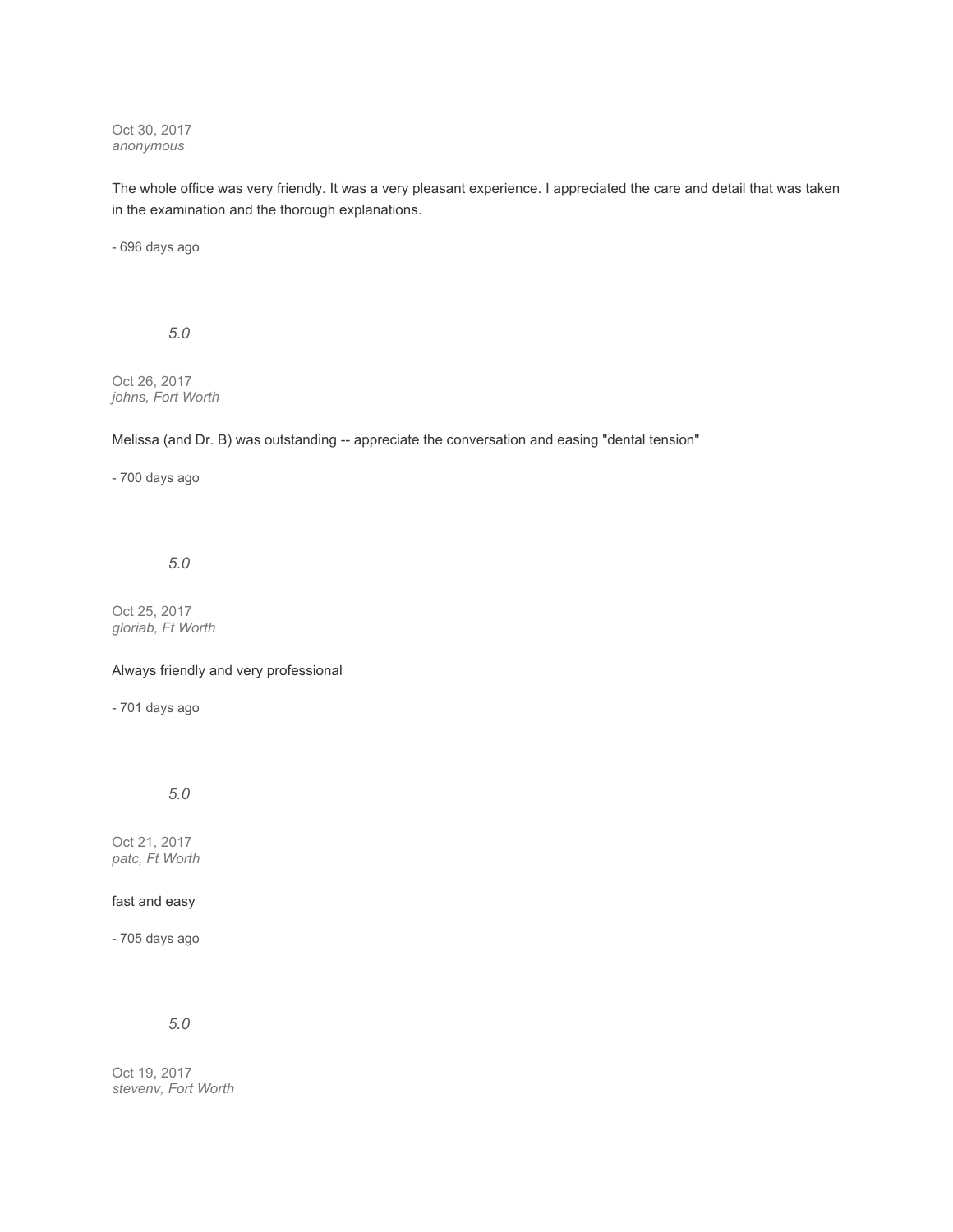Oct 30, 2017
*anonymous*

The whole office was very friendly. It was a very pleasant experience. I appreciated the care and detail that was taken in the examination and the thorough explanations.

- 696 days ago

*5.0*

Oct 26, 2017
*johns, Fort Worth*

Melissa (and Dr. B) was outstanding -- appreciate the conversation and easing "dental tension"

- 700 days ago

*5.0*

Oct 25, 2017
*gloriab, Ft Worth*

Always friendly and very professional

- 701 days ago

*5.0*

Oct 21, 2017
*patc, Ft Worth*

fast and easy

- 705 days ago

*5.0*

Oct 19, 2017
*stevenv, Fort Worth*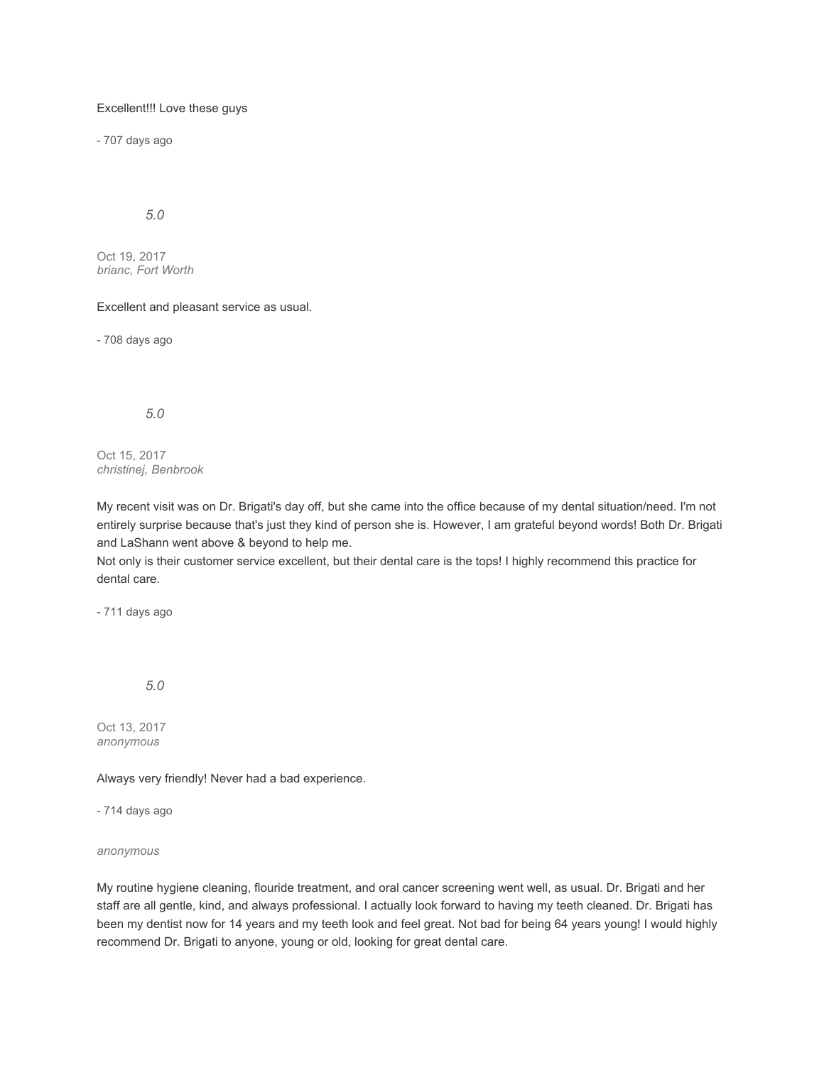Excellent!!! Love these guys

- 707 days ago

*5.0*

Oct 19, 2017
*brianc, Fort Worth*

Excellent and pleasant service as usual.

- 708 days ago

*5.0*

Oct 15, 2017
*christinej, Benbrook*

My recent visit was on Dr. Brigati's day off, but she came into the office because of my dental situation/need. I'm not entirely surprise because that's just they kind of person she is. However, I am grateful beyond words! Both Dr. Brigati and LaShann went above & beyond to help me.
Not only is their customer service excellent, but their dental care is the tops! I highly recommend this practice for dental care.

- 711 days ago

*5.0*

Oct 13, 2017
*anonymous*

Always very friendly! Never had a bad experience.

- 714 days ago

*anonymous*

My routine hygiene cleaning, flouride treatment, and oral cancer screening went well, as usual. Dr. Brigati and her staff are all gentle, kind, and always professional. I actually look forward to having my teeth cleaned. Dr. Brigati has been my dentist now for 14 years and my teeth look and feel great. Not bad for being 64 years young! I would highly recommend Dr. Brigati to anyone, young or old, looking for great dental care.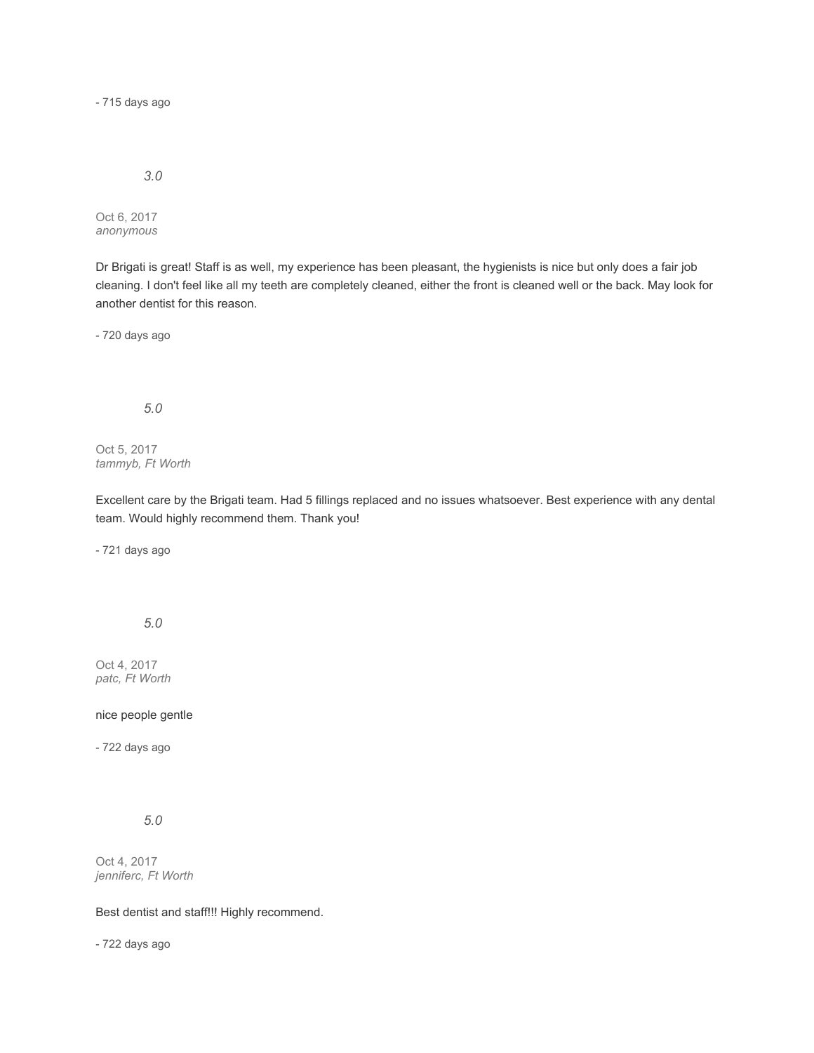- 715 days ago

*3.0*

Oct 6, 2017
*anonymous*

Dr Brigati is great! Staff is as well, my experience has been pleasant, the hygienists is nice but only does a fair job cleaning. I don't feel like all my teeth are completely cleaned, either the front is cleaned well or the back. May look for another dentist for this reason.

- 720 days ago

*5.0*

Oct 5, 2017
*tammyb, Ft Worth*

Excellent care by the Brigati team. Had 5 fillings replaced and no issues whatsoever. Best experience with any dental team. Would highly recommend them. Thank you!

- 721 days ago

*5.0*

Oct 4, 2017
*patc, Ft Worth*

nice people gentle

- 722 days ago

*5.0*

Oct 4, 2017
*jenniferc, Ft Worth*

Best dentist and staff!!! Highly recommend.

- 722 days ago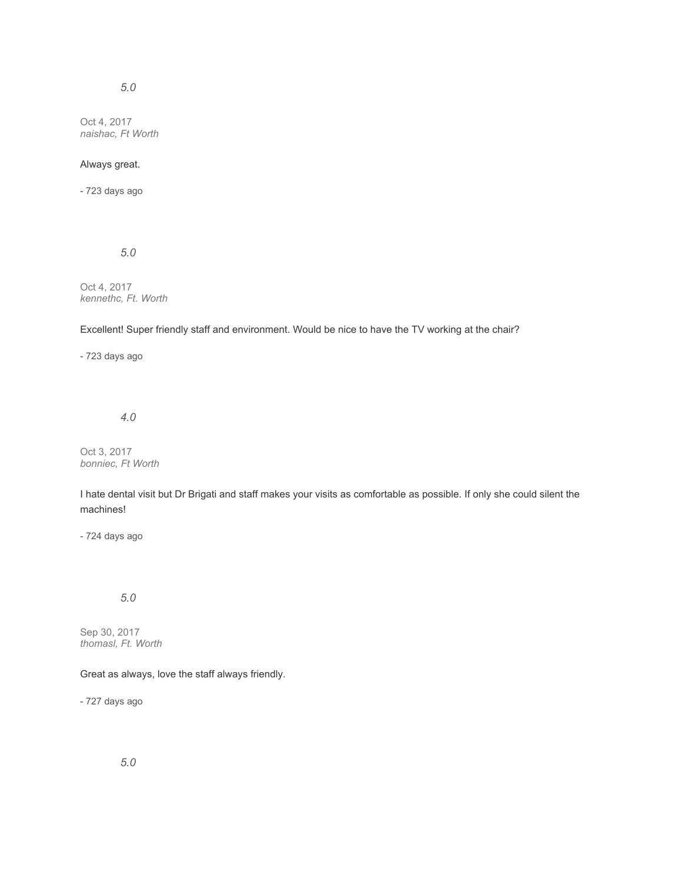*5.0*

Oct 4, 2017
*naishac, Ft Worth*

Always great.

- 723 days ago

*5.0*

Oct 4, 2017
*kennethc, Ft. Worth*

Excellent! Super friendly staff and environment. Would be nice to have the TV working at the chair?

- 723 days ago

*4.0*

Oct 3, 2017
*bonniec, Ft Worth*

I hate dental visit but Dr Brigati and staff makes your visits as comfortable as possible. If only she could silent the machines!

- 724 days ago

*5.0*

Sep 30, 2017
*thomasl, Ft. Worth*

Great as always, love the staff always friendly.

- 727 days ago

*5.0*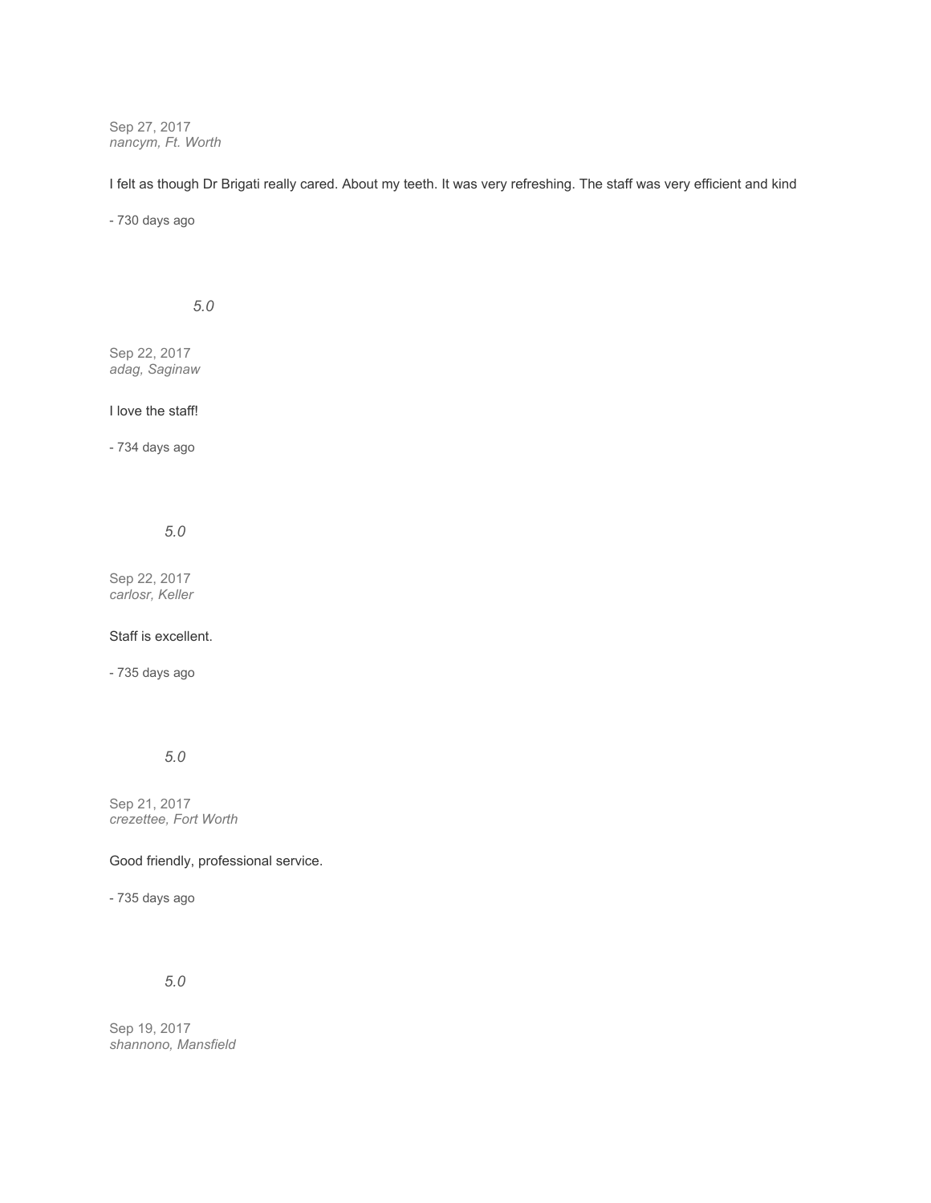Sep 27, 2017
*nancym, Ft. Worth*

I felt as though Dr Brigati really cared. About my teeth. It was very refreshing. The staff was very efficient and kind

- 730 days ago

*5.0*

Sep 22, 2017
*adag, Saginaw*

I love the staff!

- 734 days ago

*5.0*

Sep 22, 2017
*carlosr, Keller*

Staff is excellent.

- 735 days ago

*5.0*

Sep 21, 2017
*crezettee, Fort Worth*

Good friendly, professional service.

- 735 days ago

*5.0*

Sep 19, 2017
*shannono, Mansfield*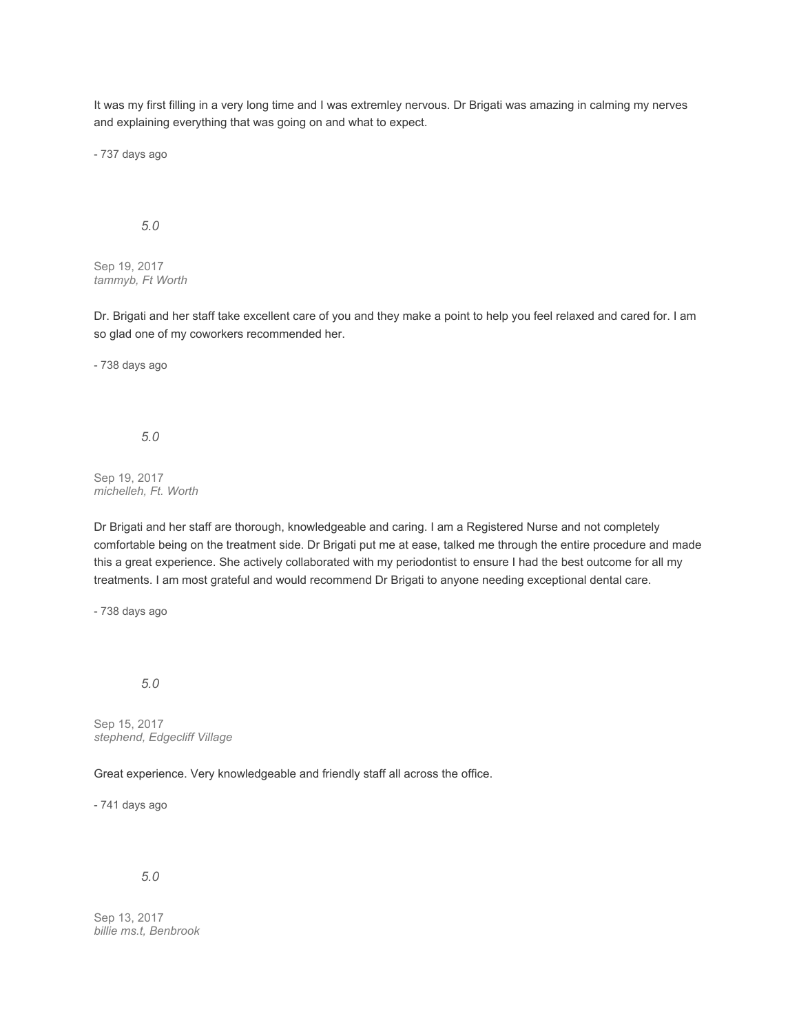It was my first filling in a very long time and I was extremley nervous. Dr Brigati was amazing in calming my nerves and explaining everything that was going on and what to expect.

- 737 days ago

*5.0*

Sep 19, 2017
*tammyb, Ft Worth*

Dr. Brigati and her staff take excellent care of you and they make a point to help you feel relaxed and cared for. I am so glad one of my coworkers recommended her.

- 738 days ago

*5.0*

Sep 19, 2017
*michelleh, Ft. Worth*

Dr Brigati and her staff are thorough, knowledgeable and caring. I am a Registered Nurse and not completely comfortable being on the treatment side. Dr Brigati put me at ease, talked me through the entire procedure and made this a great experience. She actively collaborated with my periodontist to ensure I had the best outcome for all my treatments. I am most grateful and would recommend Dr Brigati to anyone needing exceptional dental care.

- 738 days ago

*5.0*

Sep 15, 2017
*stephend, Edgecliff Village*

Great experience. Very knowledgeable and friendly staff all across the office.

- 741 days ago

*5.0*

Sep 13, 2017
*billie ms.t, Benbrook*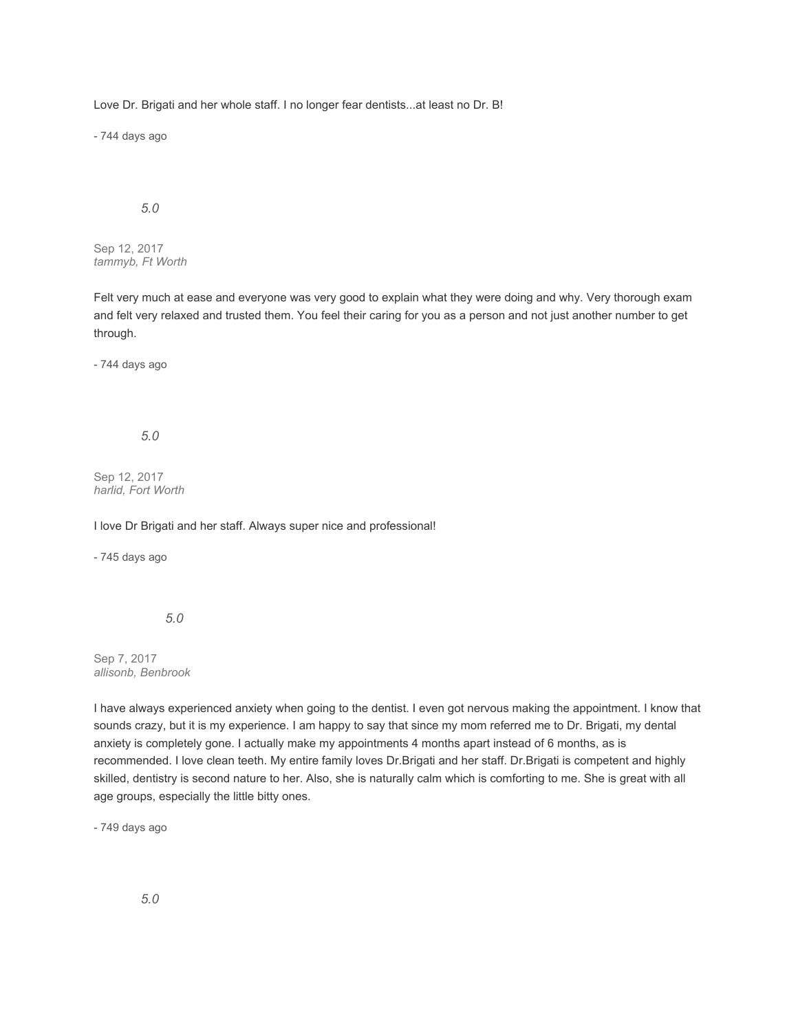Love Dr. Brigati and her whole staff. I no longer fear dentists...at least no Dr. B!

- 744 days ago

*5.0*

Sep 12, 2017
*tammyb, Ft Worth*

Felt very much at ease and everyone was very good to explain what they were doing and why. Very thorough exam and felt very relaxed and trusted them. You feel their caring for you as a person and not just another number to get through.

- 744 days ago

*5.0*

Sep 12, 2017
*harlid, Fort Worth*

I love Dr Brigati and her staff. Always super nice and professional!

- 745 days ago

*5.0*

Sep 7, 2017
*allisonb, Benbrook*

I have always experienced anxiety when going to the dentist. I even got nervous making the appointment. I know that sounds crazy, but it is my experience. I am happy to say that since my mom referred me to Dr. Brigati, my dental anxiety is completely gone. I actually make my appointments 4 months apart instead of 6 months, as is recommended. I love clean teeth. My entire family loves Dr.Brigati and her staff. Dr.Brigati is competent and highly skilled, dentistry is second nature to her. Also, she is naturally calm which is comforting to me. She is great with all age groups, especially the little bitty ones.

- 749 days ago

*5.0*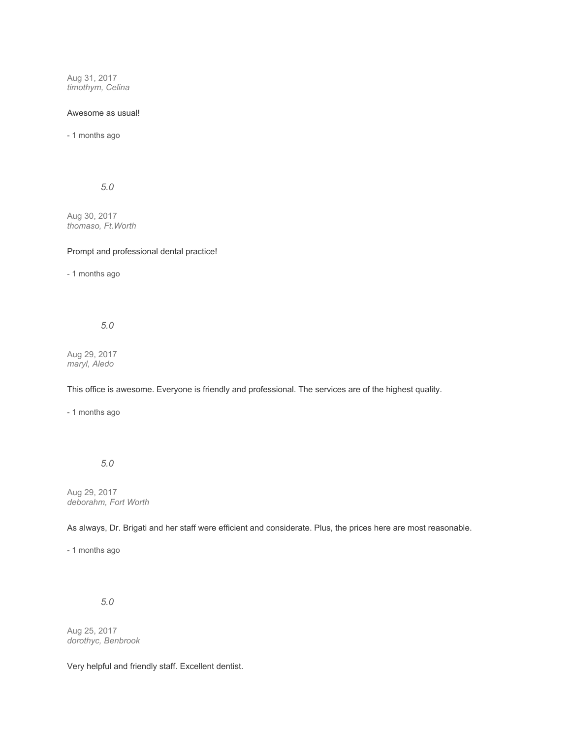Aug 31, 2017
*timothym, Celina*

Awesome as usual!

- 1 months ago

*5.0*

Aug 30, 2017
*thomaso, Ft.Worth*

Prompt and professional dental practice!

- 1 months ago

*5.0*

Aug 29, 2017
*maryl, Aledo*

This office is awesome. Everyone is friendly and professional. The services are of the highest quality.

- 1 months ago

*5.0*

Aug 29, 2017
*deborahm, Fort Worth*

As always, Dr. Brigati and her staff were efficient and considerate. Plus, the prices here are most reasonable.

- 1 months ago

*5.0*

Aug 25, 2017
*dorothyc, Benbrook*

Very helpful and friendly staff. Excellent dentist.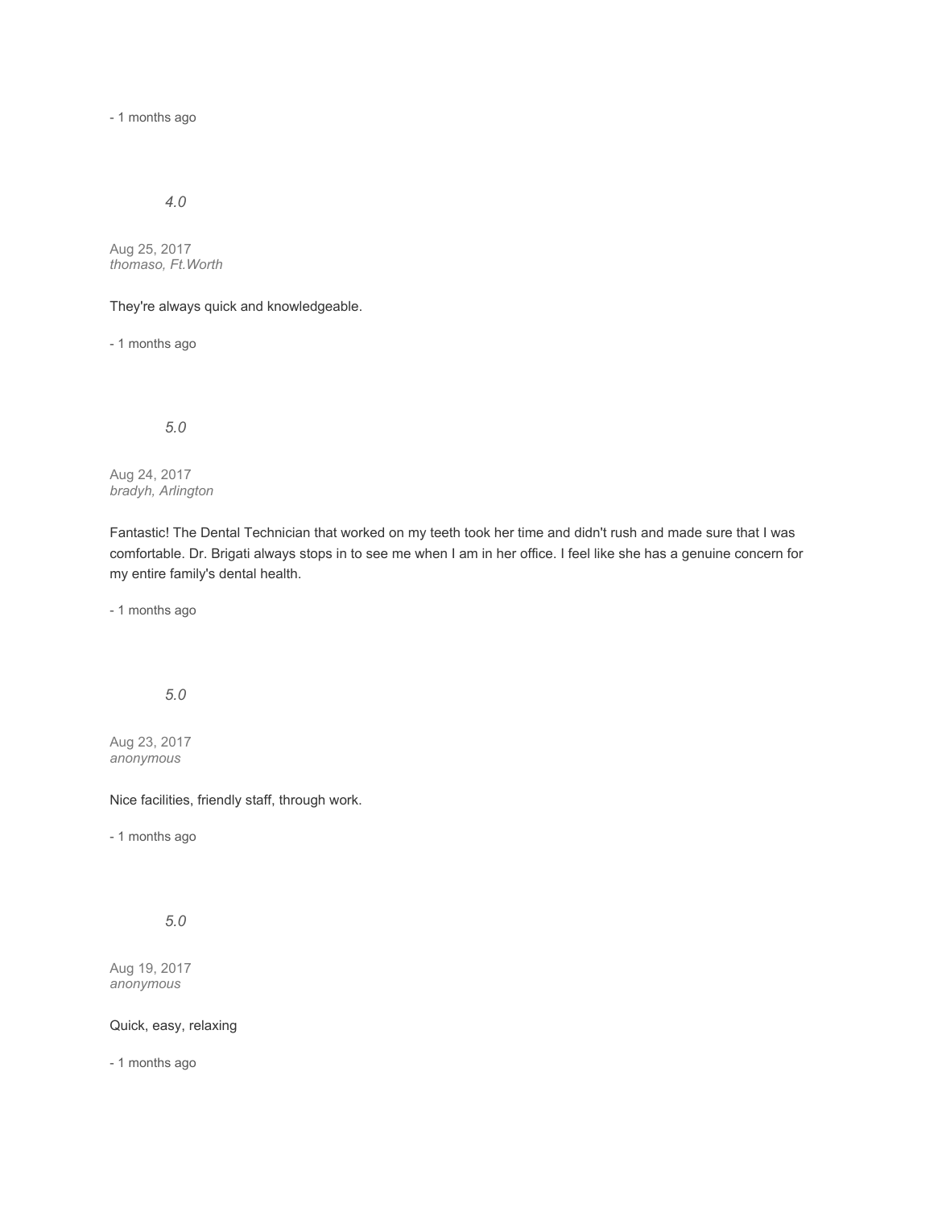- 1 months ago

*4.0*

Aug 25, 2017
*thomaso, Ft.Worth*

They're always quick and knowledgeable.

- 1 months ago

*5.0*

Aug 24, 2017
*bradyh, Arlington*

Fantastic! The Dental Technician that worked on my teeth took her time and didn't rush and made sure that I was comfortable. Dr. Brigati always stops in to see me when I am in her office. I feel like she has a genuine concern for my entire family's dental health.

- 1 months ago

*5.0*

Aug 23, 2017
*anonymous*

Nice facilities, friendly staff, through work.

- 1 months ago

*5.0*

Aug 19, 2017
*anonymous*

Quick, easy, relaxing

- 1 months ago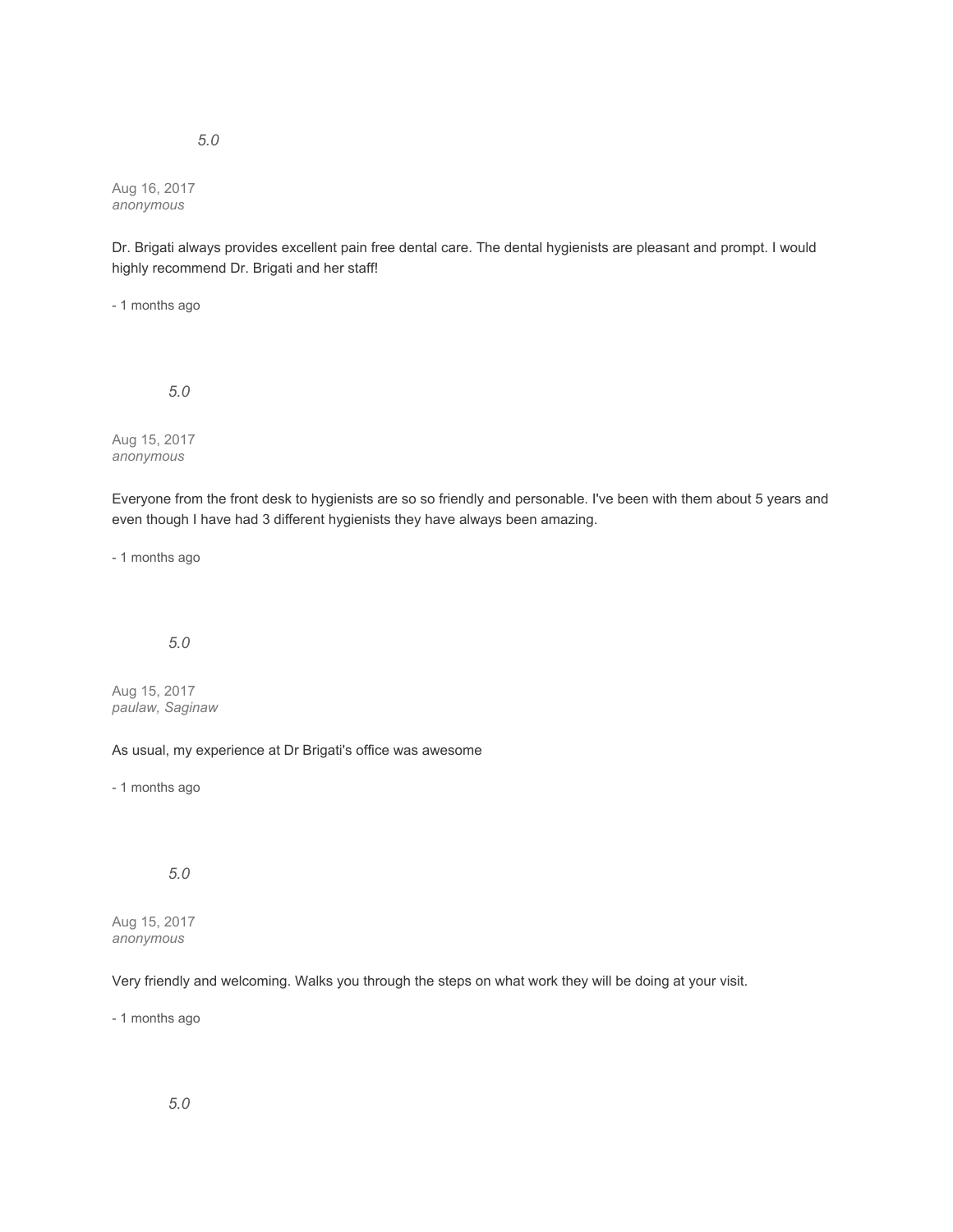*5.0*

Aug 16, 2017
*anonymous*

Dr. Brigati always provides excellent pain free dental care. The dental hygienists are pleasant and prompt. I would highly recommend Dr. Brigati and her staff!

- 1 months ago

*5.0*

Aug 15, 2017
*anonymous*

Everyone from the front desk to hygienists are so so friendly and personable. I've been with them about 5 years and even though I have had 3 different hygienists they have always been amazing.

- 1 months ago

*5.0*

Aug 15, 2017
*paulaw, Saginaw*

As usual, my experience at Dr Brigati's office was awesome

- 1 months ago

*5.0*

Aug 15, 2017
*anonymous*

Very friendly and welcoming. Walks you through the steps on what work they will be doing at your visit.

- 1 months ago

*5.0*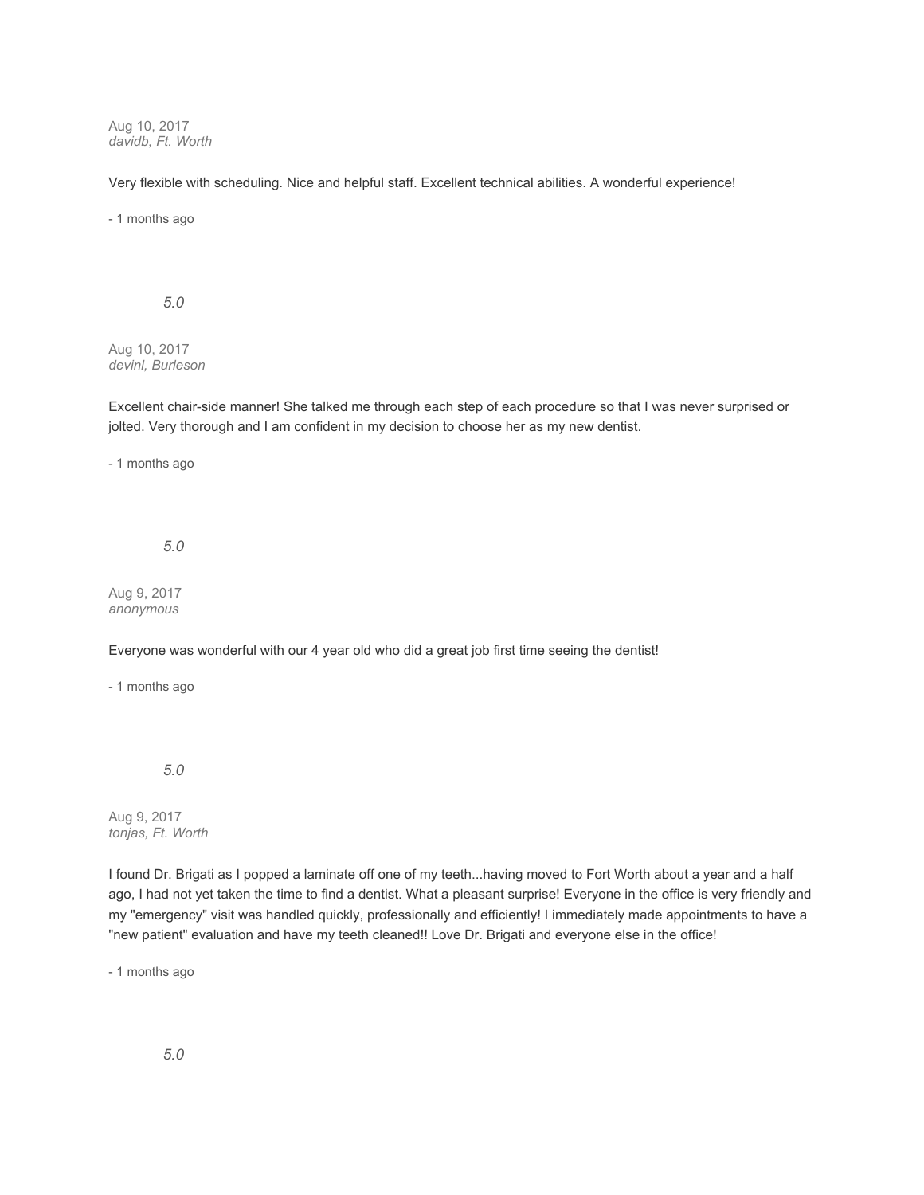Aug 10, 2017
*davidb, Ft. Worth*

Very flexible with scheduling. Nice and helpful staff. Excellent technical abilities. A wonderful experience!

- 1 months ago

*5.0*

Aug 10, 2017
*devinl, Burleson*

Excellent chair-side manner! She talked me through each step of each procedure so that I was never surprised or jolted. Very thorough and I am confident in my decision to choose her as my new dentist.

- 1 months ago

*5.0*

Aug 9, 2017
*anonymous*

Everyone was wonderful with our 4 year old who did a great job first time seeing the dentist!

- 1 months ago

*5.0*

Aug 9, 2017
*tonjas, Ft. Worth*

I found Dr. Brigati as I popped a laminate off one of my teeth...having moved to Fort Worth about a year and a half ago, I had not yet taken the time to find a dentist. What a pleasant surprise! Everyone in the office is very friendly and my "emergency" visit was handled quickly, professionally and efficiently! I immediately made appointments to have a "new patient" evaluation and have my teeth cleaned!! Love Dr. Brigati and everyone else in the office!

- 1 months ago

*5.0*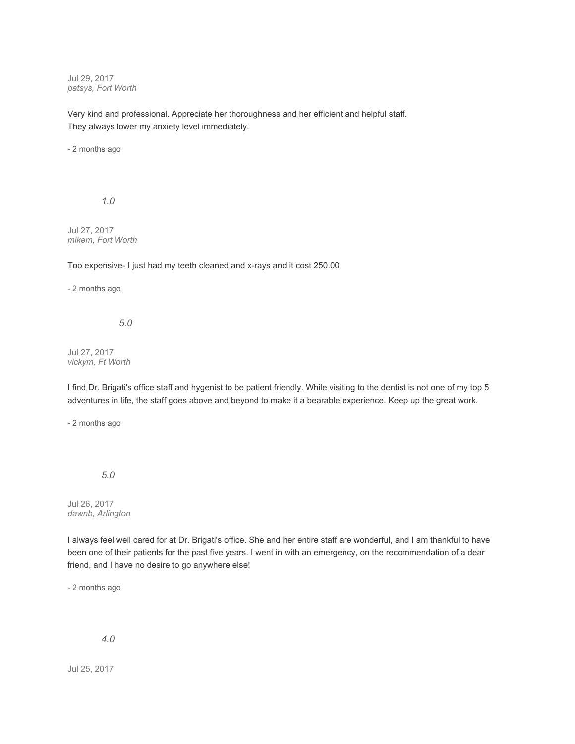Jul 29, 2017
*patsys, Fort Worth*

Very kind and professional. Appreciate her thoroughness and her efficient and helpful staff.
They always lower my anxiety level immediately.

- 2 months ago

*1.0*

Jul 27, 2017
*mikem, Fort Worth*

Too expensive- I just had my teeth cleaned and x-rays and it cost 250.00

- 2 months ago

*5.0*

Jul 27, 2017
*vickym, Ft Worth*

I find Dr. Brigati's office staff and hygenist to be patient friendly. While visiting to the dentist is not one of my top 5 adventures in life, the staff goes above and beyond to make it a bearable experience. Keep up the great work.

- 2 months ago

*5.0*

Jul 26, 2017
*dawnb, Arlington*

I always feel well cared for at Dr. Brigati's office. She and her entire staff are wonderful, and I am thankful to have been one of their patients for the past five years. I went in with an emergency, on the recommendation of a dear friend, and I have no desire to go anywhere else!

- 2 months ago

*4.0*

Jul 25, 2017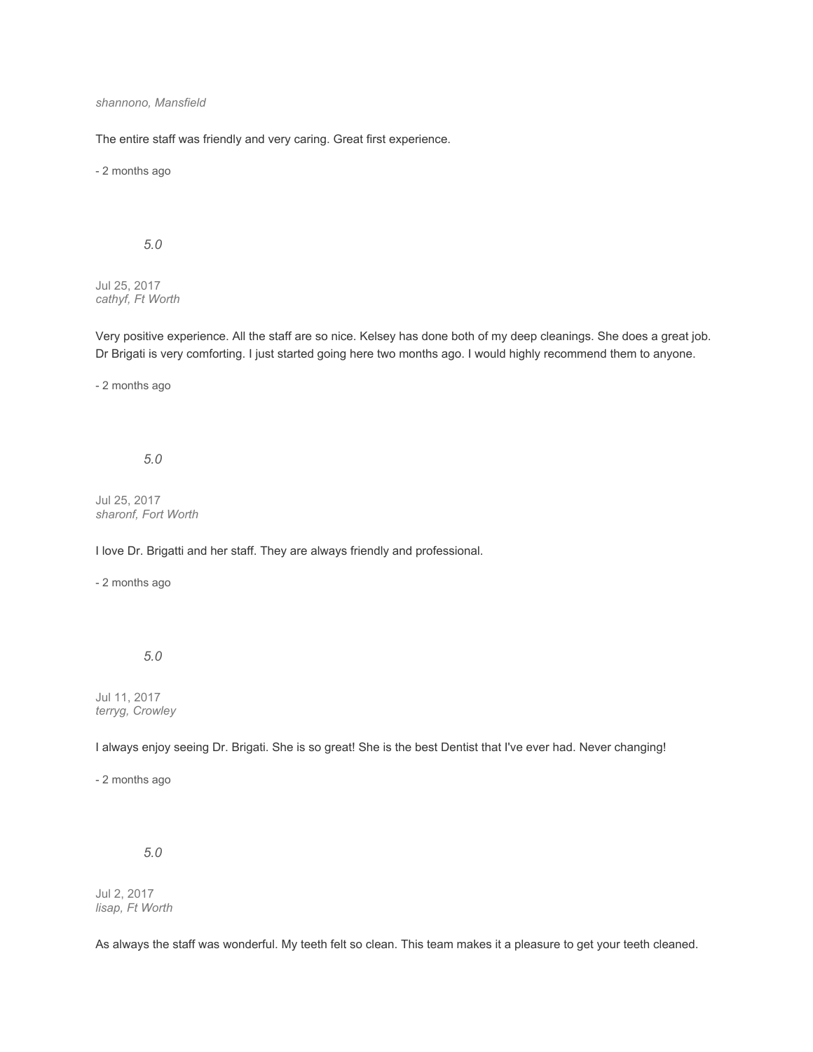*shannono, Mansfield*

The entire staff was friendly and very caring. Great first experience.

- 2 months ago

*5.0*

Jul 25, 2017
*cathyf, Ft Worth*

Very positive experience. All the staff are so nice. Kelsey has done both of my deep cleanings. She does a great job. Dr Brigati is very comforting. I just started going here two months ago. I would highly recommend them to anyone.

- 2 months ago

*5.0*

Jul 25, 2017
*sharonf, Fort Worth*

I love Dr. Brigatti and her staff. They are always friendly and professional.

- 2 months ago

*5.0*

Jul 11, 2017
*terryg, Crowley*

I always enjoy seeing Dr. Brigati. She is so great! She is the best Dentist that I've ever had. Never changing!

- 2 months ago

*5.0*

Jul 2, 2017
*lisap, Ft Worth*

As always the staff was wonderful. My teeth felt so clean. This team makes it a pleasure to get your teeth cleaned.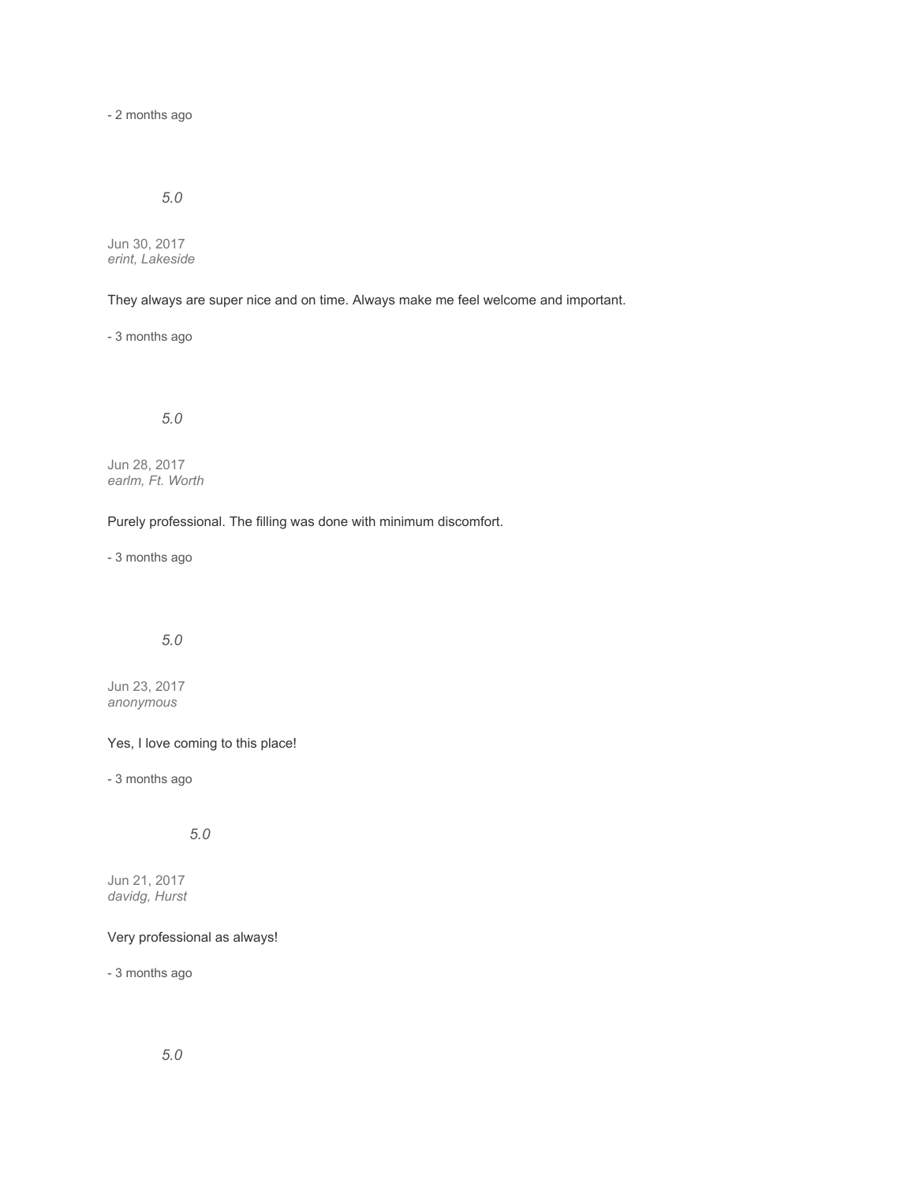- 2 months ago

*5.0*

Jun 30, 2017
*erint, Lakeside*

They always are super nice and on time. Always make me feel welcome and important.

- 3 months ago

*5.0*

Jun 28, 2017
*earlm, Ft. Worth*

Purely professional. The filling was done with minimum discomfort.

- 3 months ago

*5.0*

Jun 23, 2017
*anonymous*

Yes, I love coming to this place!

- 3 months ago

*5.0*

Jun 21, 2017
*davidg, Hurst*

Very professional as always!

- 3 months ago

*5.0*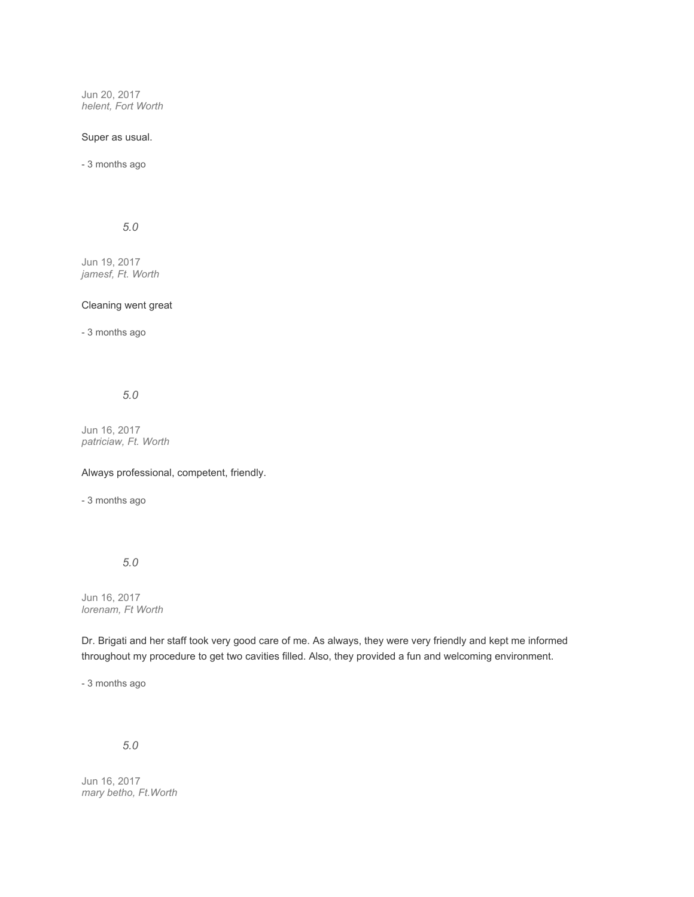Jun 20, 2017
*helent, Fort Worth*

Super as usual.

- 3 months ago

*5.0*

Jun 19, 2017
*jamesf, Ft. Worth*

Cleaning went great

- 3 months ago

*5.0*

Jun 16, 2017
*patriciaw, Ft. Worth*

Always professional, competent, friendly.

- 3 months ago

*5.0*

Jun 16, 2017
*lorenam, Ft Worth*

Dr. Brigati and her staff took very good care of me. As always, they were very friendly and kept me informed throughout my procedure to get two cavities filled. Also, they provided a fun and welcoming environment.

- 3 months ago

*5.0*

Jun 16, 2017
*mary betho, Ft.Worth*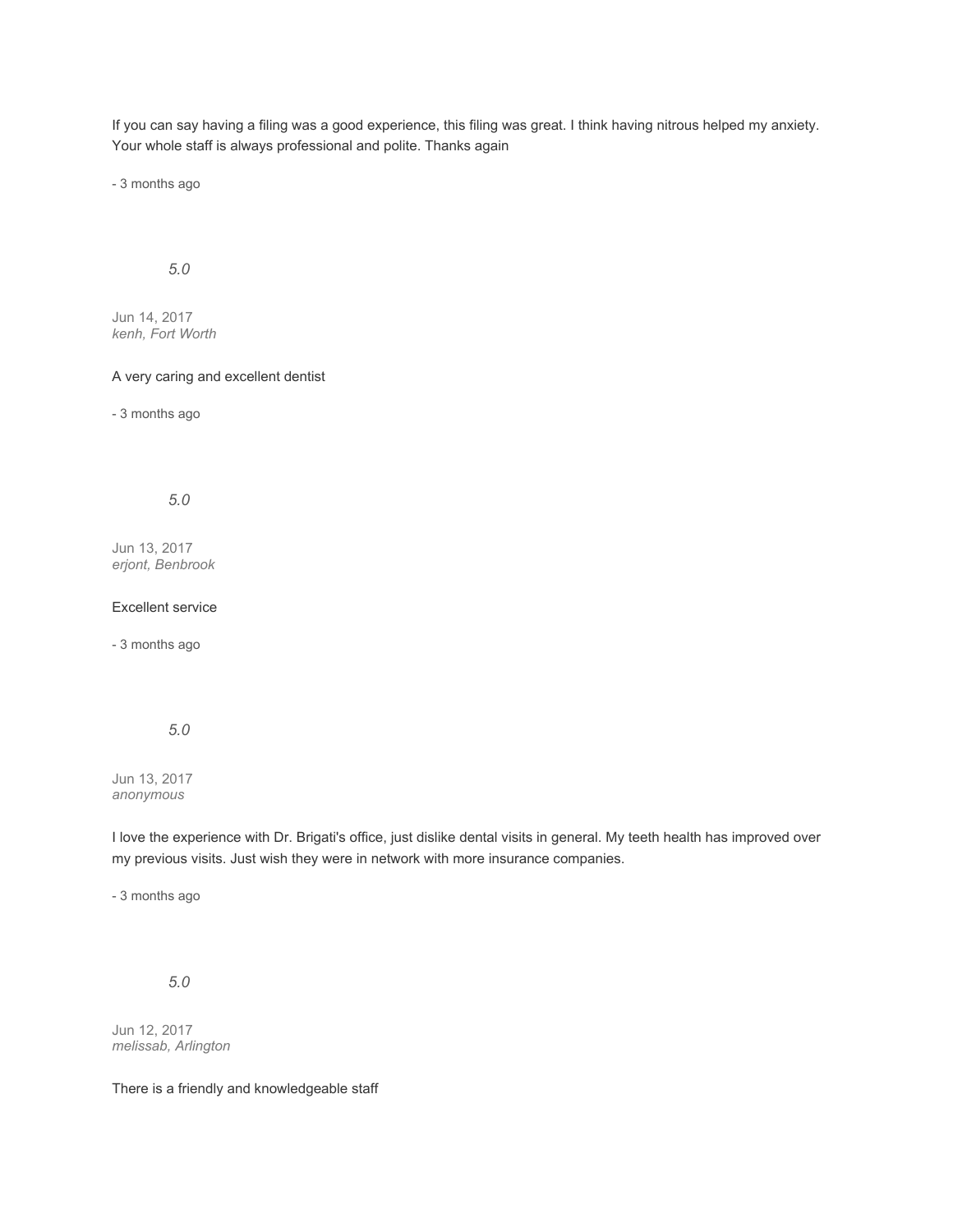If you can say having a filing was a good experience, this filing was great. I think having nitrous helped my anxiety. Your whole staff is always professional and polite. Thanks again

- 3 months ago

*5.0*

Jun 14, 2017
*kenh, Fort Worth*

A very caring and excellent dentist

- 3 months ago

*5.0*

Jun 13, 2017
*erjont, Benbrook*

Excellent service

- 3 months ago

*5.0*

Jun 13, 2017
*anonymous*

I love the experience with Dr. Brigati's office, just dislike dental visits in general. My teeth health has improved over my previous visits. Just wish they were in network with more insurance companies.

- 3 months ago

*5.0*

Jun 12, 2017
*melissab, Arlington*

There is a friendly and knowledgeable staff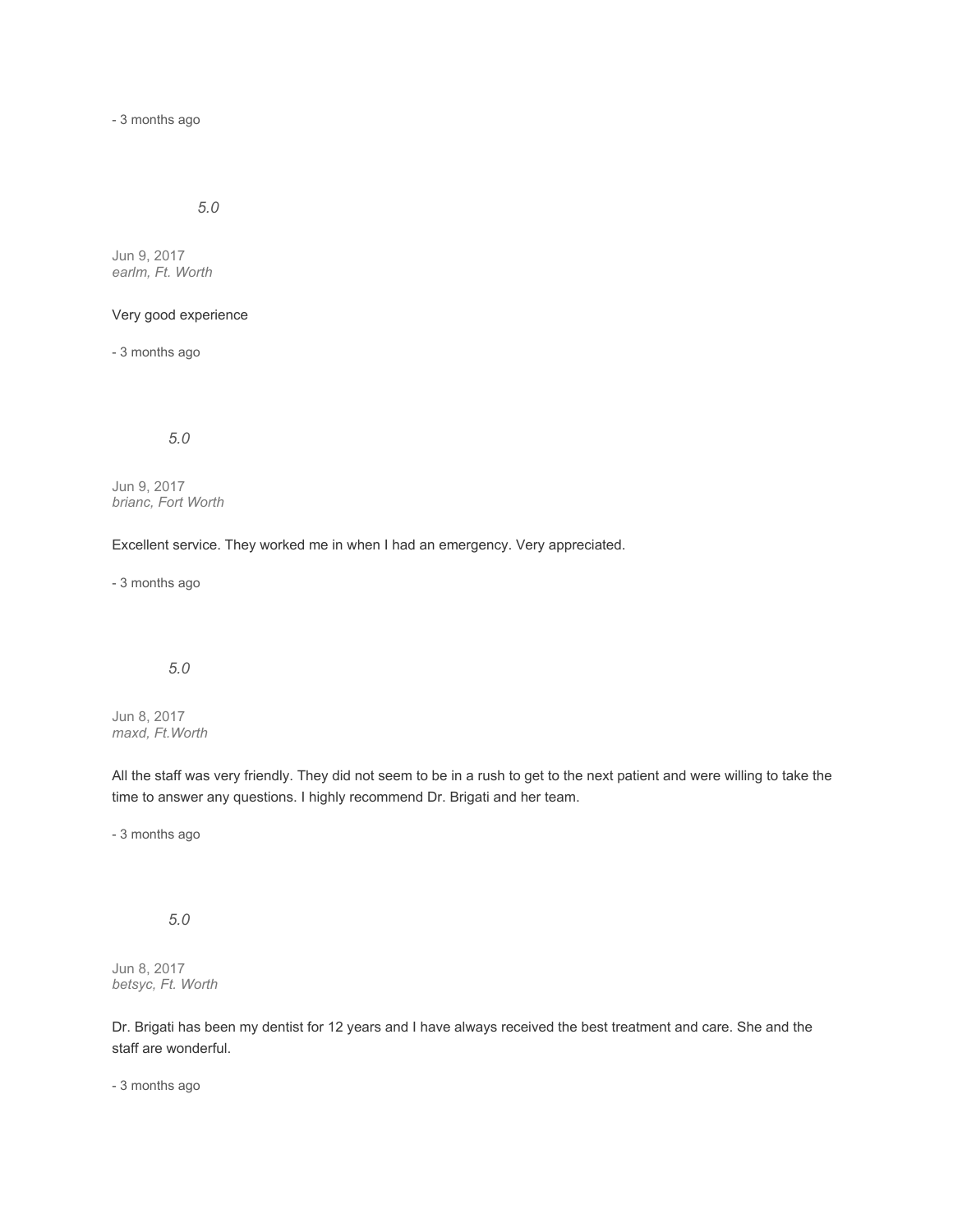- 3 months ago

*5.0*

Jun 9, 2017
*earlm, Ft. Worth*

Very good experience

- 3 months ago

*5.0*

Jun 9, 2017
*brianc, Fort Worth*

Excellent service. They worked me in when I had an emergency. Very appreciated.

- 3 months ago

*5.0*

Jun 8, 2017
*maxd, Ft.Worth*

All the staff was very friendly. They did not seem to be in a rush to get to the next patient and were willing to take the time to answer any questions. I highly recommend Dr. Brigati and her team.

- 3 months ago

*5.0*

Jun 8, 2017
*betsyc, Ft. Worth*

Dr. Brigati has been my dentist for 12 years and I have always received the best treatment and care. She and the staff are wonderful.

- 3 months ago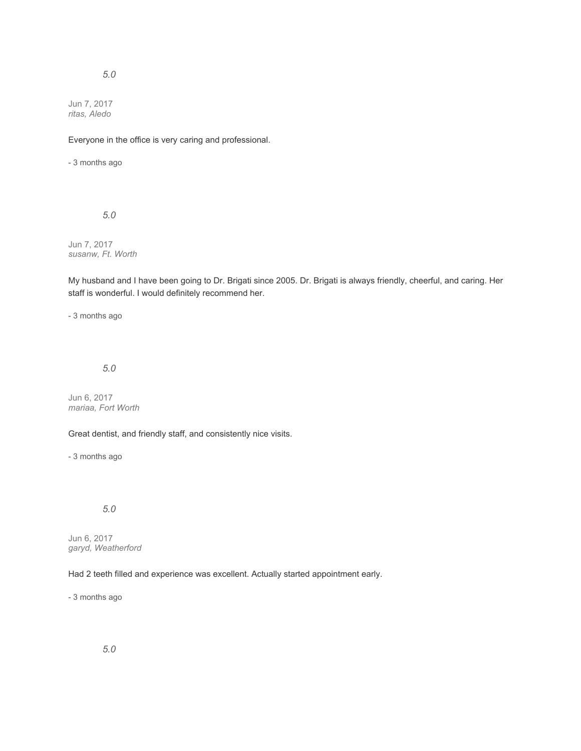*5.0*

Jun 7, 2017
*ritas, Aledo*

Everyone in the office is very caring and professional.

- 3 months ago

*5.0*

Jun 7, 2017
*susanw, Ft. Worth*

My husband and I have been going to Dr. Brigati since 2005. Dr. Brigati is always friendly, cheerful, and caring. Her staff is wonderful. I would definitely recommend her.

- 3 months ago

*5.0*

Jun 6, 2017
*mariaa, Fort Worth*

Great dentist, and friendly staff, and consistently nice visits.

- 3 months ago

*5.0*

Jun 6, 2017
*garyd, Weatherford*

Had 2 teeth filled and experience was excellent. Actually started appointment early.

- 3 months ago

*5.0*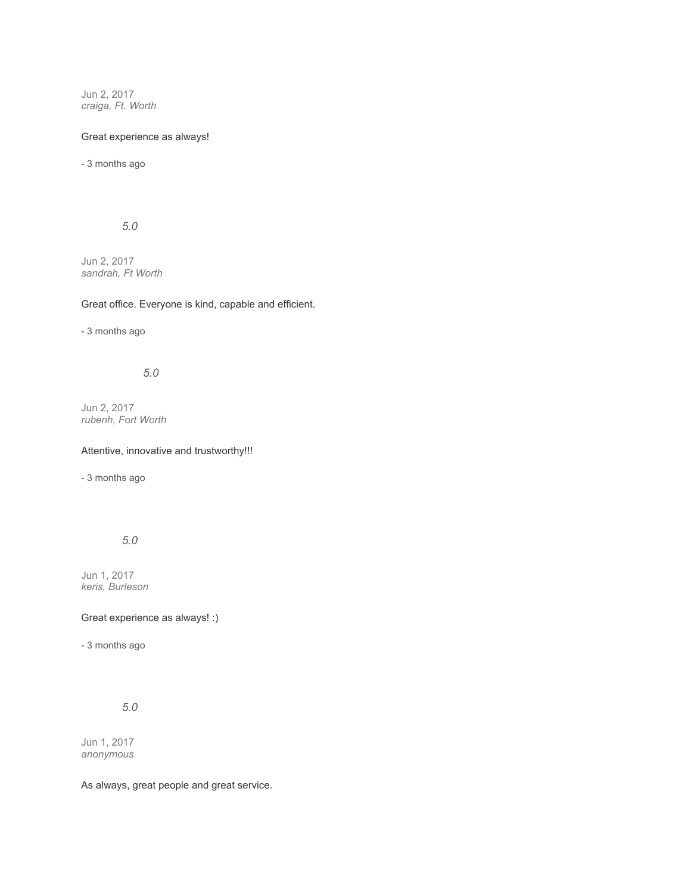Jun 2, 2017
*craiga, Ft. Worth*

Great experience as always!

- 3 months ago

*5.0*

Jun 2, 2017
*sandrah, Ft Worth*

Great office. Everyone is kind, capable and efficient.

- 3 months ago

*5.0*

Jun 2, 2017
*rubenh, Fort Worth*

Attentive, innovative and trustworthy!!!

- 3 months ago

*5.0*

Jun 1, 2017
*keris, Burleson*

Great experience as always! :)

- 3 months ago

*5.0*

Jun 1, 2017
*anonymous*

As always, great people and great service.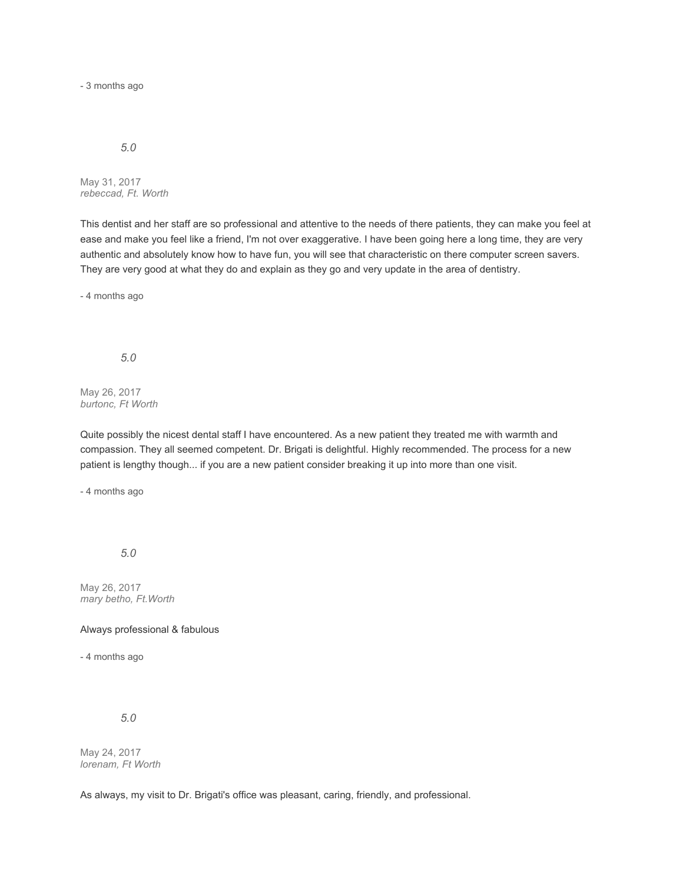- 3 months ago

*5.0*

May 31, 2017
*rebeccad, Ft. Worth*

This dentist and her staff are so professional and attentive to the needs of there patients, they can make you feel at ease and make you feel like a friend, I'm not over exaggerative. I have been going here a long time, they are very authentic and absolutely know how to have fun, you will see that characteristic on there computer screen savers. They are very good at what they do and explain as they go and very update in the area of dentistry.

- 4 months ago

*5.0*

May 26, 2017
*burtonc, Ft Worth*

Quite possibly the nicest dental staff I have encountered. As a new patient they treated me with warmth and compassion. They all seemed competent. Dr. Brigati is delightful. Highly recommended. The process for a new patient is lengthy though... if you are a new patient consider breaking it up into more than one visit.

- 4 months ago

*5.0*

May 26, 2017
*mary betho, Ft.Worth*

Always professional & fabulous

- 4 months ago

*5.0*

May 24, 2017
*lorenam, Ft Worth*

As always, my visit to Dr. Brigati's office was pleasant, caring, friendly, and professional.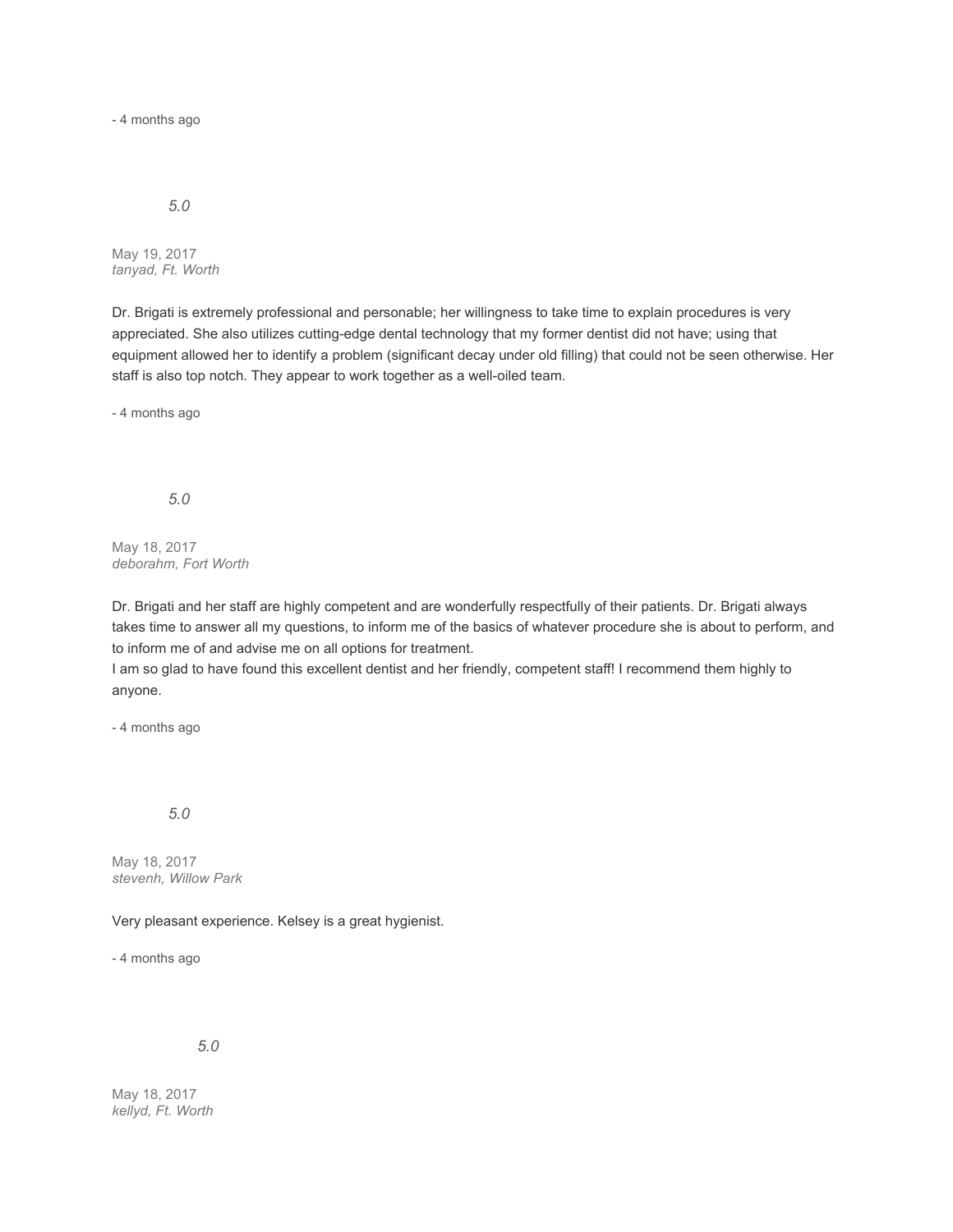- 4 months ago

*5.0*

May 19, 2017
*tanyad, Ft. Worth*

Dr. Brigati is extremely professional and personable; her willingness to take time to explain procedures is very appreciated. She also utilizes cutting-edge dental technology that my former dentist did not have; using that equipment allowed her to identify a problem (significant decay under old filling) that could not be seen otherwise. Her staff is also top notch. They appear to work together as a well-oiled team.

- 4 months ago

*5.0*

May 18, 2017
*deborahm, Fort Worth*

Dr. Brigati and her staff are highly competent and are wonderfully respectfully of their patients. Dr. Brigati always takes time to answer all my questions, to inform me of the basics of whatever procedure she is about to perform, and to inform me of and advise me on all options for treatment.
I am so glad to have found this excellent dentist and her friendly, competent staff! I recommend them highly to anyone.

- 4 months ago

*5.0*

May 18, 2017
*stevenh, Willow Park*

Very pleasant experience. Kelsey is a great hygienist.

- 4 months ago

*5.0*

May 18, 2017
*kellyd, Ft. Worth*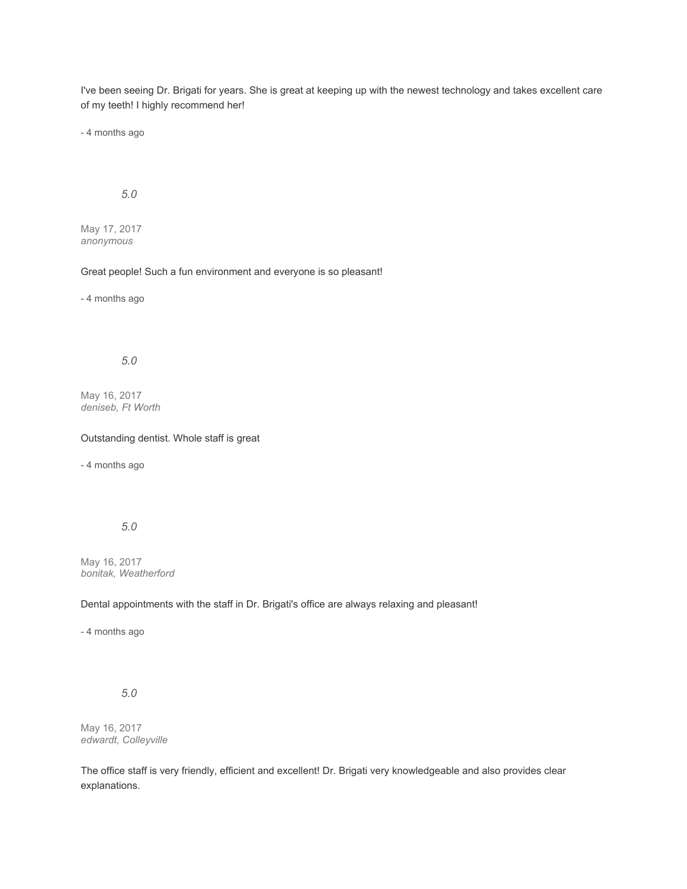I've been seeing Dr. Brigati for years. She is great at keeping up with the newest technology and takes excellent care of my teeth! I highly recommend her!

- 4 months ago

*5.0*

May 17, 2017
*anonymous*

Great people! Such a fun environment and everyone is so pleasant!

- 4 months ago

*5.0*

May 16, 2017
*deniseb, Ft Worth*

Outstanding dentist. Whole staff is great

- 4 months ago

*5.0*

May 16, 2017
*bonitak, Weatherford*

Dental appointments with the staff in Dr. Brigati's office are always relaxing and pleasant!

- 4 months ago

*5.0*

May 16, 2017
*edwardt, Colleyville*

The office staff is very friendly, efficient and excellent! Dr. Brigati very knowledgeable and also provides clear explanations.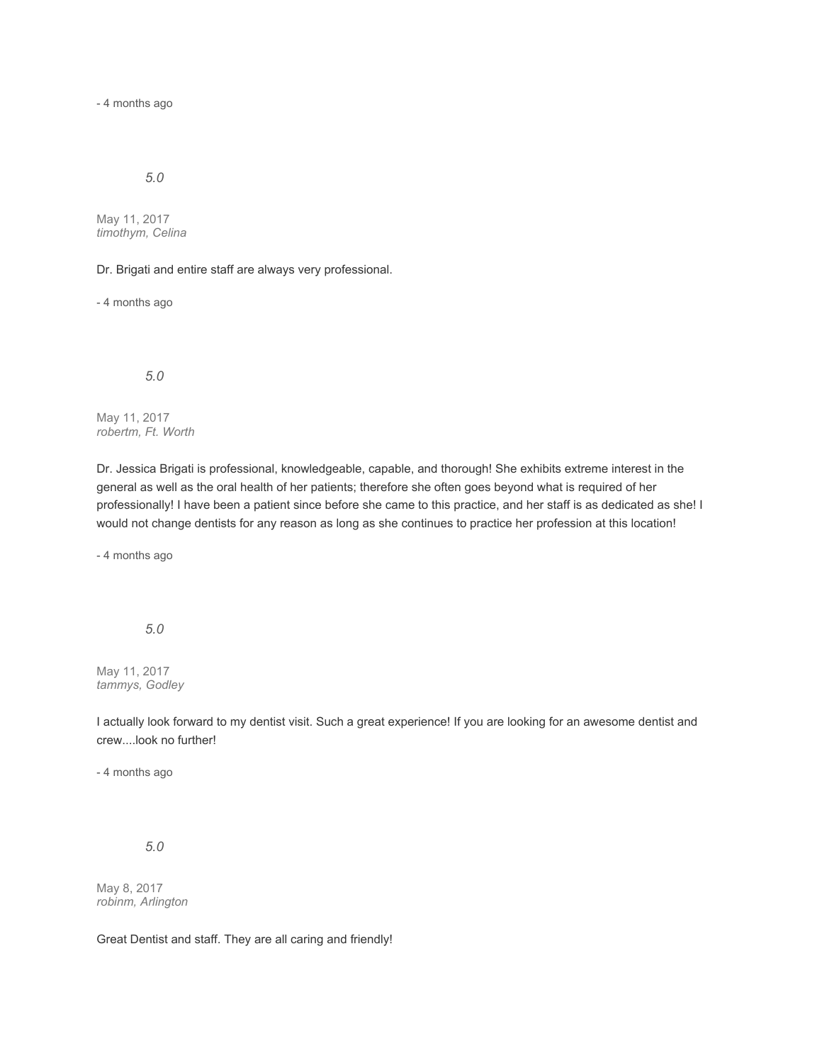- 4 months ago

*5.0*

May 11, 2017
*timothym, Celina*

Dr. Brigati and entire staff are always very professional.

- 4 months ago

*5.0*

May 11, 2017
*robertm, Ft. Worth*

Dr. Jessica Brigati is professional, knowledgeable, capable, and thorough! She exhibits extreme interest in the general as well as the oral health of her patients; therefore she often goes beyond what is required of her professionally! I have been a patient since before she came to this practice, and her staff is as dedicated as she! I would not change dentists for any reason as long as she continues to practice her profession at this location!

- 4 months ago

*5.0*

May 11, 2017
*tammys, Godley*

I actually look forward to my dentist visit. Such a great experience! If you are looking for an awesome dentist and crew....look no further!

- 4 months ago

*5.0*

May 8, 2017
*robinm, Arlington*

Great Dentist and staff. They are all caring and friendly!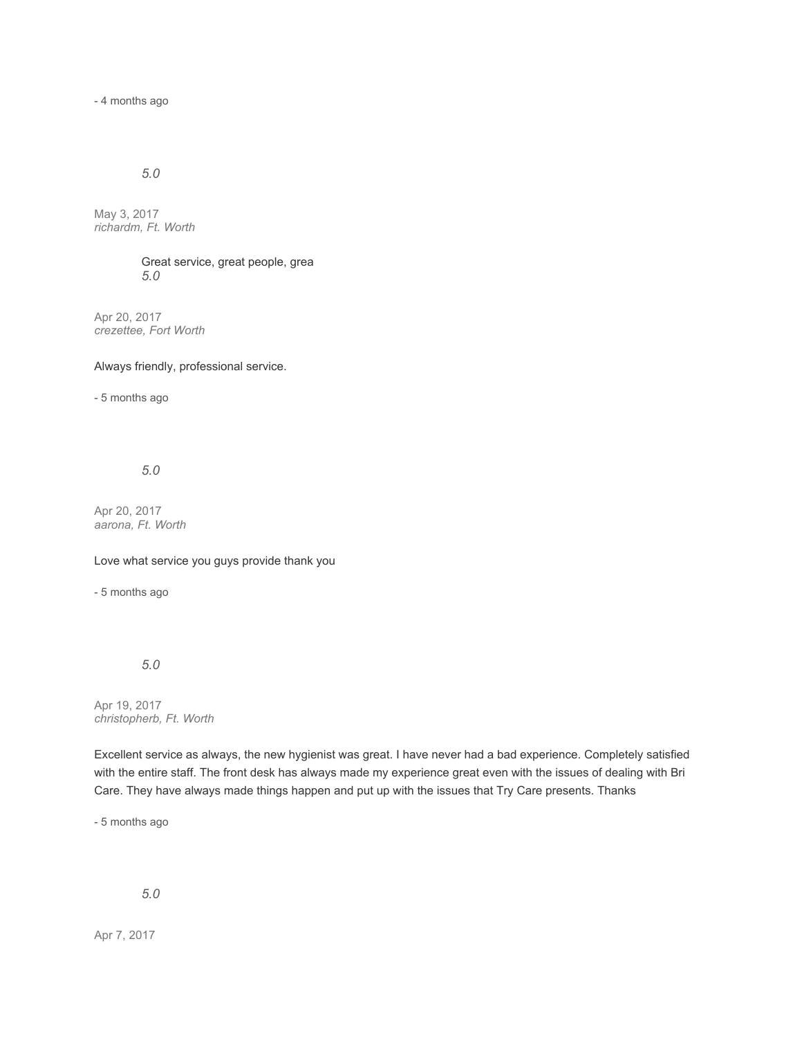- 4 months ago

*5.0*

May 3, 2017
*richardm, Ft. Worth*

Great service, great people, grea
*5.0*

Apr 20, 2017
*crezettee, Fort Worth*

Always friendly, professional service.

- 5 months ago

*5.0*

Apr 20, 2017
*aarona, Ft. Worth*

Love what service you guys provide thank you

- 5 months ago

*5.0*

Apr 19, 2017
*christopherb, Ft. Worth*

Excellent service as always, the new hygienist was great. I have never had a bad experience. Completely satisfied with the entire staff. The front desk has always made my experience great even with the issues of dealing with Bri Care. They have always made things happen and put up with the issues that Try Care presents. Thanks

- 5 months ago

*5.0*

Apr 7, 2017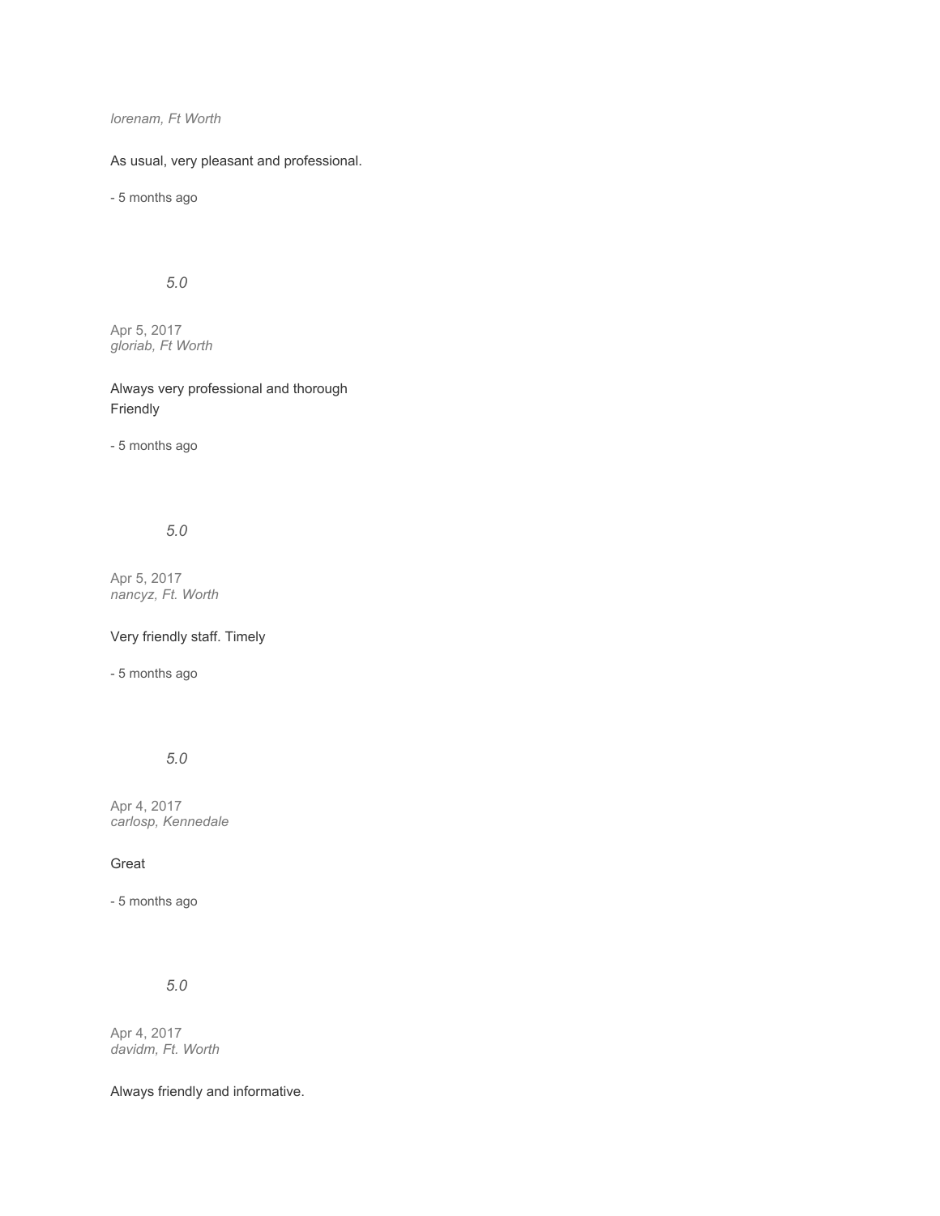*lorenam, Ft Worth*

As usual, very pleasant and professional.

- 5 months ago

*5.0*

Apr 5, 2017
*gloriab, Ft Worth*

Always very professional and thorough
Friendly

- 5 months ago

*5.0*

Apr 5, 2017
*nancyz, Ft. Worth*

Very friendly staff. Timely

- 5 months ago

*5.0*

Apr 4, 2017
*carlosp, Kennedale*

Great

- 5 months ago

*5.0*

Apr 4, 2017
*davidm, Ft. Worth*

Always friendly and informative.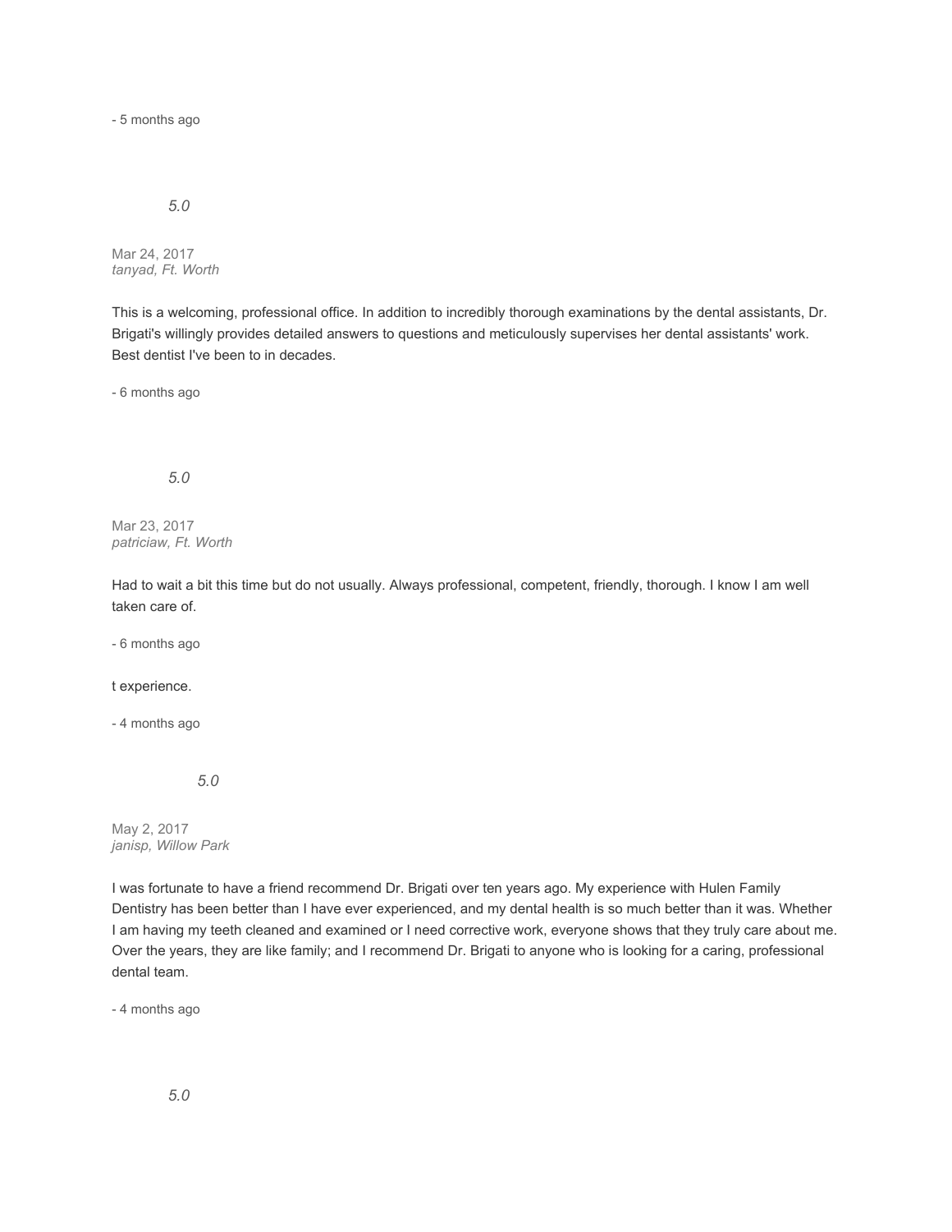- 5 months ago

*5.0*

Mar 24, 2017
*tanyad, Ft. Worth*

This is a welcoming, professional office. In addition to incredibly thorough examinations by the dental assistants, Dr. Brigati's willingly provides detailed answers to questions and meticulously supervises her dental assistants' work. Best dentist I've been to in decades.

- 6 months ago

*5.0*

Mar 23, 2017
*patriciaw, Ft. Worth*

Had to wait a bit this time but do not usually. Always professional, competent, friendly, thorough. I know I am well taken care of.

- 6 months ago

t experience.

- 4 months ago

*5.0*

May 2, 2017
*janisp, Willow Park*

I was fortunate to have a friend recommend Dr. Brigati over ten years ago. My experience with Hulen Family Dentistry has been better than I have ever experienced, and my dental health is so much better than it was. Whether I am having my teeth cleaned and examined or I need corrective work, everyone shows that they truly care about me. Over the years, they are like family; and I recommend Dr. Brigati to anyone who is looking for a caring, professional dental team.

- 4 months ago

*5.0*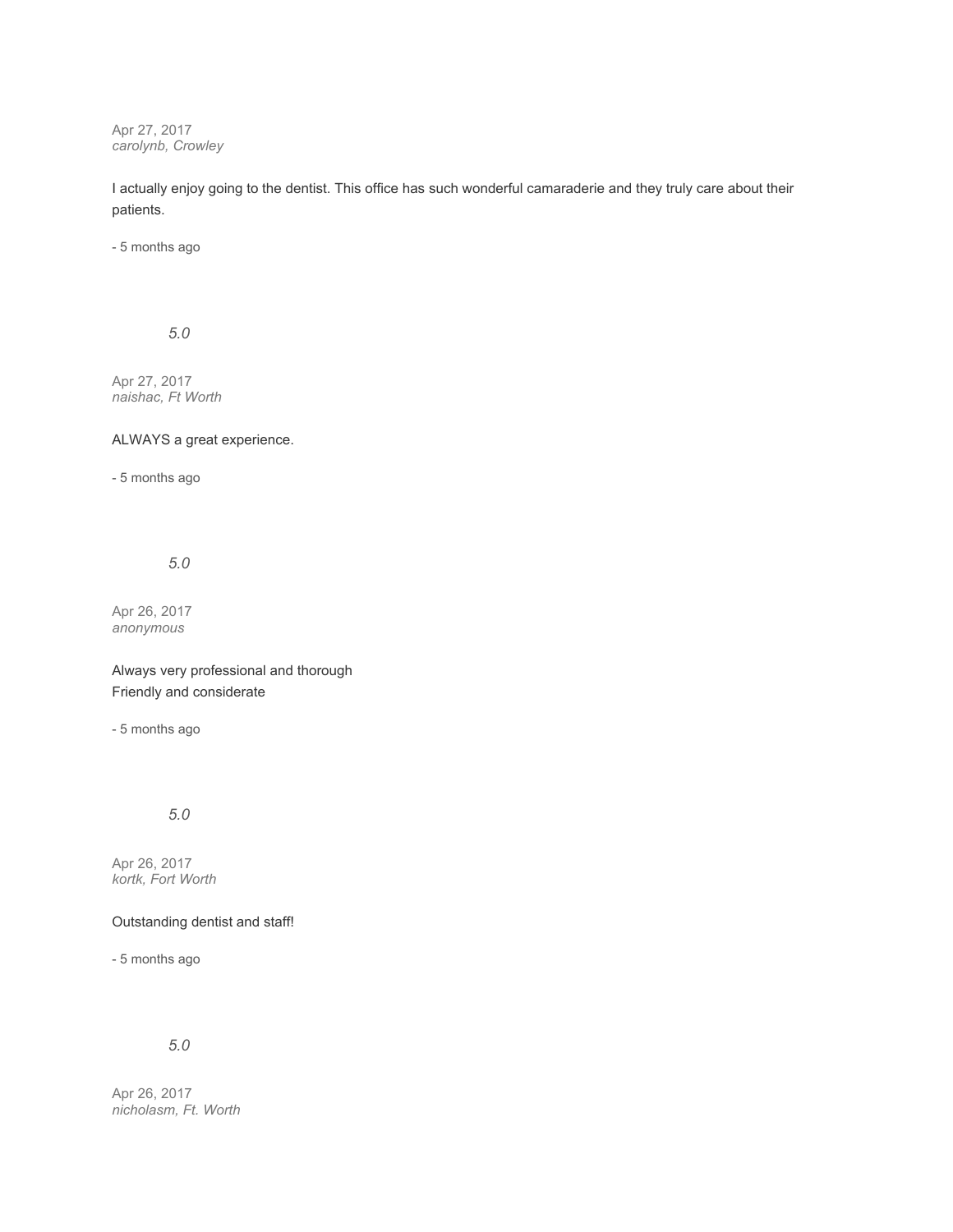Apr 27, 2017
*carolynb, Crowley*

I actually enjoy going to the dentist. This office has such wonderful camaraderie and they truly care about their patients.

- 5 months ago

*5.0*

Apr 27, 2017
*naishac, Ft Worth*

ALWAYS a great experience.

- 5 months ago

*5.0*

Apr 26, 2017
*anonymous*

Always very professional and thorough
Friendly and considerate

- 5 months ago

*5.0*

Apr 26, 2017
*kortk, Fort Worth*

Outstanding dentist and staff!

- 5 months ago

*5.0*

Apr 26, 2017
*nicholasm, Ft. Worth*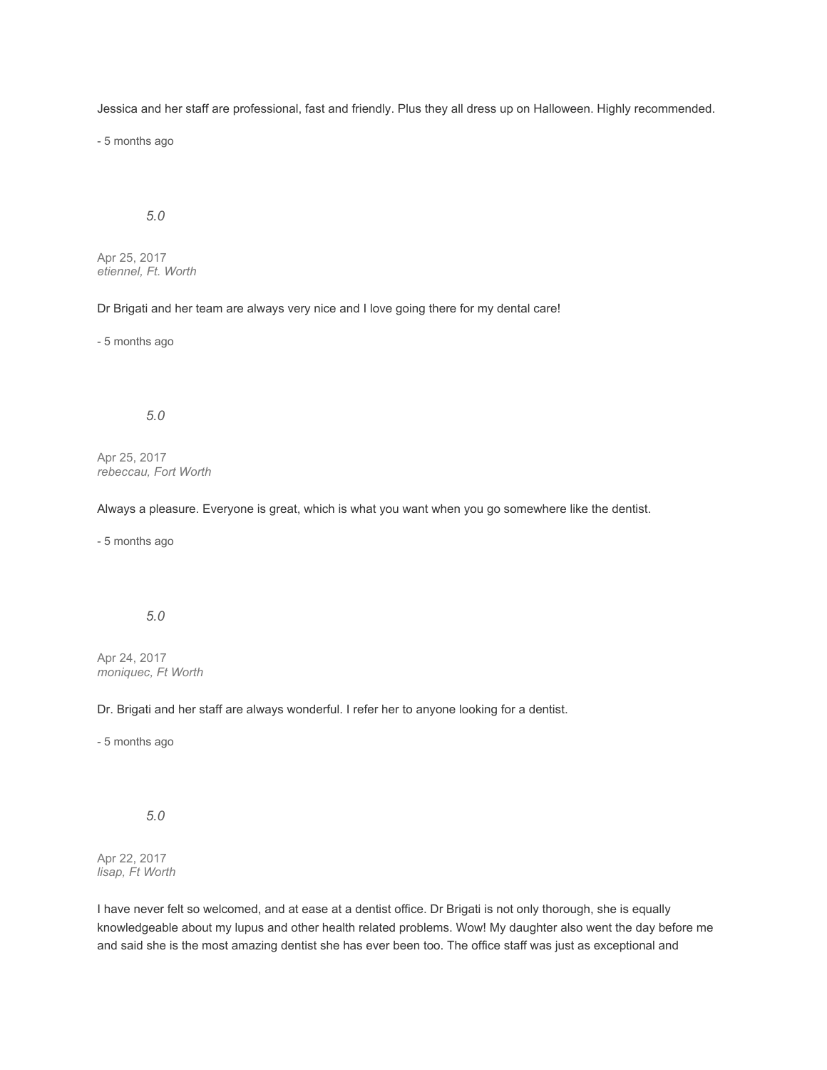Jessica and her staff are professional, fast and friendly. Plus they all dress up on Halloween. Highly recommended.

- 5 months ago

*5.0*

Apr 25, 2017
*etiennel, Ft. Worth*

Dr Brigati and her team are always very nice and I love going there for my dental care!

- 5 months ago

*5.0*

Apr 25, 2017
*rebeccau, Fort Worth*

Always a pleasure. Everyone is great, which is what you want when you go somewhere like the dentist.

- 5 months ago

*5.0*

Apr 24, 2017
*moniquec, Ft Worth*

Dr. Brigati and her staff are always wonderful. I refer her to anyone looking for a dentist.

- 5 months ago

*5.0*

Apr 22, 2017
*lisap, Ft Worth*

I have never felt so welcomed, and at ease at a dentist office. Dr Brigati is not only thorough, she is equally knowledgeable about my lupus and other health related problems. Wow! My daughter also went the day before me and said she is the most amazing dentist she has ever been too. The office staff was just as exceptional and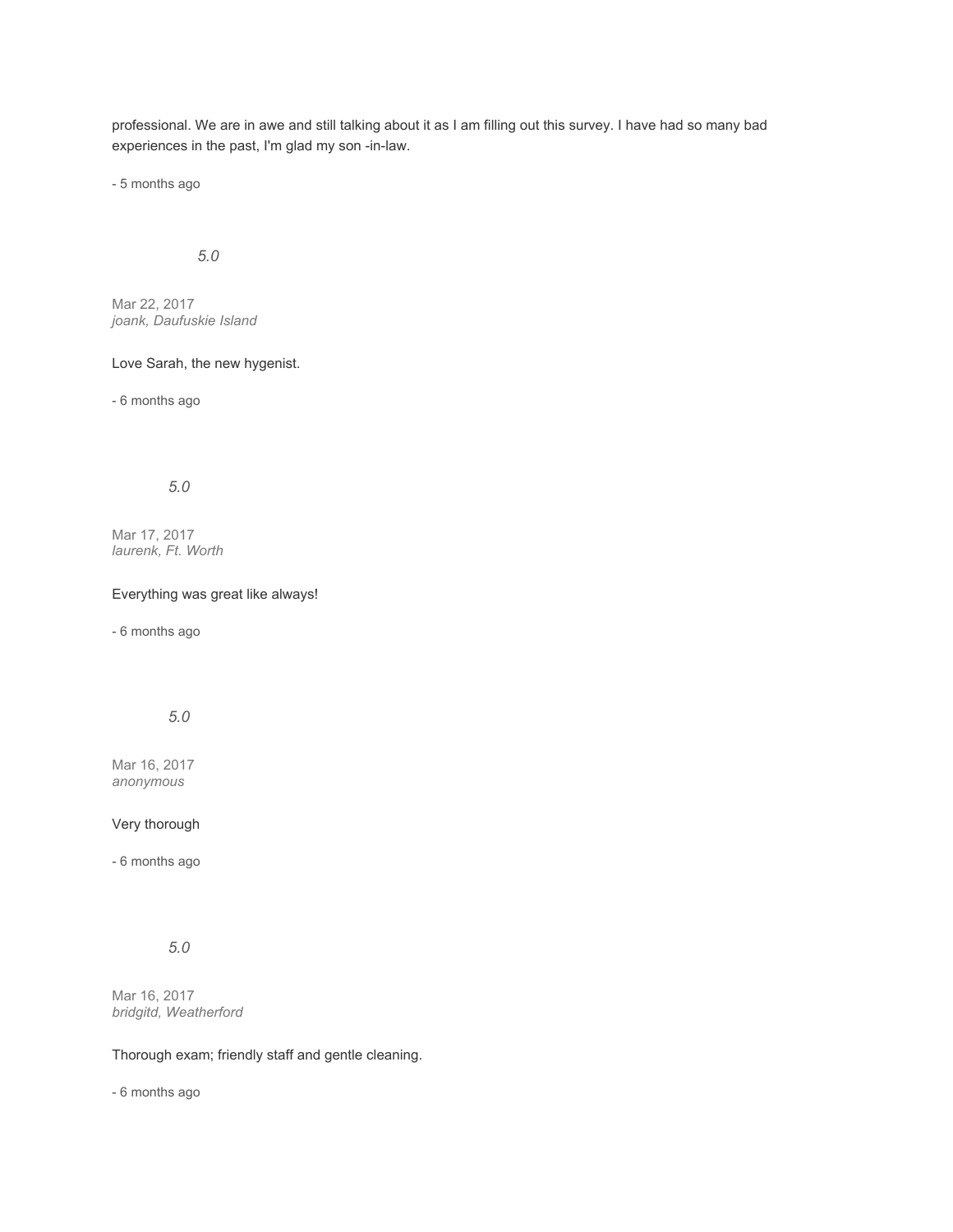professional. We are in awe and still talking about it as I am filling out this survey. I have had so many bad experiences in the past, I'm glad my son -in-law.

- 5 months ago

*5.0*

Mar 22, 2017
*joank, Daufuskie Island*

Love Sarah, the new hygenist.

- 6 months ago

*5.0*

Mar 17, 2017
*laurenk, Ft. Worth*

Everything was great like always!

- 6 months ago

*5.0*

Mar 16, 2017
*anonymous*

Very thorough

- 6 months ago

*5.0*

Mar 16, 2017
*bridgitd, Weatherford*

Thorough exam; friendly staff and gentle cleaning.

- 6 months ago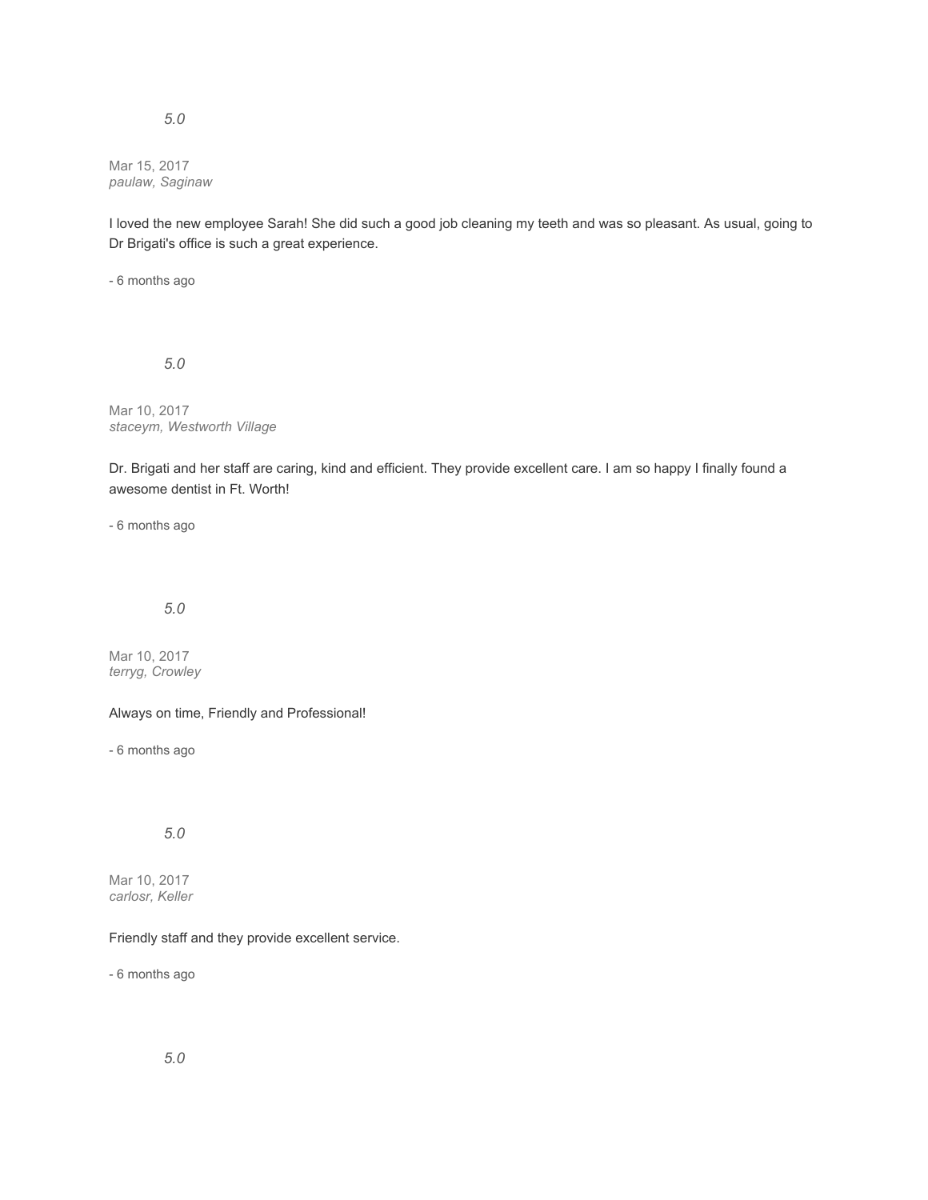*5.0*

Mar 15, 2017
*paulaw, Saginaw*

I loved the new employee Sarah! She did such a good job cleaning my teeth and was so pleasant. As usual, going to Dr Brigati's office is such a great experience.

- 6 months ago

*5.0*

Mar 10, 2017
*staceym, Westworth Village*

Dr. Brigati and her staff are caring, kind and efficient. They provide excellent care. I am so happy I finally found a awesome dentist in Ft. Worth!

- 6 months ago

*5.0*

Mar 10, 2017
*terryg, Crowley*

Always on time, Friendly and Professional!

- 6 months ago

*5.0*

Mar 10, 2017
*carlosr, Keller*

Friendly staff and they provide excellent service.

- 6 months ago

*5.0*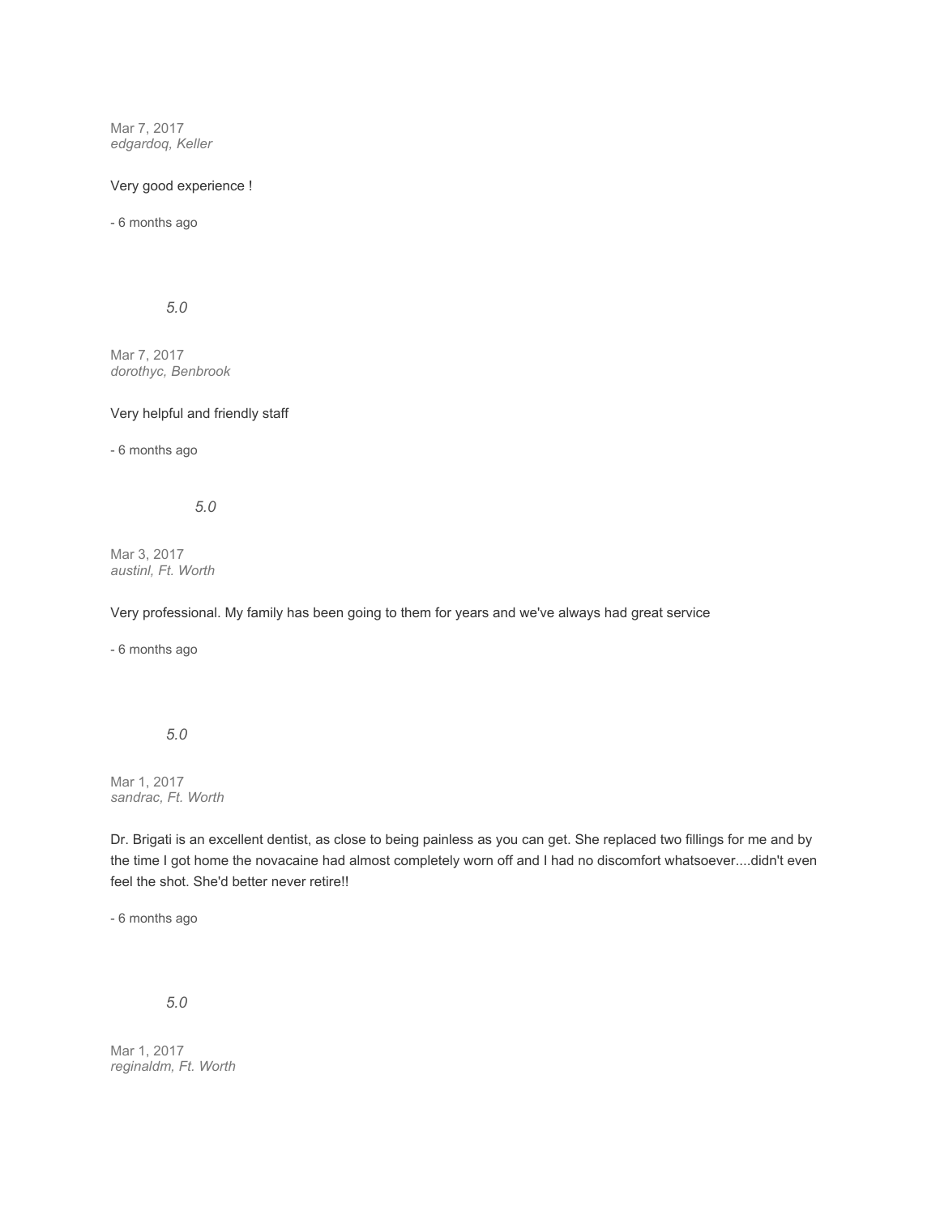Mar 7, 2017
*edgardoq, Keller*

Very good experience !

- 6 months ago

*5.0*

Mar 7, 2017
*dorothyc, Benbrook*

Very helpful and friendly staff

- 6 months ago

*5.0*

Mar 3, 2017
*austinl, Ft. Worth*

Very professional. My family has been going to them for years and we've always had great service

- 6 months ago

*5.0*

Mar 1, 2017
*sandrac, Ft. Worth*

Dr. Brigati is an excellent dentist, as close to being painless as you can get. She replaced two fillings for me and by the time I got home the novacaine had almost completely worn off and I had no discomfort whatsoever....didn't even feel the shot. She'd better never retire!!

- 6 months ago

*5.0*

Mar 1, 2017
*reginaldm, Ft. Worth*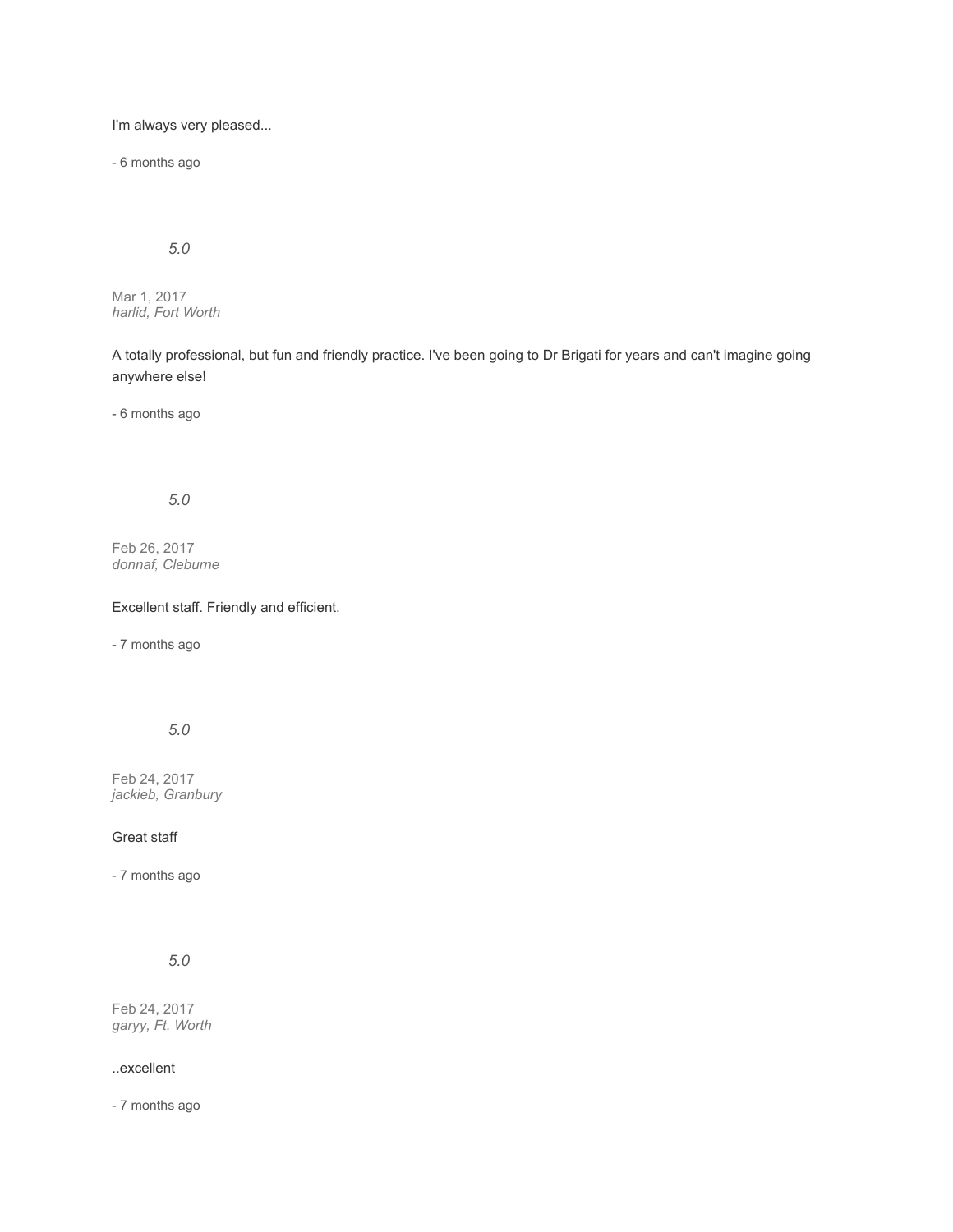I'm always very pleased...

- 6 months ago

*5.0*

Mar 1, 2017
*harlid, Fort Worth*

A totally professional, but fun and friendly practice. I've been going to Dr Brigati for years and can't imagine going anywhere else!

- 6 months ago

*5.0*

Feb 26, 2017
*donnaf, Cleburne*

Excellent staff. Friendly and efficient.

- 7 months ago

*5.0*

Feb 24, 2017
*jackieb, Granbury*

Great staff

- 7 months ago

*5.0*

Feb 24, 2017
*garyy, Ft. Worth*

..excellent

- 7 months ago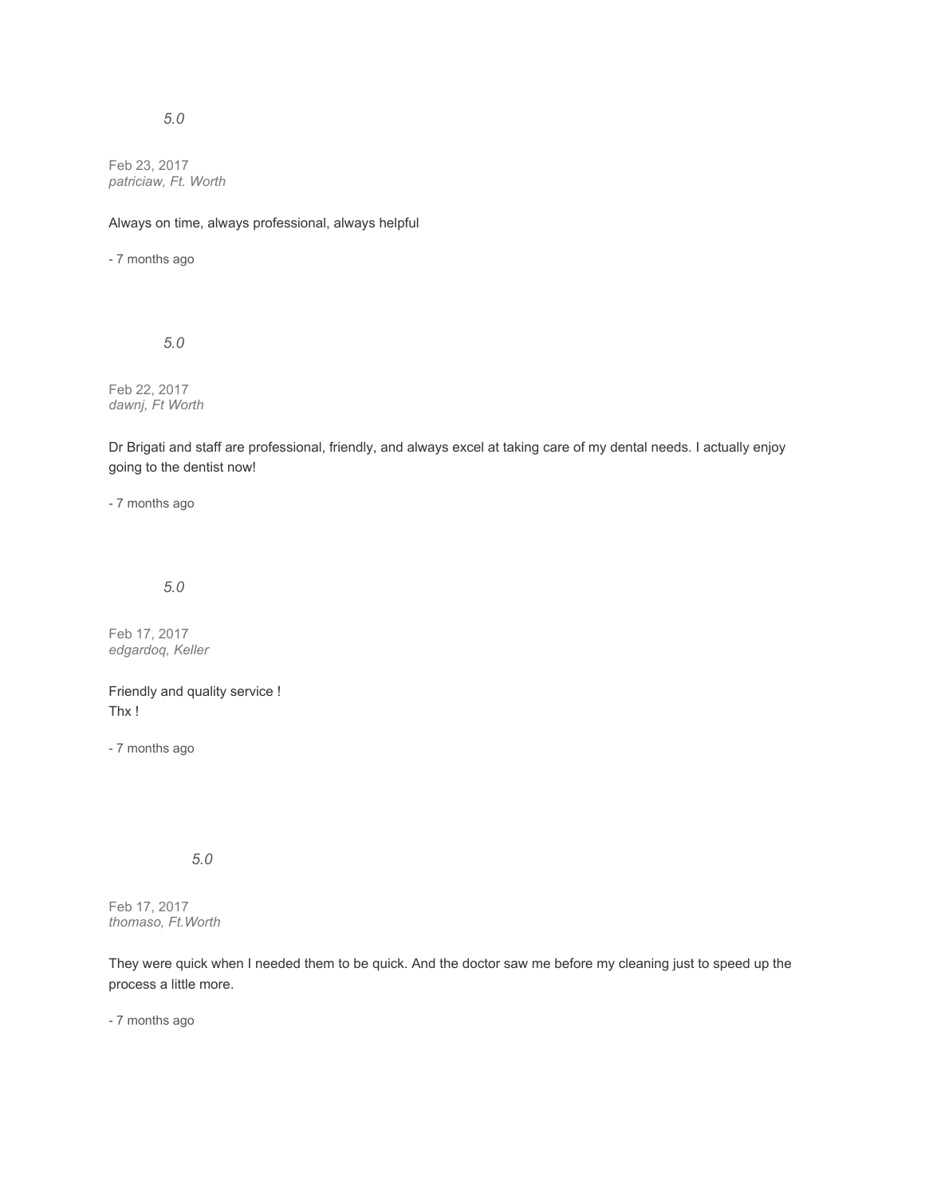*5.0*

Feb 23, 2017
*patriciaw, Ft. Worth*

Always on time, always professional, always helpful

- 7 months ago

*5.0*

Feb 22, 2017
*dawnj, Ft Worth*

Dr Brigati and staff are professional, friendly, and always excel at taking care of my dental needs. I actually enjoy going to the dentist now!

- 7 months ago

*5.0*

Feb 17, 2017
*edgardoq, Keller*

Friendly and quality service !
Thx !

- 7 months ago

*5.0*

Feb 17, 2017
*thomaso, Ft.Worth*

They were quick when I needed them to be quick. And the doctor saw me before my cleaning just to speed up the process a little more.

- 7 months ago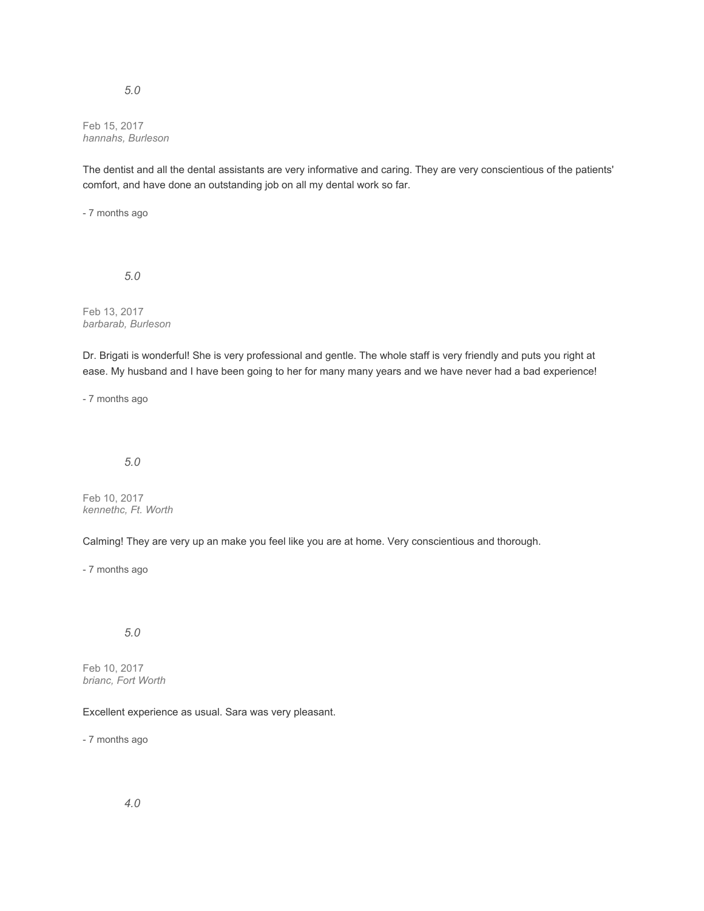*5.0*

Feb 15, 2017
*hannahs, Burleson*

The dentist and all the dental assistants are very informative and caring. They are very conscientious of the patients' comfort, and have done an outstanding job on all my dental work so far.

- 7 months ago

*5.0*

Feb 13, 2017
*barbarab, Burleson*

Dr. Brigati is wonderful! She is very professional and gentle. The whole staff is very friendly and puts you right at ease. My husband and I have been going to her for many many years and we have never had a bad experience!

- 7 months ago

*5.0*

Feb 10, 2017
*kennethc, Ft. Worth*

Calming! They are very up an make you feel like you are at home. Very conscientious and thorough.

- 7 months ago

*5.0*

Feb 10, 2017
*brianc, Fort Worth*

Excellent experience as usual. Sara was very pleasant.

- 7 months ago

*4.0*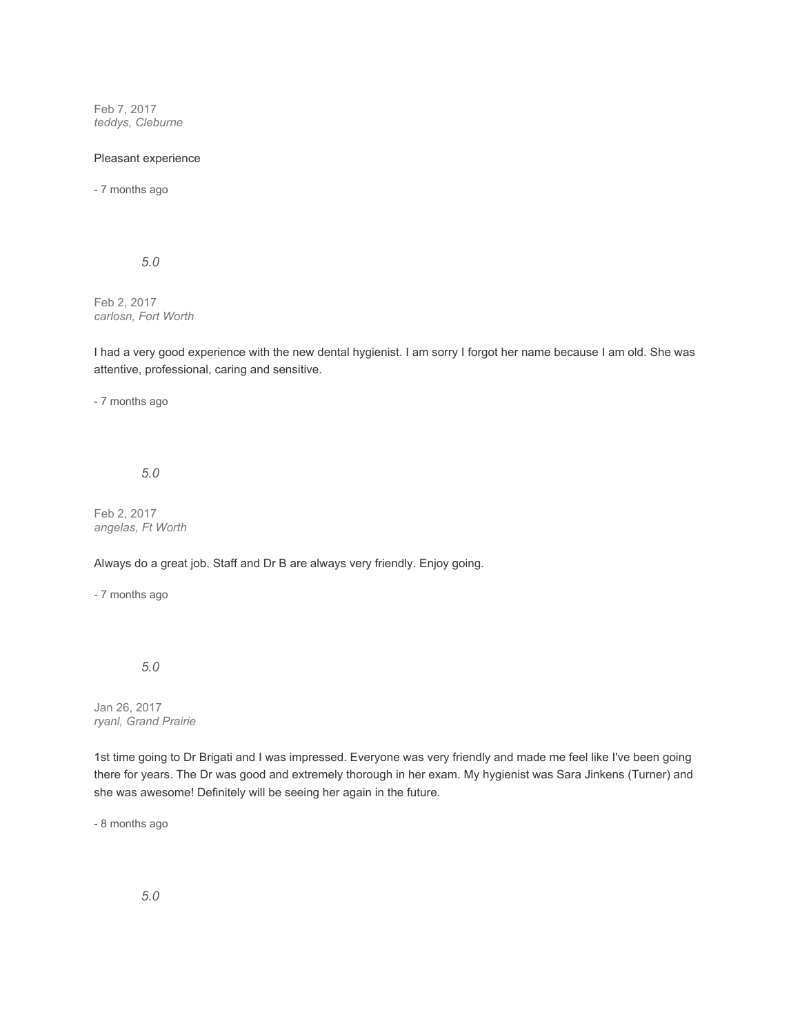Feb 7, 2017
*teddys, Cleburne*

Pleasant experience

- 7 months ago

*5.0*

Feb 2, 2017
*carlosn, Fort Worth*

I had a very good experience with the new dental hygienist. I am sorry I forgot her name because I am old. She was attentive, professional, caring and sensitive.

- 7 months ago

*5.0*

Feb 2, 2017
*angelas, Ft Worth*

Always do a great job. Staff and Dr B are always very friendly. Enjoy going.

- 7 months ago

*5.0*

Jan 26, 2017
*ryanl, Grand Prairie*

1st time going to Dr Brigati and I was impressed. Everyone was very friendly and made me feel like I've been going there for years. The Dr was good and extremely thorough in her exam. My hygienist was Sara Jinkens (Turner) and she was awesome! Definitely will be seeing her again in the future.

- 8 months ago

*5.0*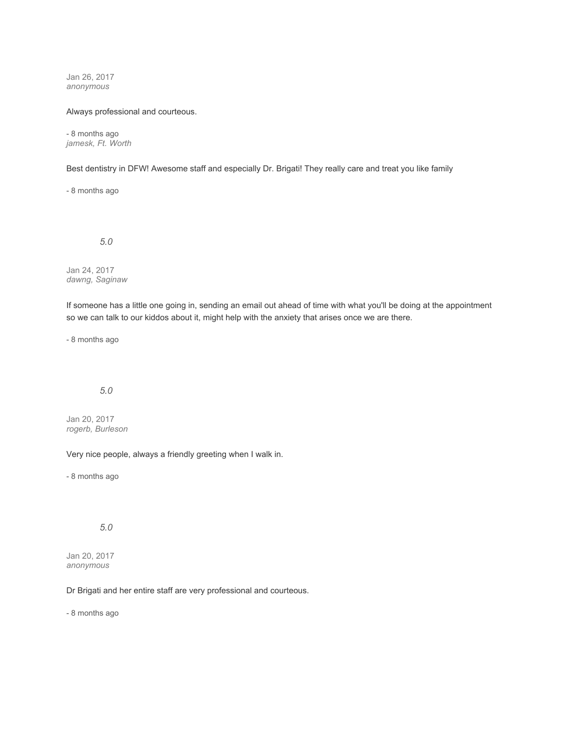Jan 26, 2017
*anonymous*

Always professional and courteous.

- 8 months ago
*jamesk, Ft. Worth*

Best dentistry in DFW! Awesome staff and especially Dr. Brigati! They really care and treat you like family

- 8 months ago

*5.0*

Jan 24, 2017
*dawng, Saginaw*

If someone has a little one going in, sending an email out ahead of time with what you'll be doing at the appointment so we can talk to our kiddos about it, might help with the anxiety that arises once we are there.

- 8 months ago

*5.0*

Jan 20, 2017
*rogerb, Burleson*

Very nice people, always a friendly greeting when I walk in.

- 8 months ago

*5.0*

Jan 20, 2017
*anonymous*

Dr Brigati and her entire staff are very professional and courteous.

- 8 months ago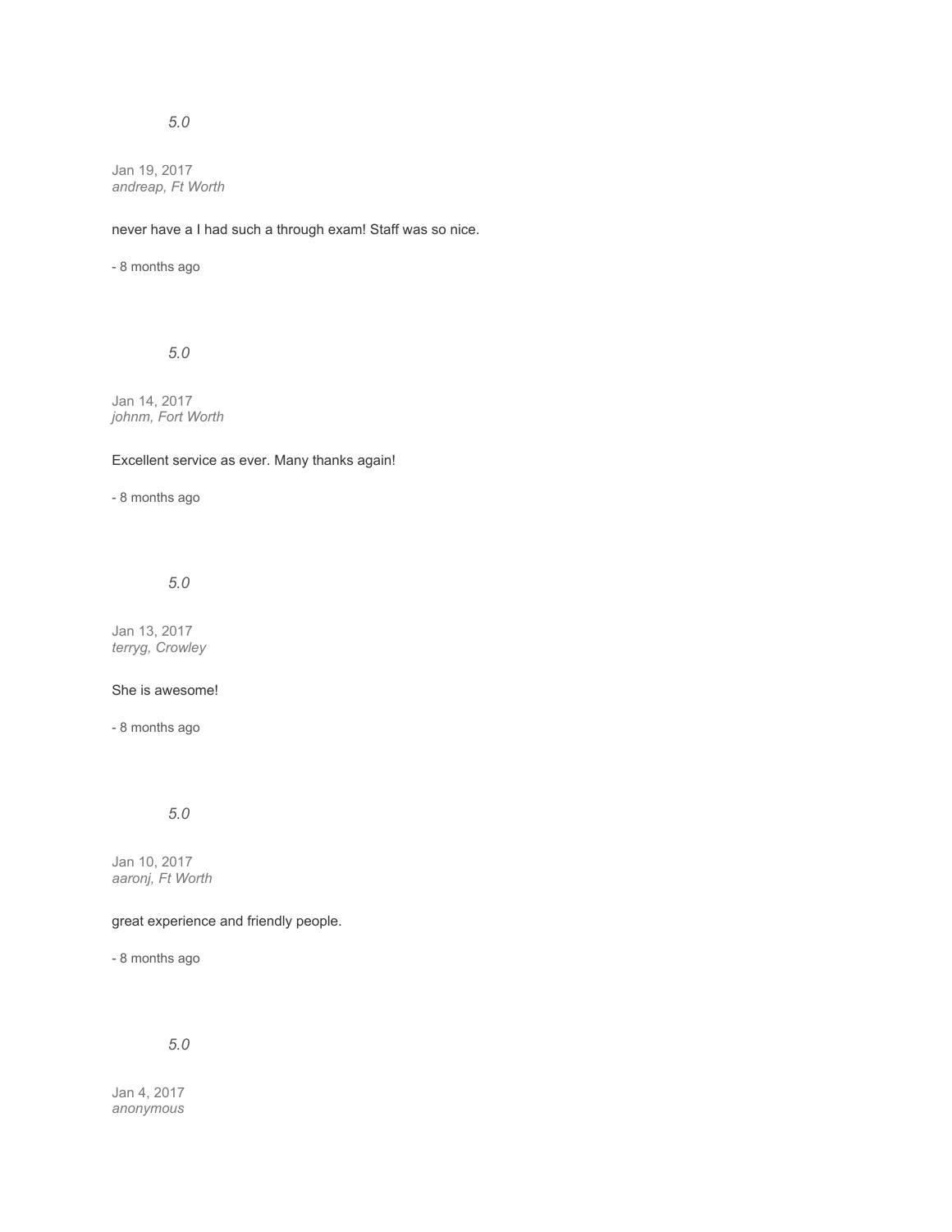*5.0*

Jan 19, 2017
*andreap, Ft Worth*

never have a I had such a through exam! Staff was so nice.

- 8 months ago

*5.0*

Jan 14, 2017
*johnm, Fort Worth*

Excellent service as ever. Many thanks again!

- 8 months ago

*5.0*

Jan 13, 2017
*terryg, Crowley*

She is awesome!

- 8 months ago

*5.0*

Jan 10, 2017
*aaronj, Ft Worth*

great experience and friendly people.

- 8 months ago

*5.0*

Jan 4, 2017
*anonymous*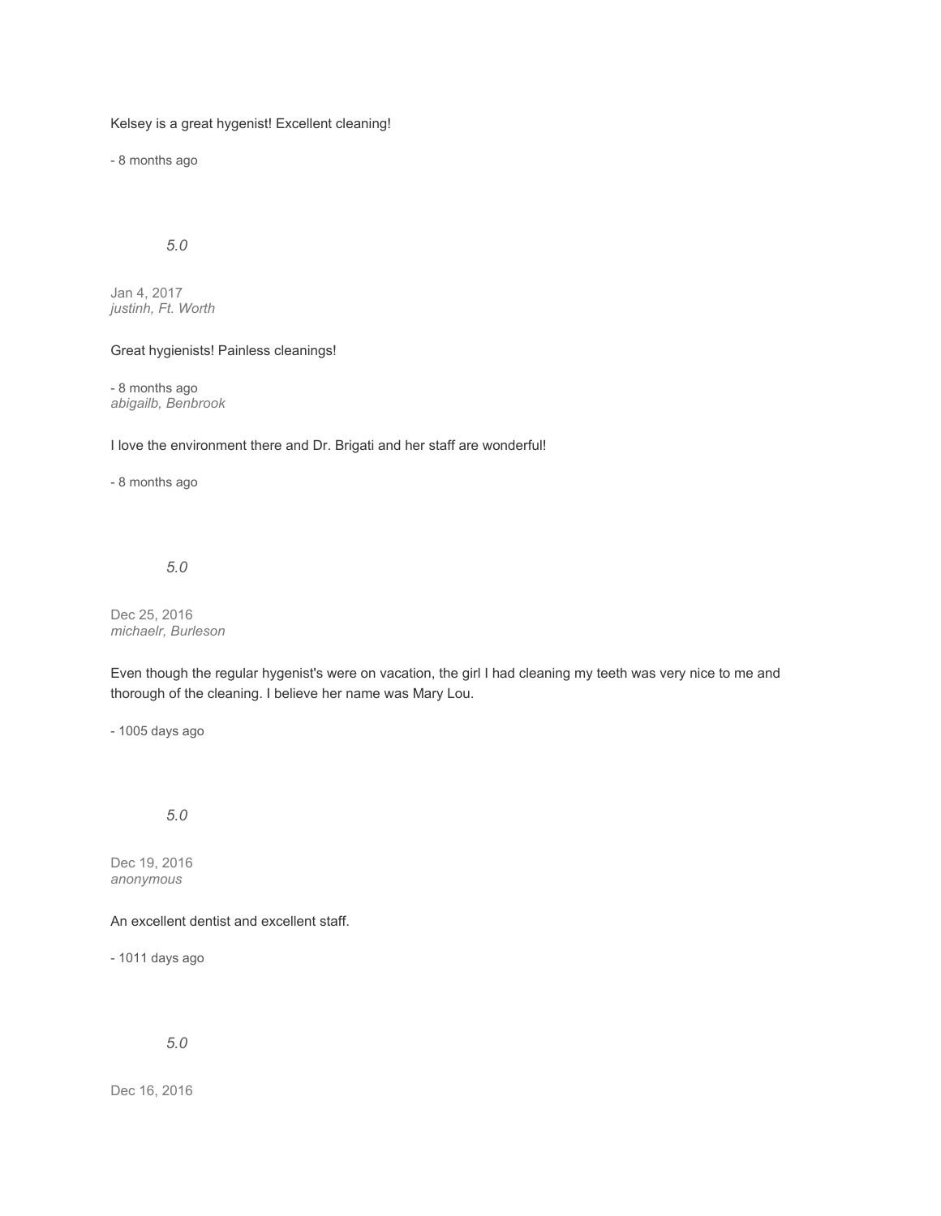Kelsey is a great hygenist! Excellent cleaning!

- 8 months ago

*5.0*

Jan 4, 2017
*justinh, Ft. Worth*

Great hygienists! Painless cleanings!

- 8 months ago
*abigailb, Benbrook*

I love the environment there and Dr. Brigati and her staff are wonderful!

- 8 months ago

*5.0*

Dec 25, 2016
*michaelr, Burleson*

Even though the regular hygenist's were on vacation, the girl I had cleaning my teeth was very nice to me and thorough of the cleaning. I believe her name was Mary Lou.

- 1005 days ago

*5.0*

Dec 19, 2016
*anonymous*

An excellent dentist and excellent staff.

- 1011 days ago

*5.0*

Dec 16, 2016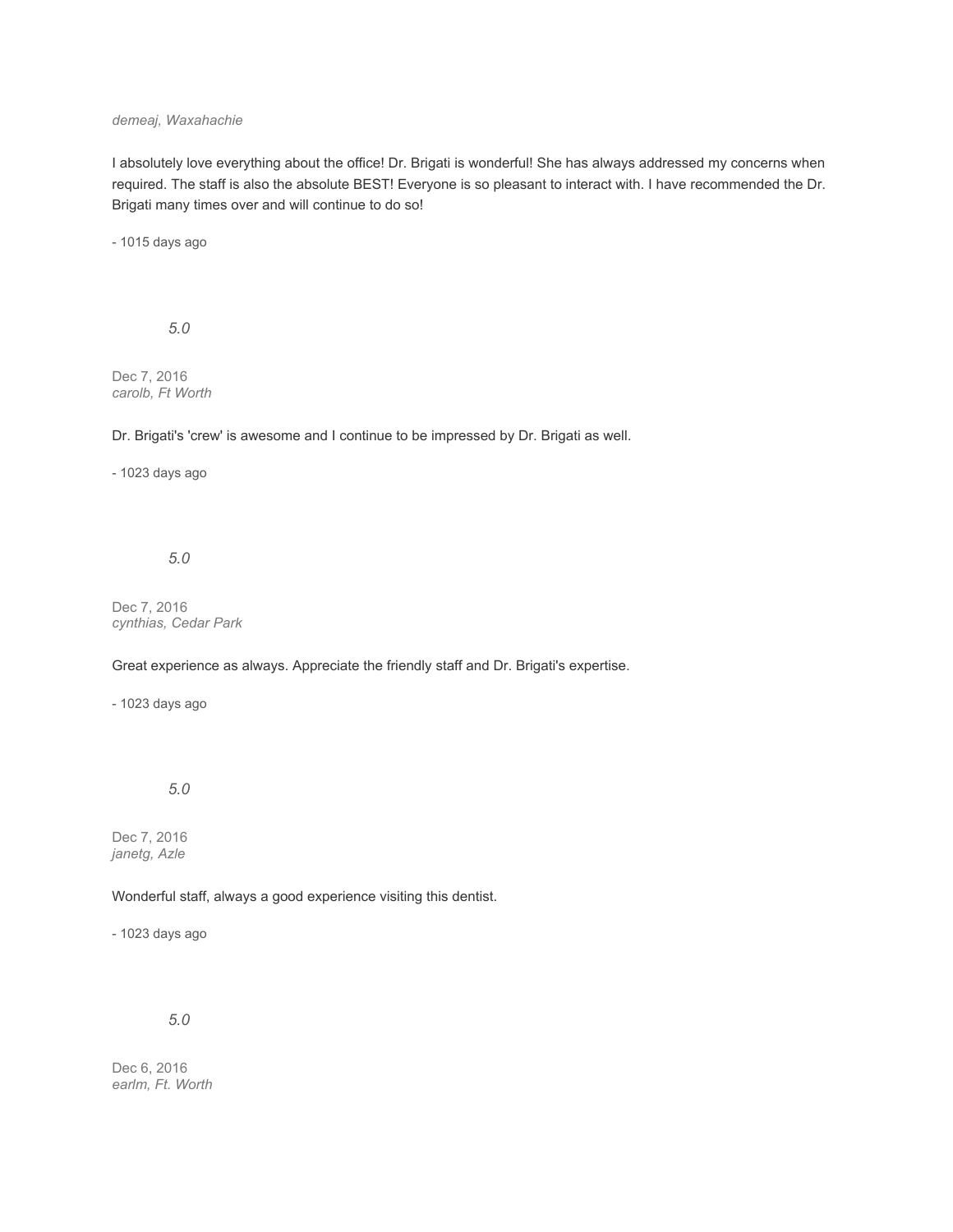*demeaj, Waxahachie*

I absolutely love everything about the office! Dr. Brigati is wonderful! She has always addressed my concerns when required. The staff is also the absolute BEST! Everyone is so pleasant to interact with. I have recommended the Dr. Brigati many times over and will continue to do so!

- 1015 days ago

*5.0*

Dec 7, 2016
*carolb, Ft Worth*

Dr. Brigati's 'crew' is awesome and I continue to be impressed by Dr. Brigati as well.

- 1023 days ago

*5.0*

Dec 7, 2016
*cynthias, Cedar Park*

Great experience as always. Appreciate the friendly staff and Dr. Brigati's expertise.

- 1023 days ago

*5.0*

Dec 7, 2016
*janetg, Azle*

Wonderful staff, always a good experience visiting this dentist.

- 1023 days ago

*5.0*

Dec 6, 2016
*earlm, Ft. Worth*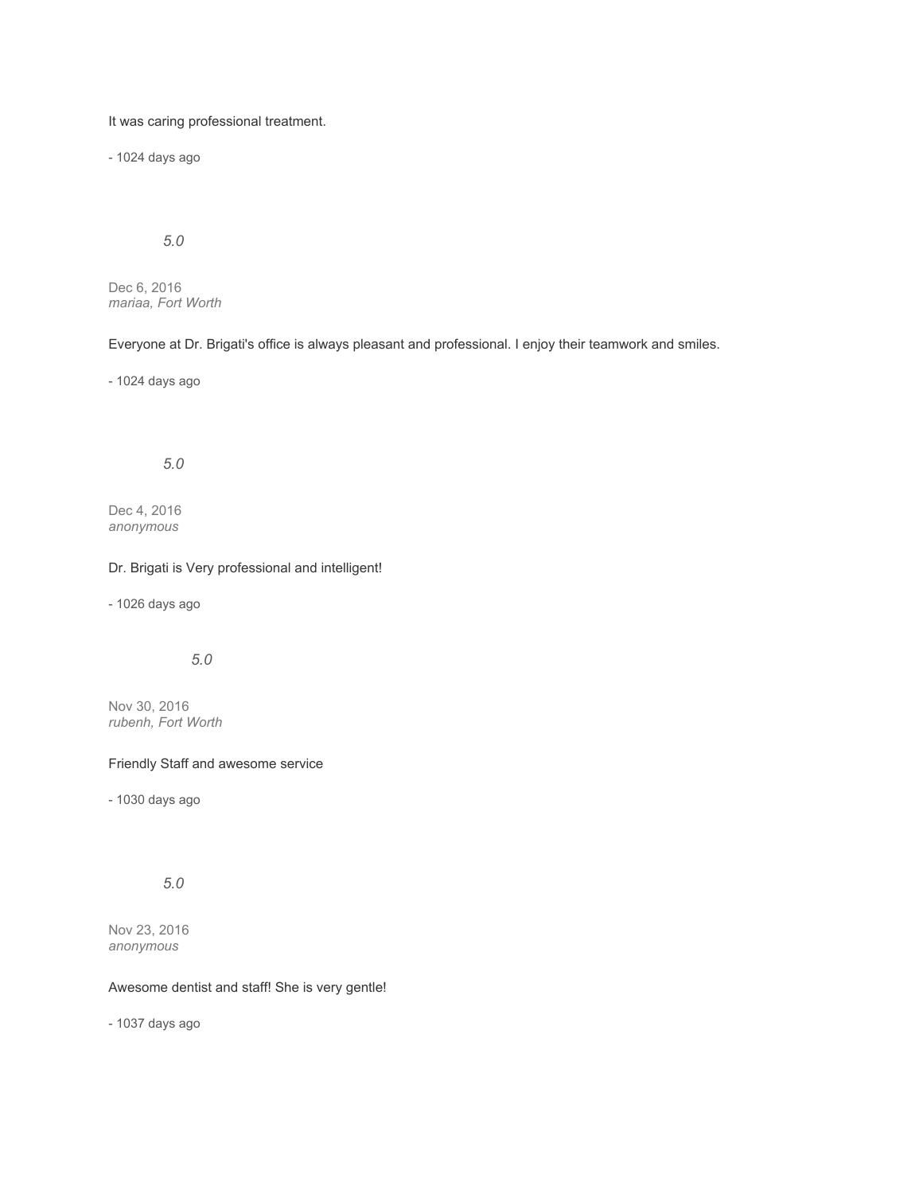It was caring professional treatment.

- 1024 days ago

*5.0*

Dec 6, 2016
*mariaa, Fort Worth*

Everyone at Dr. Brigati's office is always pleasant and professional. I enjoy their teamwork and smiles.

- 1024 days ago

*5.0*

Dec 4, 2016
*anonymous*

Dr. Brigati is Very professional and intelligent!

- 1026 days ago

*5.0*

Nov 30, 2016
*rubenh, Fort Worth*

Friendly Staff and awesome service

- 1030 days ago

*5.0*

Nov 23, 2016
*anonymous*

Awesome dentist and staff! She is very gentle!

- 1037 days ago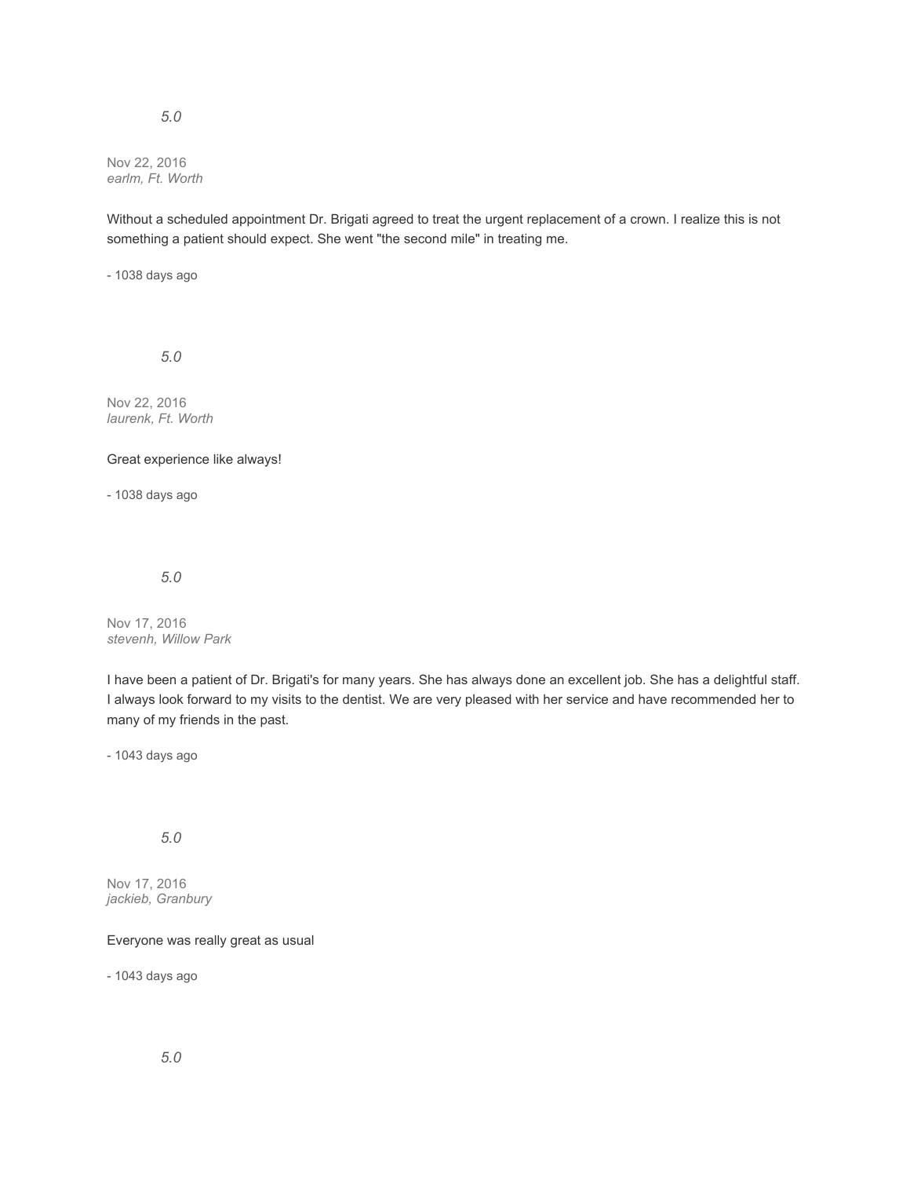*5.0*

Nov 22, 2016
*earlm, Ft. Worth*

Without a scheduled appointment Dr. Brigati agreed to treat the urgent replacement of a crown. I realize this is not something a patient should expect. She went "the second mile" in treating me.

- 1038 days ago

*5.0*

Nov 22, 2016
*laurenk, Ft. Worth*

Great experience like always!

- 1038 days ago

*5.0*

Nov 17, 2016
*stevenh, Willow Park*

I have been a patient of Dr. Brigati's for many years. She has always done an excellent job. She has a delightful staff. I always look forward to my visits to the dentist. We are very pleased with her service and have recommended her to many of my friends in the past.

- 1043 days ago

*5.0*

Nov 17, 2016
*jackieb, Granbury*

Everyone was really great as usual

- 1043 days ago

*5.0*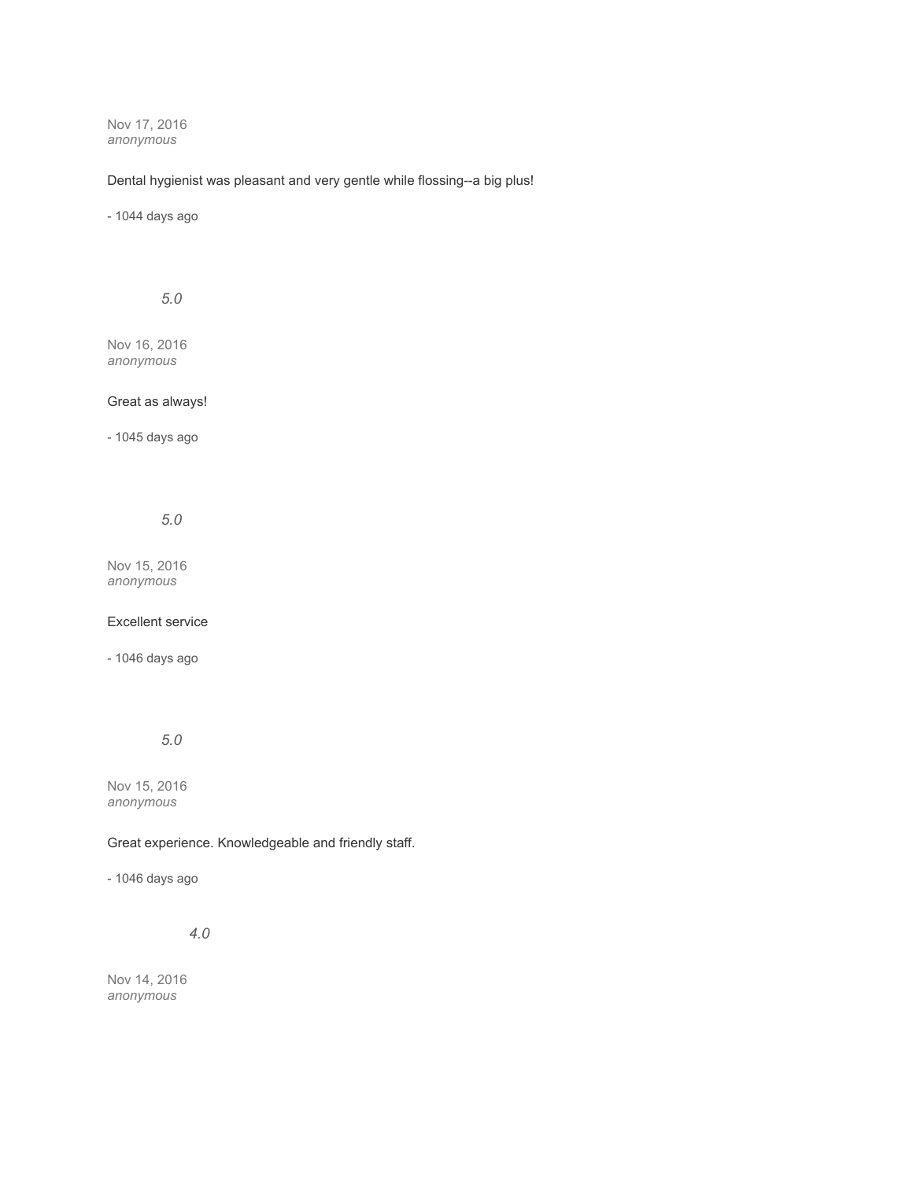Nov 17, 2016
*anonymous*

Dental hygienist was pleasant and very gentle while flossing--a big plus!

- 1044 days ago

*5.0*

Nov 16, 2016
*anonymous*

Great as always!

- 1045 days ago

*5.0*

Nov 15, 2016
*anonymous*

Excellent service

- 1046 days ago

*5.0*

Nov 15, 2016
*anonymous*

Great experience. Knowledgeable and friendly staff.

- 1046 days ago

*4.0*

Nov 14, 2016
*anonymous*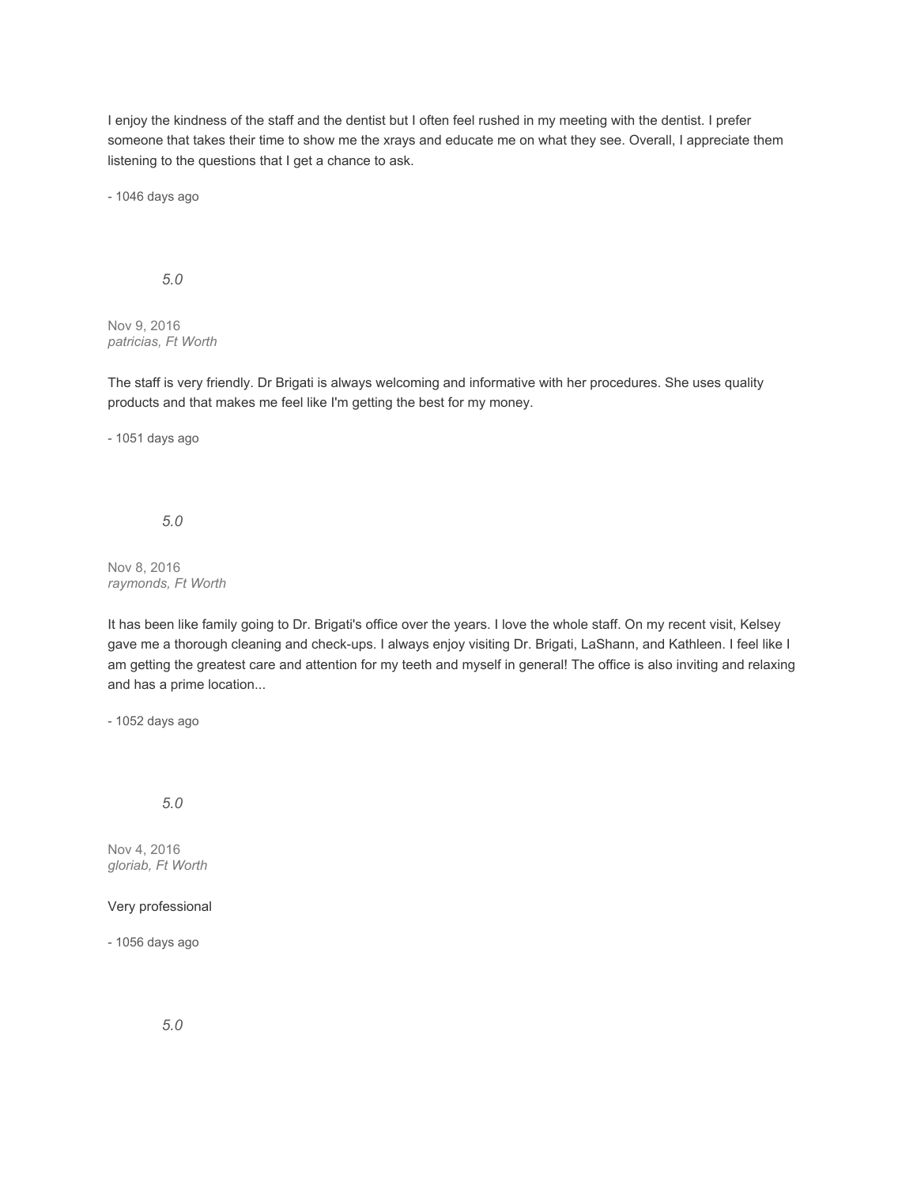I enjoy the kindness of the staff and the dentist but I often feel rushed in my meeting with the dentist. I prefer someone that takes their time to show me the xrays and educate me on what they see. Overall, I appreciate them listening to the questions that I get a chance to ask.

- 1046 days ago

*5.0*

Nov 9, 2016
*patricias, Ft Worth*

The staff is very friendly. Dr Brigati is always welcoming and informative with her procedures. She uses quality products and that makes me feel like I'm getting the best for my money.

- 1051 days ago

*5.0*

Nov 8, 2016
*raymonds, Ft Worth*

It has been like family going to Dr. Brigati's office over the years. I love the whole staff. On my recent visit, Kelsey gave me a thorough cleaning and check-ups. I always enjoy visiting Dr. Brigati, LaShann, and Kathleen. I feel like I am getting the greatest care and attention for my teeth and myself in general! The office is also inviting and relaxing and has a prime location...

- 1052 days ago

*5.0*

Nov 4, 2016
*gloriab, Ft Worth*

Very professional

- 1056 days ago

*5.0*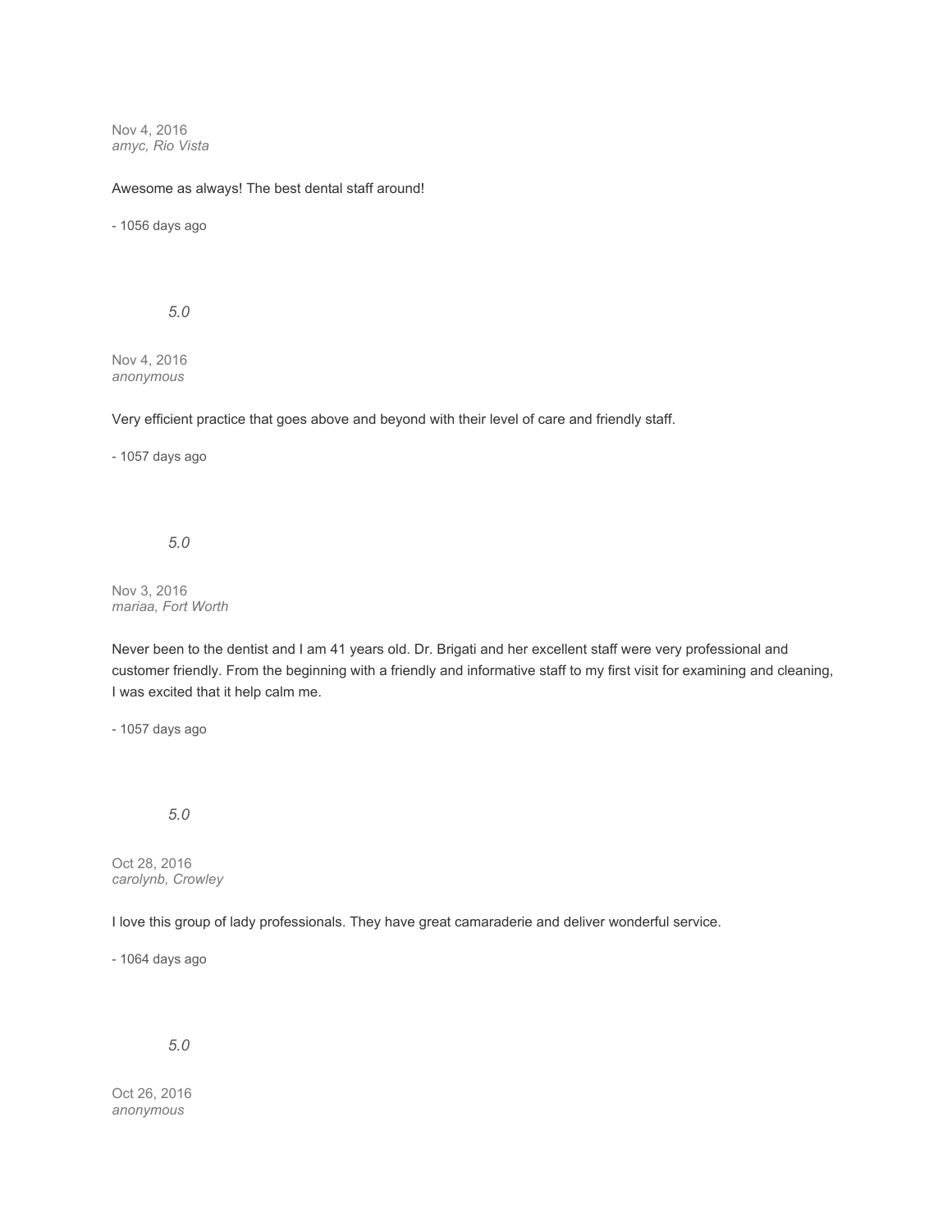Nov 4, 2016
*amyc, Rio Vista*

Awesome as always! The best dental staff around!

- 1056 days ago

*5.0*

Nov 4, 2016
*anonymous*

Very efficient practice that goes above and beyond with their level of care and friendly staff.

- 1057 days ago

*5.0*

Nov 3, 2016
*mariaa, Fort Worth*

Never been to the dentist and I am 41 years old. Dr. Brigati and her excellent staff were very professional and customer friendly. From the beginning with a friendly and informative staff to my first visit for examining and cleaning, I was excited that it help calm me.

- 1057 days ago

*5.0*

Oct 28, 2016
*carolynb, Crowley*

I love this group of lady professionals. They have great camaraderie and deliver wonderful service.

- 1064 days ago

*5.0*

Oct 26, 2016
*anonymous*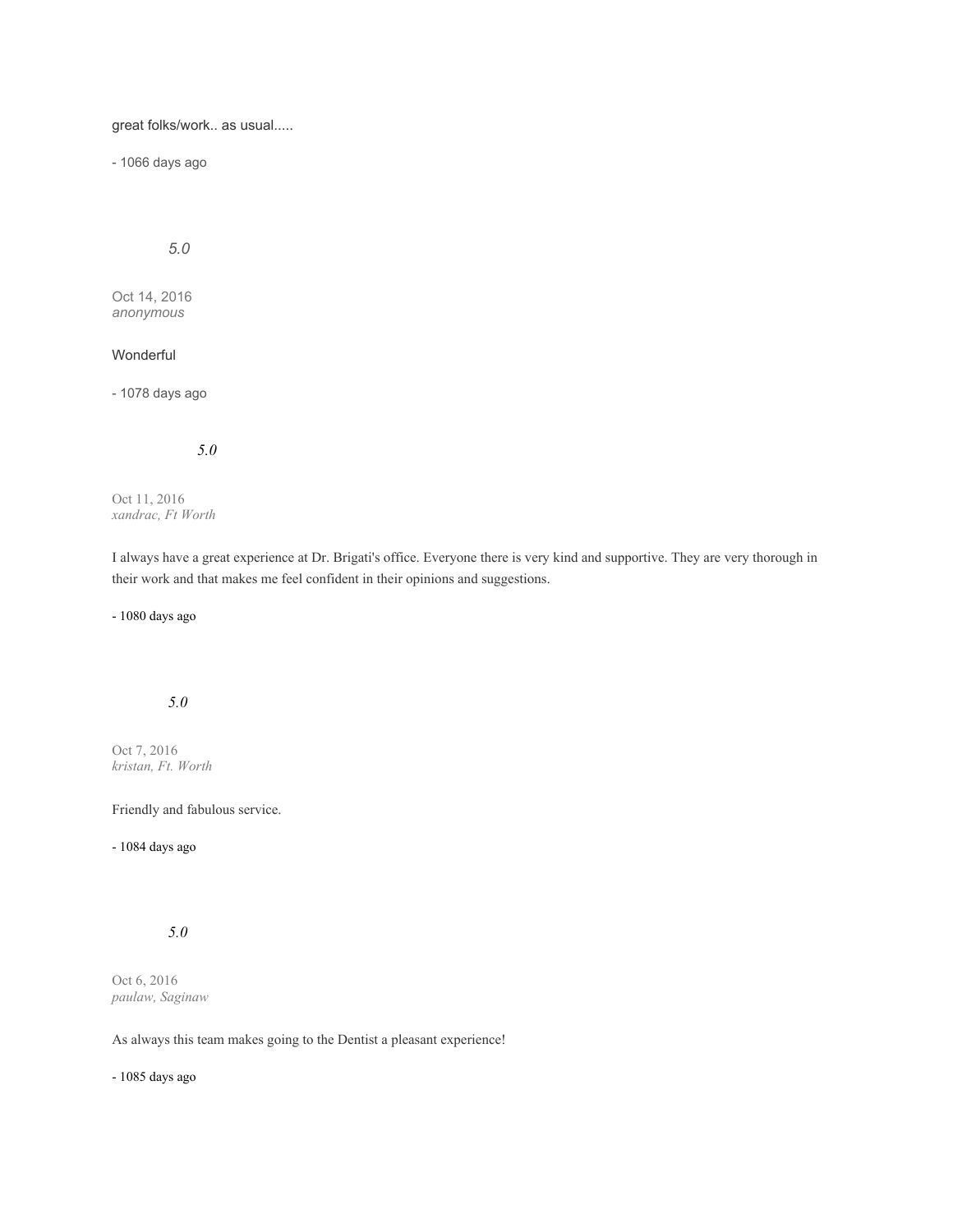great folks/work.. as usual.....

- 1066 days ago

*5.0*

Oct 14, 2016
*anonymous*

Wonderful

- 1078 days ago

*5.0*

Oct 11, 2016
*xandrac, Ft Worth*

I always have a great experience at Dr. Brigati's office. Everyone there is very kind and supportive. They are very thorough in their work and that makes me feel confident in their opinions and suggestions.

- 1080 days ago

*5.0*

Oct 7, 2016
*kristan, Ft. Worth*

Friendly and fabulous service.

- 1084 days ago

*5.0*

Oct 6, 2016
*paulaw, Saginaw*

As always this team makes going to the Dentist a pleasant experience!

- 1085 days ago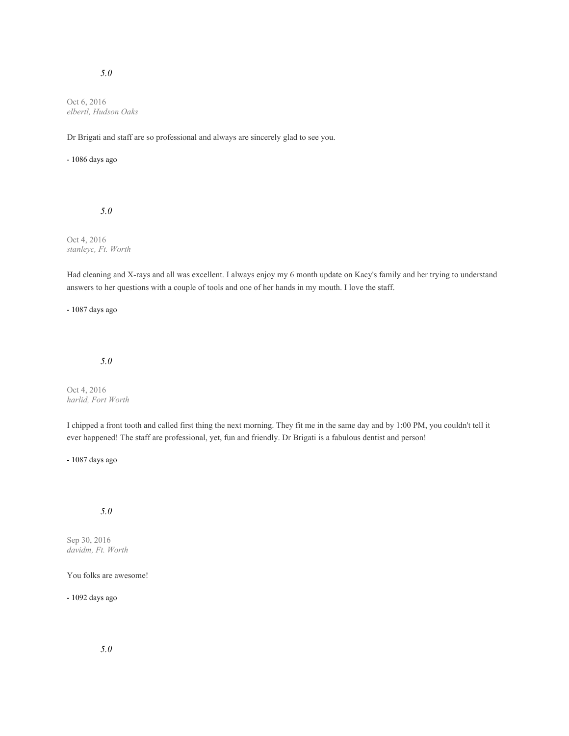*5.0*

Oct 6, 2016
*elbertl, Hudson Oaks*

Dr Brigati and staff are so professional and always are sincerely glad to see you.

- 1086 days ago

*5.0*

Oct 4, 2016
*stanleyc, Ft. Worth*

Had cleaning and X-rays and all was excellent. I always enjoy my 6 month update on Kacy's family and her trying to understand answers to her questions with a couple of tools and one of her hands in my mouth. I love the staff.

- 1087 days ago

*5.0*

Oct 4, 2016
*harlid, Fort Worth*

I chipped a front tooth and called first thing the next morning. They fit me in the same day and by 1:00 PM, you couldn't tell it ever happened! The staff are professional, yet, fun and friendly. Dr Brigati is a fabulous dentist and person!

- 1087 days ago

*5.0*

Sep 30, 2016
*davidm, Ft. Worth*

You folks are awesome!

- 1092 days ago

*5.0*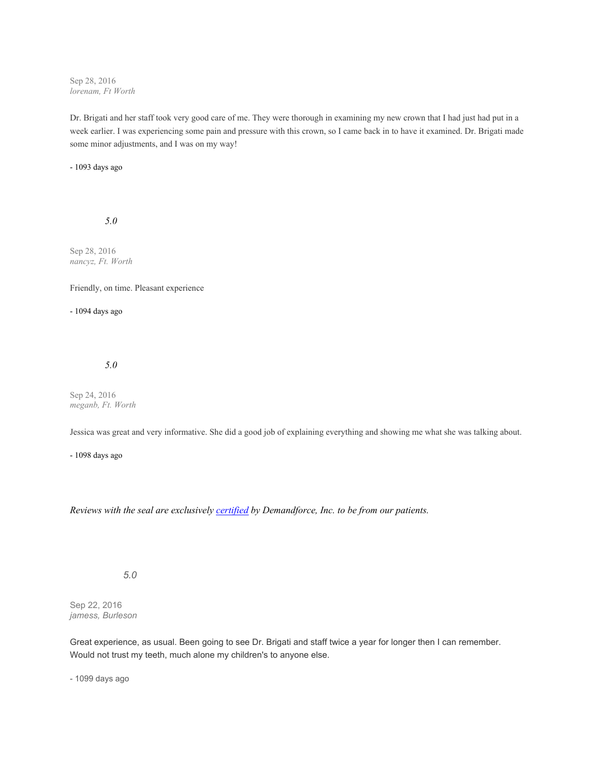Sep 28, 2016
*lorenam, Ft Worth*

Dr. Brigati and her staff took very good care of me. They were thorough in examining my new crown that I had just had put in a week earlier. I was experiencing some pain and pressure with this crown, so I came back in to have it examined. Dr. Brigati made some minor adjustments, and I was on my way!

- 1093 days ago

*5.0*

Sep 28, 2016
*nancyz, Ft. Worth*

Friendly, on time. Pleasant experience

- 1094 days ago

*5.0*

Sep 24, 2016
*meganb, Ft. Worth*

Jessica was great and very informative. She did a good job of explaining everything and showing me what she was talking about.

- 1098 days ago

*Reviews with the seal are exclusively certified by Demandforce, Inc. to be from our patients.*

*5.0*

Sep 22, 2016
*jamess, Burleson*

Great experience, as usual. Been going to see Dr. Brigati and staff twice a year for longer then I can remember. Would not trust my teeth, much alone my children's to anyone else.

- 1099 days ago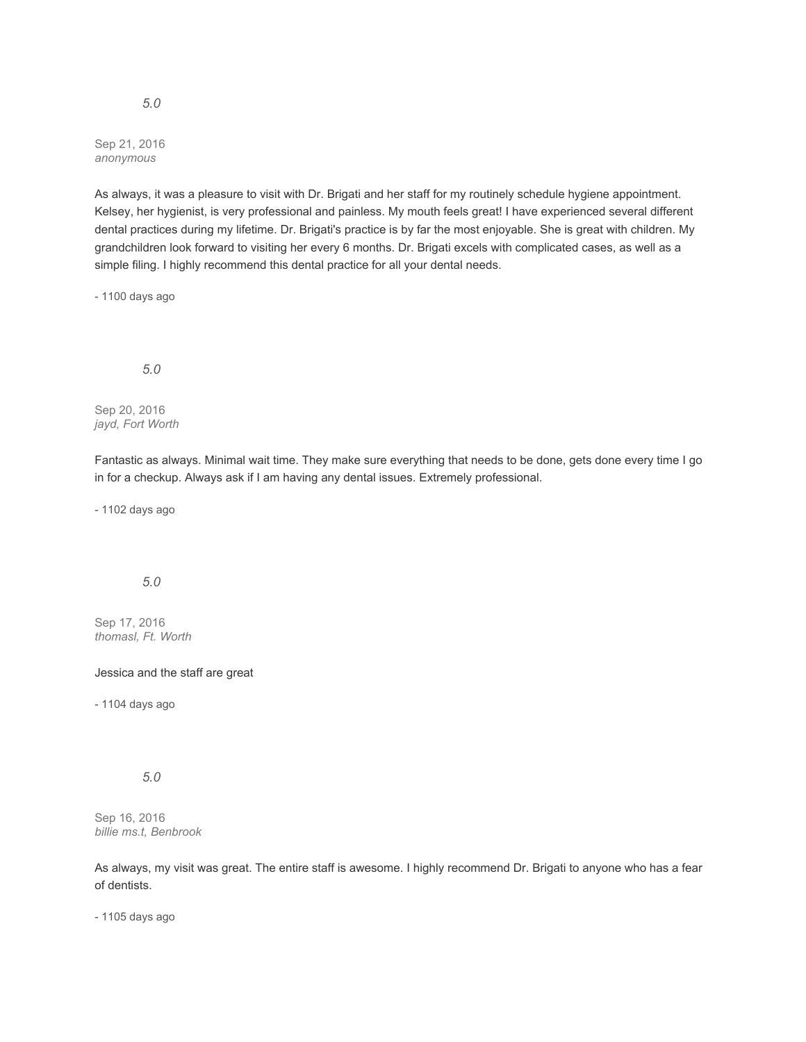*5.0*

Sep 21, 2016
*anonymous*

As always, it was a pleasure to visit with Dr. Brigati and her staff for my routinely schedule hygiene appointment. Kelsey, her hygienist, is very professional and painless. My mouth feels great! I have experienced several different dental practices during my lifetime. Dr. Brigati's practice is by far the most enjoyable. She is great with children. My grandchildren look forward to visiting her every 6 months. Dr. Brigati excels with complicated cases, as well as a simple filing. I highly recommend this dental practice for all your dental needs.

- 1100 days ago

*5.0*

Sep 20, 2016
*jayd, Fort Worth*

Fantastic as always. Minimal wait time. They make sure everything that needs to be done, gets done every time I go in for a checkup. Always ask if I am having any dental issues. Extremely professional.

- 1102 days ago

*5.0*

Sep 17, 2016
*thomasl, Ft. Worth*

Jessica and the staff are great

- 1104 days ago

*5.0*

Sep 16, 2016
*billie ms.t, Benbrook*

As always, my visit was great. The entire staff is awesome. I highly recommend Dr. Brigati to anyone who has a fear of dentists.

- 1105 days ago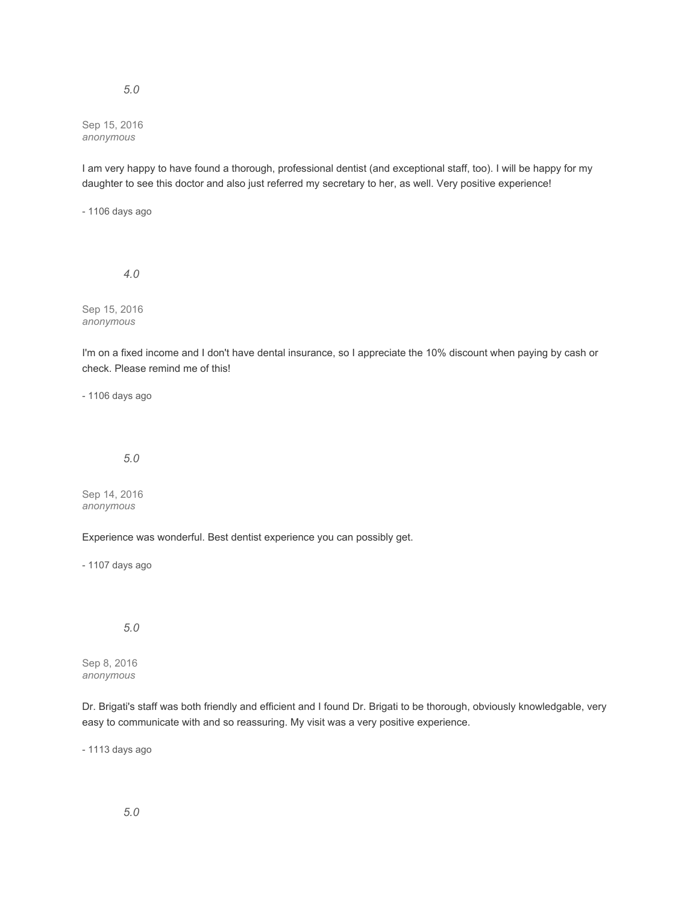*5.0*

Sep 15, 2016
*anonymous*

I am very happy to have found a thorough, professional dentist (and exceptional staff, too). I will be happy for my daughter to see this doctor and also just referred my secretary to her, as well. Very positive experience!

- 1106 days ago

*4.0*

Sep 15, 2016
*anonymous*

I'm on a fixed income and I don't have dental insurance, so I appreciate the 10% discount when paying by cash or check. Please remind me of this!

- 1106 days ago

*5.0*

Sep 14, 2016
*anonymous*

Experience was wonderful. Best dentist experience you can possibly get.

- 1107 days ago

*5.0*

Sep 8, 2016
*anonymous*

Dr. Brigati's staff was both friendly and efficient and I found Dr. Brigati to be thorough, obviously knowledgable, very easy to communicate with and so reassuring. My visit was a very positive experience.

- 1113 days ago

*5.0*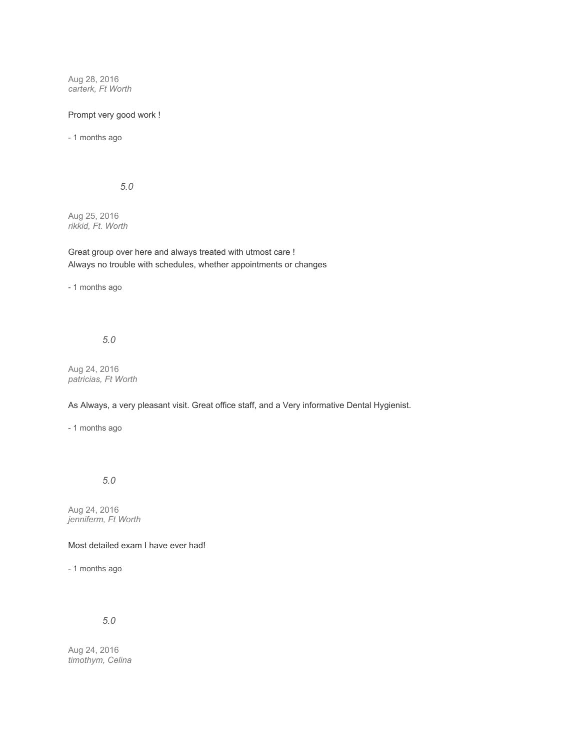Aug 28, 2016
*carterk, Ft Worth*

Prompt very good work !

- 1 months ago

*5.0*

Aug 25, 2016
*rikkid, Ft. Worth*

Great group over here and always treated with utmost care !
Always no trouble with schedules, whether appointments or changes

- 1 months ago

*5.0*

Aug 24, 2016
*patricias, Ft Worth*

As Always, a very pleasant visit. Great office staff, and a Very informative Dental Hygienist.

- 1 months ago

*5.0*

Aug 24, 2016
*jenniferm, Ft Worth*

Most detailed exam I have ever had!

- 1 months ago

*5.0*

Aug 24, 2016
*timothym, Celina*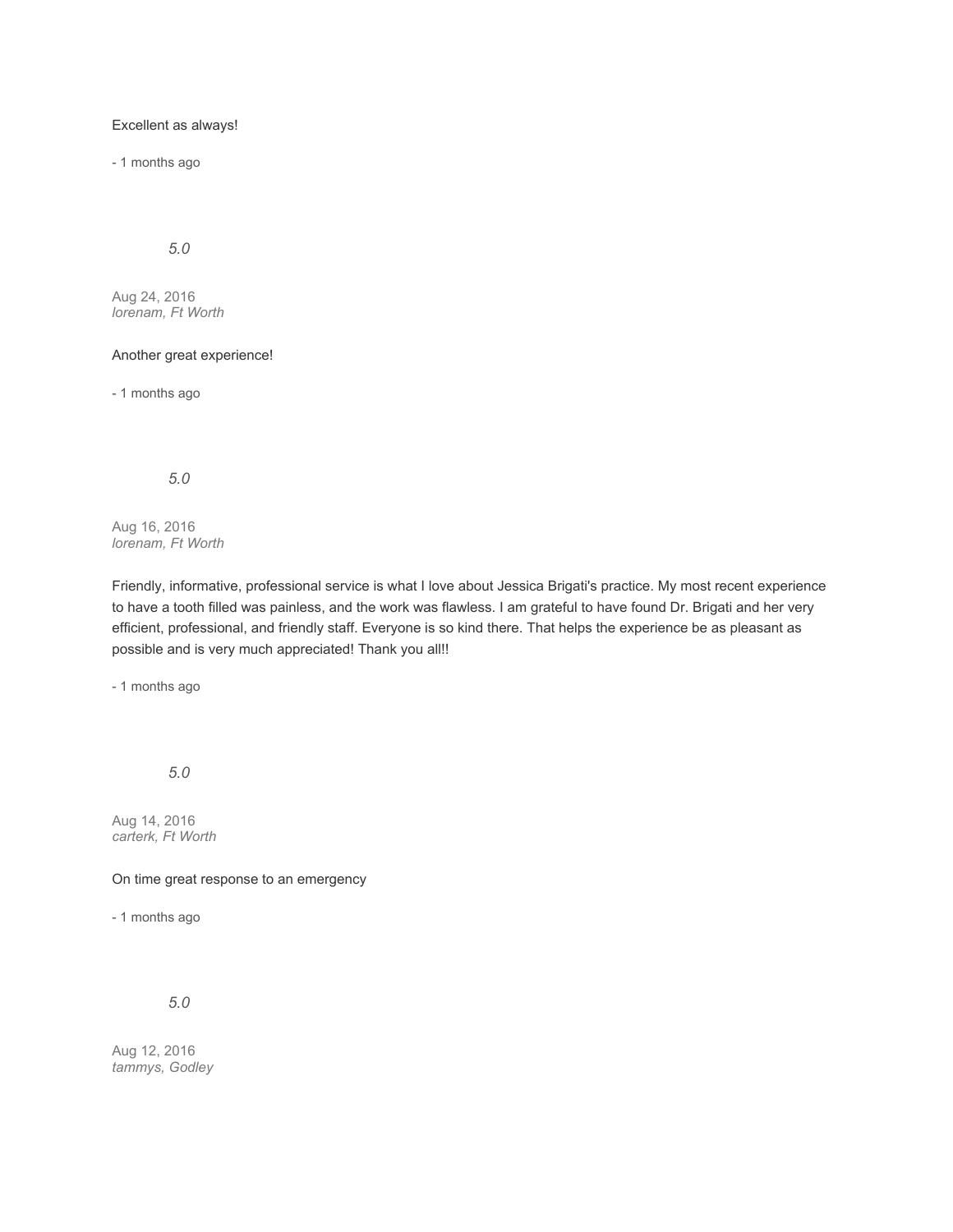Excellent as always!

- 1 months ago

*5.0*

Aug 24, 2016
*lorenam, Ft Worth*

Another great experience!

- 1 months ago

*5.0*

Aug 16, 2016
*lorenam, Ft Worth*

Friendly, informative, professional service is what I love about Jessica Brigati's practice. My most recent experience to have a tooth filled was painless, and the work was flawless. I am grateful to have found Dr. Brigati and her very efficient, professional, and friendly staff. Everyone is so kind there. That helps the experience be as pleasant as possible and is very much appreciated! Thank you all!!

- 1 months ago

*5.0*

Aug 14, 2016
*carterk, Ft Worth*

On time great response to an emergency

- 1 months ago

*5.0*

Aug 12, 2016
*tammys, Godley*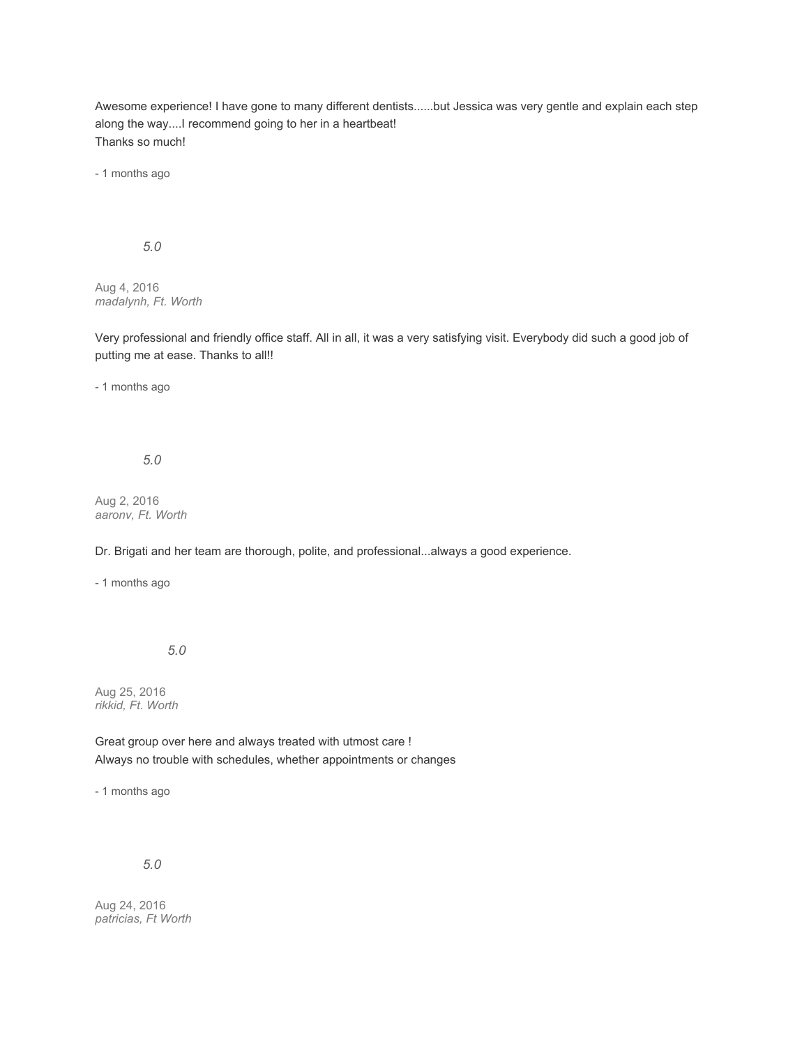Awesome experience! I have gone to many different dentists......but Jessica was very gentle and explain each step along the way....I recommend going to her in a heartbeat!
Thanks so much!

- 1 months ago

*5.0*

Aug 4, 2016
*madalynh, Ft. Worth*

Very professional and friendly office staff. All in all, it was a very satisfying visit. Everybody did such a good job of putting me at ease. Thanks to all!!

- 1 months ago

*5.0*

Aug 2, 2016
*aaronv, Ft. Worth*

Dr. Brigati and her team are thorough, polite, and professional...always a good experience.

- 1 months ago

*5.0*

Aug 25, 2016
*rikkid, Ft. Worth*

Great group over here and always treated with utmost care !
Always no trouble with schedules, whether appointments or changes

- 1 months ago

*5.0*

Aug 24, 2016
*patricias, Ft Worth*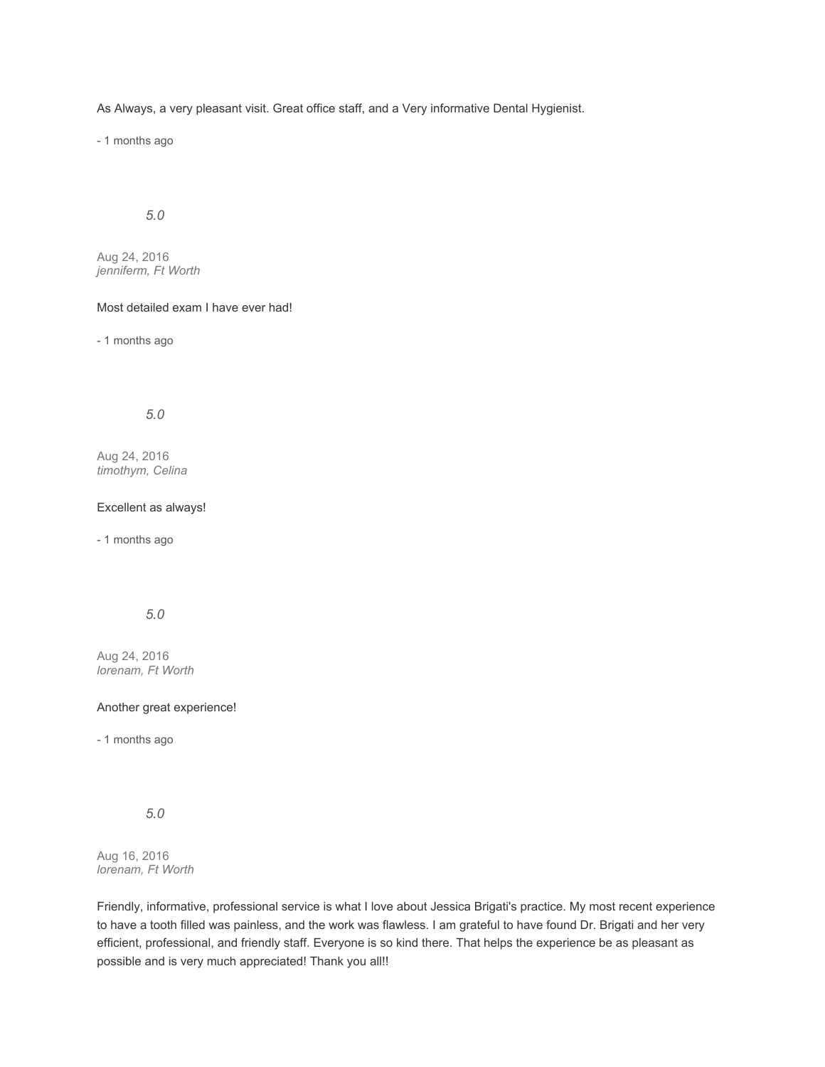As Always, a very pleasant visit. Great office staff, and a Very informative Dental Hygienist.

- 1 months ago

*5.0*

Aug 24, 2016
*jenniferm, Ft Worth*

Most detailed exam I have ever had!

- 1 months ago

*5.0*

Aug 24, 2016
*timothym, Celina*

Excellent as always!

- 1 months ago

*5.0*

Aug 24, 2016
*lorenam, Ft Worth*

Another great experience!

- 1 months ago

*5.0*

Aug 16, 2016
*lorenam, Ft Worth*

Friendly, informative, professional service is what I love about Jessica Brigati's practice. My most recent experience to have a tooth filled was painless, and the work was flawless. I am grateful to have found Dr. Brigati and her very efficient, professional, and friendly staff. Everyone is so kind there. That helps the experience be as pleasant as possible and is very much appreciated! Thank you all!!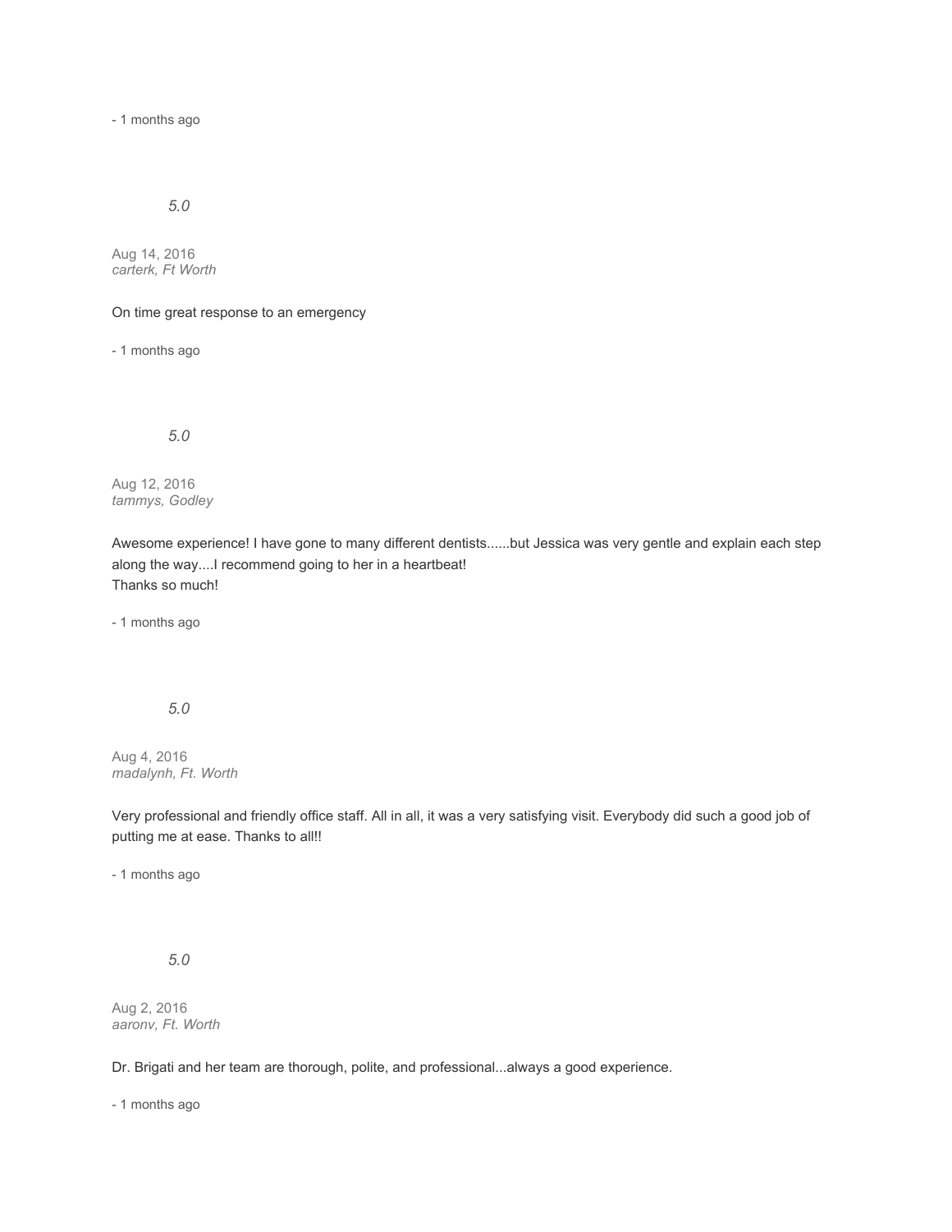- 1 months ago

*5.0*

Aug 14, 2016
*carterk, Ft Worth*

On time great response to an emergency

- 1 months ago

*5.0*

Aug 12, 2016
*tammys, Godley*

Awesome experience! I have gone to many different dentists......but Jessica was very gentle and explain each step along the way....I recommend going to her in a heartbeat!
Thanks so much!

- 1 months ago

*5.0*

Aug 4, 2016
*madalynh, Ft. Worth*

Very professional and friendly office staff. All in all, it was a very satisfying visit. Everybody did such a good job of putting me at ease. Thanks to all!!

- 1 months ago

*5.0*

Aug 2, 2016
*aaronv, Ft. Worth*

Dr. Brigati and her team are thorough, polite, and professional...always a good experience.

- 1 months ago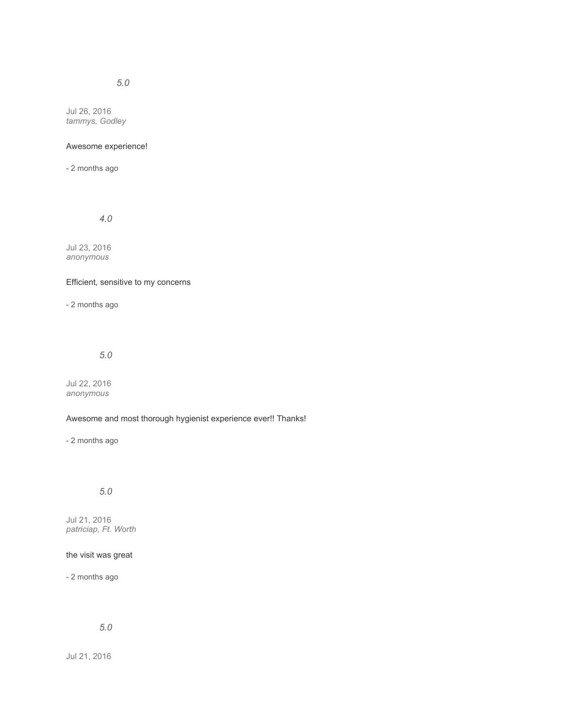*5.0*

Jul 26, 2016
*tammys, Godley*

Awesome experience!

- 2 months ago

*4.0*

Jul 23, 2016
*anonymous*

Efficient, sensitive to my concerns

- 2 months ago

*5.0*

Jul 22, 2016
*anonymous*

Awesome and most thorough hygienist experience ever!! Thanks!

- 2 months ago

*5.0*

Jul 21, 2016
*patriciap, Ft. Worth*

the visit was great

- 2 months ago

*5.0*

Jul 21, 2016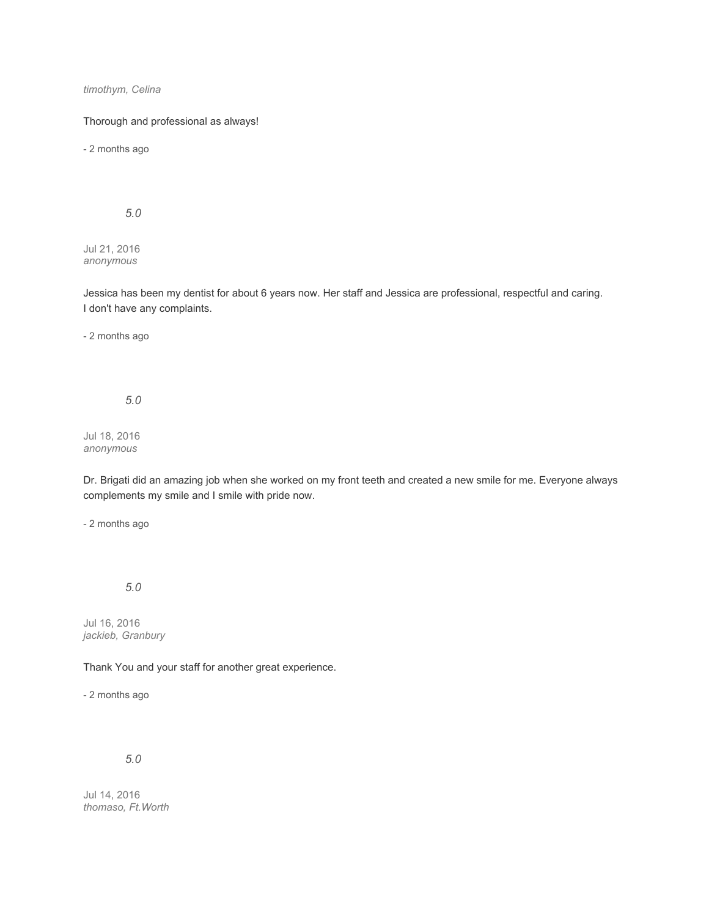*timothym, Celina*

Thorough and professional as always!

- 2 months ago

*5.0*

Jul 21, 2016
*anonymous*

Jessica has been my dentist for about 6 years now. Her staff and Jessica are professional, respectful and caring.
I don't have any complaints.

- 2 months ago

*5.0*

Jul 18, 2016
*anonymous*

Dr. Brigati did an amazing job when she worked on my front teeth and created a new smile for me. Everyone always complements my smile and I smile with pride now.

- 2 months ago

*5.0*

Jul 16, 2016
*jackieb, Granbury*

Thank You and your staff for another great experience.

- 2 months ago

*5.0*

Jul 14, 2016
*thomaso, Ft.Worth*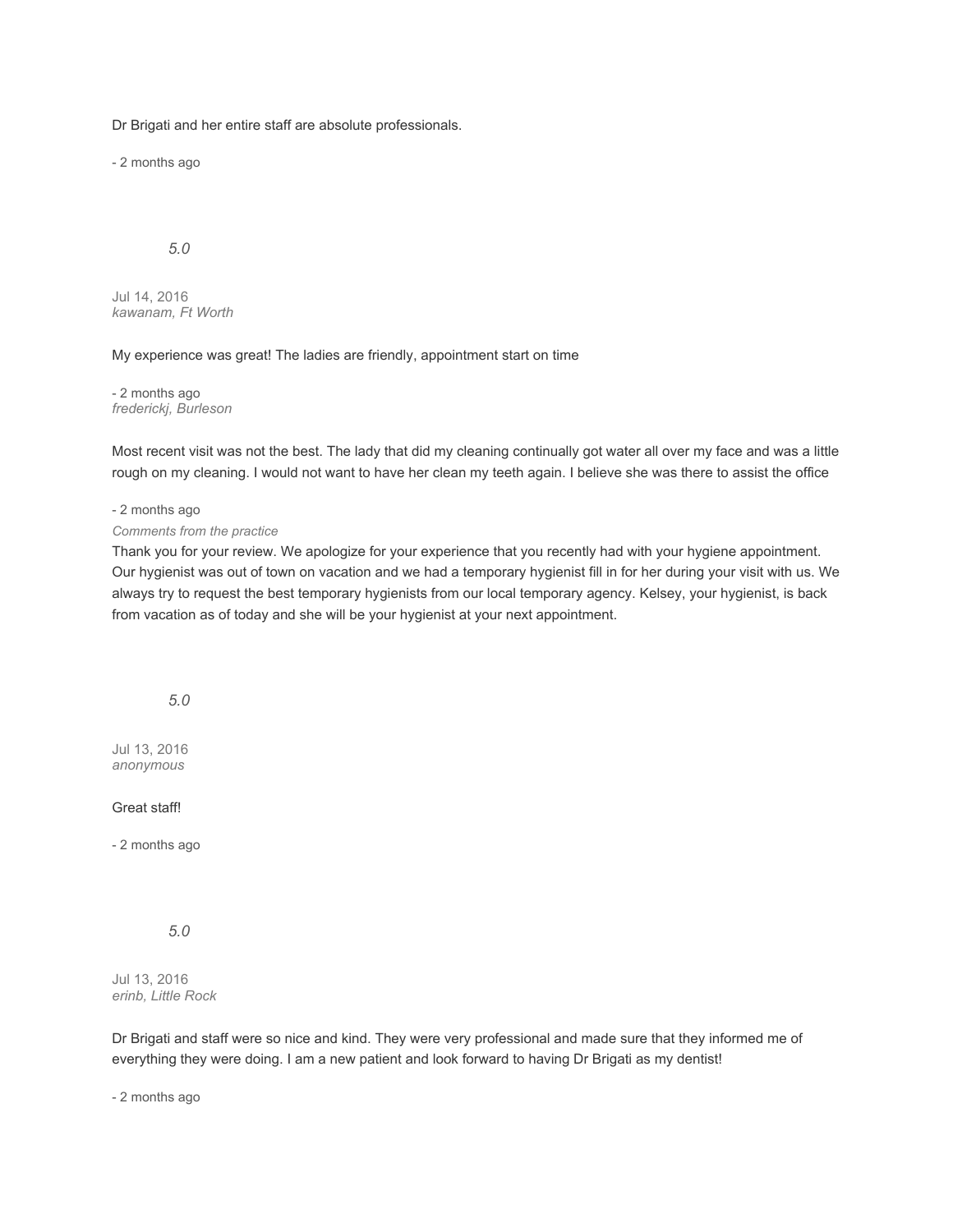Dr Brigati and her entire staff are absolute professionals.

- 2 months ago

*5.0*

Jul 14, 2016
*kawanam, Ft Worth*

My experience was great! The ladies are friendly, appointment start on time

- 2 months ago
*frederickj, Burleson*

Most recent visit was not the best. The lady that did my cleaning continually got water all over my face and was a little rough on my cleaning. I would not want to have her clean my teeth again. I believe she was there to assist the office

- 2 months ago
*Comments from the practice*
Thank you for your review. We apologize for your experience that you recently had with your hygiene appointment. Our hygienist was out of town on vacation and we had a temporary hygienist fill in for her during your visit with us. We always try to request the best temporary hygienists from our local temporary agency. Kelsey, your hygienist, is back from vacation as of today and she will be your hygienist at your next appointment.

*5.0*

Jul 13, 2016
*anonymous*

Great staff!

- 2 months ago

*5.0*

Jul 13, 2016
*erinb, Little Rock*

Dr Brigati and staff were so nice and kind. They were very professional and made sure that they informed me of everything they were doing. I am a new patient and look forward to having Dr Brigati as my dentist!

- 2 months ago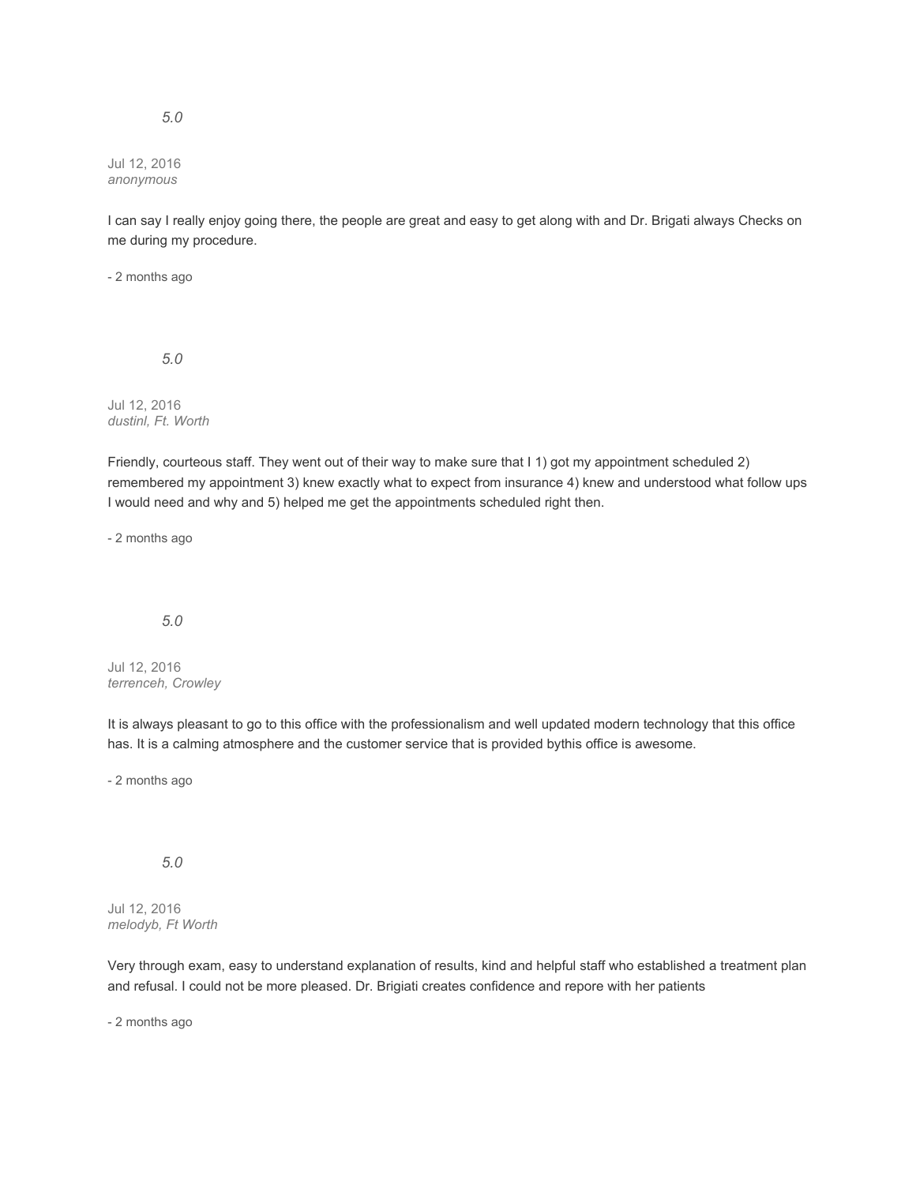*5.0*

Jul 12, 2016
*anonymous*

I can say I really enjoy going there, the people are great and easy to get along with and Dr. Brigati always Checks on me during my procedure.

- 2 months ago

*5.0*

Jul 12, 2016
*dustinl, Ft. Worth*

Friendly, courteous staff. They went out of their way to make sure that I 1) got my appointment scheduled 2) remembered my appointment 3) knew exactly what to expect from insurance 4) knew and understood what follow ups I would need and why and 5) helped me get the appointments scheduled right then.

- 2 months ago

*5.0*

Jul 12, 2016
*terrenceh, Crowley*

It is always pleasant to go to this office with the professionalism and well updated modern technology that this office has. It is a calming atmosphere and the customer service that is provided bythis office is awesome.

- 2 months ago

*5.0*

Jul 12, 2016
*melodyb, Ft Worth*

Very through exam, easy to understand explanation of results, kind and helpful staff who established a treatment plan and refusal. I could not be more pleased. Dr. Brigiati creates confidence and repore with her patients

- 2 months ago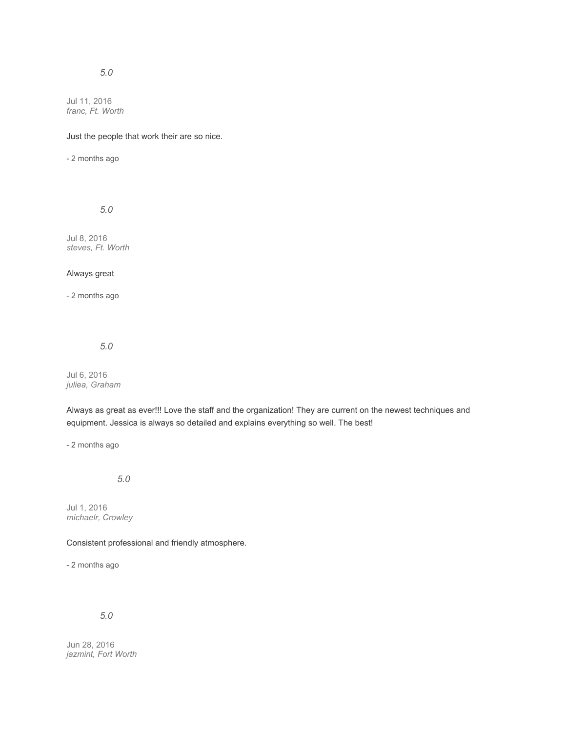*5.0*

Jul 11, 2016
*franc, Ft. Worth*

Just the people that work their are so nice.

- 2 months ago

*5.0*

Jul 8, 2016
*steves, Ft. Worth*

Always great

- 2 months ago

*5.0*

Jul 6, 2016
*juliea, Graham*

Always as great as ever!!! Love the staff and the organization! They are current on the newest techniques and equipment. Jessica is always so detailed and explains everything so well. The best!

- 2 months ago

*5.0*

Jul 1, 2016
*michaelr, Crowley*

Consistent professional and friendly atmosphere.

- 2 months ago

*5.0*

Jun 28, 2016
*jazmint, Fort Worth*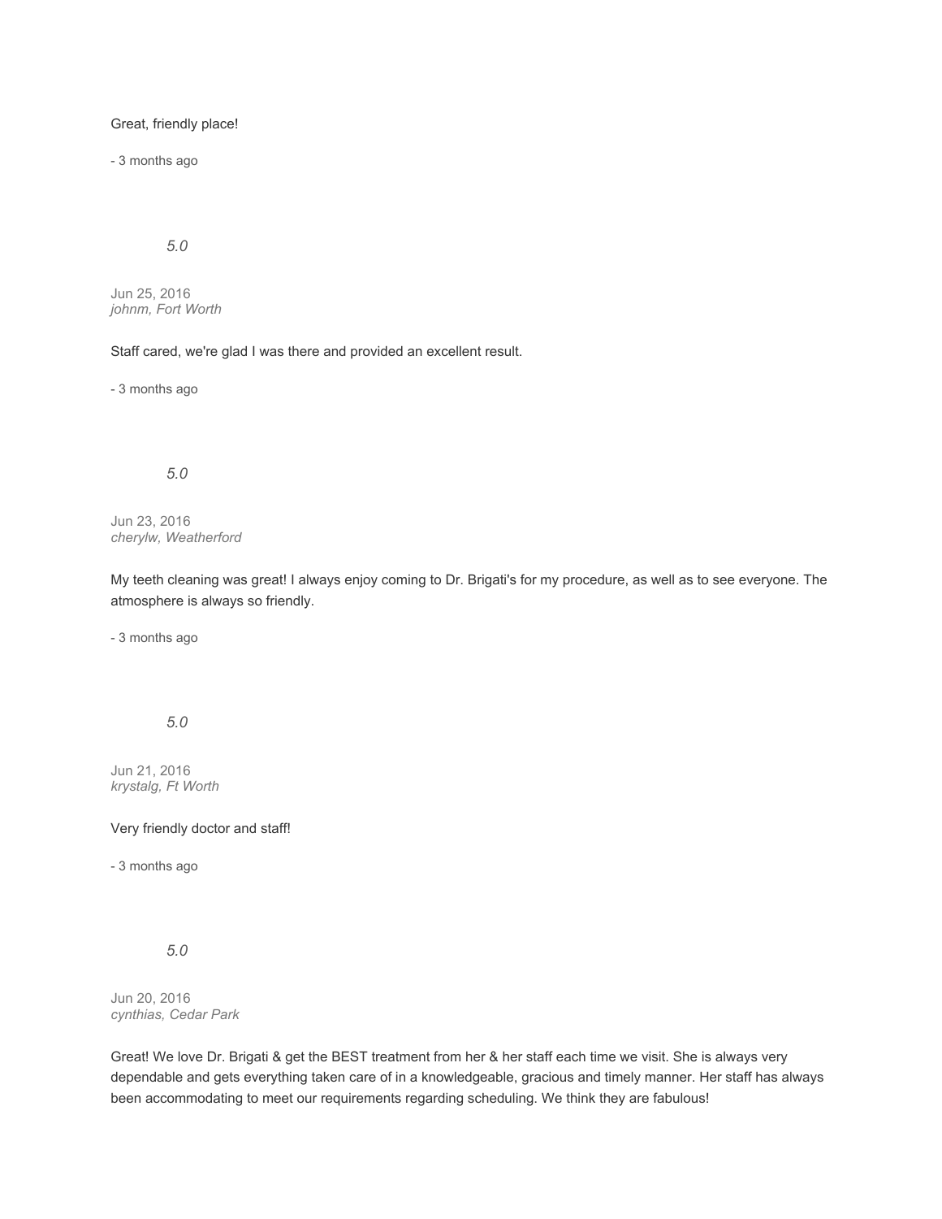Great, friendly place!

- 3 months ago

*5.0*

Jun 25, 2016
*johnm, Fort Worth*

Staff cared, we're glad I was there and provided an excellent result.

- 3 months ago

*5.0*

Jun 23, 2016
*cherylw, Weatherford*

My teeth cleaning was great! I always enjoy coming to Dr. Brigati's for my procedure, as well as to see everyone. The atmosphere is always so friendly.

- 3 months ago

*5.0*

Jun 21, 2016
*krystalg, Ft Worth*

Very friendly doctor and staff!

- 3 months ago

*5.0*

Jun 20, 2016
*cynthias, Cedar Park*

Great! We love Dr. Brigati & get the BEST treatment from her & her staff each time we visit. She is always very dependable and gets everything taken care of in a knowledgeable, gracious and timely manner. Her staff has always been accommodating to meet our requirements regarding scheduling. We think they are fabulous!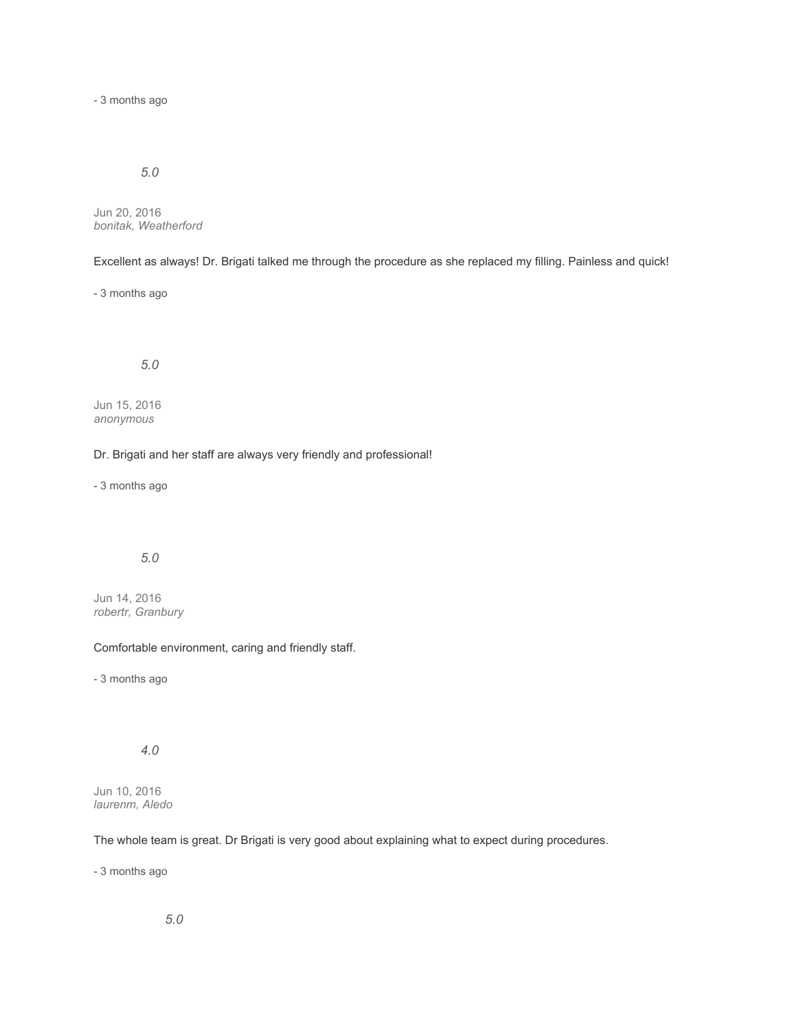- 3 months ago

*5.0*

Jun 20, 2016
*bonitak, Weatherford*

Excellent as always! Dr. Brigati talked me through the procedure as she replaced my filling. Painless and quick!

- 3 months ago

*5.0*

Jun 15, 2016
*anonymous*

Dr. Brigati and her staff are always very friendly and professional!

- 3 months ago

*5.0*

Jun 14, 2016
*robertr, Granbury*

Comfortable environment, caring and friendly staff.

- 3 months ago

*4.0*

Jun 10, 2016
*laurenm, Aledo*

The whole team is great. Dr Brigati is very good about explaining what to expect during procedures.

- 3 months ago

*5.0*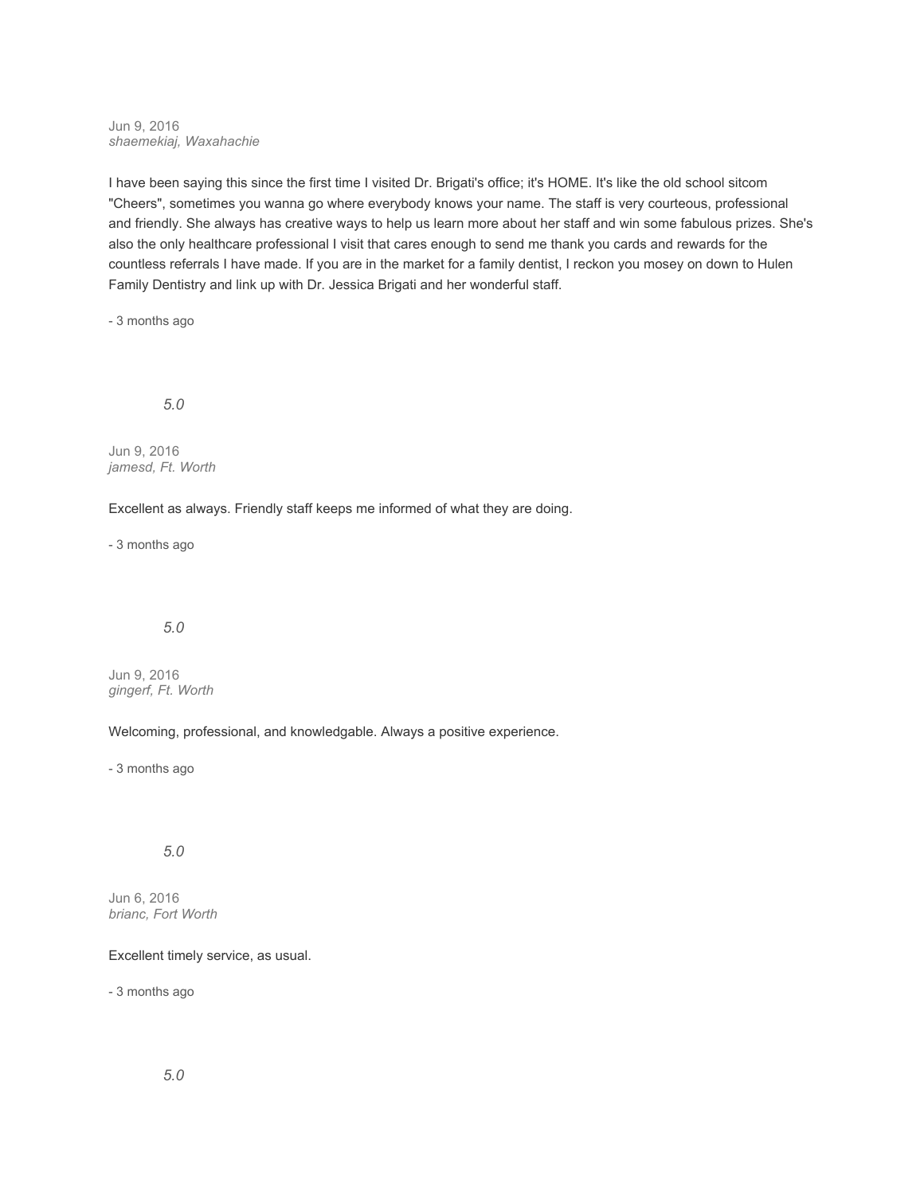Jun 9, 2016
*shaemekiaj, Waxahachie*

I have been saying this since the first time I visited Dr. Brigati's office; it's HOME. It's like the old school sitcom "Cheers", sometimes you wanna go where everybody knows your name. The staff is very courteous, professional and friendly. She always has creative ways to help us learn more about her staff and win some fabulous prizes. She's also the only healthcare professional I visit that cares enough to send me thank you cards and rewards for the countless referrals I have made. If you are in the market for a family dentist, I reckon you mosey on down to Hulen Family Dentistry and link up with Dr. Jessica Brigati and her wonderful staff.

- 3 months ago

*5.0*

Jun 9, 2016
*jamesd, Ft. Worth*

Excellent as always. Friendly staff keeps me informed of what they are doing.

- 3 months ago

*5.0*

Jun 9, 2016
*gingerf, Ft. Worth*

Welcoming, professional, and knowledgable. Always a positive experience.

- 3 months ago

*5.0*

Jun 6, 2016
*brianc, Fort Worth*

Excellent timely service, as usual.

- 3 months ago

*5.0*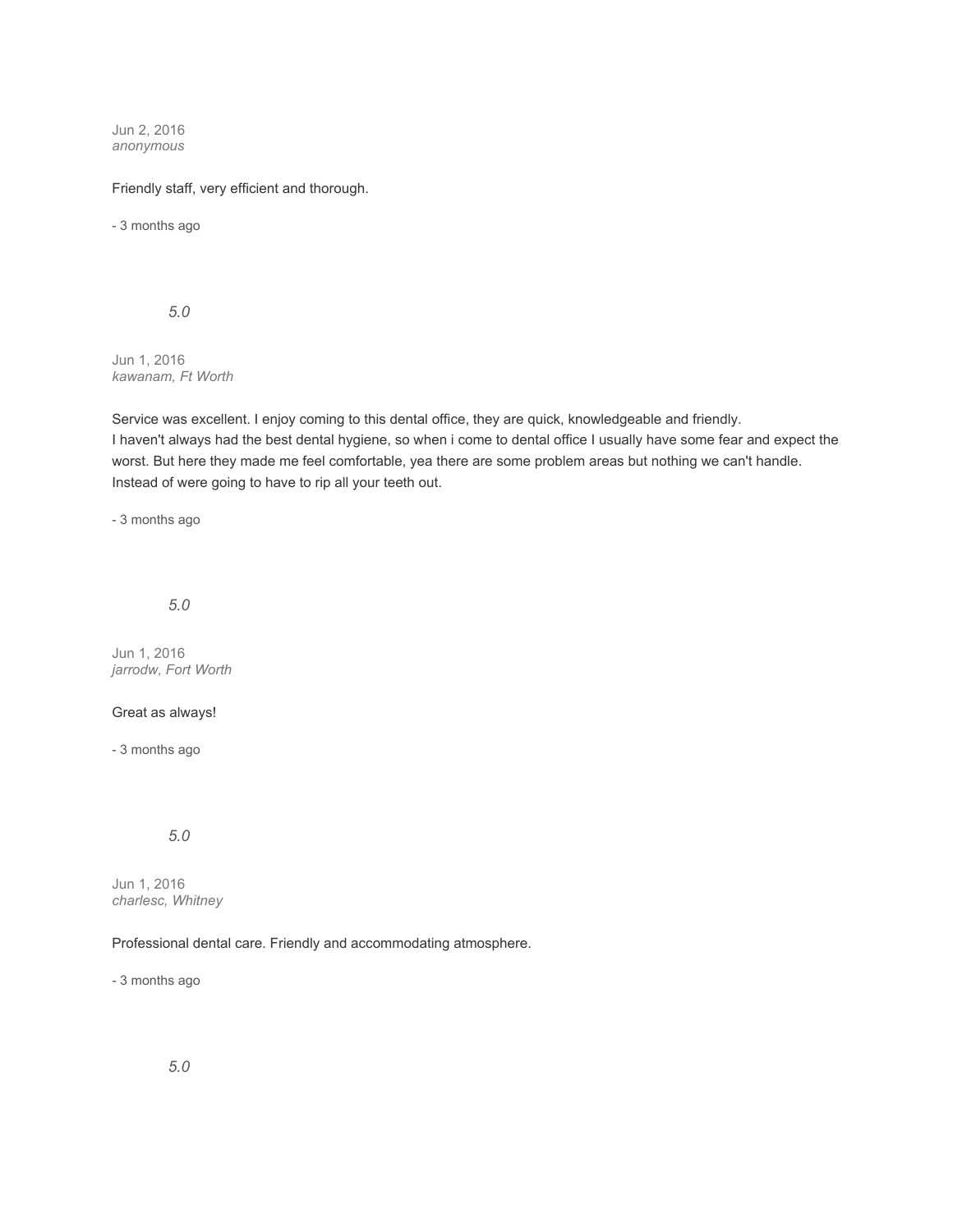Jun 2, 2016
*anonymous*

Friendly staff, very efficient and thorough.

- 3 months ago

*5.0*

Jun 1, 2016
*kawanam, Ft Worth*

Service was excellent. I enjoy coming to this dental office, they are quick, knowledgeable and friendly.
I haven't always had the best dental hygiene, so when i come to dental office I usually have some fear and expect the worst. But here they made me feel comfortable, yea there are some problem areas but nothing we can't handle. Instead of were going to have to rip all your teeth out.

- 3 months ago

*5.0*

Jun 1, 2016
*jarrodw, Fort Worth*

Great as always!

- 3 months ago

*5.0*

Jun 1, 2016
*charlesc, Whitney*

Professional dental care. Friendly and accommodating atmosphere.

- 3 months ago

*5.0*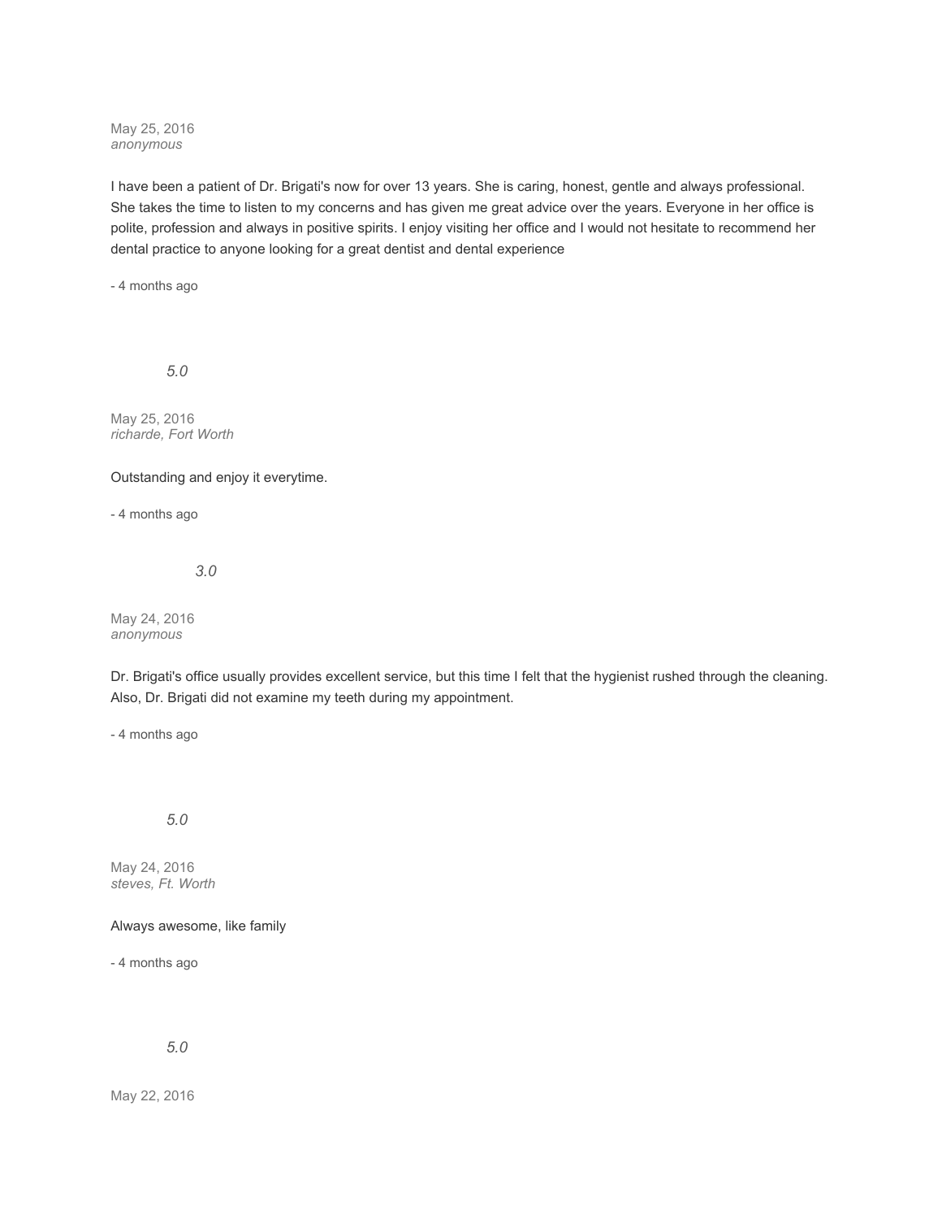May 25, 2016
*anonymous*

I have been a patient of Dr. Brigati's now for over 13 years. She is caring, honest, gentle and always professional. She takes the time to listen to my concerns and has given me great advice over the years. Everyone in her office is polite, profession and always in positive spirits. I enjoy visiting her office and I would not hesitate to recommend her dental practice to anyone looking for a great dentist and dental experience

- 4 months ago

*5.0*

May 25, 2016
*richarde, Fort Worth*

Outstanding and enjoy it everytime.

- 4 months ago

*3.0*

May 24, 2016
*anonymous*

Dr. Brigati's office usually provides excellent service, but this time I felt that the hygienist rushed through the cleaning. Also, Dr. Brigati did not examine my teeth during my appointment.

- 4 months ago

*5.0*

May 24, 2016
*steves, Ft. Worth*

Always awesome, like family

- 4 months ago

*5.0*

May 22, 2016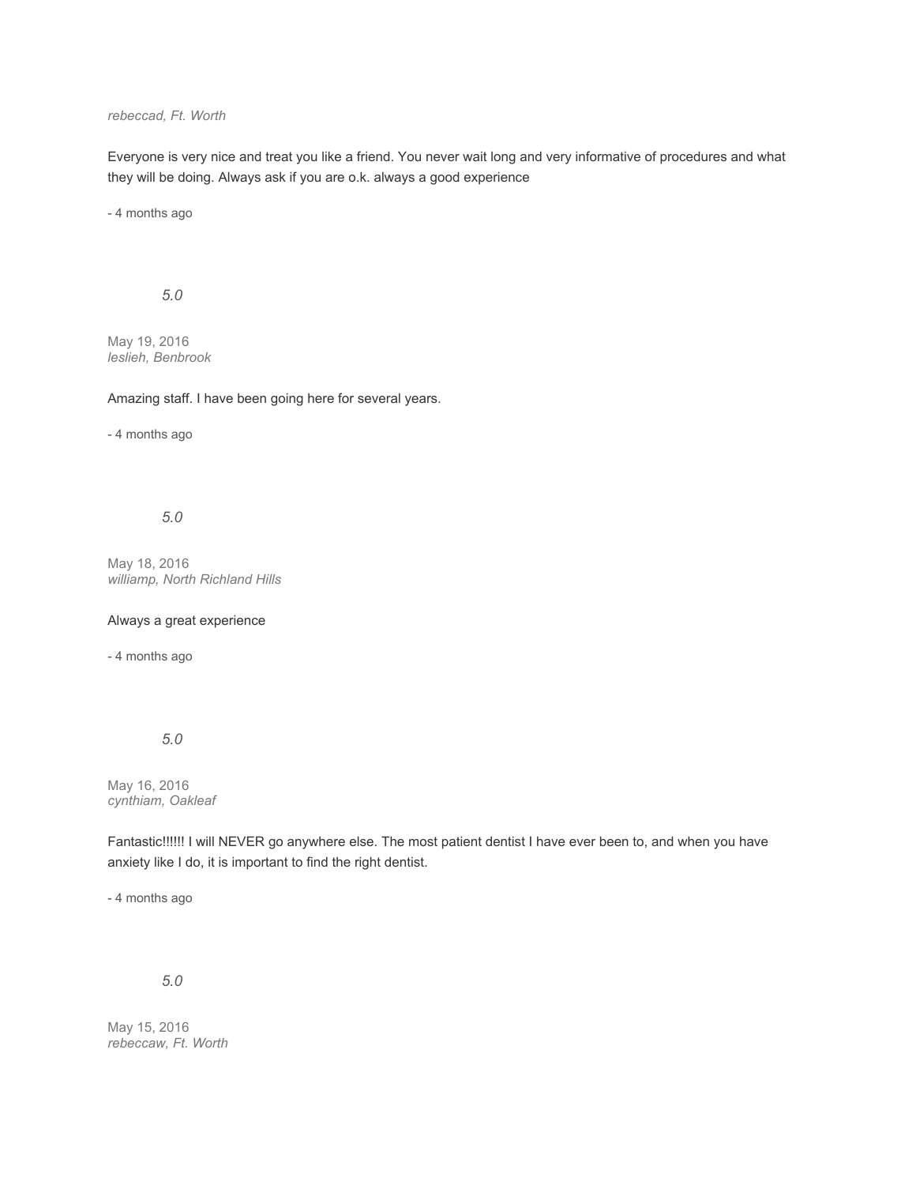*rebeccad, Ft. Worth*

Everyone is very nice and treat you like a friend. You never wait long and very informative of procedures and what they will be doing. Always ask if you are o.k. always a good experience

- 4 months ago

*5.0*

May 19, 2016
*leslieh, Benbrook*

Amazing staff. I have been going here for several years.

- 4 months ago

*5.0*

May 18, 2016
*williamp, North Richland Hills*

Always a great experience

- 4 months ago

*5.0*

May 16, 2016
*cynthiam, Oakleaf*

Fantastic!!!!!! I will NEVER go anywhere else. The most patient dentist I have ever been to, and when you have anxiety like I do, it is important to find the right dentist.

- 4 months ago

*5.0*

May 15, 2016
*rebeccaw, Ft. Worth*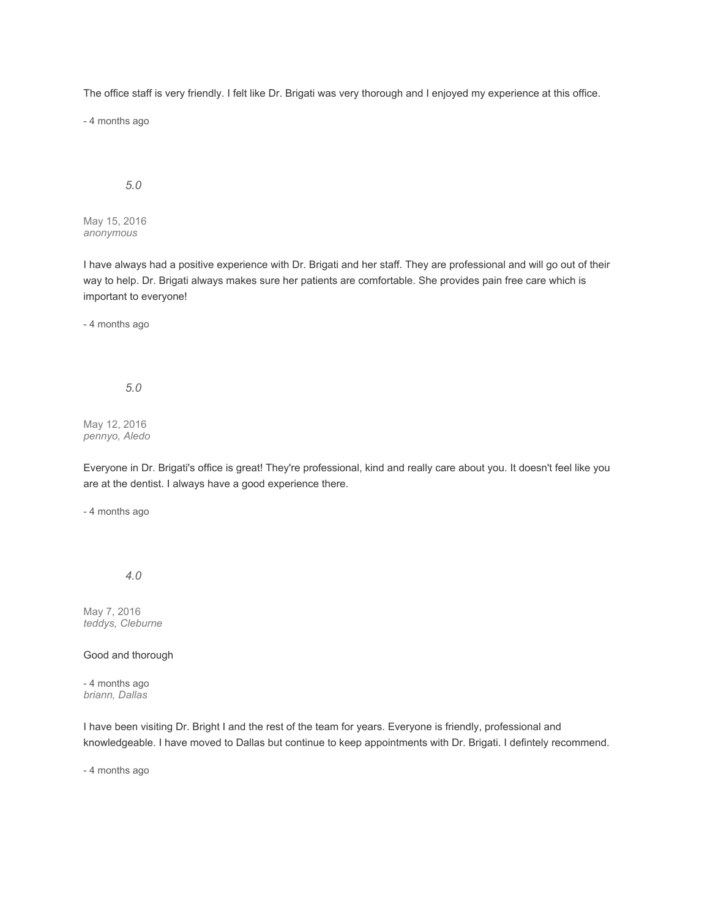The office staff is very friendly. I felt like Dr. Brigati was very thorough and I enjoyed my experience at this office.

- 4 months ago

*5.0*

May 15, 2016
*anonymous*

I have always had a positive experience with Dr. Brigati and her staff. They are professional and will go out of their way to help. Dr. Brigati always makes sure her patients are comfortable. She provides pain free care which is important to everyone!

- 4 months ago

*5.0*

May 12, 2016
*pennyo, Aledo*

Everyone in Dr. Brigati's office is great! They're professional, kind and really care about you. It doesn't feel like you are at the dentist. I always have a good experience there.

- 4 months ago

*4.0*

May 7, 2016
*teddys, Cleburne*

Good and thorough

- 4 months ago
*briann, Dallas*

I have been visiting Dr. Bright I and the rest of the team for years. Everyone is friendly, professional and knowledgeable. I have moved to Dallas but continue to keep appointments with Dr. Brigati. I defintely recommend.

- 4 months ago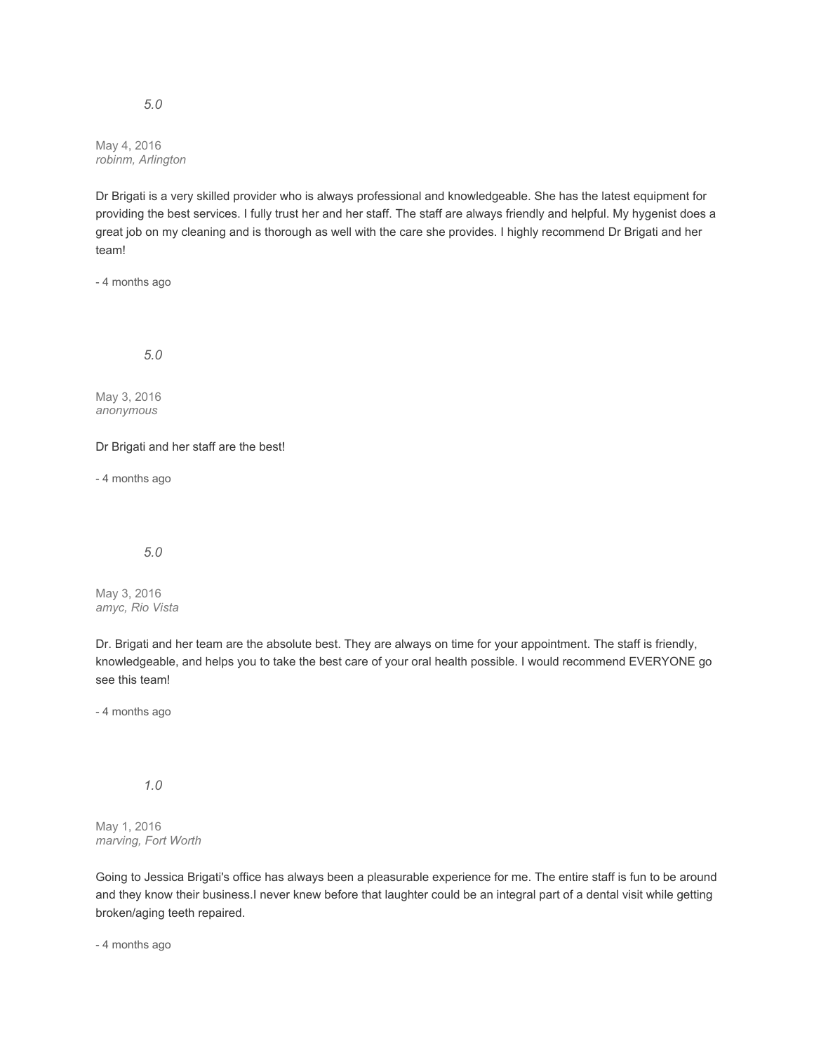*5.0*

May 4, 2016
*robinm, Arlington*

Dr Brigati is a very skilled provider who is always professional and knowledgeable. She has the latest equipment for providing the best services. I fully trust her and her staff. The staff are always friendly and helpful. My hygenist does a great job on my cleaning and is thorough as well with the care she provides. I highly recommend Dr Brigati and her team!

- 4 months ago

*5.0*

May 3, 2016
*anonymous*

Dr Brigati and her staff are the best!

- 4 months ago

*5.0*

May 3, 2016
*amyc, Rio Vista*

Dr. Brigati and her team are the absolute best. They are always on time for your appointment. The staff is friendly, knowledgeable, and helps you to take the best care of your oral health possible. I would recommend EVERYONE go see this team!

- 4 months ago

*1.0*

May 1, 2016
*marving, Fort Worth*

Going to Jessica Brigati's office has always been a pleasurable experience for me. The entire staff is fun to be around and they know their business.I never knew before that laughter could be an integral part of a dental visit while getting broken/aging teeth repaired.

- 4 months ago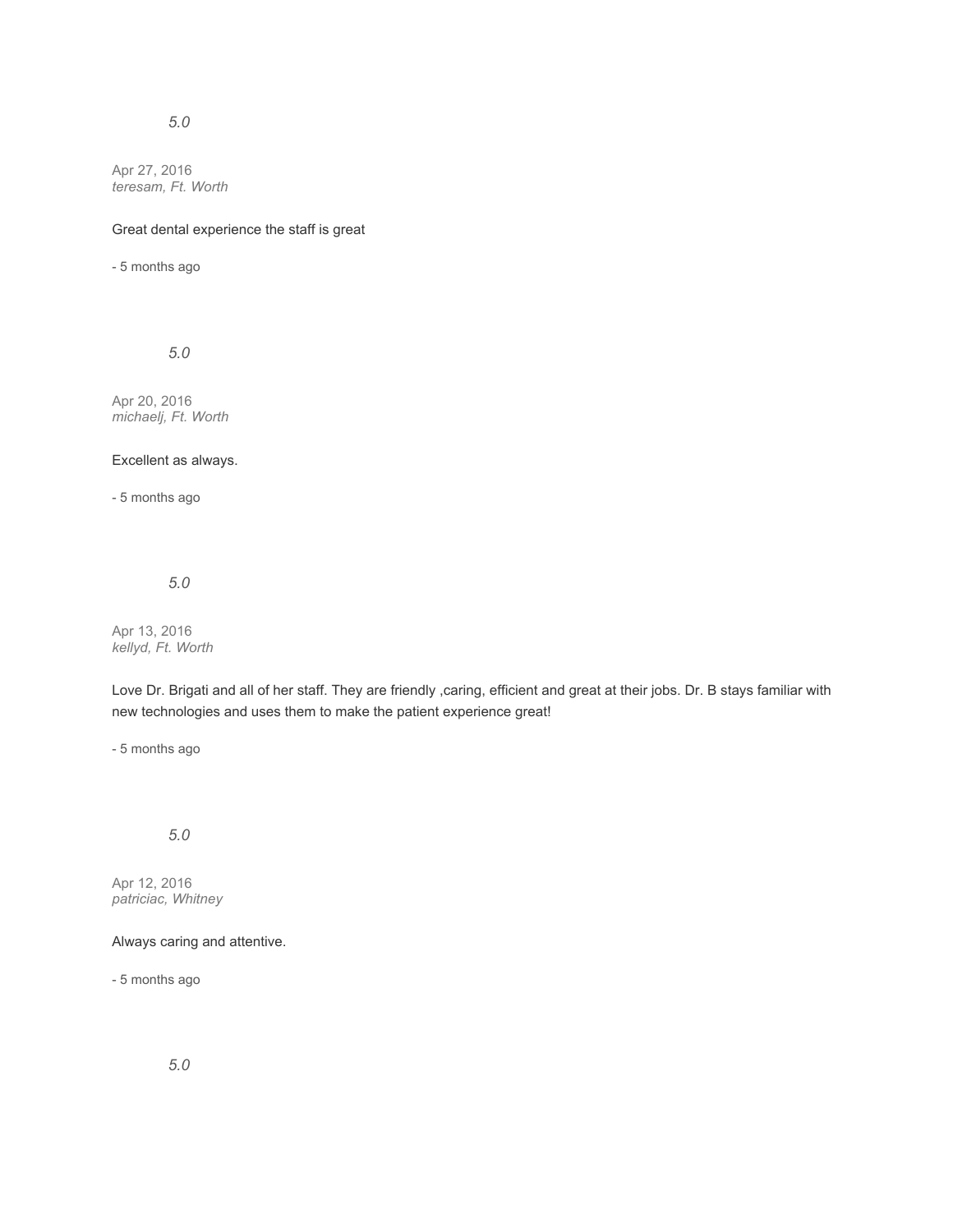*5.0*

Apr 27, 2016
*teresam, Ft. Worth*

Great dental experience the staff is great

- 5 months ago

*5.0*

Apr 20, 2016
*michaelj, Ft. Worth*

Excellent as always.

- 5 months ago

*5.0*

Apr 13, 2016
*kellyd, Ft. Worth*

Love Dr. Brigati and all of her staff. They are friendly ,caring, efficient and great at their jobs. Dr. B stays familiar with new technologies and uses them to make the patient experience great!

- 5 months ago

*5.0*

Apr 12, 2016
*patriciac, Whitney*

Always caring and attentive.

- 5 months ago

*5.0*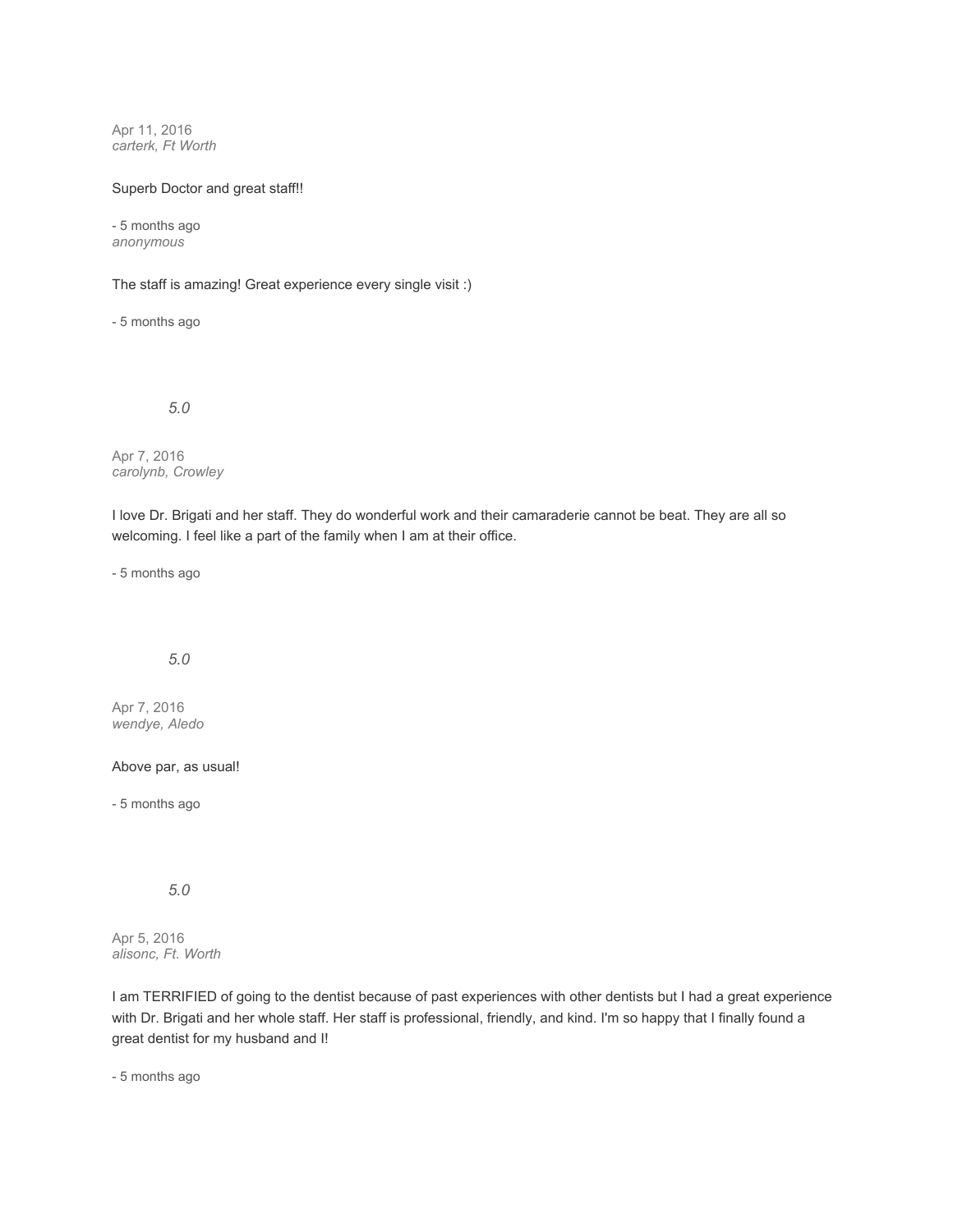Apr 11, 2016
*carterk, Ft Worth*

Superb Doctor and great staff!!

- 5 months ago
*anonymous*

The staff is amazing! Great experience every single visit :)

- 5 months ago

*5.0*

Apr 7, 2016
*carolynb, Crowley*

I love Dr. Brigati and her staff. They do wonderful work and their camaraderie cannot be beat. They are all so welcoming. I feel like a part of the family when I am at their office.

- 5 months ago

*5.0*

Apr 7, 2016
*wendye, Aledo*

Above par, as usual!

- 5 months ago

*5.0*

Apr 5, 2016
*alisonc, Ft. Worth*

I am TERRIFIED of going to the dentist because of past experiences with other dentists but I had a great experience with Dr. Brigati and her whole staff. Her staff is professional, friendly, and kind. I'm so happy that I finally found a great dentist for my husband and I!

- 5 months ago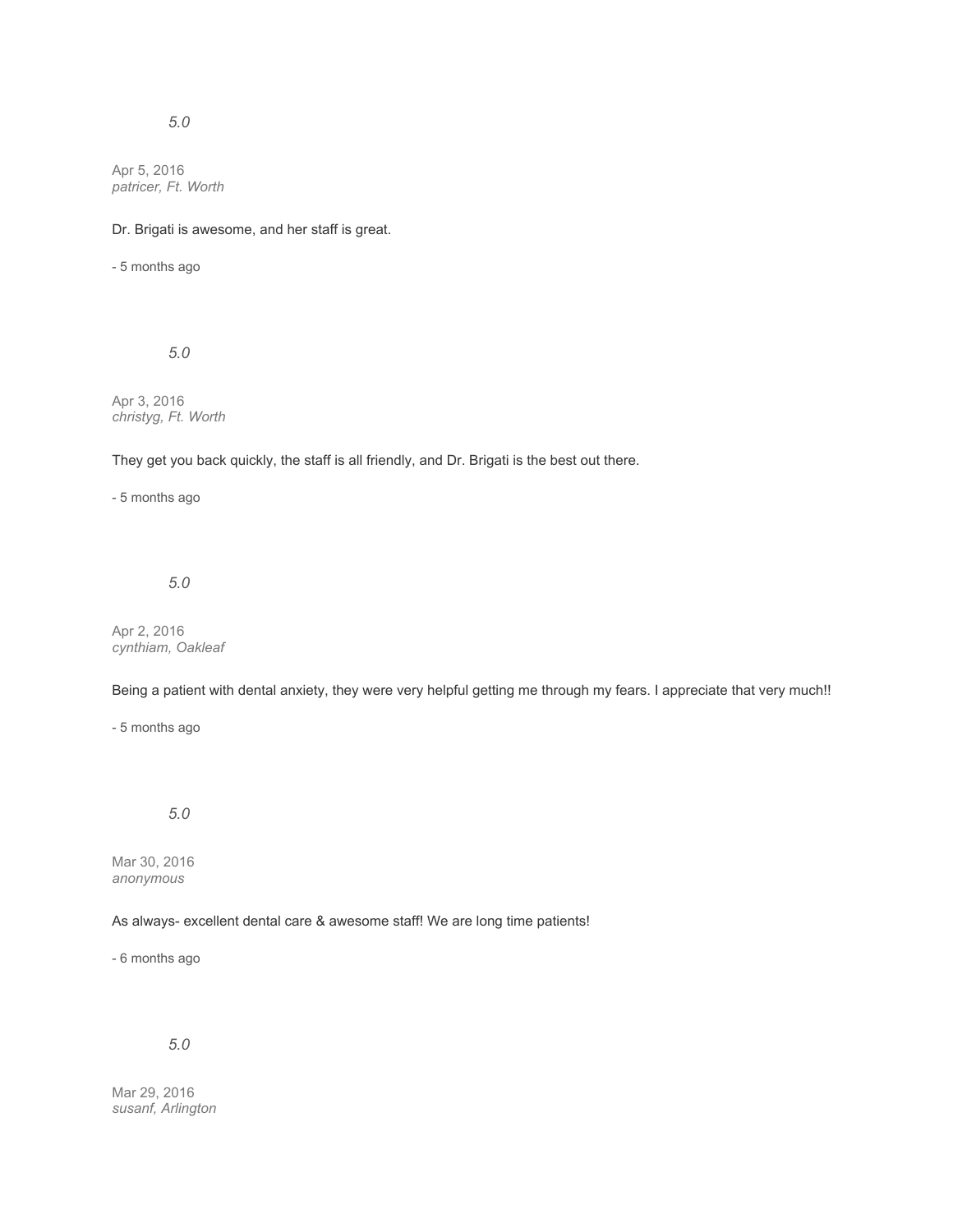*5.0*

Apr 5, 2016
*patricer, Ft. Worth*

Dr. Brigati is awesome, and her staff is great.

- 5 months ago

*5.0*

Apr 3, 2016
*christyg, Ft. Worth*

They get you back quickly, the staff is all friendly, and Dr. Brigati is the best out there.

- 5 months ago

*5.0*

Apr 2, 2016
*cynthiam, Oakleaf*

Being a patient with dental anxiety, they were very helpful getting me through my fears. I appreciate that very much!!

- 5 months ago

*5.0*

Mar 30, 2016
*anonymous*

As always- excellent dental care & awesome staff! We are long time patients!

- 6 months ago

*5.0*

Mar 29, 2016
*susanf, Arlington*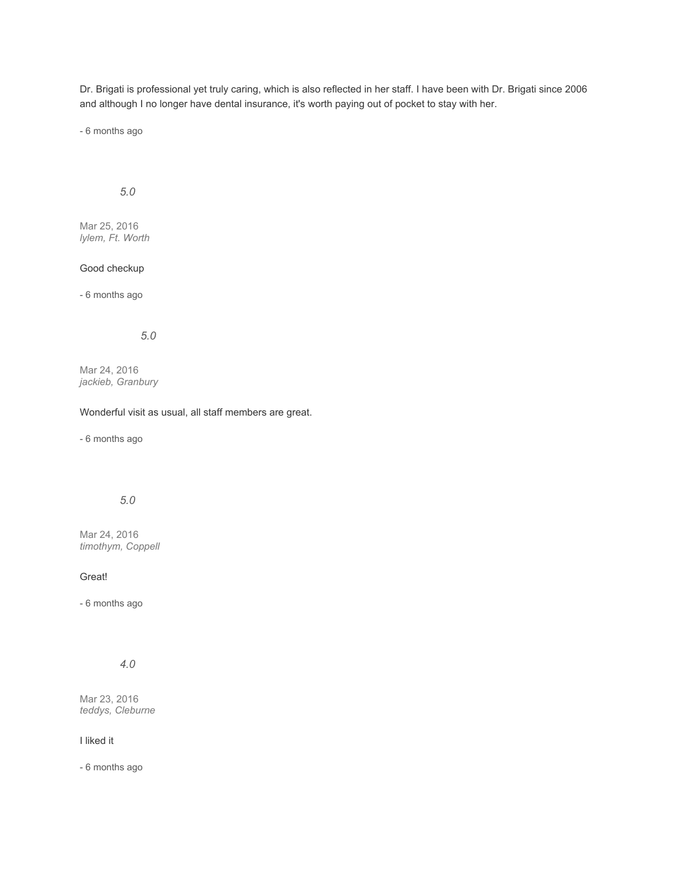Dr. Brigati is professional yet truly caring, which is also reflected in her staff. I have been with Dr. Brigati since 2006 and although I no longer have dental insurance, it's worth paying out of pocket to stay with her.

- 6 months ago

*5.0*

Mar 25, 2016
*lylem, Ft. Worth*

Good checkup

- 6 months ago

*5.0*

Mar 24, 2016
*jackieb, Granbury*

Wonderful visit as usual, all staff members are great.

- 6 months ago

*5.0*

Mar 24, 2016
*timothym, Coppell*

Great!

- 6 months ago

*4.0*

Mar 23, 2016
*teddys, Cleburne*

I liked it

- 6 months ago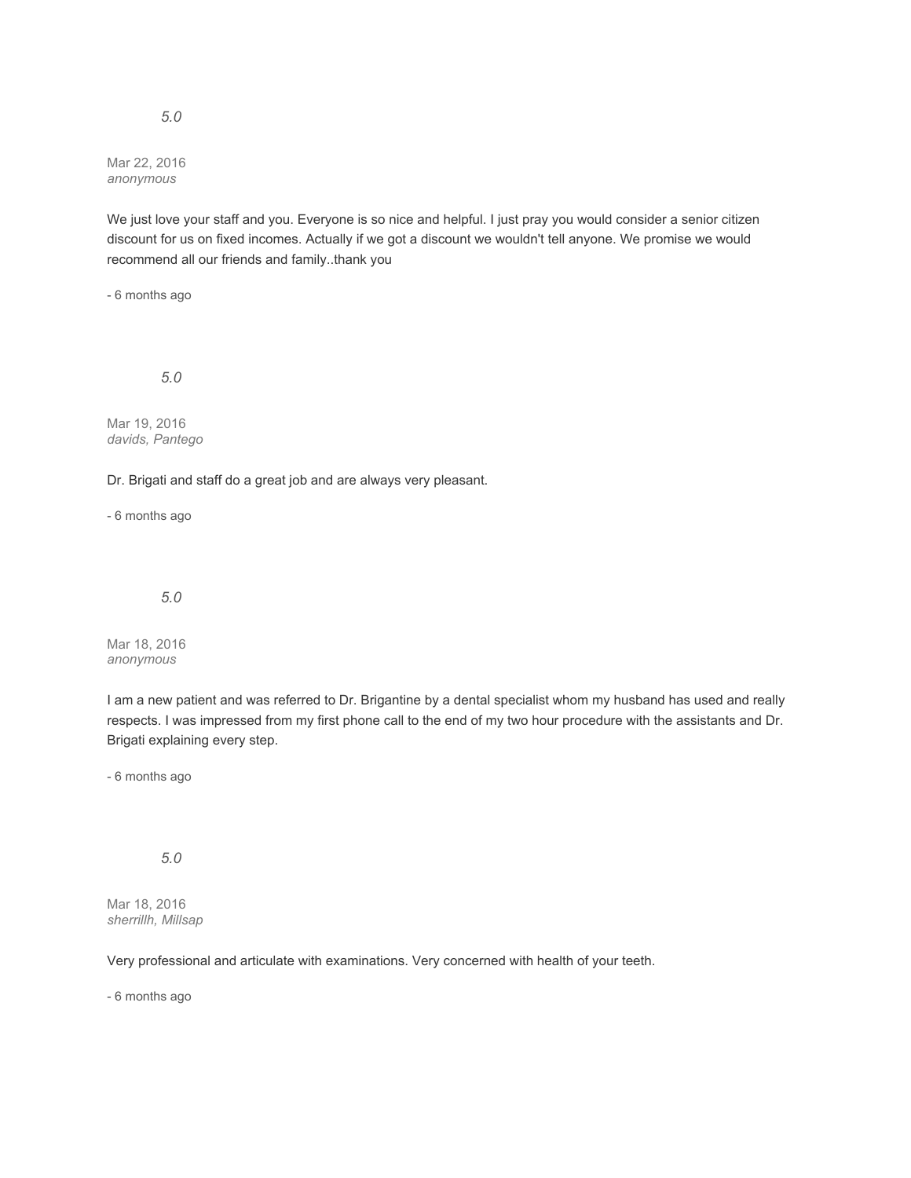*5.0*

Mar 22, 2016
*anonymous*

We just love your staff and you. Everyone is so nice and helpful. I just pray you would consider a senior citizen discount for us on fixed incomes. Actually if we got a discount we wouldn't tell anyone. We promise we would recommend all our friends and family..thank you

- 6 months ago

*5.0*

Mar 19, 2016
*davids, Pantego*

Dr. Brigati and staff do a great job and are always very pleasant.

- 6 months ago

*5.0*

Mar 18, 2016
*anonymous*

I am a new patient and was referred to Dr. Brigantine by a dental specialist whom my husband has used and really respects. I was impressed from my first phone call to the end of my two hour procedure with the assistants and Dr. Brigati explaining every step.

- 6 months ago

*5.0*

Mar 18, 2016
*sherrillh, Millsap*

Very professional and articulate with examinations. Very concerned with health of your teeth.

- 6 months ago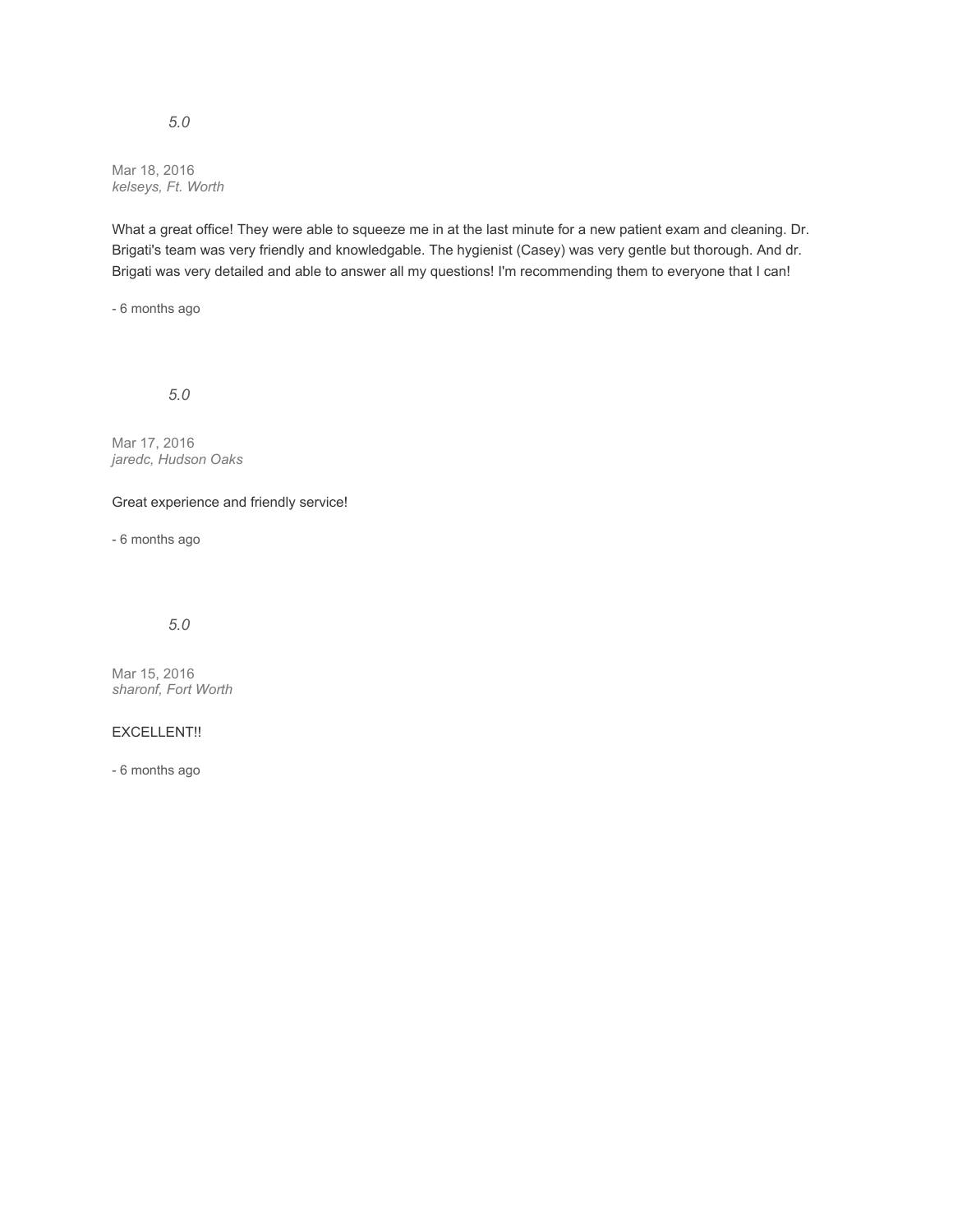*5.0*

Mar 18, 2016
*kelseys, Ft. Worth*

What a great office! They were able to squeeze me in at the last minute for a new patient exam and cleaning. Dr. Brigati's team was very friendly and knowledgable. The hygienist (Casey) was very gentle but thorough. And dr. Brigati was very detailed and able to answer all my questions! I'm recommending them to everyone that I can!

- 6 months ago

*5.0*

Mar 17, 2016
*jaredc, Hudson Oaks*

Great experience and friendly service!

- 6 months ago

*5.0*

Mar 15, 2016
*sharonf, Fort Worth*

EXCELLENT!!

- 6 months ago